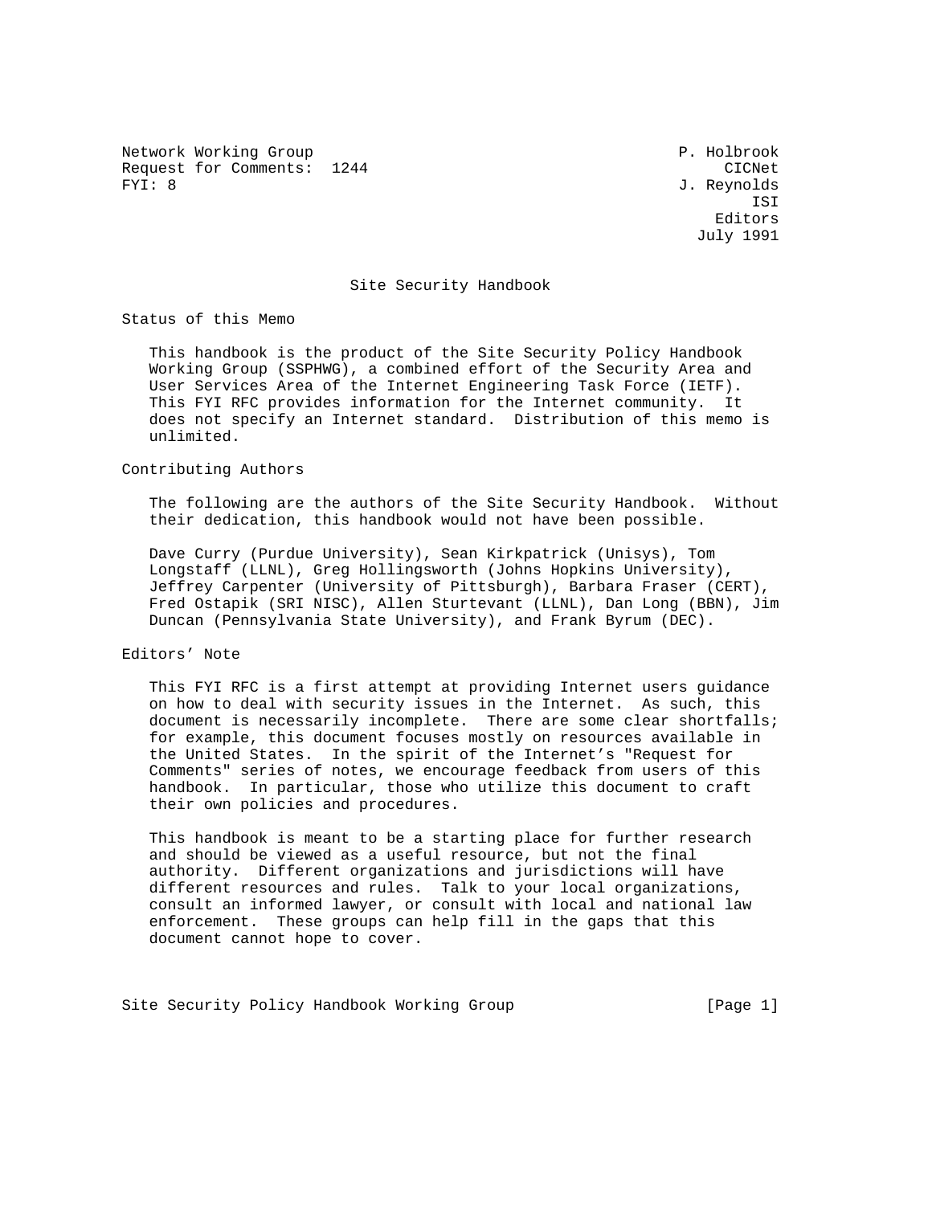Network Working Group P. Holbrook
Request for Comments: 1244 CICNet
FYI: 8 J. Reynolds
ISI
Editors
July 1991

# Site Security Handbook

## Status of this Memo

This handbook is the product of the Site Security Policy Handbook Working Group (SSPHWG), a combined effort of the Security Area and User Services Area of the Internet Engineering Task Force (IETF). This FYI RFC provides information for the Internet community. It does not specify an Internet standard. Distribution of this memo is unlimited.

## Contributing Authors

The following are the authors of the Site Security Handbook. Without their dedication, this handbook would not have been possible.

Dave Curry (Purdue University), Sean Kirkpatrick (Unisys), Tom Longstaff (LLNL), Greg Hollingsworth (Johns Hopkins University), Jeffrey Carpenter (University of Pittsburgh), Barbara Fraser (CERT), Fred Ostapik (SRI NISC), Allen Sturtevant (LLNL), Dan Long (BBN), Jim Duncan (Pennsylvania State University), and Frank Byrum (DEC).

## Editors' Note

This FYI RFC is a first attempt at providing Internet users guidance on how to deal with security issues in the Internet. As such, this document is necessarily incomplete. There are some clear shortfalls; for example, this document focuses mostly on resources available in the United States. In the spirit of the Internet's "Request for Comments" series of notes, we encourage feedback from users of this handbook. In particular, those who utilize this document to craft their own policies and procedures.

This handbook is meant to be a starting place for further research and should be viewed as a useful resource, but not the final authority. Different organizations and jurisdictions will have different resources and rules. Talk to your local organizations, consult an informed lawyer, or consult with local and national law enforcement. These groups can help fill in the gaps that this document cannot hope to cover.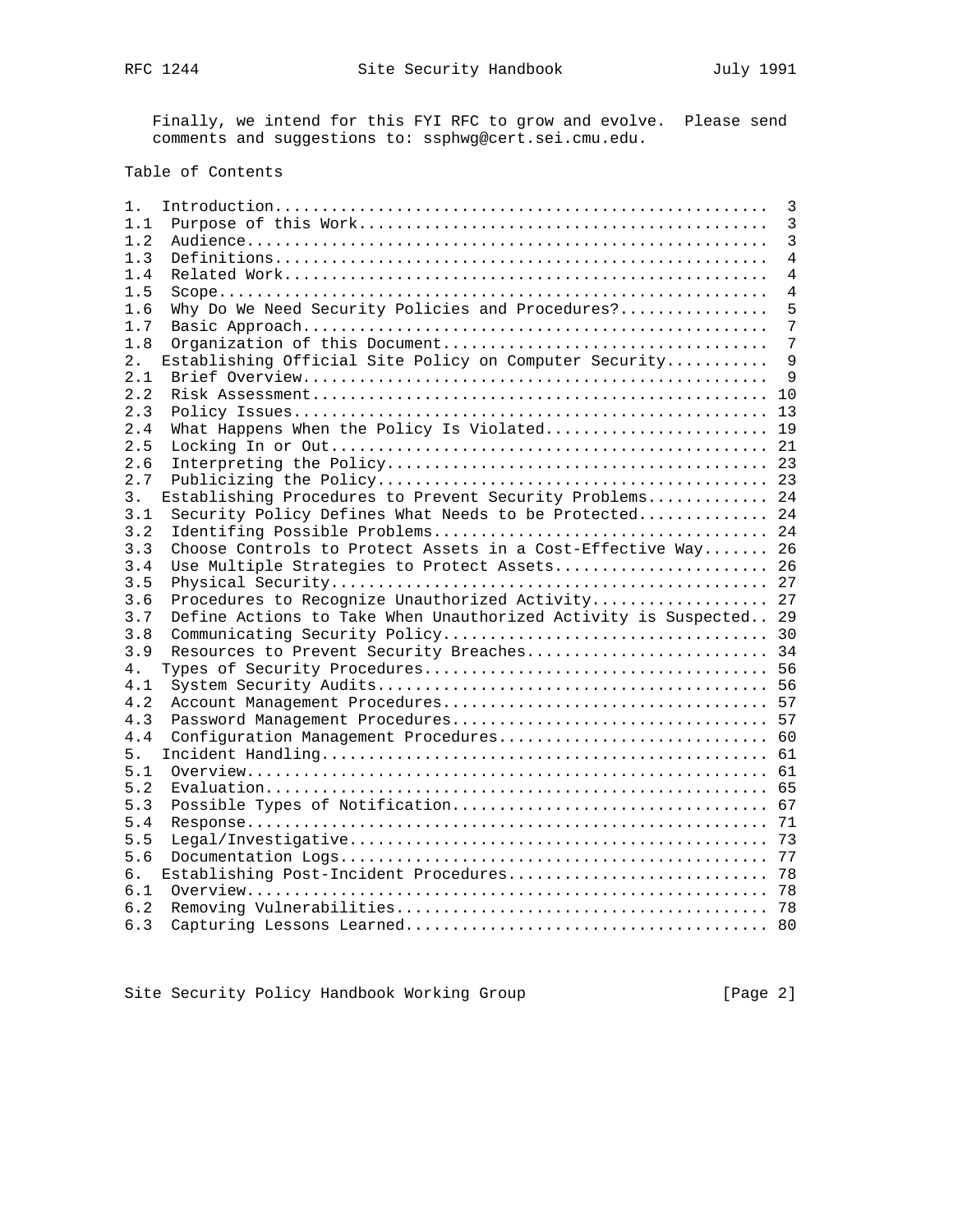Finally, we intend for this FYI RFC to grow and evolve. Please send comments and suggestions to: ssphwg@cert.sei.cmu.edu.

## Table of Contents

```
1.  Introduction.....................................................  3
1.1  Purpose of this Work............................................  3
1.2  Audience........................................................  3
1.3  Definitions.....................................................  4
1.4  Related Work....................................................  4
1.5  Scope...........................................................  4
1.6  Why Do We Need Security Policies and Procedures?................  5
1.7  Basic Approach..................................................  7
1.8  Organization of this Document...................................  7
2.  Establishing Official Site Policy on Computer Security...........  9
2.1  Brief Overview..................................................  9
2.2  Risk Assessment................................................. 10
2.3  Policy Issues................................................... 13
2.4  What Happens When the Policy Is Violated........................ 19
2.5  Locking In or Out............................................... 21
2.6  Interpreting the Policy......................................... 23
2.7  Publicizing the Policy.......................................... 23
3.  Establishing Procedures to Prevent Security Problems............. 24
3.1  Security Policy Defines What Needs to be Protected.............. 24
3.2  Identifing Possible Problems.................................... 24
3.3  Choose Controls to Protect Assets in a Cost-Effective Way....... 26
3.4  Use Multiple Strategies to Protect Assets....................... 26
3.5  Physical Security............................................... 27
3.6  Procedures to Recognize Unauthorized Activity................... 27
3.7  Define Actions to Take When Unauthorized Activity is Suspected.. 29
3.8  Communicating Security Policy................................... 30
3.9  Resources to Prevent Security Breaches.......................... 34
4.  Types of Security Procedures..................................... 56
4.1  System Security Audits.......................................... 56
4.2  Account Management Procedures................................... 57
4.3  Password Management Procedures.................................. 57
4.4  Configuration Management Procedures............................. 60
5.  Incident Handling................................................ 61
5.1  Overview........................................................ 61
5.2  Evaluation...................................................... 65
5.3  Possible Types of Notification.................................. 67
5.4  Response........................................................ 71
5.5  Legal/Investigative............................................. 73
5.6  Documentation Logs.............................................. 77
6.  Establishing Post-Incident Procedures............................ 78
6.1  Overview........................................................ 78
6.2  Removing Vulnerabilities........................................ 78
6.3  Capturing Lessons Learned....................................... 80
```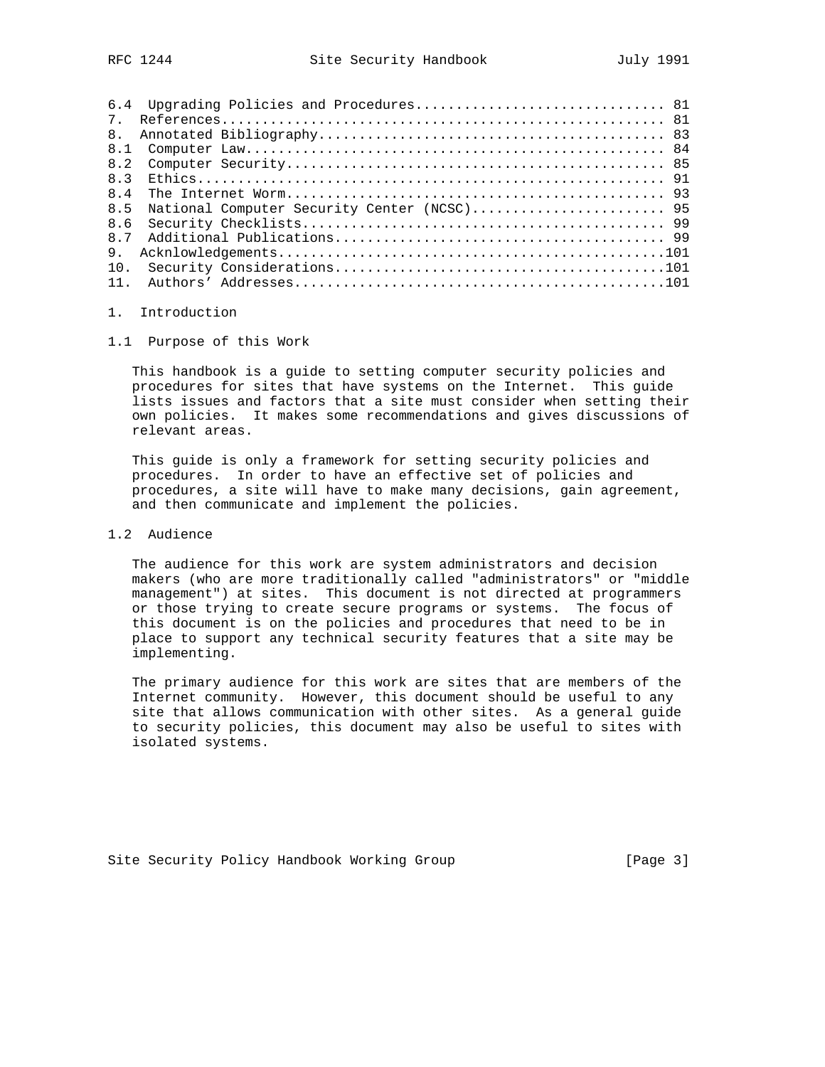6.4 Upgrading Policies and Procedures.............................. 81
7. References...................................................... 81
8. Annotated Bibliography.......................................... 83
8.1 Computer Law.................................................. 84
8.2 Computer Security............................................. 85
8.3 Ethics........................................................ 91
8.4 The Internet Worm............................................. 93
8.5 National Computer Security Center (NCSC)...................... 95
8.6 Security Checklists........................................... 99
8.7 Additional Publications....................................... 99
9. Acknlowledgements..............................................101
10. Security Considerations.......................................101
11. Authors' Addresses............................................101

# 1. Introduction

## 1.1 Purpose of this Work

This handbook is a guide to setting computer security policies and procedures for sites that have systems on the Internet. This guide lists issues and factors that a site must consider when setting their own policies. It makes some recommendations and gives discussions of relevant areas.

This guide is only a framework for setting security policies and procedures. In order to have an effective set of policies and procedures, a site will have to make many decisions, gain agreement, and then communicate and implement the policies.

## 1.2 Audience

The audience for this work are system administrators and decision makers (who are more traditionally called "administrators" or "middle management") at sites. This document is not directed at programmers or those trying to create secure programs or systems. The focus of this document is on the policies and procedures that need to be in place to support any technical security features that a site may be implementing.

The primary audience for this work are sites that are members of the Internet community. However, this document should be useful to any site that allows communication with other sites. As a general guide to security policies, this document may also be useful to sites with isolated systems.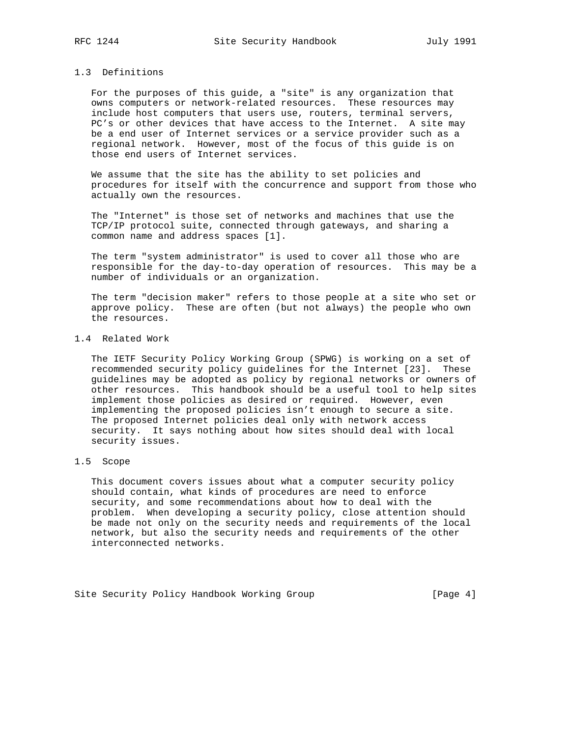## 1.3 Definitions

For the purposes of this guide, a "site" is any organization that owns computers or network-related resources. These resources may include host computers that users use, routers, terminal servers, PC's or other devices that have access to the Internet. A site may be a end user of Internet services or a service provider such as a regional network. However, most of the focus of this guide is on those end users of Internet services.

We assume that the site has the ability to set policies and procedures for itself with the concurrence and support from those who actually own the resources.

The "Internet" is those set of networks and machines that use the TCP/IP protocol suite, connected through gateways, and sharing a common name and address spaces [1].

The term "system administrator" is used to cover all those who are responsible for the day-to-day operation of resources. This may be a number of individuals or an organization.

The term "decision maker" refers to those people at a site who set or approve policy. These are often (but not always) the people who own the resources.

## 1.4 Related Work

The IETF Security Policy Working Group (SPWG) is working on a set of recommended security policy guidelines for the Internet [23]. These guidelines may be adopted as policy by regional networks or owners of other resources. This handbook should be a useful tool to help sites implement those policies as desired or required. However, even implementing the proposed policies isn't enough to secure a site. The proposed Internet policies deal only with network access security. It says nothing about how sites should deal with local security issues.

## 1.5 Scope

This document covers issues about what a computer security policy should contain, what kinds of procedures are need to enforce security, and some recommendations about how to deal with the problem. When developing a security policy, close attention should be made not only on the security needs and requirements of the local network, but also the security needs and requirements of the other interconnected networks.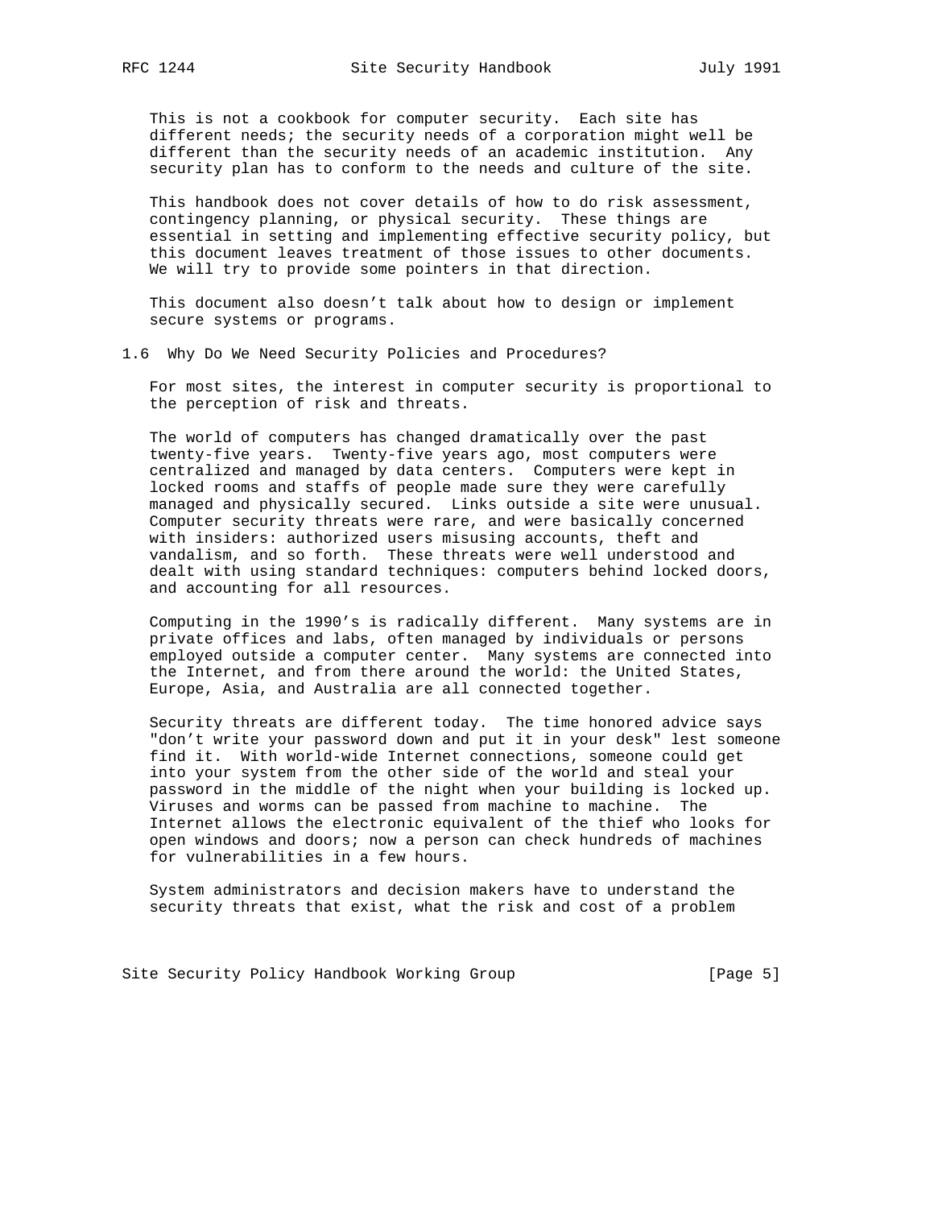This is not a cookbook for computer security. Each site has different needs; the security needs of a corporation might well be different than the security needs of an academic institution. Any security plan has to conform to the needs and culture of the site.

This handbook does not cover details of how to do risk assessment, contingency planning, or physical security. These things are essential in setting and implementing effective security policy, but this document leaves treatment of those issues to other documents. We will try to provide some pointers in that direction.

This document also doesn't talk about how to design or implement secure systems or programs.

## 1.6 Why Do We Need Security Policies and Procedures?

For most sites, the interest in computer security is proportional to the perception of risk and threats.

The world of computers has changed dramatically over the past twenty-five years. Twenty-five years ago, most computers were centralized and managed by data centers. Computers were kept in locked rooms and staffs of people made sure they were carefully managed and physically secured. Links outside a site were unusual. Computer security threats were rare, and were basically concerned with insiders: authorized users misusing accounts, theft and vandalism, and so forth. These threats were well understood and dealt with using standard techniques: computers behind locked doors, and accounting for all resources.

Computing in the 1990's is radically different. Many systems are in private offices and labs, often managed by individuals or persons employed outside a computer center. Many systems are connected into the Internet, and from there around the world: the United States, Europe, Asia, and Australia are all connected together.

Security threats are different today. The time honored advice says "don't write your password down and put it in your desk" lest someone find it. With world-wide Internet connections, someone could get into your system from the other side of the world and steal your password in the middle of the night when your building is locked up. Viruses and worms can be passed from machine to machine. The Internet allows the electronic equivalent of the thief who looks for open windows and doors; now a person can check hundreds of machines for vulnerabilities in a few hours.

System administrators and decision makers have to understand the security threats that exist, what the risk and cost of a problem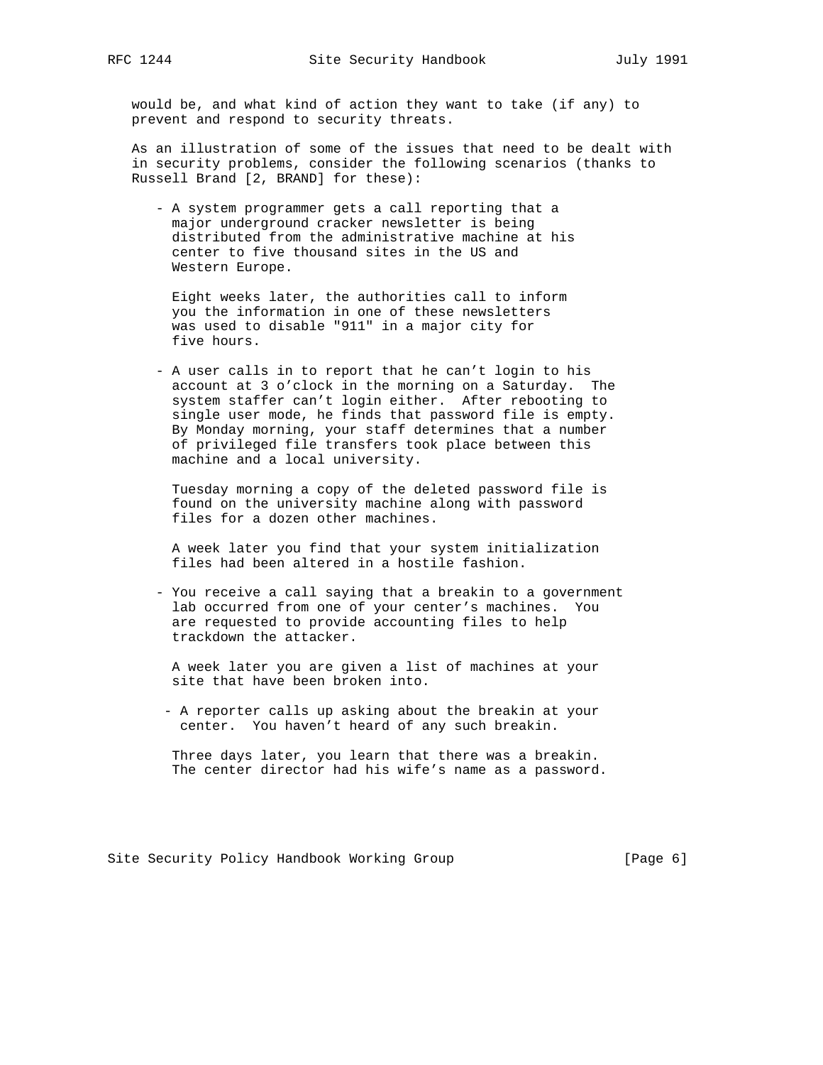would be, and what kind of action they want to take (if any) to prevent and respond to security threats.

As an illustration of some of the issues that need to be dealt with in security problems, consider the following scenarios (thanks to Russell Brand [2, BRAND] for these):

- A system programmer gets a call reporting that a major underground cracker newsletter is being distributed from the administrative machine at his center to five thousand sites in the US and Western Europe.

  Eight weeks later, the authorities call to inform you the information in one of these newsletters was used to disable "911" in a major city for five hours.

- A user calls in to report that he can't login to his account at 3 o'clock in the morning on a Saturday. The system staffer can't login either. After rebooting to single user mode, he finds that password file is empty. By Monday morning, your staff determines that a number of privileged file transfers took place between this machine and a local university.

  Tuesday morning a copy of the deleted password file is found on the university machine along with password files for a dozen other machines.

  A week later you find that your system initialization files had been altered in a hostile fashion.

- You receive a call saying that a breakin to a government lab occurred from one of your center's machines. You are requested to provide accounting files to help trackdown the attacker.

  A week later you are given a list of machines at your site that have been broken into.

- A reporter calls up asking about the breakin at your center. You haven't heard of any such breakin.

  Three days later, you learn that there was a breakin. The center director had his wife's name as a password.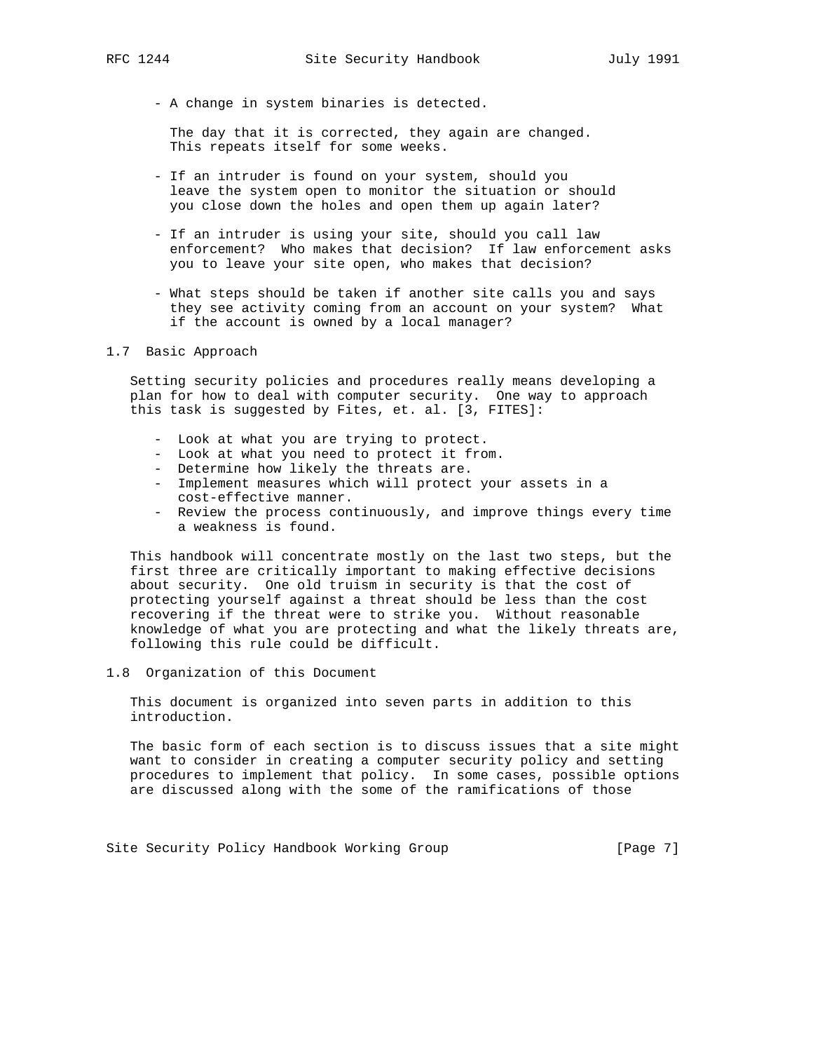- A change in system binaries is detected.

  The day that it is corrected, they again are changed. This repeats itself for some weeks.

- If an intruder is found on your system, should you leave the system open to monitor the situation or should you close down the holes and open them up again later?

- If an intruder is using your site, should you call law enforcement? Who makes that decision? If law enforcement asks you to leave your site open, who makes that decision?

- What steps should be taken if another site calls you and says they see activity coming from an account on your system? What if the account is owned by a local manager?

## 1.7 Basic Approach

Setting security policies and procedures really means developing a plan for how to deal with computer security. One way to approach this task is suggested by Fites, et. al. [3, FITES]:

- Look at what you are trying to protect.
- Look at what you need to protect it from.
- Determine how likely the threats are.
- Implement measures which will protect your assets in a cost-effective manner.
- Review the process continuously, and improve things every time a weakness is found.

This handbook will concentrate mostly on the last two steps, but the first three are critically important to making effective decisions about security. One old truism in security is that the cost of protecting yourself against a threat should be less than the cost recovering if the threat were to strike you. Without reasonable knowledge of what you are protecting and what the likely threats are, following this rule could be difficult.

## 1.8 Organization of this Document

This document is organized into seven parts in addition to this introduction.

The basic form of each section is to discuss issues that a site might want to consider in creating a computer security policy and setting procedures to implement that policy. In some cases, possible options are discussed along with the some of the ramifications of those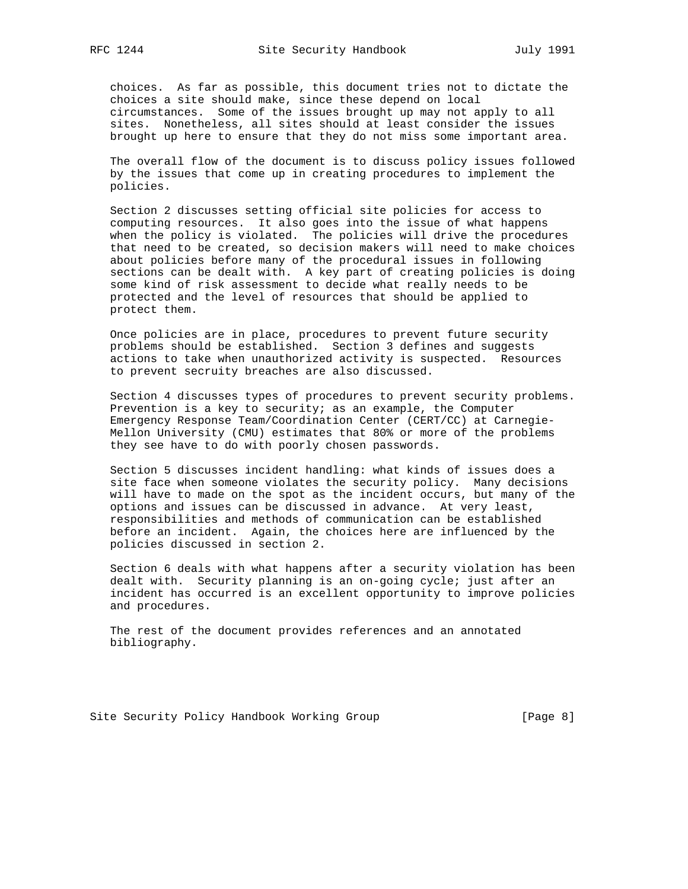choices. As far as possible, this document tries not to dictate the choices a site should make, since these depend on local circumstances. Some of the issues brought up may not apply to all sites. Nonetheless, all sites should at least consider the issues brought up here to ensure that they do not miss some important area.

The overall flow of the document is to discuss policy issues followed by the issues that come up in creating procedures to implement the policies.

Section 2 discusses setting official site policies for access to computing resources. It also goes into the issue of what happens when the policy is violated. The policies will drive the procedures that need to be created, so decision makers will need to make choices about policies before many of the procedural issues in following sections can be dealt with. A key part of creating policies is doing some kind of risk assessment to decide what really needs to be protected and the level of resources that should be applied to protect them.

Once policies are in place, procedures to prevent future security problems should be established. Section 3 defines and suggests actions to take when unauthorized activity is suspected. Resources to prevent secruity breaches are also discussed.

Section 4 discusses types of procedures to prevent security problems. Prevention is a key to security; as an example, the Computer Emergency Response Team/Coordination Center (CERT/CC) at Carnegie-Mellon University (CMU) estimates that 80% or more of the problems they see have to do with poorly chosen passwords.

Section 5 discusses incident handling: what kinds of issues does a site face when someone violates the security policy. Many decisions will have to made on the spot as the incident occurs, but many of the options and issues can be discussed in advance. At very least, responsibilities and methods of communication can be established before an incident. Again, the choices here are influenced by the policies discussed in section 2.

Section 6 deals with what happens after a security violation has been dealt with. Security planning is an on-going cycle; just after an incident has occurred is an excellent opportunity to improve policies and procedures.

The rest of the document provides references and an annotated bibliography.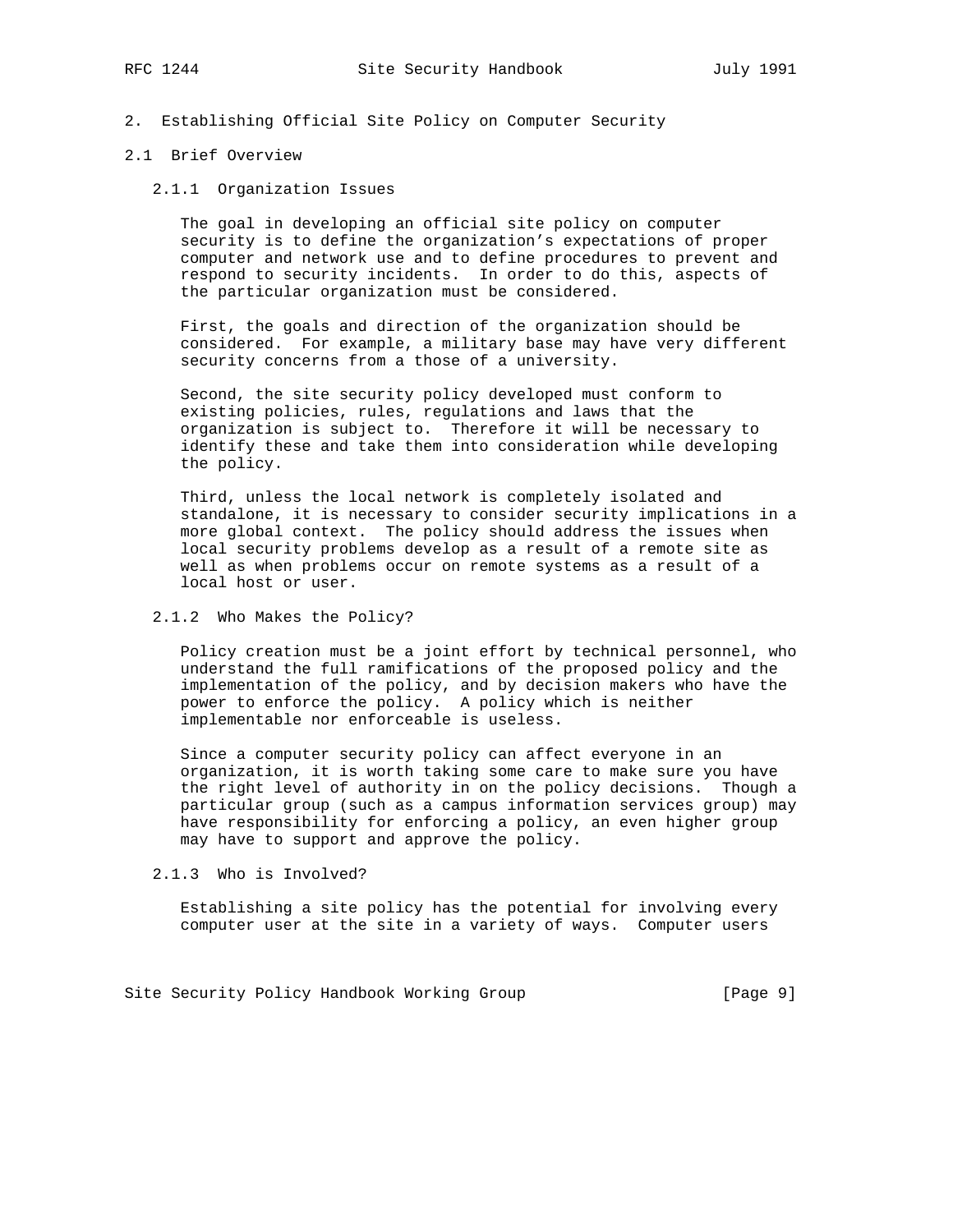# 2. Establishing Official Site Policy on Computer Security

## 2.1 Brief Overview

### 2.1.1 Organization Issues

The goal in developing an official site policy on computer security is to define the organization's expectations of proper computer and network use and to define procedures to prevent and respond to security incidents. In order to do this, aspects of the particular organization must be considered.

First, the goals and direction of the organization should be considered. For example, a military base may have very different security concerns from a those of a university.

Second, the site security policy developed must conform to existing policies, rules, regulations and laws that the organization is subject to. Therefore it will be necessary to identify these and take them into consideration while developing the policy.

Third, unless the local network is completely isolated and standalone, it is necessary to consider security implications in a more global context. The policy should address the issues when local security problems develop as a result of a remote site as well as when problems occur on remote systems as a result of a local host or user.

### 2.1.2 Who Makes the Policy?

Policy creation must be a joint effort by technical personnel, who understand the full ramifications of the proposed policy and the implementation of the policy, and by decision makers who have the power to enforce the policy. A policy which is neither implementable nor enforceable is useless.

Since a computer security policy can affect everyone in an organization, it is worth taking some care to make sure you have the right level of authority in on the policy decisions. Though a particular group (such as a campus information services group) may have responsibility for enforcing a policy, an even higher group may have to support and approve the policy.

### 2.1.3 Who is Involved?

Establishing a site policy has the potential for involving every computer user at the site in a variety of ways. Computer users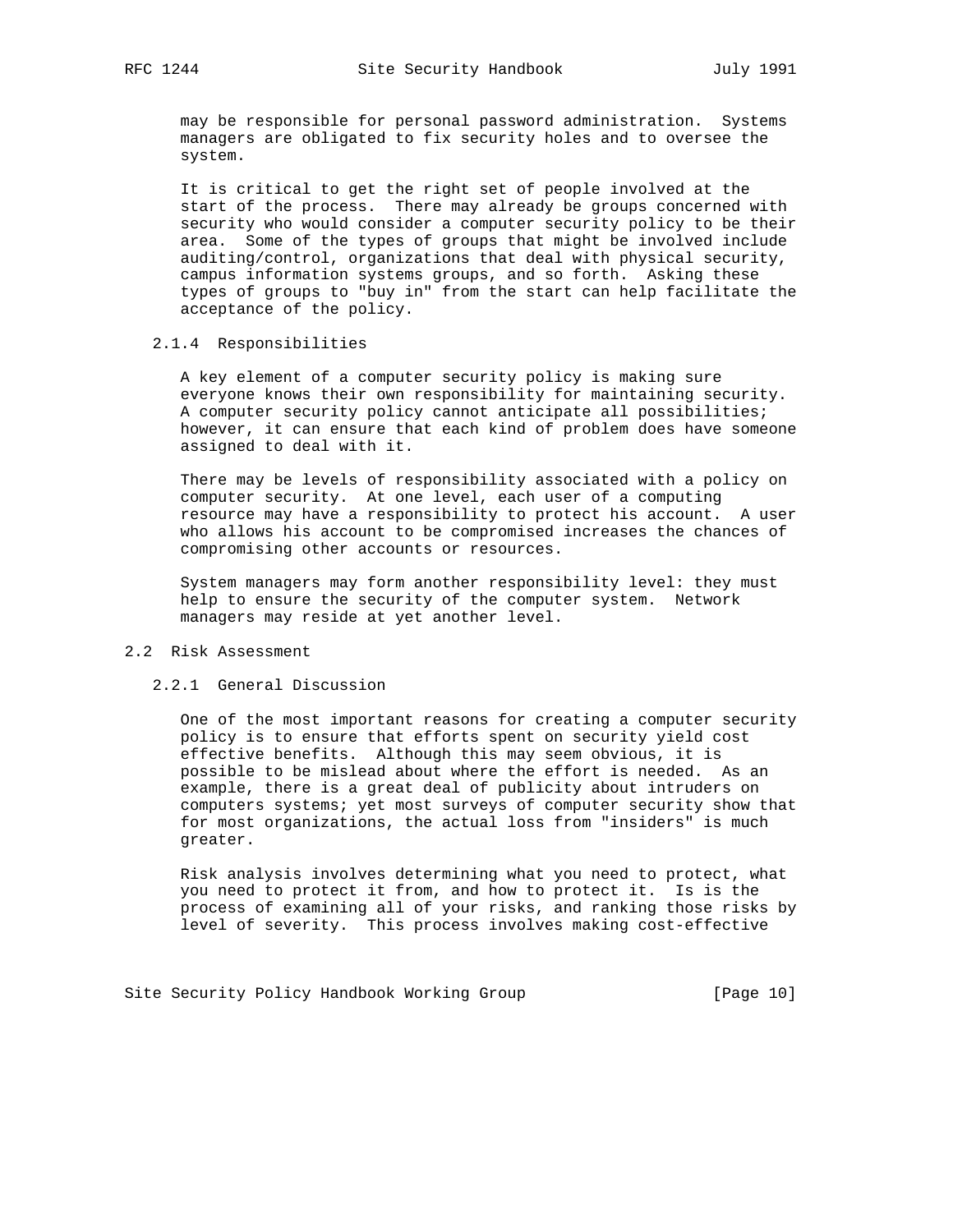may be responsible for personal password administration. Systems managers are obligated to fix security holes and to oversee the system.

It is critical to get the right set of people involved at the start of the process. There may already be groups concerned with security who would consider a computer security policy to be their area. Some of the types of groups that might be involved include auditing/control, organizations that deal with physical security, campus information systems groups, and so forth. Asking these types of groups to "buy in" from the start can help facilitate the acceptance of the policy.

### 2.1.4 Responsibilities

A key element of a computer security policy is making sure everyone knows their own responsibility for maintaining security. A computer security policy cannot anticipate all possibilities; however, it can ensure that each kind of problem does have someone assigned to deal with it.

There may be levels of responsibility associated with a policy on computer security. At one level, each user of a computing resource may have a responsibility to protect his account. A user who allows his account to be compromised increases the chances of compromising other accounts or resources.

System managers may form another responsibility level: they must help to ensure the security of the computer system. Network managers may reside at yet another level.

## 2.2 Risk Assessment

### 2.2.1 General Discussion

One of the most important reasons for creating a computer security policy is to ensure that efforts spent on security yield cost effective benefits. Although this may seem obvious, it is possible to be mislead about where the effort is needed. As an example, there is a great deal of publicity about intruders on computers systems; yet most surveys of computer security show that for most organizations, the actual loss from "insiders" is much greater.

Risk analysis involves determining what you need to protect, what you need to protect it from, and how to protect it. Is is the process of examining all of your risks, and ranking those risks by level of severity. This process involves making cost-effective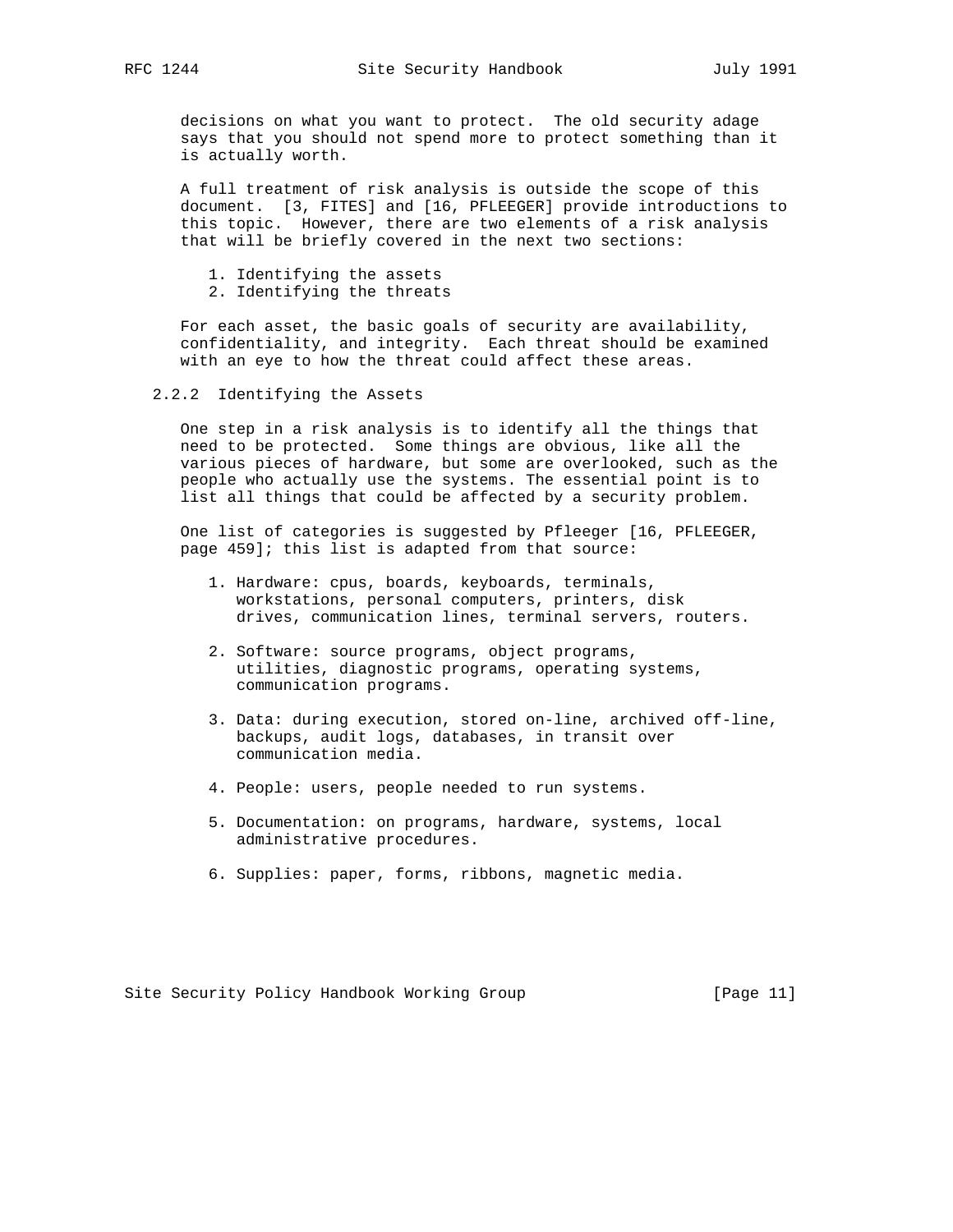decisions on what you want to protect. The old security adage says that you should not spend more to protect something than it is actually worth.

A full treatment of risk analysis is outside the scope of this document. [3, FITES] and [16, PFLEEGER] provide introductions to this topic. However, there are two elements of a risk analysis that will be briefly covered in the next two sections:

1. Identifying the assets
2. Identifying the threats

For each asset, the basic goals of security are availability, confidentiality, and integrity. Each threat should be examined with an eye to how the threat could affect these areas.

### 2.2.2 Identifying the Assets

One step in a risk analysis is to identify all the things that need to be protected. Some things are obvious, like all the various pieces of hardware, but some are overlooked, such as the people who actually use the systems. The essential point is to list all things that could be affected by a security problem.

One list of categories is suggested by Pfleeger [16, PFLEEGER, page 459]; this list is adapted from that source:

1. Hardware: cpus, boards, keyboards, terminals, workstations, personal computers, printers, disk drives, communication lines, terminal servers, routers.

2. Software: source programs, object programs, utilities, diagnostic programs, operating systems, communication programs.

3. Data: during execution, stored on-line, archived off-line, backups, audit logs, databases, in transit over communication media.

4. People: users, people needed to run systems.

5. Documentation: on programs, hardware, systems, local administrative procedures.

6. Supplies: paper, forms, ribbons, magnetic media.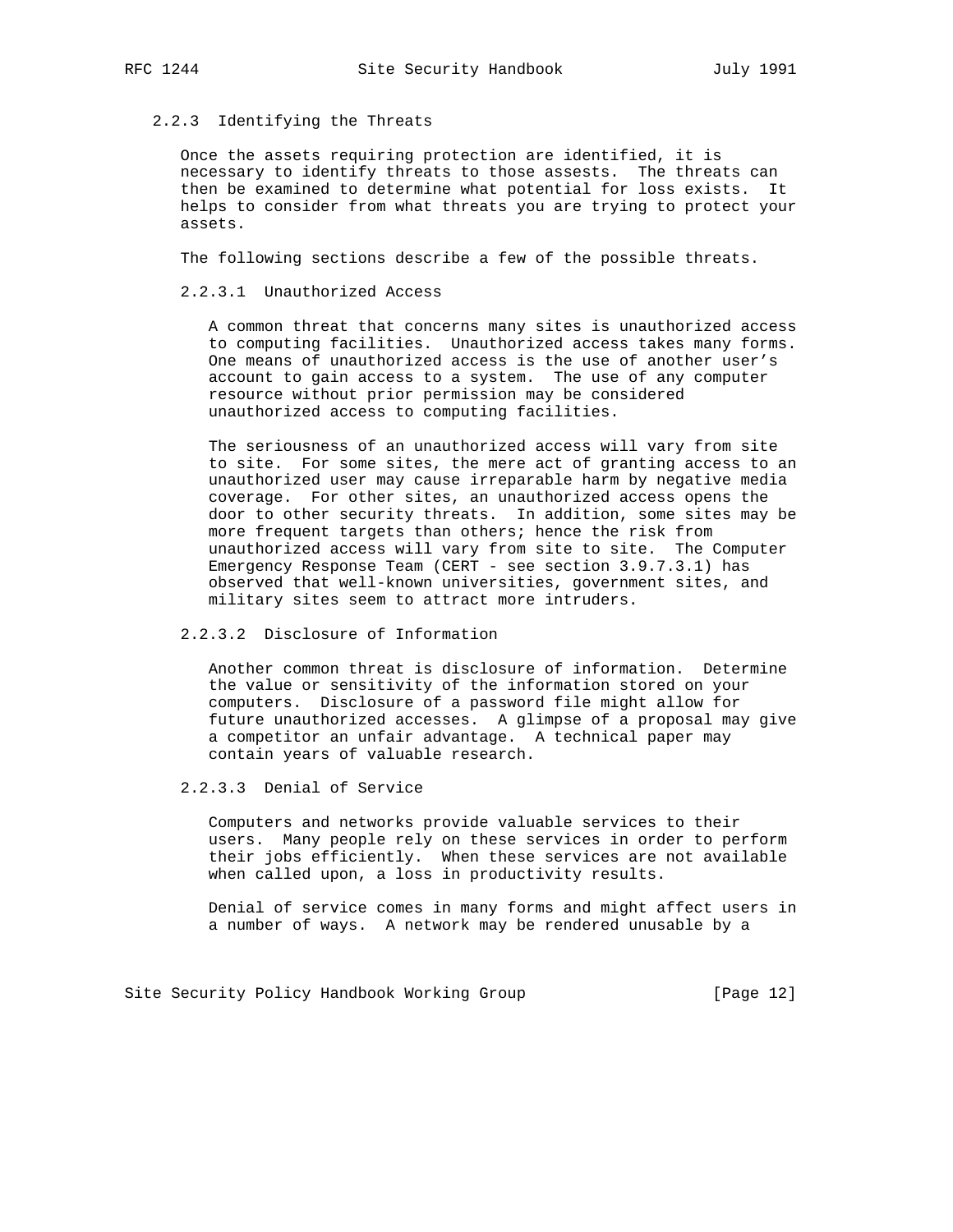### 2.2.3 Identifying the Threats

Once the assets requiring protection are identified, it is necessary to identify threats to those assests. The threats can then be examined to determine what potential for loss exists. It helps to consider from what threats you are trying to protect your assets.

The following sections describe a few of the possible threats.

#### 2.2.3.1 Unauthorized Access

A common threat that concerns many sites is unauthorized access to computing facilities. Unauthorized access takes many forms. One means of unauthorized access is the use of another user's account to gain access to a system. The use of any computer resource without prior permission may be considered unauthorized access to computing facilities.

The seriousness of an unauthorized access will vary from site to site. For some sites, the mere act of granting access to an unauthorized user may cause irreparable harm by negative media coverage. For other sites, an unauthorized access opens the door to other security threats. In addition, some sites may be more frequent targets than others; hence the risk from unauthorized access will vary from site to site. The Computer Emergency Response Team (CERT - see section 3.9.7.3.1) has observed that well-known universities, government sites, and military sites seem to attract more intruders.

#### 2.2.3.2 Disclosure of Information

Another common threat is disclosure of information. Determine the value or sensitivity of the information stored on your computers. Disclosure of a password file might allow for future unauthorized accesses. A glimpse of a proposal may give a competitor an unfair advantage. A technical paper may contain years of valuable research.

#### 2.2.3.3 Denial of Service

Computers and networks provide valuable services to their users. Many people rely on these services in order to perform their jobs efficiently. When these services are not available when called upon, a loss in productivity results.

Denial of service comes in many forms and might affect users in a number of ways. A network may be rendered unusable by a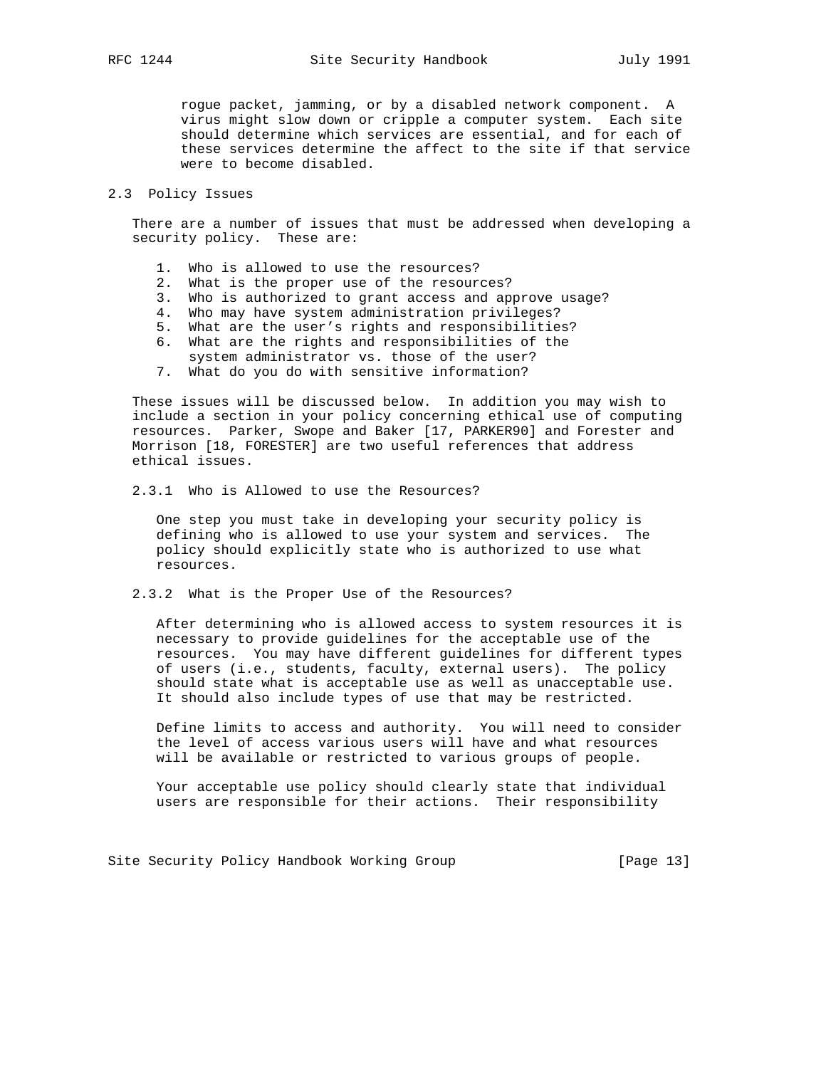rogue packet, jamming, or by a disabled network component. A virus might slow down or cripple a computer system. Each site should determine which services are essential, and for each of these services determine the affect to the site if that service were to become disabled.

## 2.3 Policy Issues

There are a number of issues that must be addressed when developing a security policy. These are:

1. Who is allowed to use the resources?
2. What is the proper use of the resources?
3. Who is authorized to grant access and approve usage?
4. Who may have system administration privileges?
5. What are the user's rights and responsibilities?
6. What are the rights and responsibilities of the system administrator vs. those of the user?
7. What do you do with sensitive information?

These issues will be discussed below. In addition you may wish to include a section in your policy concerning ethical use of computing resources. Parker, Swope and Baker [17, PARKER90] and Forester and Morrison [18, FORESTER] are two useful references that address ethical issues.

### 2.3.1 Who is Allowed to use the Resources?

One step you must take in developing your security policy is defining who is allowed to use your system and services. The policy should explicitly state who is authorized to use what resources.

### 2.3.2 What is the Proper Use of the Resources?

After determining who is allowed access to system resources it is necessary to provide guidelines for the acceptable use of the resources. You may have different guidelines for different types of users (i.e., students, faculty, external users). The policy should state what is acceptable use as well as unacceptable use. It should also include types of use that may be restricted.

Define limits to access and authority. You will need to consider the level of access various users will have and what resources will be available or restricted to various groups of people.

Your acceptable use policy should clearly state that individual users are responsible for their actions. Their responsibility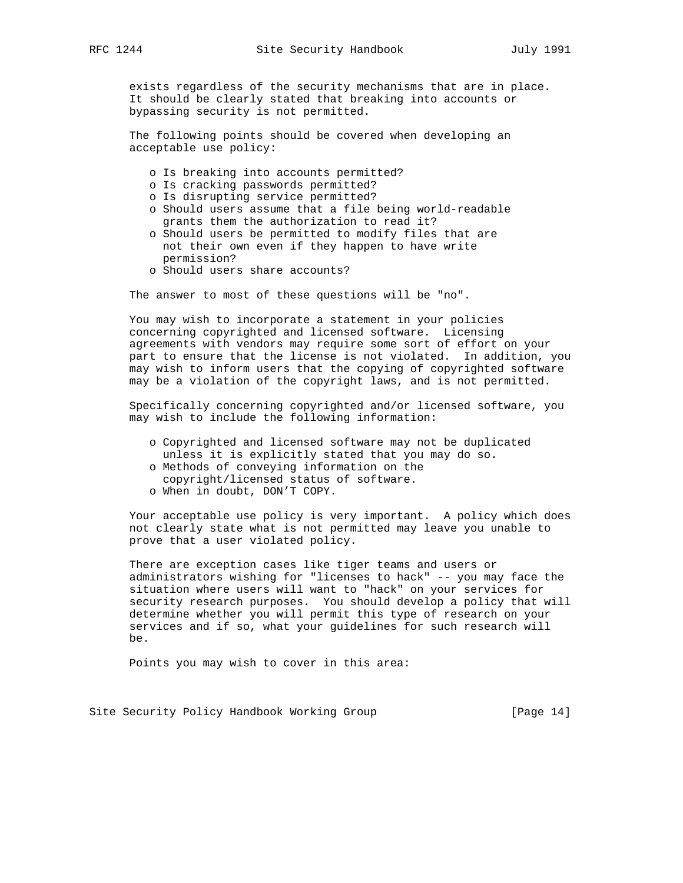exists regardless of the security mechanisms that are in place. It should be clearly stated that breaking into accounts or bypassing security is not permitted.

The following points should be covered when developing an acceptable use policy:

- o Is breaking into accounts permitted?
- o Is cracking passwords permitted?
- o Is disrupting service permitted?
- o Should users assume that a file being world-readable grants them the authorization to read it?
- o Should users be permitted to modify files that are not their own even if they happen to have write permission?
- o Should users share accounts?

The answer to most of these questions will be "no".

You may wish to incorporate a statement in your policies concerning copyrighted and licensed software. Licensing agreements with vendors may require some sort of effort on your part to ensure that the license is not violated. In addition, you may wish to inform users that the copying of copyrighted software may be a violation of the copyright laws, and is not permitted.

Specifically concerning copyrighted and/or licensed software, you may wish to include the following information:

- o Copyrighted and licensed software may not be duplicated unless it is explicitly stated that you may do so.
- o Methods of conveying information on the copyright/licensed status of software.
- o When in doubt, DON'T COPY.

Your acceptable use policy is very important. A policy which does not clearly state what is not permitted may leave you unable to prove that a user violated policy.

There are exception cases like tiger teams and users or administrators wishing for "licenses to hack" -- you may face the situation where users will want to "hack" on your services for security research purposes. You should develop a policy that will determine whether you will permit this type of research on your services and if so, what your guidelines for such research will be.

Points you may wish to cover in this area: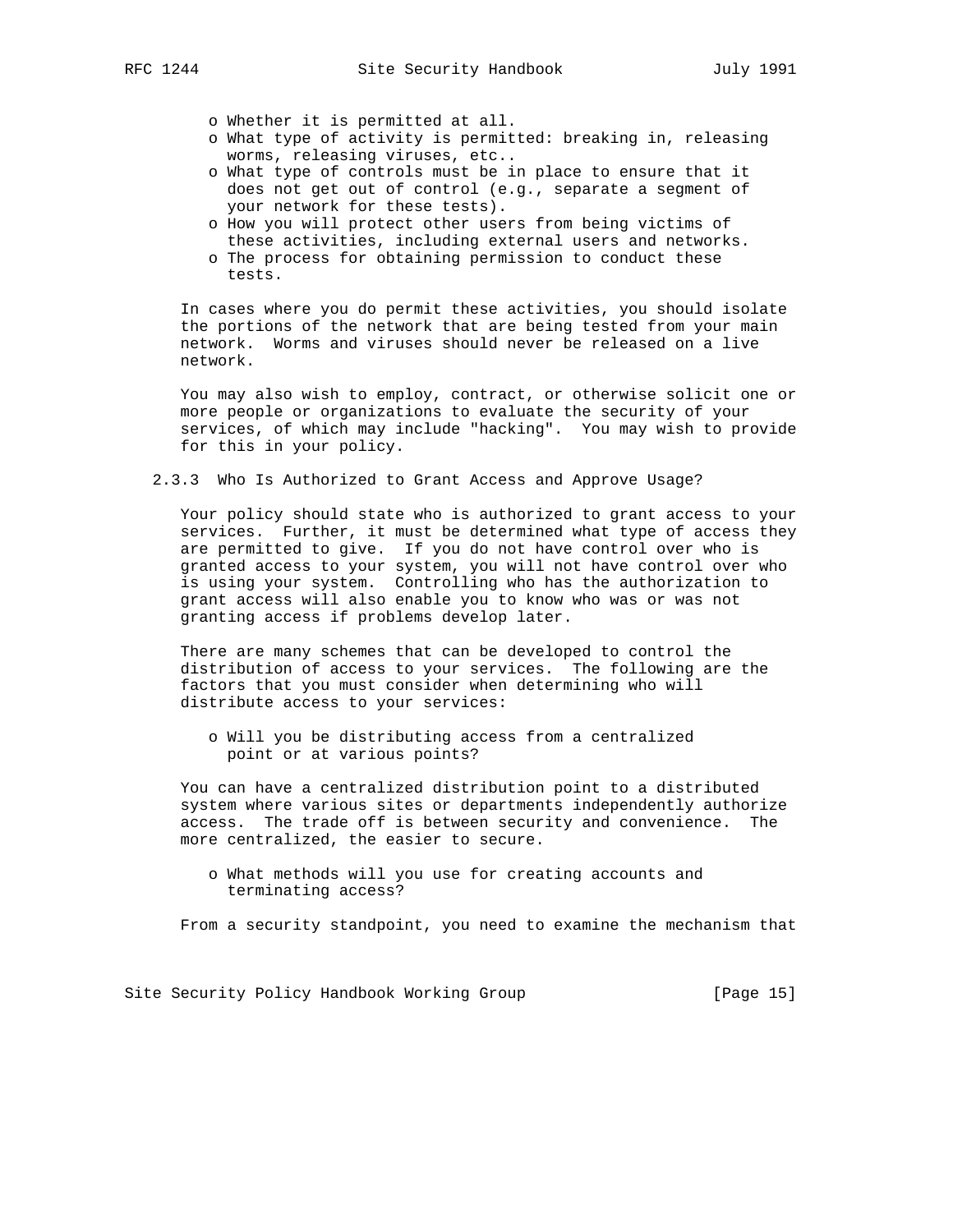- Whether it is permitted at all.
- What type of activity is permitted: breaking in, releasing worms, releasing viruses, etc..
- What type of controls must be in place to ensure that it does not get out of control (e.g., separate a segment of your network for these tests).
- How you will protect other users from being victims of these activities, including external users and networks.
- The process for obtaining permission to conduct these tests.

In cases where you do permit these activities, you should isolate the portions of the network that are being tested from your main network. Worms and viruses should never be released on a live network.

You may also wish to employ, contract, or otherwise solicit one or more people or organizations to evaluate the security of your services, of which may include "hacking". You may wish to provide for this in your policy.

### 2.3.3 Who Is Authorized to Grant Access and Approve Usage?

Your policy should state who is authorized to grant access to your services. Further, it must be determined what type of access they are permitted to give. If you do not have control over who is granted access to your system, you will not have control over who is using your system. Controlling who has the authorization to grant access will also enable you to know who was or was not granting access if problems develop later.

There are many schemes that can be developed to control the distribution of access to your services. The following are the factors that you must consider when determining who will distribute access to your services:

- Will you be distributing access from a centralized point or at various points?

You can have a centralized distribution point to a distributed system where various sites or departments independently authorize access. The trade off is between security and convenience. The more centralized, the easier to secure.

- What methods will you use for creating accounts and terminating access?

From a security standpoint, you need to examine the mechanism that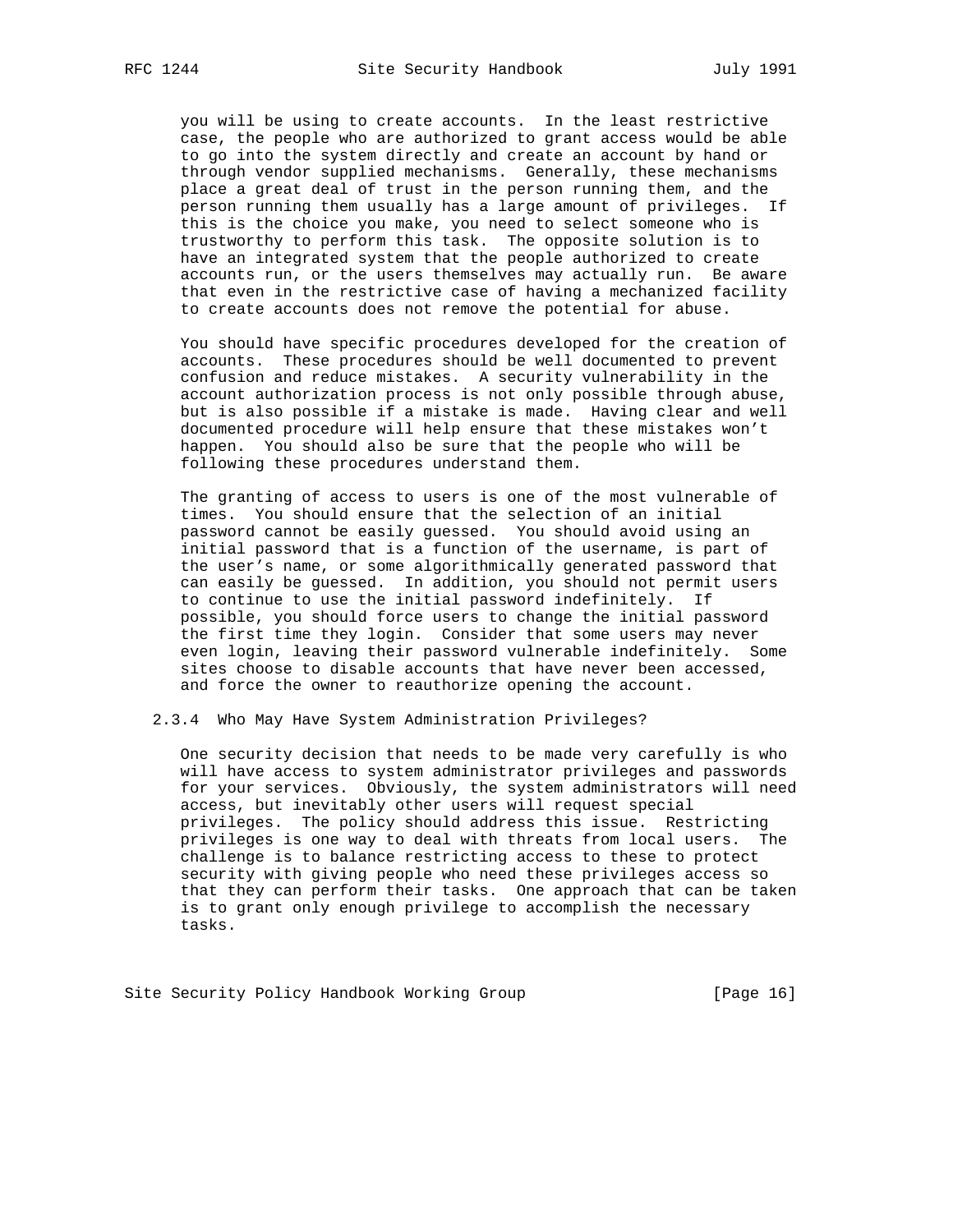you will be using to create accounts. In the least restrictive case, the people who are authorized to grant access would be able to go into the system directly and create an account by hand or through vendor supplied mechanisms. Generally, these mechanisms place a great deal of trust in the person running them, and the person running them usually has a large amount of privileges. If this is the choice you make, you need to select someone who is trustworthy to perform this task. The opposite solution is to have an integrated system that the people authorized to create accounts run, or the users themselves may actually run. Be aware that even in the restrictive case of having a mechanized facility to create accounts does not remove the potential for abuse.

You should have specific procedures developed for the creation of accounts. These procedures should be well documented to prevent confusion and reduce mistakes. A security vulnerability in the account authorization process is not only possible through abuse, but is also possible if a mistake is made. Having clear and well documented procedure will help ensure that these mistakes won't happen. You should also be sure that the people who will be following these procedures understand them.

The granting of access to users is one of the most vulnerable of times. You should ensure that the selection of an initial password cannot be easily guessed. You should avoid using an initial password that is a function of the username, is part of the user's name, or some algorithmically generated password that can easily be guessed. In addition, you should not permit users to continue to use the initial password indefinitely. If possible, you should force users to change the initial password the first time they login. Consider that some users may never even login, leaving their password vulnerable indefinitely. Some sites choose to disable accounts that have never been accessed, and force the owner to reauthorize opening the account.

### 2.3.4 Who May Have System Administration Privileges?

One security decision that needs to be made very carefully is who will have access to system administrator privileges and passwords for your services. Obviously, the system administrators will need access, but inevitably other users will request special privileges. The policy should address this issue. Restricting privileges is one way to deal with threats from local users. The challenge is to balance restricting access to these to protect security with giving people who need these privileges access so that they can perform their tasks. One approach that can be taken is to grant only enough privilege to accomplish the necessary tasks.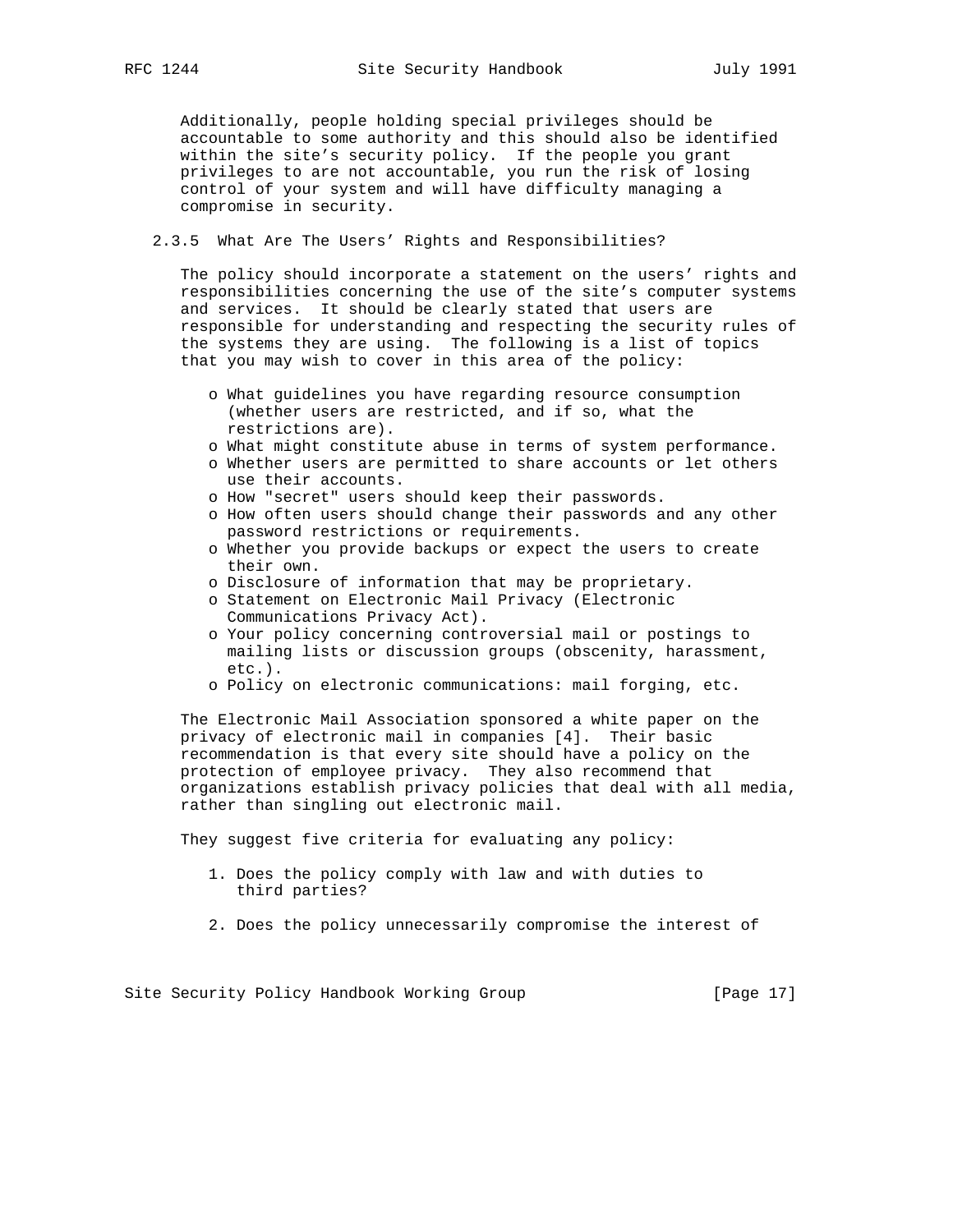Additionally, people holding special privileges should be accountable to some authority and this should also be identified within the site's security policy. If the people you grant privileges to are not accountable, you run the risk of losing control of your system and will have difficulty managing a compromise in security.

### 2.3.5 What Are The Users' Rights and Responsibilities?

The policy should incorporate a statement on the users' rights and responsibilities concerning the use of the site's computer systems and services. It should be clearly stated that users are responsible for understanding and respecting the security rules of the systems they are using. The following is a list of topics that you may wish to cover in this area of the policy:

- What guidelines you have regarding resource consumption (whether users are restricted, and if so, what the restrictions are).
- What might constitute abuse in terms of system performance.
- Whether users are permitted to share accounts or let others use their accounts.
- How "secret" users should keep their passwords.
- How often users should change their passwords and any other password restrictions or requirements.
- Whether you provide backups or expect the users to create their own.
- Disclosure of information that may be proprietary.
- Statement on Electronic Mail Privacy (Electronic Communications Privacy Act).
- Your policy concerning controversial mail or postings to mailing lists or discussion groups (obscenity, harassment, etc.).
- Policy on electronic communications: mail forging, etc.

The Electronic Mail Association sponsored a white paper on the privacy of electronic mail in companies [4]. Their basic recommendation is that every site should have a policy on the protection of employee privacy. They also recommend that organizations establish privacy policies that deal with all media, rather than singling out electronic mail.

They suggest five criteria for evaluating any policy:

1. Does the policy comply with law and with duties to third parties?

2. Does the policy unnecessarily compromise the interest of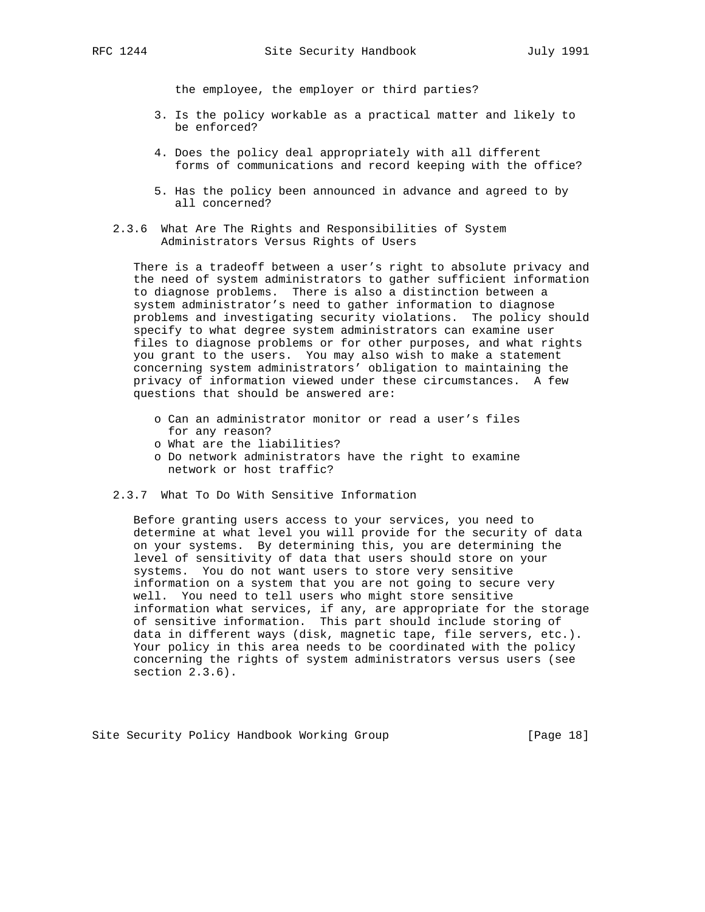the employee, the employer or third parties?

3. Is the policy workable as a practical matter and likely to be enforced?

4. Does the policy deal appropriately with all different forms of communications and record keeping with the office?

5. Has the policy been announced in advance and agreed to by all concerned?

### 2.3.6 What Are The Rights and Responsibilities of System Administrators Versus Rights of Users

There is a tradeoff between a user's right to absolute privacy and the need of system administrators to gather sufficient information to diagnose problems. There is also a distinction between a system administrator's need to gather information to diagnose problems and investigating security violations. The policy should specify to what degree system administrators can examine user files to diagnose problems or for other purposes, and what rights you grant to the users. You may also wish to make a statement concerning system administrators' obligation to maintaining the privacy of information viewed under these circumstances. A few questions that should be answered are:

- Can an administrator monitor or read a user's files for any reason?
- What are the liabilities?
- Do network administrators have the right to examine network or host traffic?

### 2.3.7 What To Do With Sensitive Information

Before granting users access to your services, you need to determine at what level you will provide for the security of data on your systems. By determining this, you are determining the level of sensitivity of data that users should store on your systems. You do not want users to store very sensitive information on a system that you are not going to secure very well. You need to tell users who might store sensitive information what services, if any, are appropriate for the storage of sensitive information. This part should include storing of data in different ways (disk, magnetic tape, file servers, etc.). Your policy in this area needs to be coordinated with the policy concerning the rights of system administrators versus users (see section 2.3.6).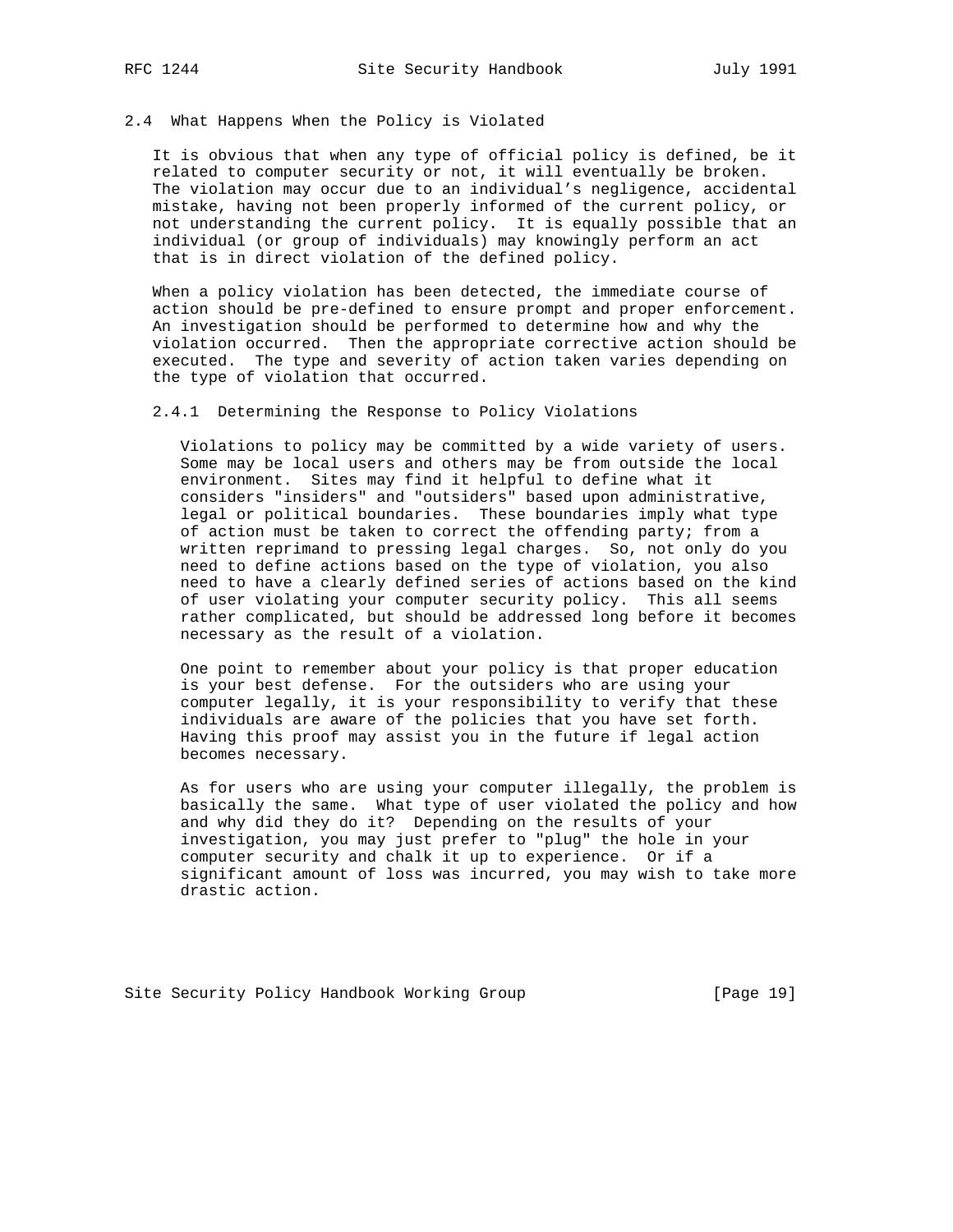## 2.4 What Happens When the Policy is Violated

It is obvious that when any type of official policy is defined, be it related to computer security or not, it will eventually be broken. The violation may occur due to an individual's negligence, accidental mistake, having not been properly informed of the current policy, or not understanding the current policy. It is equally possible that an individual (or group of individuals) may knowingly perform an act that is in direct violation of the defined policy.

When a policy violation has been detected, the immediate course of action should be pre-defined to ensure prompt and proper enforcement. An investigation should be performed to determine how and why the violation occurred. Then the appropriate corrective action should be executed. The type and severity of action taken varies depending on the type of violation that occurred.

### 2.4.1 Determining the Response to Policy Violations

Violations to policy may be committed by a wide variety of users. Some may be local users and others may be from outside the local environment. Sites may find it helpful to define what it considers "insiders" and "outsiders" based upon administrative, legal or political boundaries. These boundaries imply what type of action must be taken to correct the offending party; from a written reprimand to pressing legal charges. So, not only do you need to define actions based on the type of violation, you also need to have a clearly defined series of actions based on the kind of user violating your computer security policy. This all seems rather complicated, but should be addressed long before it becomes necessary as the result of a violation.

One point to remember about your policy is that proper education is your best defense. For the outsiders who are using your computer legally, it is your responsibility to verify that these individuals are aware of the policies that you have set forth. Having this proof may assist you in the future if legal action becomes necessary.

As for users who are using your computer illegally, the problem is basically the same. What type of user violated the policy and how and why did they do it? Depending on the results of your investigation, you may just prefer to "plug" the hole in your computer security and chalk it up to experience. Or if a significant amount of loss was incurred, you may wish to take more drastic action.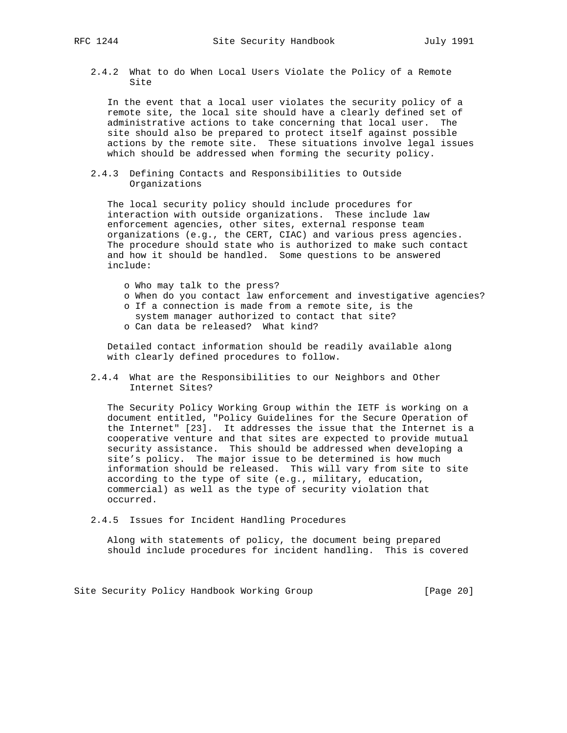### 2.4.2 What to do When Local Users Violate the Policy of a Remote Site

In the event that a local user violates the security policy of a remote site, the local site should have a clearly defined set of administrative actions to take concerning that local user. The site should also be prepared to protect itself against possible actions by the remote site. These situations involve legal issues which should be addressed when forming the security policy.

### 2.4.3 Defining Contacts and Responsibilities to Outside Organizations

The local security policy should include procedures for interaction with outside organizations. These include law enforcement agencies, other sites, external response team organizations (e.g., the CERT, CIAC) and various press agencies. The procedure should state who is authorized to make such contact and how it should be handled. Some questions to be answered include:

- Who may talk to the press?
- When do you contact law enforcement and investigative agencies?
- If a connection is made from a remote site, is the system manager authorized to contact that site?
- Can data be released? What kind?

Detailed contact information should be readily available along with clearly defined procedures to follow.

### 2.4.4 What are the Responsibilities to our Neighbors and Other Internet Sites?

The Security Policy Working Group within the IETF is working on a document entitled, "Policy Guidelines for the Secure Operation of the Internet" [23]. It addresses the issue that the Internet is a cooperative venture and that sites are expected to provide mutual security assistance. This should be addressed when developing a site's policy. The major issue to be determined is how much information should be released. This will vary from site to site according to the type of site (e.g., military, education, commercial) as well as the type of security violation that occurred.

### 2.4.5 Issues for Incident Handling Procedures

Along with statements of policy, the document being prepared should include procedures for incident handling. This is covered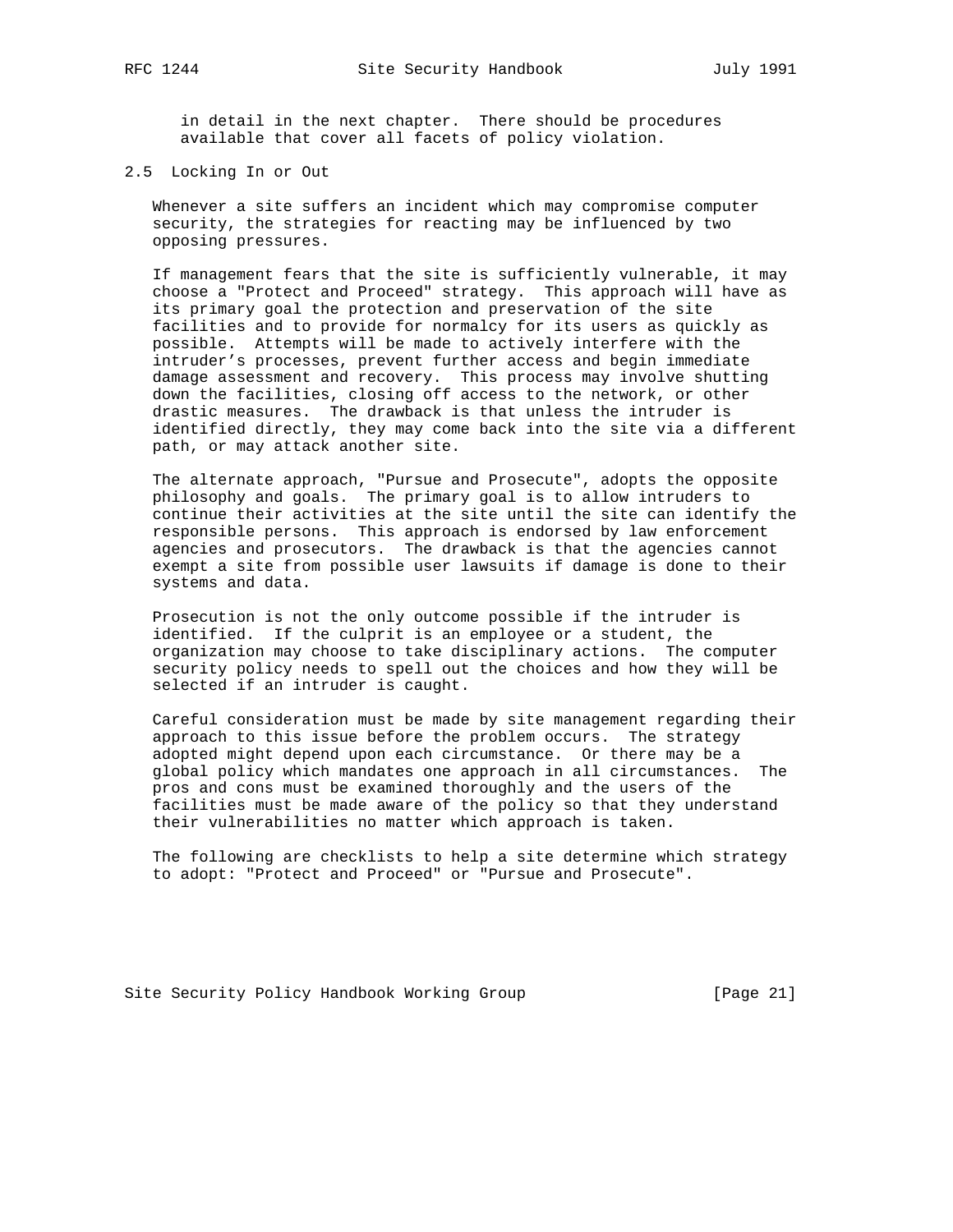in detail in the next chapter. There should be procedures available that cover all facets of policy violation.

## 2.5 Locking In or Out

Whenever a site suffers an incident which may compromise computer security, the strategies for reacting may be influenced by two opposing pressures.

If management fears that the site is sufficiently vulnerable, it may choose a "Protect and Proceed" strategy. This approach will have as its primary goal the protection and preservation of the site facilities and to provide for normalcy for its users as quickly as possible. Attempts will be made to actively interfere with the intruder's processes, prevent further access and begin immediate damage assessment and recovery. This process may involve shutting down the facilities, closing off access to the network, or other drastic measures. The drawback is that unless the intruder is identified directly, they may come back into the site via a different path, or may attack another site.

The alternate approach, "Pursue and Prosecute", adopts the opposite philosophy and goals. The primary goal is to allow intruders to continue their activities at the site until the site can identify the responsible persons. This approach is endorsed by law enforcement agencies and prosecutors. The drawback is that the agencies cannot exempt a site from possible user lawsuits if damage is done to their systems and data.

Prosecution is not the only outcome possible if the intruder is identified. If the culprit is an employee or a student, the organization may choose to take disciplinary actions. The computer security policy needs to spell out the choices and how they will be selected if an intruder is caught.

Careful consideration must be made by site management regarding their approach to this issue before the problem occurs. The strategy adopted might depend upon each circumstance. Or there may be a global policy which mandates one approach in all circumstances. The pros and cons must be examined thoroughly and the users of the facilities must be made aware of the policy so that they understand their vulnerabilities no matter which approach is taken.

The following are checklists to help a site determine which strategy to adopt: "Protect and Proceed" or "Pursue and Prosecute".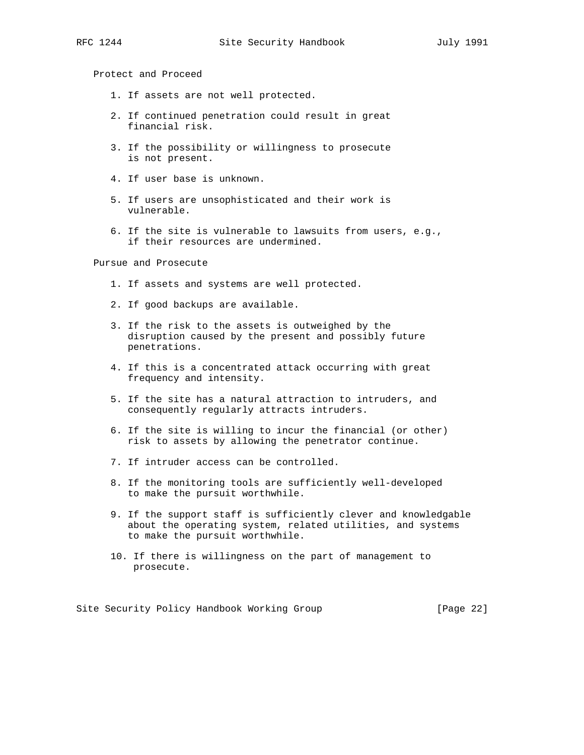Protect and Proceed

1. If assets are not well protected.

2. If continued penetration could result in great financial risk.

3. If the possibility or willingness to prosecute is not present.

4. If user base is unknown.

5. If users are unsophisticated and their work is vulnerable.

6. If the site is vulnerable to lawsuits from users, e.g., if their resources are undermined.

Pursue and Prosecute

1. If assets and systems are well protected.

2. If good backups are available.

3. If the risk to the assets is outweighed by the disruption caused by the present and possibly future penetrations.

4. If this is a concentrated attack occurring with great frequency and intensity.

5. If the site has a natural attraction to intruders, and consequently regularly attracts intruders.

6. If the site is willing to incur the financial (or other) risk to assets by allowing the penetrator continue.

7. If intruder access can be controlled.

8. If the monitoring tools are sufficiently well-developed to make the pursuit worthwhile.

9. If the support staff is sufficiently clever and knowledgable about the operating system, related utilities, and systems to make the pursuit worthwhile.

10. If there is willingness on the part of management to prosecute.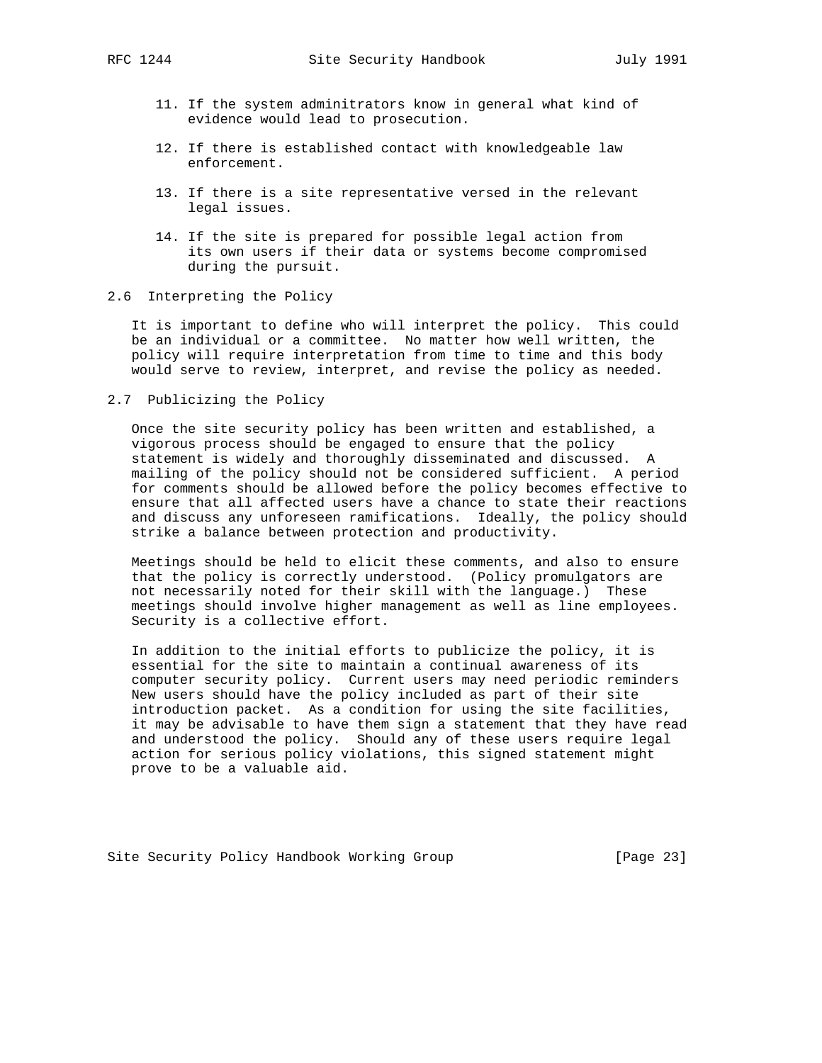11. If the system adminitrators know in general what kind of evidence would lead to prosecution.

12. If there is established contact with knowledgeable law enforcement.

13. If there is a site representative versed in the relevant legal issues.

14. If the site is prepared for possible legal action from its own users if their data or systems become compromised during the pursuit.

## 2.6 Interpreting the Policy

It is important to define who will interpret the policy. This could be an individual or a committee. No matter how well written, the policy will require interpretation from time to time and this body would serve to review, interpret, and revise the policy as needed.

## 2.7 Publicizing the Policy

Once the site security policy has been written and established, a vigorous process should be engaged to ensure that the policy statement is widely and thoroughly disseminated and discussed. A mailing of the policy should not be considered sufficient. A period for comments should be allowed before the policy becomes effective to ensure that all affected users have a chance to state their reactions and discuss any unforeseen ramifications. Ideally, the policy should strike a balance between protection and productivity.

Meetings should be held to elicit these comments, and also to ensure that the policy is correctly understood. (Policy promulgators are not necessarily noted for their skill with the language.) These meetings should involve higher management as well as line employees. Security is a collective effort.

In addition to the initial efforts to publicize the policy, it is essential for the site to maintain a continual awareness of its computer security policy. Current users may need periodic reminders New users should have the policy included as part of their site introduction packet. As a condition for using the site facilities, it may be advisable to have them sign a statement that they have read and understood the policy. Should any of these users require legal action for serious policy violations, this signed statement might prove to be a valuable aid.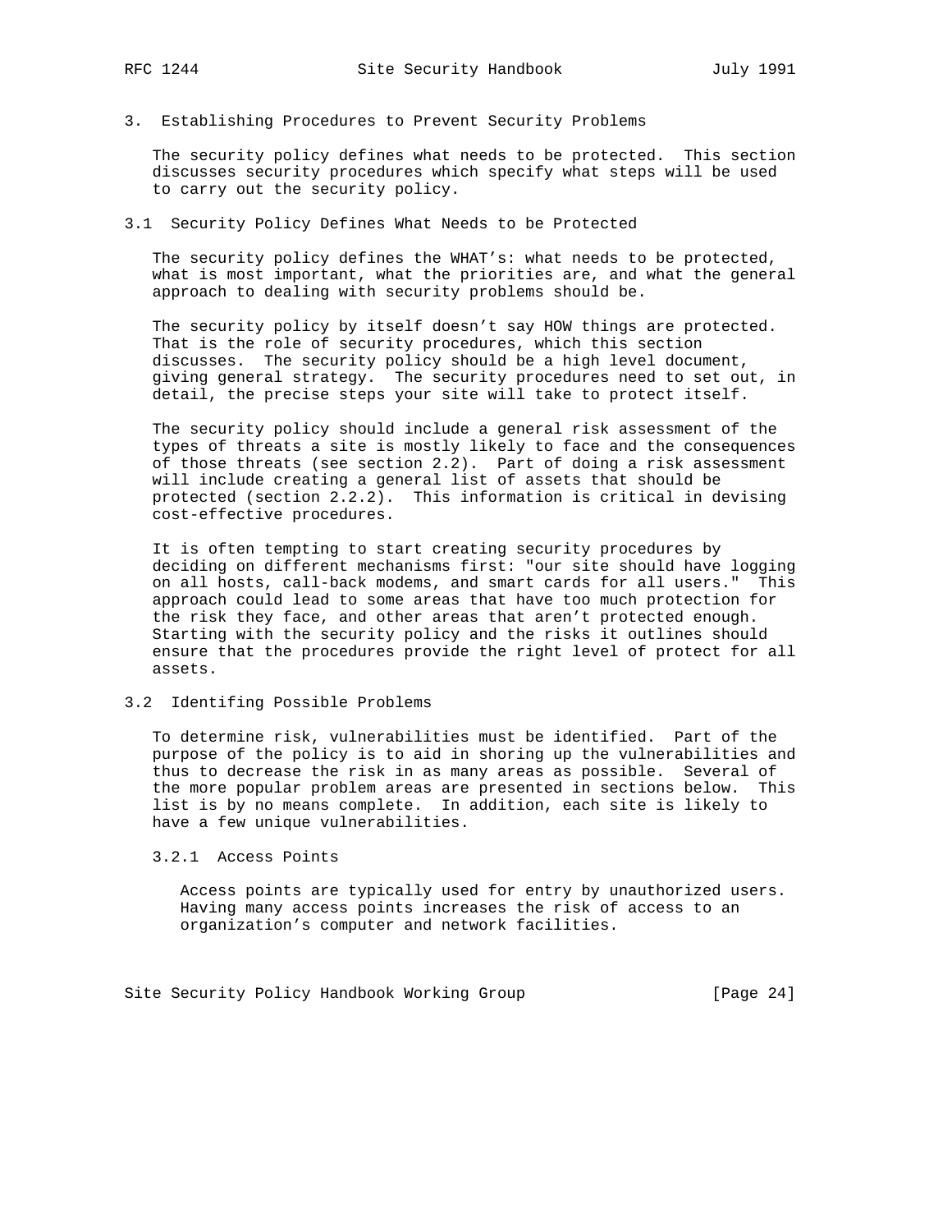## 3. Establishing Procedures to Prevent Security Problems

The security policy defines what needs to be protected. This section discusses security procedures which specify what steps will be used to carry out the security policy.

### 3.1 Security Policy Defines What Needs to be Protected

The security policy defines the WHAT's: what needs to be protected, what is most important, what the priorities are, and what the general approach to dealing with security problems should be.

The security policy by itself doesn't say HOW things are protected. That is the role of security procedures, which this section discusses. The security policy should be a high level document, giving general strategy. The security procedures need to set out, in detail, the precise steps your site will take to protect itself.

The security policy should include a general risk assessment of the types of threats a site is mostly likely to face and the consequences of those threats (see section 2.2). Part of doing a risk assessment will include creating a general list of assets that should be protected (section 2.2.2). This information is critical in devising cost-effective procedures.

It is often tempting to start creating security procedures by deciding on different mechanisms first: "our site should have logging on all hosts, call-back modems, and smart cards for all users." This approach could lead to some areas that have too much protection for the risk they face, and other areas that aren't protected enough. Starting with the security policy and the risks it outlines should ensure that the procedures provide the right level of protect for all assets.

### 3.2 Identifing Possible Problems

To determine risk, vulnerabilities must be identified. Part of the purpose of the policy is to aid in shoring up the vulnerabilities and thus to decrease the risk in as many areas as possible. Several of the more popular problem areas are presented in sections below. This list is by no means complete. In addition, each site is likely to have a few unique vulnerabilities.

#### 3.2.1 Access Points

Access points are typically used for entry by unauthorized users. Having many access points increases the risk of access to an organization's computer and network facilities.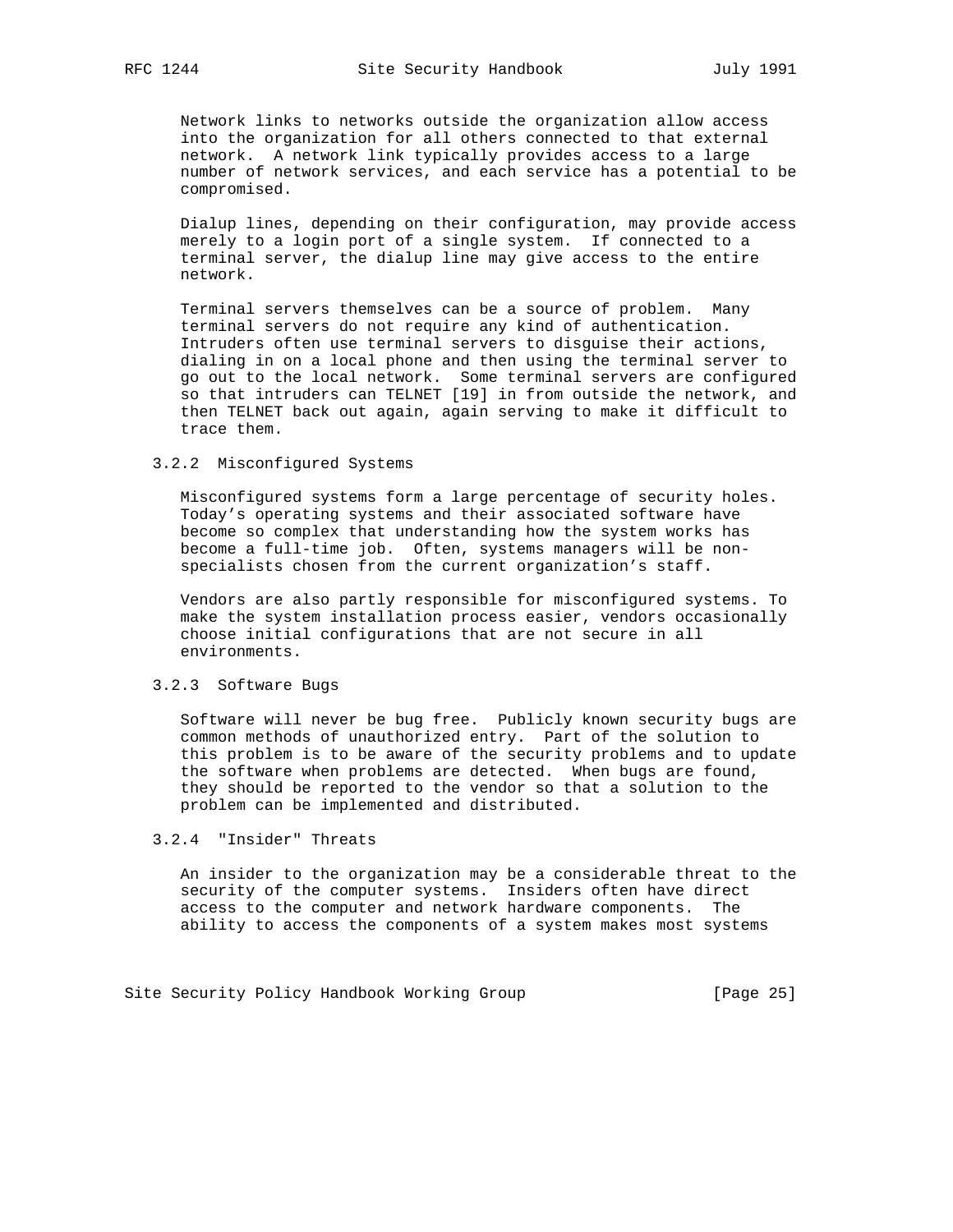Network links to networks outside the organization allow access into the organization for all others connected to that external network. A network link typically provides access to a large number of network services, and each service has a potential to be compromised.

Dialup lines, depending on their configuration, may provide access merely to a login port of a single system. If connected to a terminal server, the dialup line may give access to the entire network.

Terminal servers themselves can be a source of problem. Many terminal servers do not require any kind of authentication. Intruders often use terminal servers to disguise their actions, dialing in on a local phone and then using the terminal server to go out to the local network. Some terminal servers are configured so that intruders can TELNET [19] in from outside the network, and then TELNET back out again, again serving to make it difficult to trace them.

#### 3.2.2 Misconfigured Systems

Misconfigured systems form a large percentage of security holes. Today's operating systems and their associated software have become so complex that understanding how the system works has become a full-time job. Often, systems managers will be non-specialists chosen from the current organization's staff.

Vendors are also partly responsible for misconfigured systems. To make the system installation process easier, vendors occasionally choose initial configurations that are not secure in all environments.

#### 3.2.3 Software Bugs

Software will never be bug free. Publicly known security bugs are common methods of unauthorized entry. Part of the solution to this problem is to be aware of the security problems and to update the software when problems are detected. When bugs are found, they should be reported to the vendor so that a solution to the problem can be implemented and distributed.

#### 3.2.4 "Insider" Threats

An insider to the organization may be a considerable threat to the security of the computer systems. Insiders often have direct access to the computer and network hardware components. The ability to access the components of a system makes most systems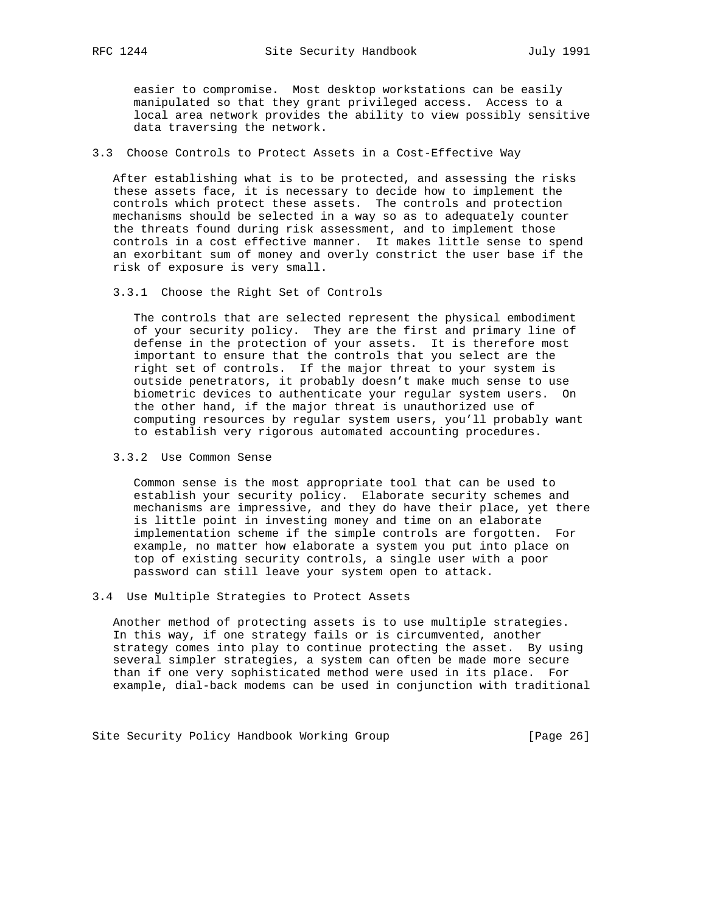easier to compromise. Most desktop workstations can be easily manipulated so that they grant privileged access. Access to a local area network provides the ability to view possibly sensitive data traversing the network.

## 3.3 Choose Controls to Protect Assets in a Cost-Effective Way

After establishing what is to be protected, and assessing the risks these assets face, it is necessary to decide how to implement the controls which protect these assets. The controls and protection mechanisms should be selected in a way so as to adequately counter the threats found during risk assessment, and to implement those controls in a cost effective manner. It makes little sense to spend an exorbitant sum of money and overly constrict the user base if the risk of exposure is very small.

### 3.3.1 Choose the Right Set of Controls

The controls that are selected represent the physical embodiment of your security policy. They are the first and primary line of defense in the protection of your assets. It is therefore most important to ensure that the controls that you select are the right set of controls. If the major threat to your system is outside penetrators, it probably doesn't make much sense to use biometric devices to authenticate your regular system users. On the other hand, if the major threat is unauthorized use of computing resources by regular system users, you'll probably want to establish very rigorous automated accounting procedures.

### 3.3.2 Use Common Sense

Common sense is the most appropriate tool that can be used to establish your security policy. Elaborate security schemes and mechanisms are impressive, and they do have their place, yet there is little point in investing money and time on an elaborate implementation scheme if the simple controls are forgotten. For example, no matter how elaborate a system you put into place on top of existing security controls, a single user with a poor password can still leave your system open to attack.

## 3.4 Use Multiple Strategies to Protect Assets

Another method of protecting assets is to use multiple strategies. In this way, if one strategy fails or is circumvented, another strategy comes into play to continue protecting the asset. By using several simpler strategies, a system can often be made more secure than if one very sophisticated method were used in its place. For example, dial-back modems can be used in conjunction with traditional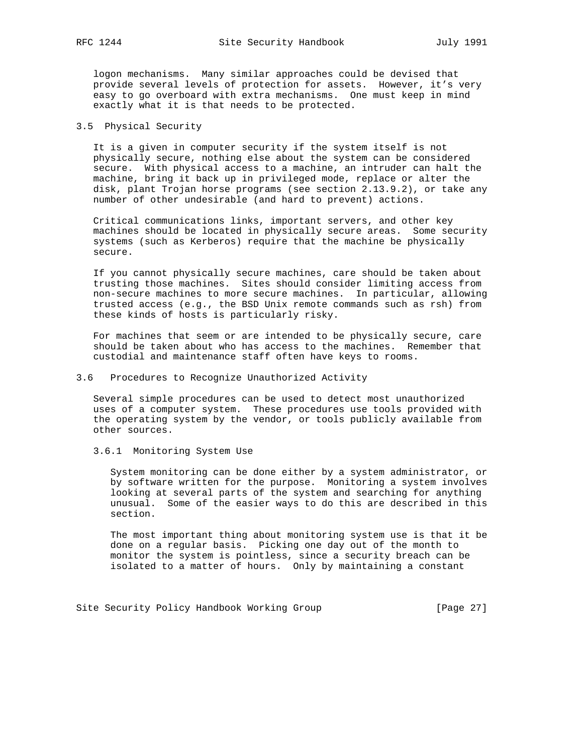logon mechanisms. Many similar approaches could be devised that provide several levels of protection for assets. However, it's very easy to go overboard with extra mechanisms. One must keep in mind exactly what it is that needs to be protected.

## 3.5 Physical Security

It is a given in computer security if the system itself is not physically secure, nothing else about the system can be considered secure. With physical access to a machine, an intruder can halt the machine, bring it back up in privileged mode, replace or alter the disk, plant Trojan horse programs (see section 2.13.9.2), or take any number of other undesirable (and hard to prevent) actions.

Critical communications links, important servers, and other key machines should be located in physically secure areas. Some security systems (such as Kerberos) require that the machine be physically secure.

If you cannot physically secure machines, care should be taken about trusting those machines. Sites should consider limiting access from non-secure machines to more secure machines. In particular, allowing trusted access (e.g., the BSD Unix remote commands such as rsh) from these kinds of hosts is particularly risky.

For machines that seem or are intended to be physically secure, care should be taken about who has access to the machines. Remember that custodial and maintenance staff often have keys to rooms.

## 3.6 Procedures to Recognize Unauthorized Activity

Several simple procedures can be used to detect most unauthorized uses of a computer system. These procedures use tools provided with the operating system by the vendor, or tools publicly available from other sources.

### 3.6.1 Monitoring System Use

System monitoring can be done either by a system administrator, or by software written for the purpose. Monitoring a system involves looking at several parts of the system and searching for anything unusual. Some of the easier ways to do this are described in this section.

The most important thing about monitoring system use is that it be done on a regular basis. Picking one day out of the month to monitor the system is pointless, since a security breach can be isolated to a matter of hours. Only by maintaining a constant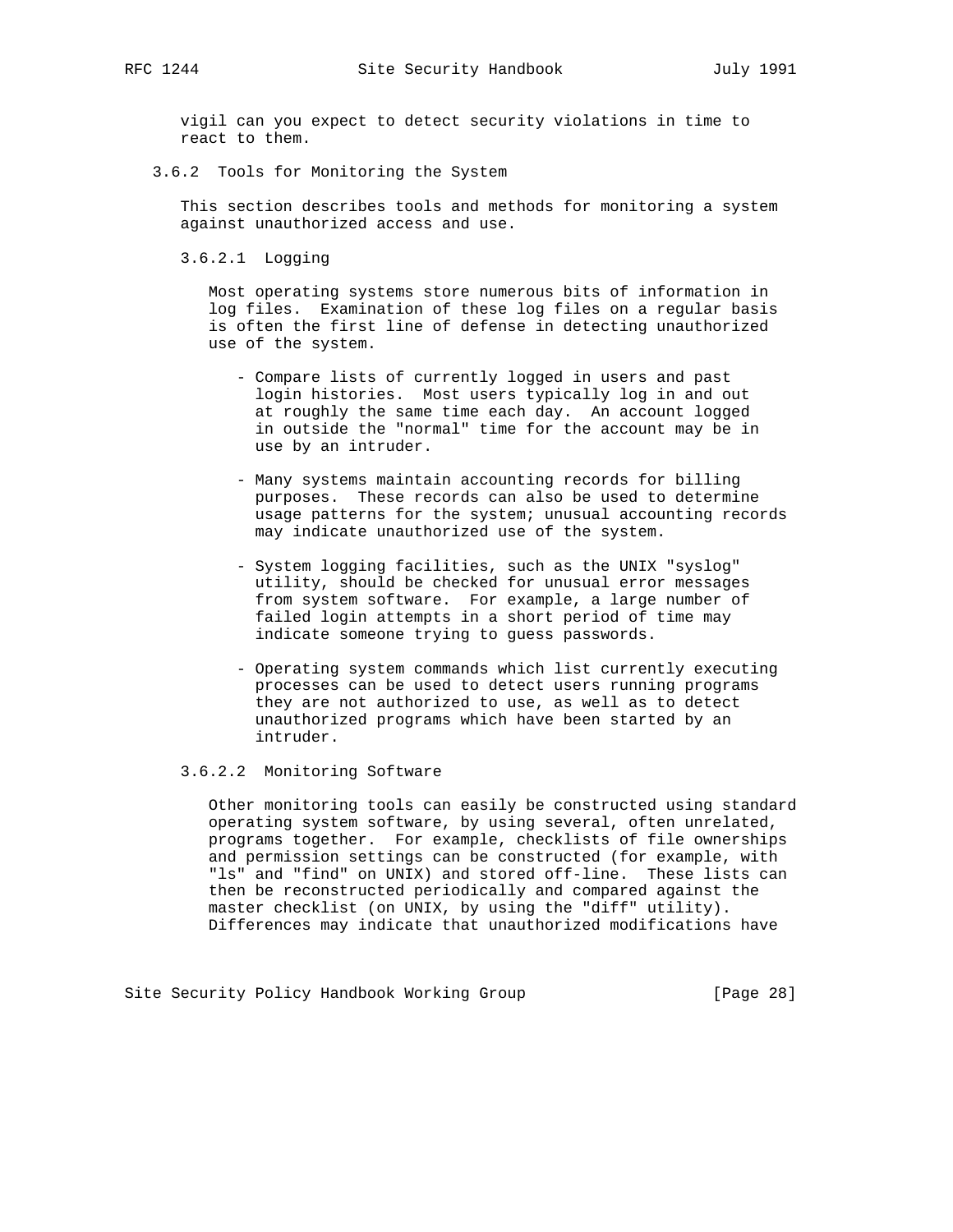vigil can you expect to detect security violations in time to react to them.

### 3.6.2 Tools for Monitoring the System

This section describes tools and methods for monitoring a system against unauthorized access and use.

#### 3.6.2.1 Logging

Most operating systems store numerous bits of information in log files. Examination of these log files on a regular basis is often the first line of defense in detecting unauthorized use of the system.

- Compare lists of currently logged in users and past login histories. Most users typically log in and out at roughly the same time each day. An account logged in outside the "normal" time for the account may be in use by an intruder.

- Many systems maintain accounting records for billing purposes. These records can also be used to determine usage patterns for the system; unusual accounting records may indicate unauthorized use of the system.

- System logging facilities, such as the UNIX "syslog" utility, should be checked for unusual error messages from system software. For example, a large number of failed login attempts in a short period of time may indicate someone trying to guess passwords.

- Operating system commands which list currently executing processes can be used to detect users running programs they are not authorized to use, as well as to detect unauthorized programs which have been started by an intruder.

#### 3.6.2.2 Monitoring Software

Other monitoring tools can easily be constructed using standard operating system software, by using several, often unrelated, programs together. For example, checklists of file ownerships and permission settings can be constructed (for example, with "ls" and "find" on UNIX) and stored off-line. These lists can then be reconstructed periodically and compared against the master checklist (on UNIX, by using the "diff" utility). Differences may indicate that unauthorized modifications have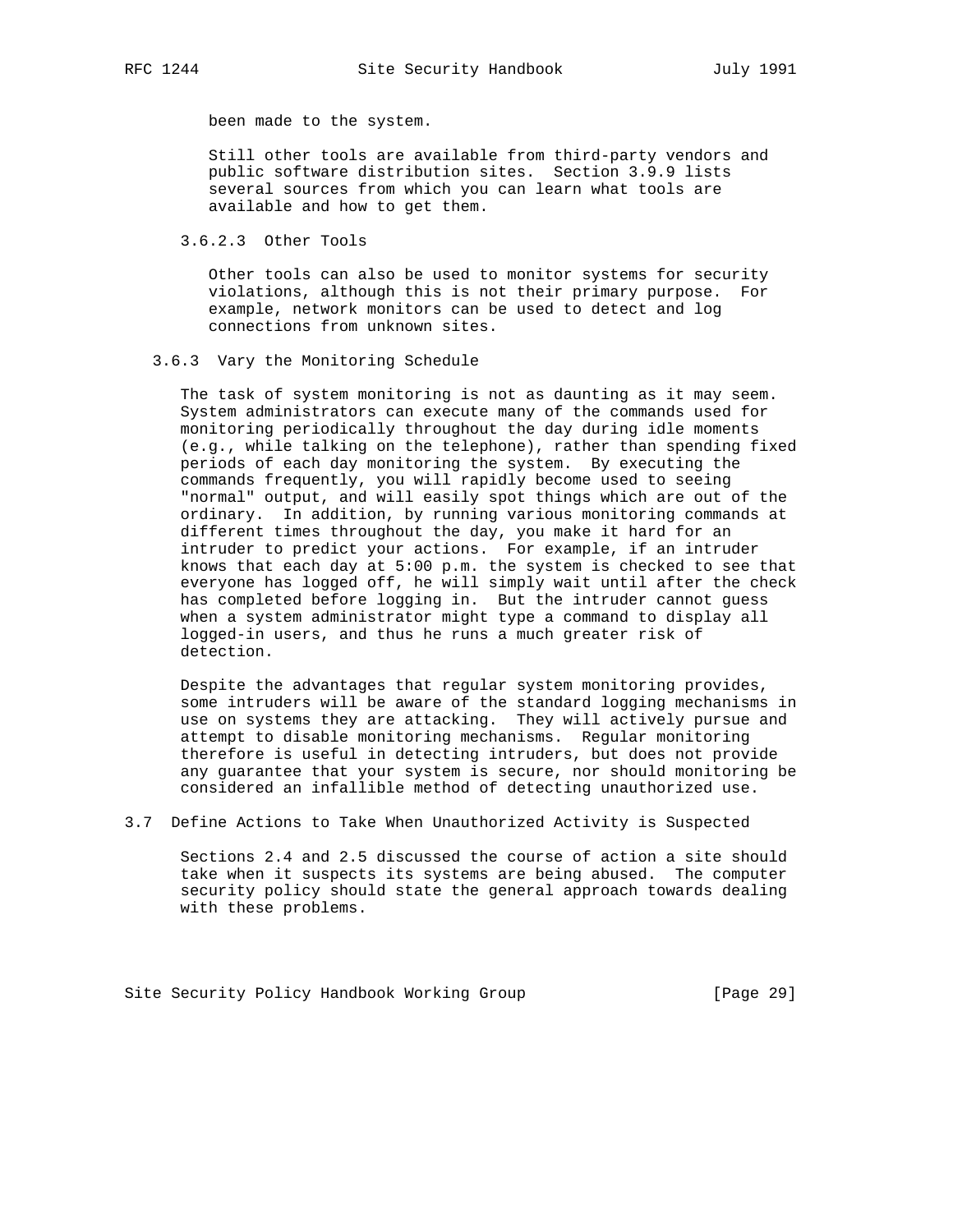been made to the system.

Still other tools are available from third-party vendors and public software distribution sites. Section 3.9.9 lists several sources from which you can learn what tools are available and how to get them.

#### 3.6.2.3 Other Tools

Other tools can also be used to monitor systems for security violations, although this is not their primary purpose. For example, network monitors can be used to detect and log connections from unknown sites.

### 3.6.3 Vary the Monitoring Schedule

The task of system monitoring is not as daunting as it may seem. System administrators can execute many of the commands used for monitoring periodically throughout the day during idle moments (e.g., while talking on the telephone), rather than spending fixed periods of each day monitoring the system. By executing the commands frequently, you will rapidly become used to seeing "normal" output, and will easily spot things which are out of the ordinary. In addition, by running various monitoring commands at different times throughout the day, you make it hard for an intruder to predict your actions. For example, if an intruder knows that each day at 5:00 p.m. the system is checked to see that everyone has logged off, he will simply wait until after the check has completed before logging in. But the intruder cannot guess when a system administrator might type a command to display all logged-in users, and thus he runs a much greater risk of detection.

Despite the advantages that regular system monitoring provides, some intruders will be aware of the standard logging mechanisms in use on systems they are attacking. They will actively pursue and attempt to disable monitoring mechanisms. Regular monitoring therefore is useful in detecting intruders, but does not provide any guarantee that your system is secure, nor should monitoring be considered an infallible method of detecting unauthorized use.

## 3.7 Define Actions to Take When Unauthorized Activity is Suspected

Sections 2.4 and 2.5 discussed the course of action a site should take when it suspects its systems are being abused. The computer security policy should state the general approach towards dealing with these problems.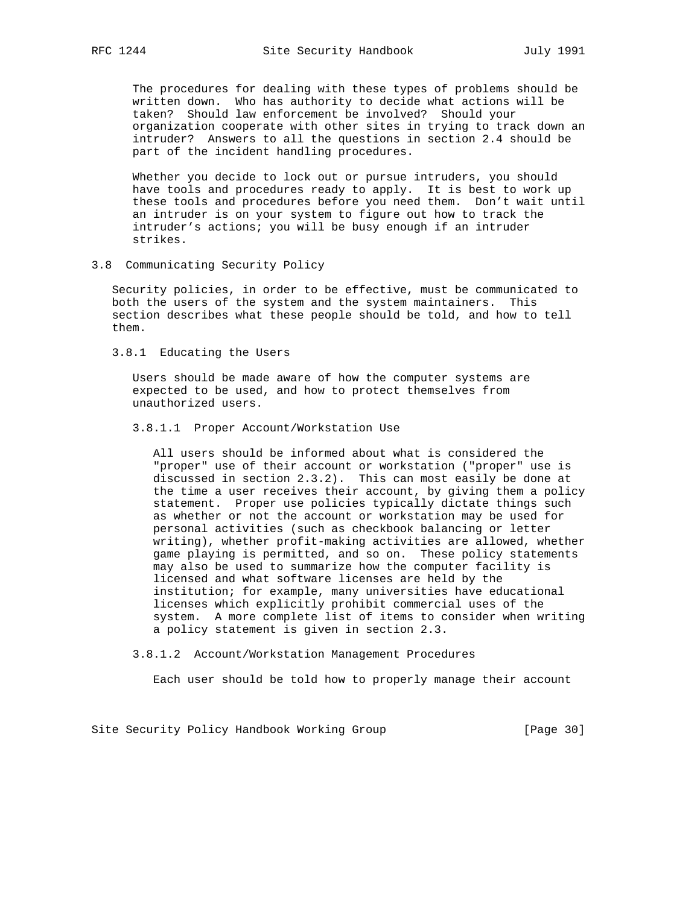The procedures for dealing with these types of problems should be written down. Who has authority to decide what actions will be taken? Should law enforcement be involved? Should your organization cooperate with other sites in trying to track down an intruder? Answers to all the questions in section 2.4 should be part of the incident handling procedures.

Whether you decide to lock out or pursue intruders, you should have tools and procedures ready to apply. It is best to work up these tools and procedures before you need them. Don't wait until an intruder is on your system to figure out how to track the intruder's actions; you will be busy enough if an intruder strikes.

## 3.8 Communicating Security Policy

Security policies, in order to be effective, must be communicated to both the users of the system and the system maintainers. This section describes what these people should be told, and how to tell them.

### 3.8.1 Educating the Users

Users should be made aware of how the computer systems are expected to be used, and how to protect themselves from unauthorized users.

#### 3.8.1.1 Proper Account/Workstation Use

All users should be informed about what is considered the "proper" use of their account or workstation ("proper" use is discussed in section 2.3.2). This can most easily be done at the time a user receives their account, by giving them a policy statement. Proper use policies typically dictate things such as whether or not the account or workstation may be used for personal activities (such as checkbook balancing or letter writing), whether profit-making activities are allowed, whether game playing is permitted, and so on. These policy statements may also be used to summarize how the computer facility is licensed and what software licenses are held by the institution; for example, many universities have educational licenses which explicitly prohibit commercial uses of the system. A more complete list of items to consider when writing a policy statement is given in section 2.3.

#### 3.8.1.2 Account/Workstation Management Procedures

Each user should be told how to properly manage their account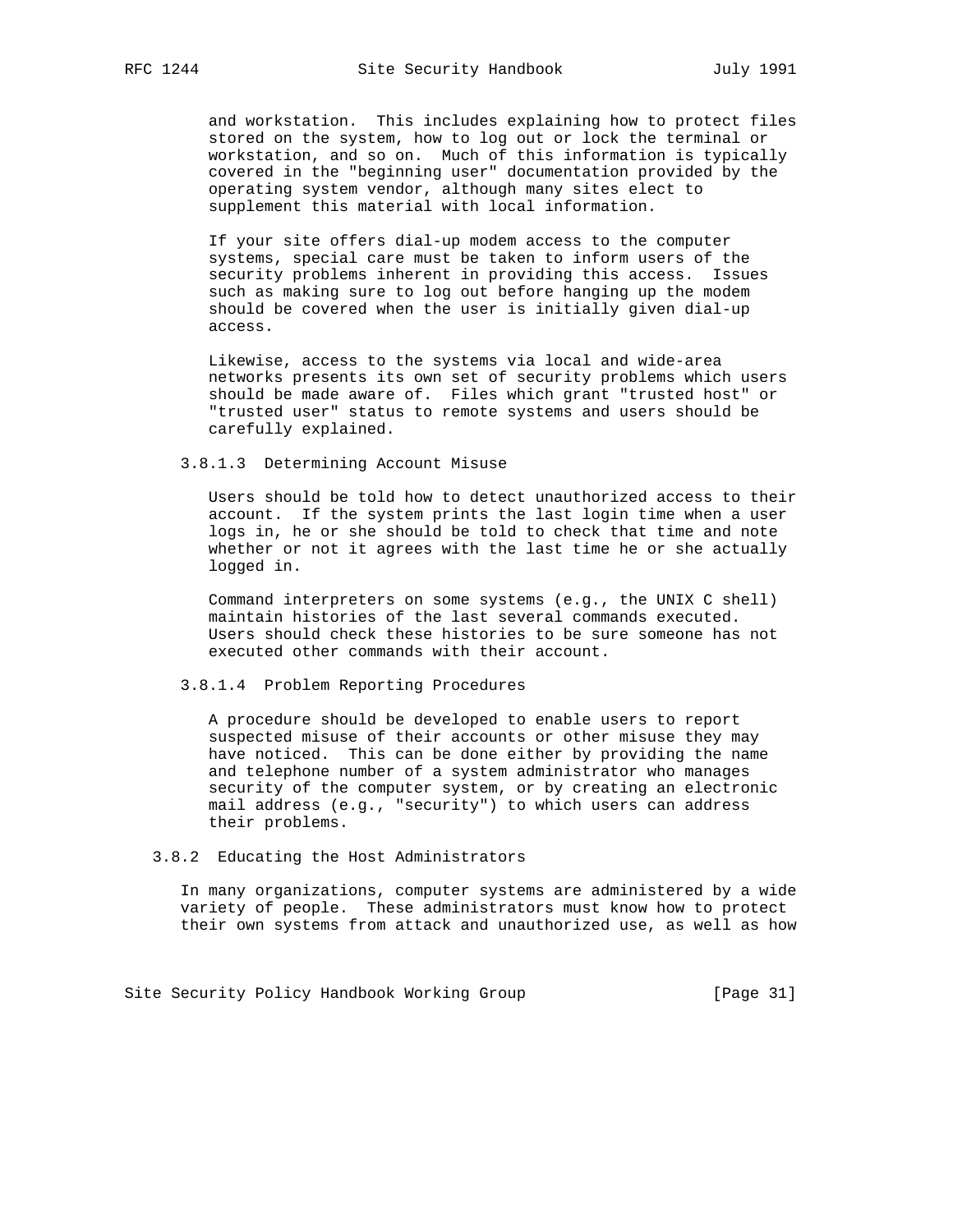and workstation. This includes explaining how to protect files stored on the system, how to log out or lock the terminal or workstation, and so on. Much of this information is typically covered in the "beginning user" documentation provided by the operating system vendor, although many sites elect to supplement this material with local information.

If your site offers dial-up modem access to the computer systems, special care must be taken to inform users of the security problems inherent in providing this access. Issues such as making sure to log out before hanging up the modem should be covered when the user is initially given dial-up access.

Likewise, access to the systems via local and wide-area networks presents its own set of security problems which users should be made aware of. Files which grant "trusted host" or "trusted user" status to remote systems and users should be carefully explained.

#### 3.8.1.3 Determining Account Misuse

Users should be told how to detect unauthorized access to their account. If the system prints the last login time when a user logs in, he or she should be told to check that time and note whether or not it agrees with the last time he or she actually logged in.

Command interpreters on some systems (e.g., the UNIX C shell) maintain histories of the last several commands executed. Users should check these histories to be sure someone has not executed other commands with their account.

#### 3.8.1.4 Problem Reporting Procedures

A procedure should be developed to enable users to report suspected misuse of their accounts or other misuse they may have noticed. This can be done either by providing the name and telephone number of a system administrator who manages security of the computer system, or by creating an electronic mail address (e.g., "security") to which users can address their problems.

### 3.8.2 Educating the Host Administrators

In many organizations, computer systems are administered by a wide variety of people. These administrators must know how to protect their own systems from attack and unauthorized use, as well as how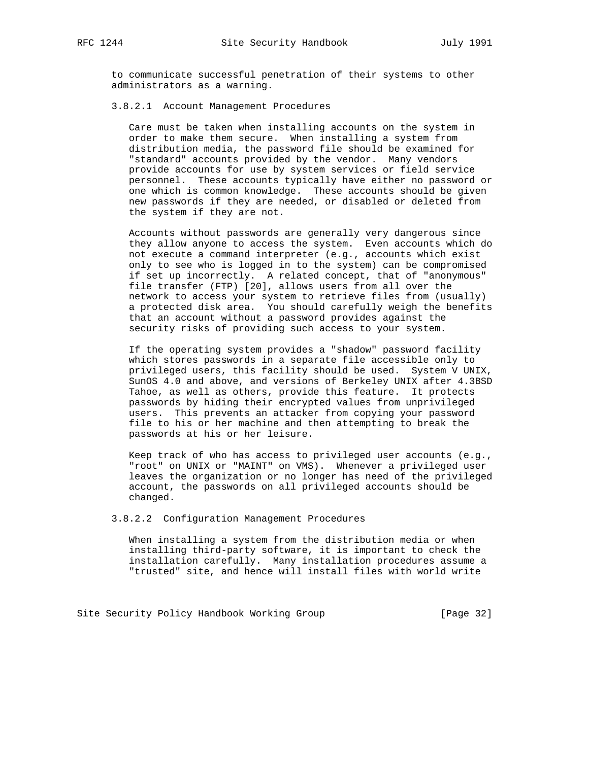to communicate successful penetration of their systems to other administrators as a warning.

#### 3.8.2.1 Account Management Procedures

Care must be taken when installing accounts on the system in order to make them secure. When installing a system from distribution media, the password file should be examined for "standard" accounts provided by the vendor. Many vendors provide accounts for use by system services or field service personnel. These accounts typically have either no password or one which is common knowledge. These accounts should be given new passwords if they are needed, or disabled or deleted from the system if they are not.

Accounts without passwords are generally very dangerous since they allow anyone to access the system. Even accounts which do not execute a command interpreter (e.g., accounts which exist only to see who is logged in to the system) can be compromised if set up incorrectly. A related concept, that of "anonymous" file transfer (FTP) [20], allows users from all over the network to access your system to retrieve files from (usually) a protected disk area. You should carefully weigh the benefits that an account without a password provides against the security risks of providing such access to your system.

If the operating system provides a "shadow" password facility which stores passwords in a separate file accessible only to privileged users, this facility should be used. System V UNIX, SunOS 4.0 and above, and versions of Berkeley UNIX after 4.3BSD Tahoe, as well as others, provide this feature. It protects passwords by hiding their encrypted values from unprivileged users. This prevents an attacker from copying your password file to his or her machine and then attempting to break the passwords at his or her leisure.

Keep track of who has access to privileged user accounts (e.g., "root" on UNIX or "MAINT" on VMS). Whenever a privileged user leaves the organization or no longer has need of the privileged account, the passwords on all privileged accounts should be changed.

#### 3.8.2.2 Configuration Management Procedures

When installing a system from the distribution media or when installing third-party software, it is important to check the installation carefully. Many installation procedures assume a "trusted" site, and hence will install files with world write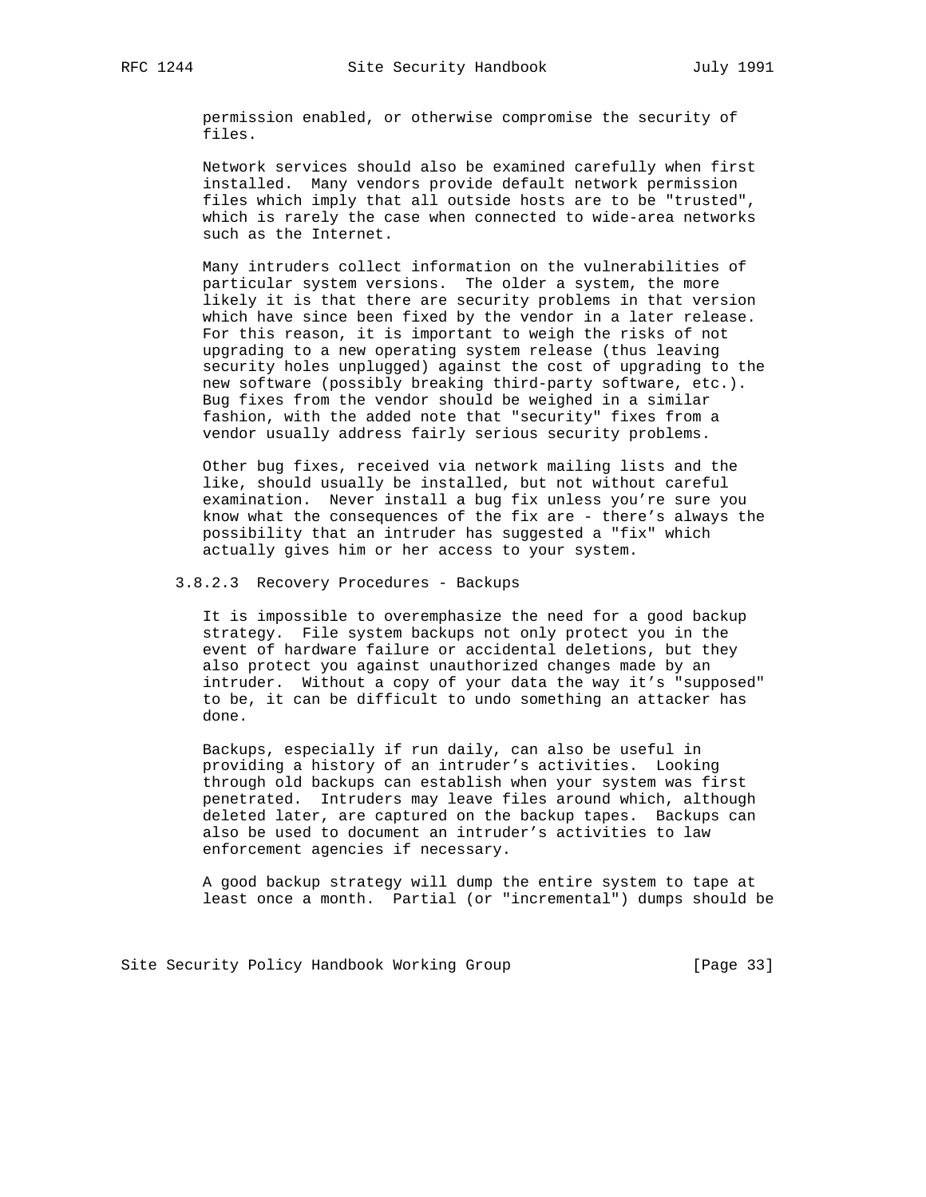permission enabled, or otherwise compromise the security of files.

Network services should also be examined carefully when first installed. Many vendors provide default network permission files which imply that all outside hosts are to be "trusted", which is rarely the case when connected to wide-area networks such as the Internet.

Many intruders collect information on the vulnerabilities of particular system versions. The older a system, the more likely it is that there are security problems in that version which have since been fixed by the vendor in a later release. For this reason, it is important to weigh the risks of not upgrading to a new operating system release (thus leaving security holes unplugged) against the cost of upgrading to the new software (possibly breaking third-party software, etc.). Bug fixes from the vendor should be weighed in a similar fashion, with the added note that "security" fixes from a vendor usually address fairly serious security problems.

Other bug fixes, received via network mailing lists and the like, should usually be installed, but not without careful examination. Never install a bug fix unless you're sure you know what the consequences of the fix are - there's always the possibility that an intruder has suggested a "fix" which actually gives him or her access to your system.

#### 3.8.2.3 Recovery Procedures - Backups

It is impossible to overemphasize the need for a good backup strategy. File system backups not only protect you in the event of hardware failure or accidental deletions, but they also protect you against unauthorized changes made by an intruder. Without a copy of your data the way it's "supposed" to be, it can be difficult to undo something an attacker has done.

Backups, especially if run daily, can also be useful in providing a history of an intruder's activities. Looking through old backups can establish when your system was first penetrated. Intruders may leave files around which, although deleted later, are captured on the backup tapes. Backups can also be used to document an intruder's activities to law enforcement agencies if necessary.

A good backup strategy will dump the entire system to tape at least once a month. Partial (or "incremental") dumps should be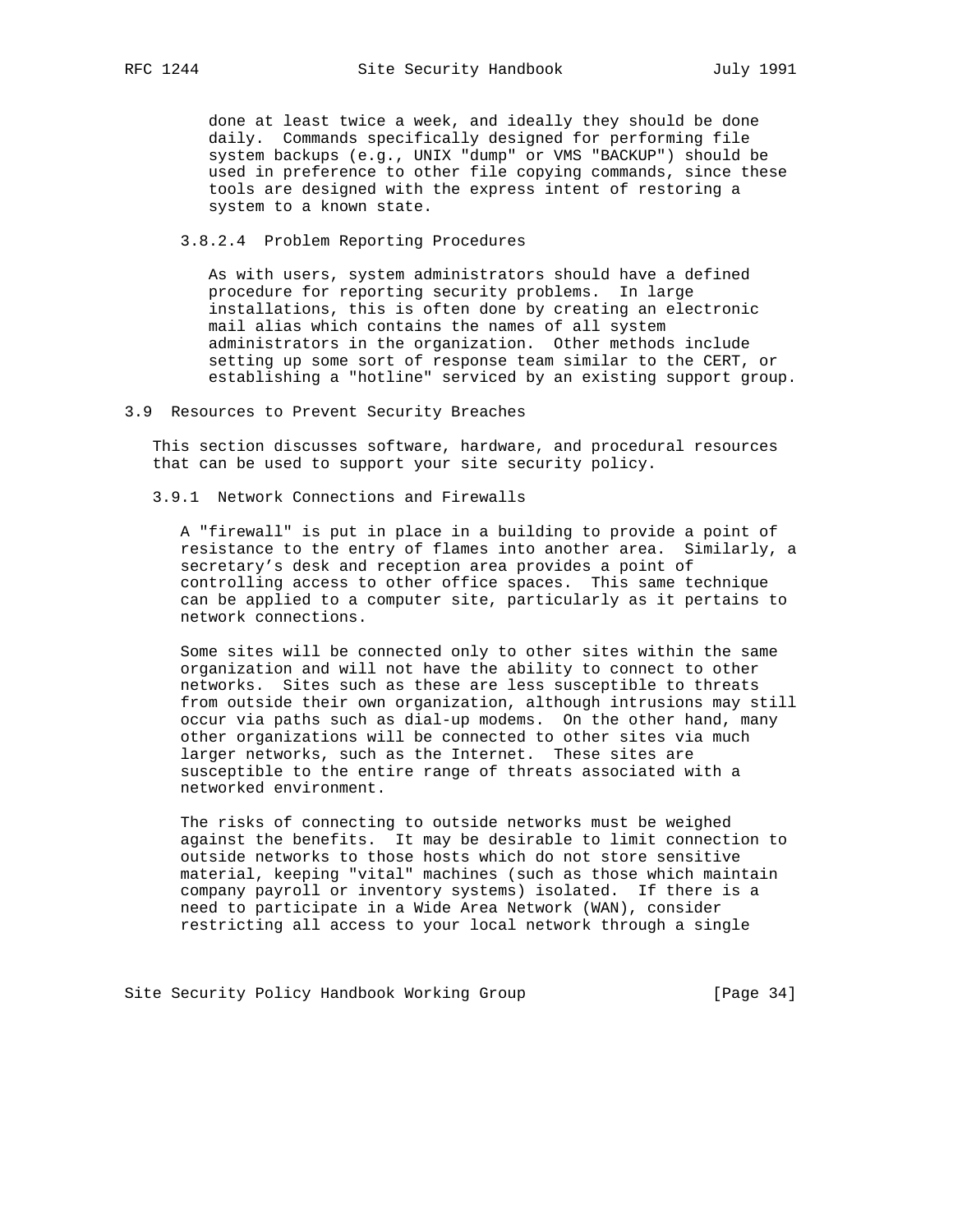done at least twice a week, and ideally they should be done daily. Commands specifically designed for performing file system backups (e.g., UNIX "dump" or VMS "BACKUP") should be used in preference to other file copying commands, since these tools are designed with the express intent of restoring a system to a known state.

#### 3.8.2.4 Problem Reporting Procedures

As with users, system administrators should have a defined procedure for reporting security problems. In large installations, this is often done by creating an electronic mail alias which contains the names of all system administrators in the organization. Other methods include setting up some sort of response team similar to the CERT, or establishing a "hotline" serviced by an existing support group.

## 3.9 Resources to Prevent Security Breaches

This section discusses software, hardware, and procedural resources that can be used to support your site security policy.

### 3.9.1 Network Connections and Firewalls

A "firewall" is put in place in a building to provide a point of resistance to the entry of flames into another area. Similarly, a secretary’s desk and reception area provides a point of controlling access to other office spaces. This same technique can be applied to a computer site, particularly as it pertains to network connections.

Some sites will be connected only to other sites within the same organization and will not have the ability to connect to other networks. Sites such as these are less susceptible to threats from outside their own organization, although intrusions may still occur via paths such as dial-up modems. On the other hand, many other organizations will be connected to other sites via much larger networks, such as the Internet. These sites are susceptible to the entire range of threats associated with a networked environment.

The risks of connecting to outside networks must be weighed against the benefits. It may be desirable to limit connection to outside networks to those hosts which do not store sensitive material, keeping "vital" machines (such as those which maintain company payroll or inventory systems) isolated. If there is a need to participate in a Wide Area Network (WAN), consider restricting all access to your local network through a single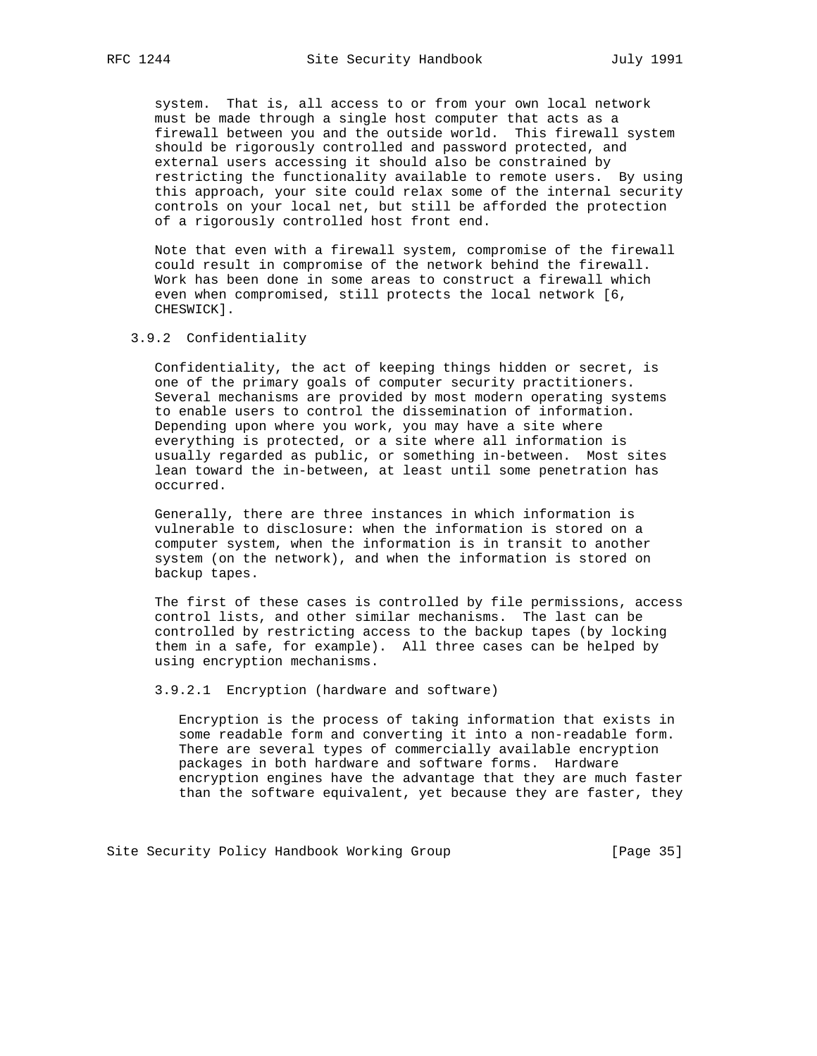system. That is, all access to or from your own local network must be made through a single host computer that acts as a firewall between you and the outside world. This firewall system should be rigorously controlled and password protected, and external users accessing it should also be constrained by restricting the functionality available to remote users. By using this approach, your site could relax some of the internal security controls on your local net, but still be afforded the protection of a rigorously controlled host front end.

Note that even with a firewall system, compromise of the firewall could result in compromise of the network behind the firewall. Work has been done in some areas to construct a firewall which even when compromised, still protects the local network [6, CHESWICK].

### 3.9.2 Confidentiality

Confidentiality, the act of keeping things hidden or secret, is one of the primary goals of computer security practitioners. Several mechanisms are provided by most modern operating systems to enable users to control the dissemination of information. Depending upon where you work, you may have a site where everything is protected, or a site where all information is usually regarded as public, or something in-between. Most sites lean toward the in-between, at least until some penetration has occurred.

Generally, there are three instances in which information is vulnerable to disclosure: when the information is stored on a computer system, when the information is in transit to another system (on the network), and when the information is stored on backup tapes.

The first of these cases is controlled by file permissions, access control lists, and other similar mechanisms. The last can be controlled by restricting access to the backup tapes (by locking them in a safe, for example). All three cases can be helped by using encryption mechanisms.

#### 3.9.2.1 Encryption (hardware and software)

Encryption is the process of taking information that exists in some readable form and converting it into a non-readable form. There are several types of commercially available encryption packages in both hardware and software forms. Hardware encryption engines have the advantage that they are much faster than the software equivalent, yet because they are faster, they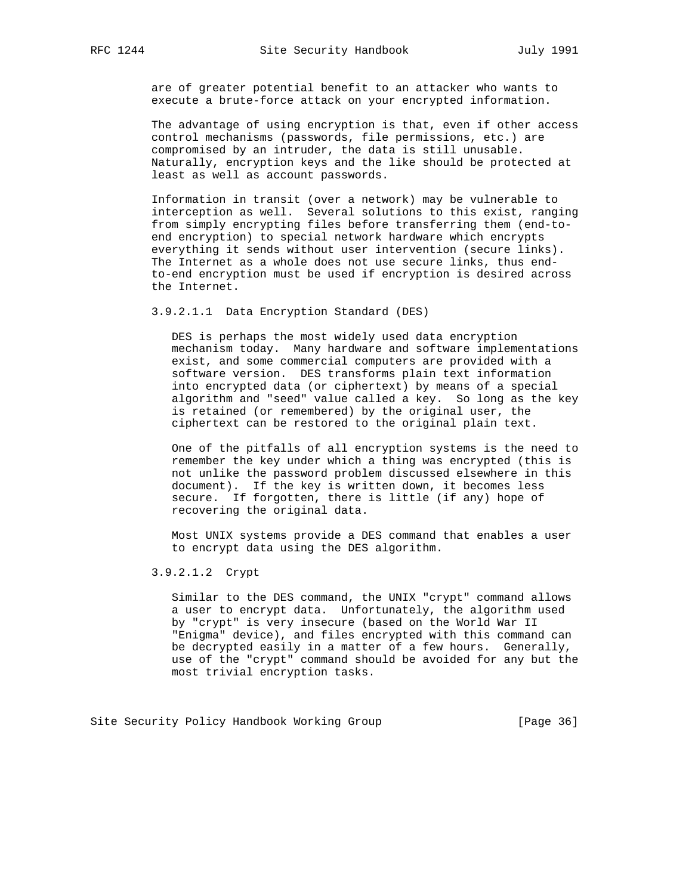are of greater potential benefit to an attacker who wants to execute a brute-force attack on your encrypted information.

The advantage of using encryption is that, even if other access control mechanisms (passwords, file permissions, etc.) are compromised by an intruder, the data is still unusable. Naturally, encryption keys and the like should be protected at least as well as account passwords.

Information in transit (over a network) may be vulnerable to interception as well. Several solutions to this exist, ranging from simply encrypting files before transferring them (end-to-end encryption) to special network hardware which encrypts everything it sends without user intervention (secure links). The Internet as a whole does not use secure links, thus end-to-end encryption must be used if encryption is desired across the Internet.

#### 3.9.2.1.1 Data Encryption Standard (DES)

DES is perhaps the most widely used data encryption mechanism today. Many hardware and software implementations exist, and some commercial computers are provided with a software version. DES transforms plain text information into encrypted data (or ciphertext) by means of a special algorithm and "seed" value called a key. So long as the key is retained (or remembered) by the original user, the ciphertext can be restored to the original plain text.

One of the pitfalls of all encryption systems is the need to remember the key under which a thing was encrypted (this is not unlike the password problem discussed elsewhere in this document). If the key is written down, it becomes less secure. If forgotten, there is little (if any) hope of recovering the original data.

Most UNIX systems provide a DES command that enables a user to encrypt data using the DES algorithm.

#### 3.9.2.1.2 Crypt

Similar to the DES command, the UNIX "crypt" command allows a user to encrypt data. Unfortunately, the algorithm used by "crypt" is very insecure (based on the World War II "Enigma" device), and files encrypted with this command can be decrypted easily in a matter of a few hours. Generally, use of the "crypt" command should be avoided for any but the most trivial encryption tasks.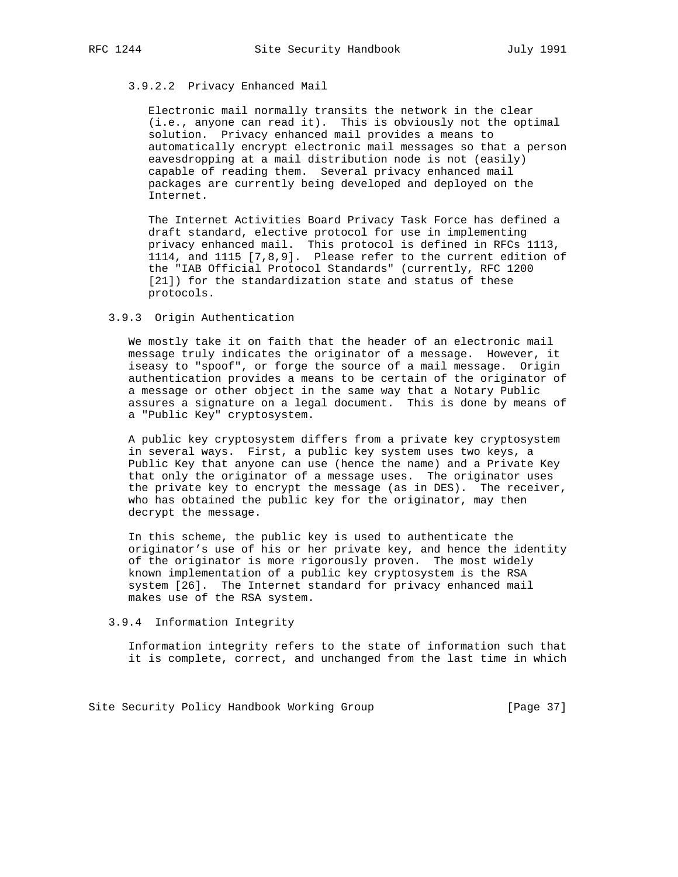#### 3.9.2.2 Privacy Enhanced Mail

Electronic mail normally transits the network in the clear (i.e., anyone can read it). This is obviously not the optimal solution. Privacy enhanced mail provides a means to automatically encrypt electronic mail messages so that a person eavesdropping at a mail distribution node is not (easily) capable of reading them. Several privacy enhanced mail packages are currently being developed and deployed on the Internet.

The Internet Activities Board Privacy Task Force has defined a draft standard, elective protocol for use in implementing privacy enhanced mail. This protocol is defined in RFCs 1113, 1114, and 1115 [7,8,9]. Please refer to the current edition of the "IAB Official Protocol Standards" (currently, RFC 1200 [21]) for the standardization state and status of these protocols.

### 3.9.3 Origin Authentication

We mostly take it on faith that the header of an electronic mail message truly indicates the originator of a message. However, it iseasy to "spoof", or forge the source of a mail message. Origin authentication provides a means to be certain of the originator of a message or other object in the same way that a Notary Public assures a signature on a legal document. This is done by means of a "Public Key" cryptosystem.

A public key cryptosystem differs from a private key cryptosystem in several ways. First, a public key system uses two keys, a Public Key that anyone can use (hence the name) and a Private Key that only the originator of a message uses. The originator uses the private key to encrypt the message (as in DES). The receiver, who has obtained the public key for the originator, may then decrypt the message.

In this scheme, the public key is used to authenticate the originator's use of his or her private key, and hence the identity of the originator is more rigorously proven. The most widely known implementation of a public key cryptosystem is the RSA system [26]. The Internet standard for privacy enhanced mail makes use of the RSA system.

### 3.9.4 Information Integrity

Information integrity refers to the state of information such that it is complete, correct, and unchanged from the last time in which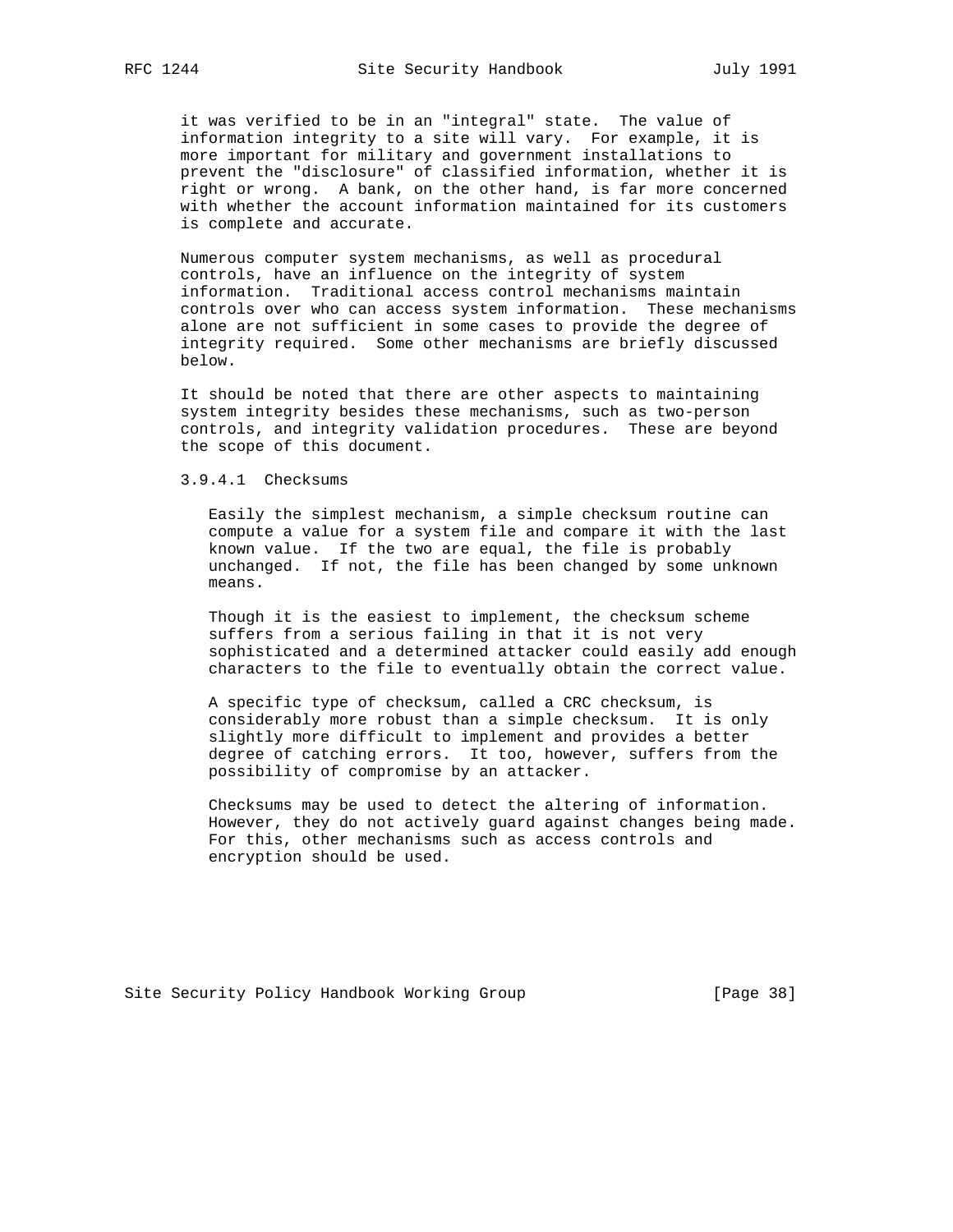it was verified to be in an "integral" state. The value of information integrity to a site will vary. For example, it is more important for military and government installations to prevent the "disclosure" of classified information, whether it is right or wrong. A bank, on the other hand, is far more concerned with whether the account information maintained for its customers is complete and accurate.

Numerous computer system mechanisms, as well as procedural controls, have an influence on the integrity of system information. Traditional access control mechanisms maintain controls over who can access system information. These mechanisms alone are not sufficient in some cases to provide the degree of integrity required. Some other mechanisms are briefly discussed below.

It should be noted that there are other aspects to maintaining system integrity besides these mechanisms, such as two-person controls, and integrity validation procedures. These are beyond the scope of this document.

#### 3.9.4.1 Checksums

Easily the simplest mechanism, a simple checksum routine can compute a value for a system file and compare it with the last known value. If the two are equal, the file is probably unchanged. If not, the file has been changed by some unknown means.

Though it is the easiest to implement, the checksum scheme suffers from a serious failing in that it is not very sophisticated and a determined attacker could easily add enough characters to the file to eventually obtain the correct value.

A specific type of checksum, called a CRC checksum, is considerably more robust than a simple checksum. It is only slightly more difficult to implement and provides a better degree of catching errors. It too, however, suffers from the possibility of compromise by an attacker.

Checksums may be used to detect the altering of information. However, they do not actively guard against changes being made. For this, other mechanisms such as access controls and encryption should be used.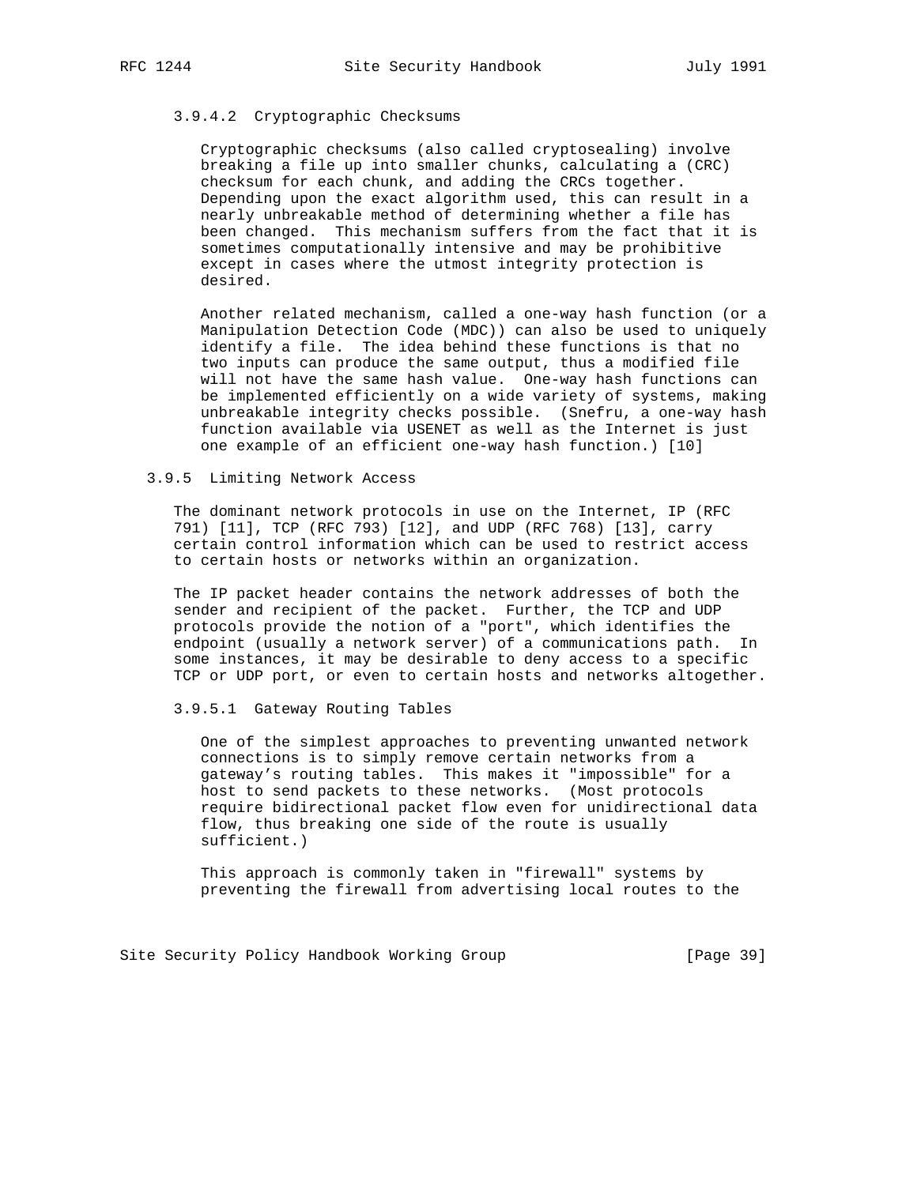#### 3.9.4.2 Cryptographic Checksums

Cryptographic checksums (also called cryptosealing) involve breaking a file up into smaller chunks, calculating a (CRC) checksum for each chunk, and adding the CRCs together. Depending upon the exact algorithm used, this can result in a nearly unbreakable method of determining whether a file has been changed. This mechanism suffers from the fact that it is sometimes computationally intensive and may be prohibitive except in cases where the utmost integrity protection is desired.

Another related mechanism, called a one-way hash function (or a Manipulation Detection Code (MDC)) can also be used to uniquely identify a file. The idea behind these functions is that no two inputs can produce the same output, thus a modified file will not have the same hash value. One-way hash functions can be implemented efficiently on a wide variety of systems, making unbreakable integrity checks possible. (Snefru, a one-way hash function available via USENET as well as the Internet is just one example of an efficient one-way hash function.) [10]

### 3.9.5 Limiting Network Access

The dominant network protocols in use on the Internet, IP (RFC 791) [11], TCP (RFC 793) [12], and UDP (RFC 768) [13], carry certain control information which can be used to restrict access to certain hosts or networks within an organization.

The IP packet header contains the network addresses of both the sender and recipient of the packet. Further, the TCP and UDP protocols provide the notion of a "port", which identifies the endpoint (usually a network server) of a communications path. In some instances, it may be desirable to deny access to a specific TCP or UDP port, or even to certain hosts and networks altogether.

#### 3.9.5.1 Gateway Routing Tables

One of the simplest approaches to preventing unwanted network connections is to simply remove certain networks from a gateway's routing tables. This makes it "impossible" for a host to send packets to these networks. (Most protocols require bidirectional packet flow even for unidirectional data flow, thus breaking one side of the route is usually sufficient.)

This approach is commonly taken in "firewall" systems by preventing the firewall from advertising local routes to the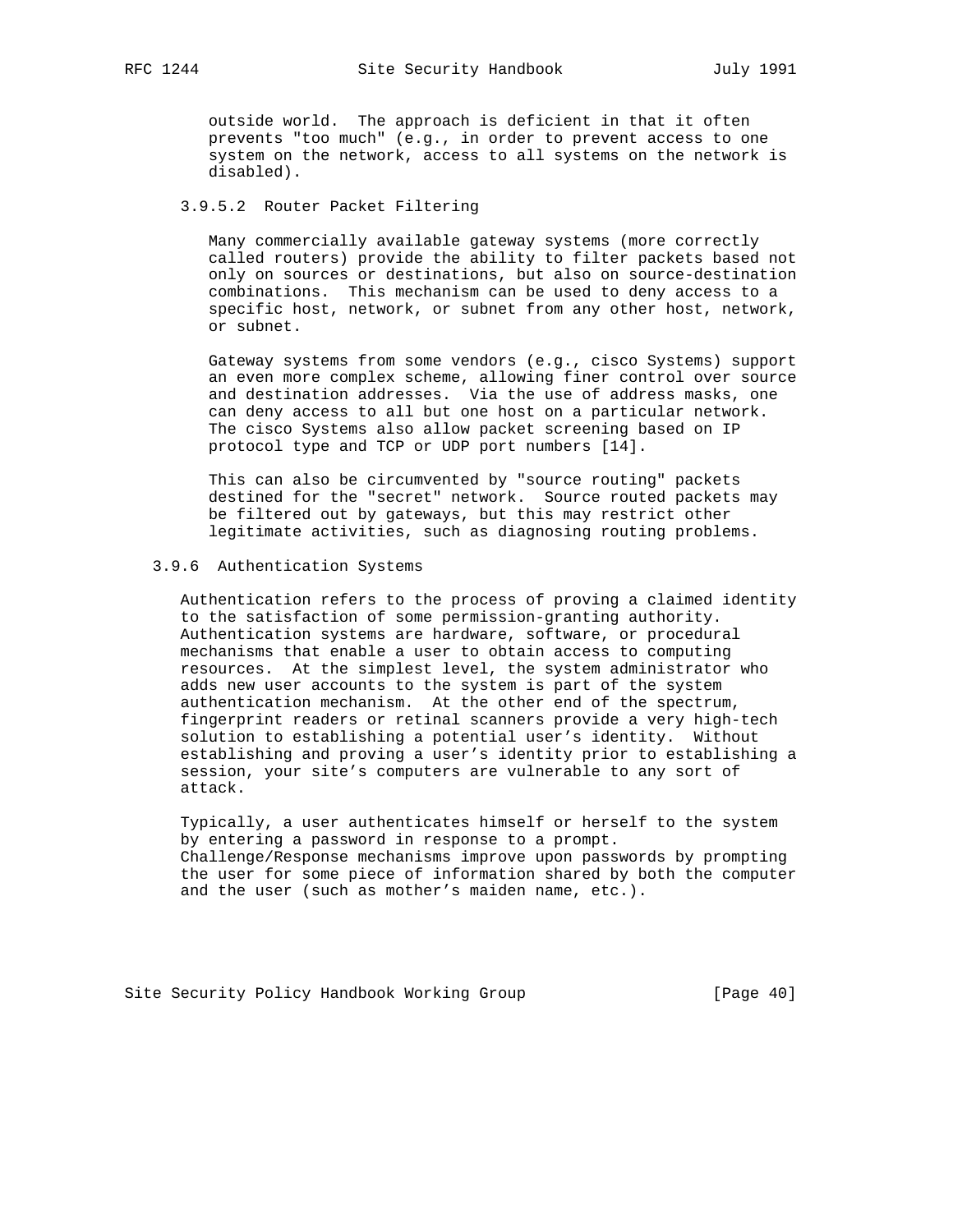outside world. The approach is deficient in that it often prevents "too much" (e.g., in order to prevent access to one system on the network, access to all systems on the network is disabled).

#### 3.9.5.2 Router Packet Filtering

Many commercially available gateway systems (more correctly called routers) provide the ability to filter packets based not only on sources or destinations, but also on source-destination combinations. This mechanism can be used to deny access to a specific host, network, or subnet from any other host, network, or subnet.

Gateway systems from some vendors (e.g., cisco Systems) support an even more complex scheme, allowing finer control over source and destination addresses. Via the use of address masks, one can deny access to all but one host on a particular network. The cisco Systems also allow packet screening based on IP protocol type and TCP or UDP port numbers [14].

This can also be circumvented by "source routing" packets destined for the "secret" network. Source routed packets may be filtered out by gateways, but this may restrict other legitimate activities, such as diagnosing routing problems.

### 3.9.6 Authentication Systems

Authentication refers to the process of proving a claimed identity to the satisfaction of some permission-granting authority. Authentication systems are hardware, software, or procedural mechanisms that enable a user to obtain access to computing resources. At the simplest level, the system administrator who adds new user accounts to the system is part of the system authentication mechanism. At the other end of the spectrum, fingerprint readers or retinal scanners provide a very high-tech solution to establishing a potential user's identity. Without establishing and proving a user's identity prior to establishing a session, your site's computers are vulnerable to any sort of attack.

Typically, a user authenticates himself or herself to the system by entering a password in response to a prompt. Challenge/Response mechanisms improve upon passwords by prompting the user for some piece of information shared by both the computer and the user (such as mother's maiden name, etc.).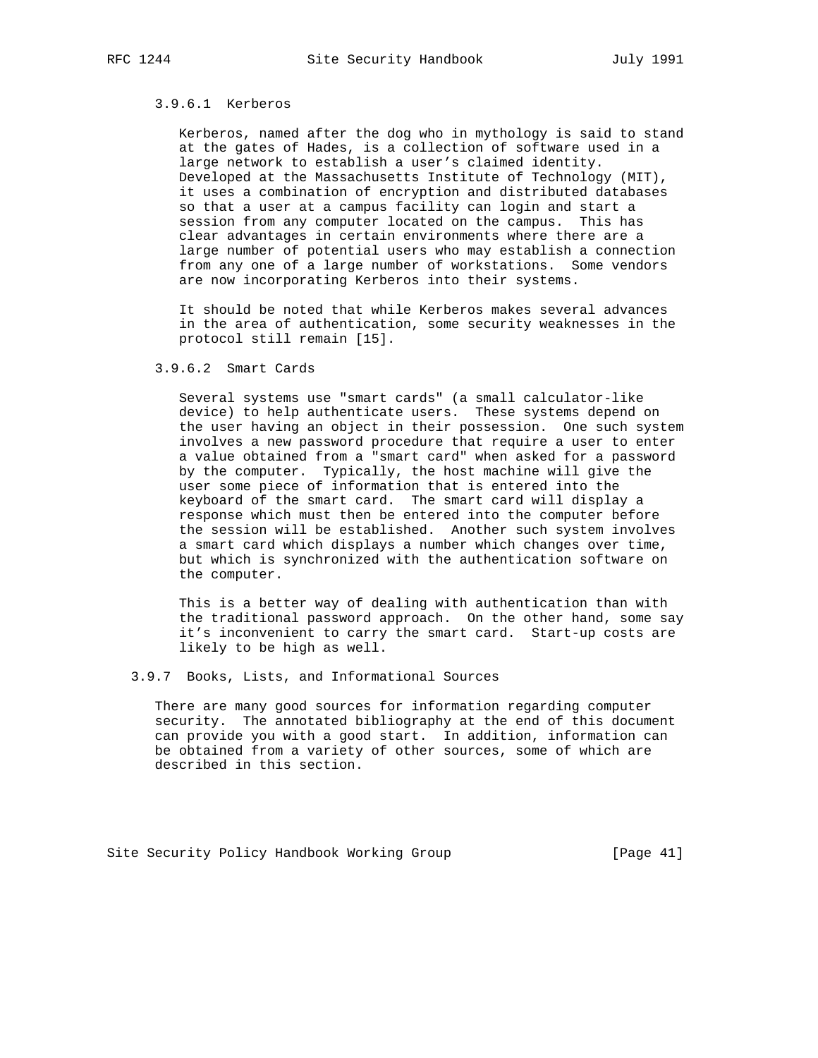#### 3.9.6.1 Kerberos

Kerberos, named after the dog who in mythology is said to stand at the gates of Hades, is a collection of software used in a large network to establish a user's claimed identity. Developed at the Massachusetts Institute of Technology (MIT), it uses a combination of encryption and distributed databases so that a user at a campus facility can login and start a session from any computer located on the campus. This has clear advantages in certain environments where there are a large number of potential users who may establish a connection from any one of a large number of workstations. Some vendors are now incorporating Kerberos into their systems.

It should be noted that while Kerberos makes several advances in the area of authentication, some security weaknesses in the protocol still remain [15].

#### 3.9.6.2 Smart Cards

Several systems use "smart cards" (a small calculator-like device) to help authenticate users. These systems depend on the user having an object in their possession. One such system involves a new password procedure that require a user to enter a value obtained from a "smart card" when asked for a password by the computer. Typically, the host machine will give the user some piece of information that is entered into the keyboard of the smart card. The smart card will display a response which must then be entered into the computer before the session will be established. Another such system involves a smart card which displays a number which changes over time, but which is synchronized with the authentication software on the computer.

This is a better way of dealing with authentication than with the traditional password approach. On the other hand, some say it's inconvenient to carry the smart card. Start-up costs are likely to be high as well.

### 3.9.7 Books, Lists, and Informational Sources

There are many good sources for information regarding computer security. The annotated bibliography at the end of this document can provide you with a good start. In addition, information can be obtained from a variety of other sources, some of which are described in this section.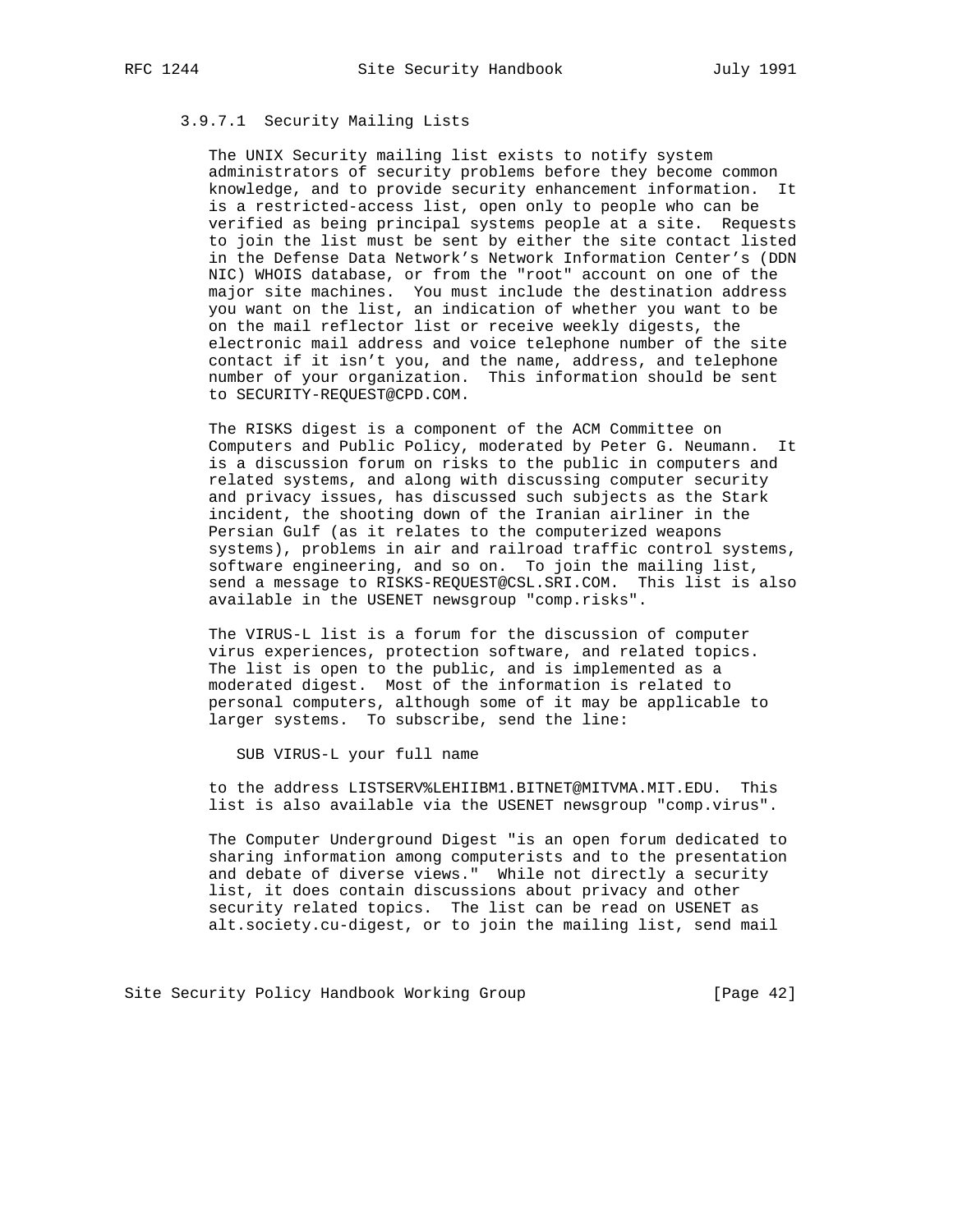#### 3.9.7.1 Security Mailing Lists

The UNIX Security mailing list exists to notify system administrators of security problems before they become common knowledge, and to provide security enhancement information. It is a restricted-access list, open only to people who can be verified as being principal systems people at a site. Requests to join the list must be sent by either the site contact listed in the Defense Data Network's Network Information Center's (DDN NIC) WHOIS database, or from the "root" account on one of the major site machines. You must include the destination address you want on the list, an indication of whether you want to be on the mail reflector list or receive weekly digests, the electronic mail address and voice telephone number of the site contact if it isn't you, and the name, address, and telephone number of your organization. This information should be sent to SECURITY-REQUEST@CPD.COM.

The RISKS digest is a component of the ACM Committee on Computers and Public Policy, moderated by Peter G. Neumann. It is a discussion forum on risks to the public in computers and related systems, and along with discussing computer security and privacy issues, has discussed such subjects as the Stark incident, the shooting down of the Iranian airliner in the Persian Gulf (as it relates to the computerized weapons systems), problems in air and railroad traffic control systems, software engineering, and so on. To join the mailing list, send a message to RISKS-REQUEST@CSL.SRI.COM. This list is also available in the USENET newsgroup "comp.risks".

The VIRUS-L list is a forum for the discussion of computer virus experiences, protection software, and related topics. The list is open to the public, and is implemented as a moderated digest. Most of the information is related to personal computers, although some of it may be applicable to larger systems. To subscribe, send the line:

```
SUB VIRUS-L your full name
```

to the address LISTSERV%LEHIIBM1.BITNET@MITVMA.MIT.EDU. This list is also available via the USENET newsgroup "comp.virus".

The Computer Underground Digest "is an open forum dedicated to sharing information among computerists and to the presentation and debate of diverse views." While not directly a security list, it does contain discussions about privacy and other security related topics. The list can be read on USENET as alt.society.cu-digest, or to join the mailing list, send mail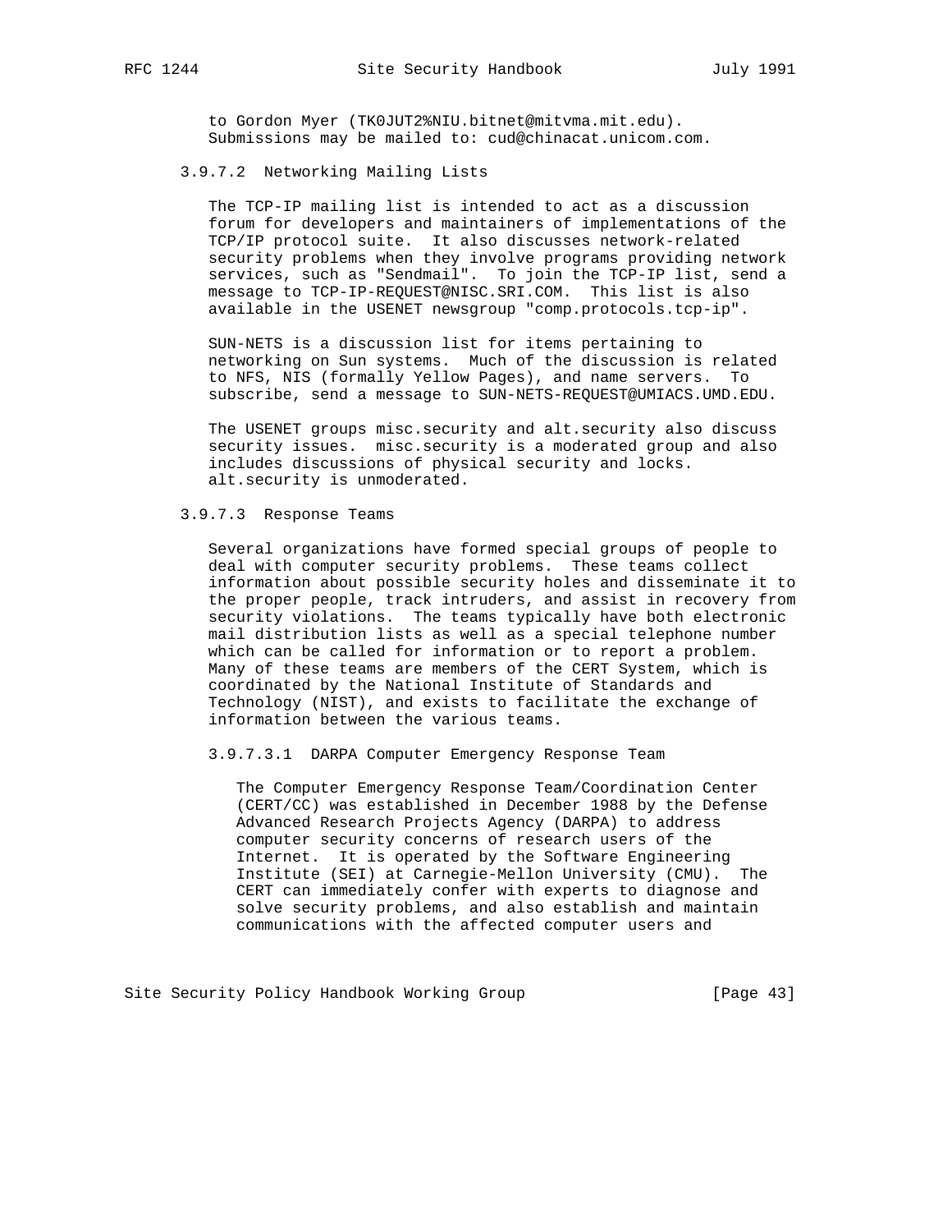to Gordon Myer (TK0JUT2%NIU.bitnet@mitvma.mit.edu). Submissions may be mailed to: cud@chinacat.unicom.com.

#### 3.9.7.2 Networking Mailing Lists

The TCP-IP mailing list is intended to act as a discussion forum for developers and maintainers of implementations of the TCP/IP protocol suite. It also discusses network-related security problems when they involve programs providing network services, such as "Sendmail". To join the TCP-IP list, send a message to TCP-IP-REQUEST@NISC.SRI.COM. This list is also available in the USENET newsgroup "comp.protocols.tcp-ip".

SUN-NETS is a discussion list for items pertaining to networking on Sun systems. Much of the discussion is related to NFS, NIS (formally Yellow Pages), and name servers. To subscribe, send a message to SUN-NETS-REQUEST@UMIACS.UMD.EDU.

The USENET groups misc.security and alt.security also discuss security issues. misc.security is a moderated group and also includes discussions of physical security and locks. alt.security is unmoderated.

#### 3.9.7.3 Response Teams

Several organizations have formed special groups of people to deal with computer security problems. These teams collect information about possible security holes and disseminate it to the proper people, track intruders, and assist in recovery from security violations. The teams typically have both electronic mail distribution lists as well as a special telephone number which can be called for information or to report a problem. Many of these teams are members of the CERT System, which is coordinated by the National Institute of Standards and Technology (NIST), and exists to facilitate the exchange of information between the various teams.

##### 3.9.7.3.1 DARPA Computer Emergency Response Team

The Computer Emergency Response Team/Coordination Center (CERT/CC) was established in December 1988 by the Defense Advanced Research Projects Agency (DARPA) to address computer security concerns of research users of the Internet. It is operated by the Software Engineering Institute (SEI) at Carnegie-Mellon University (CMU). The CERT can immediately confer with experts to diagnose and solve security problems, and also establish and maintain communications with the affected computer users and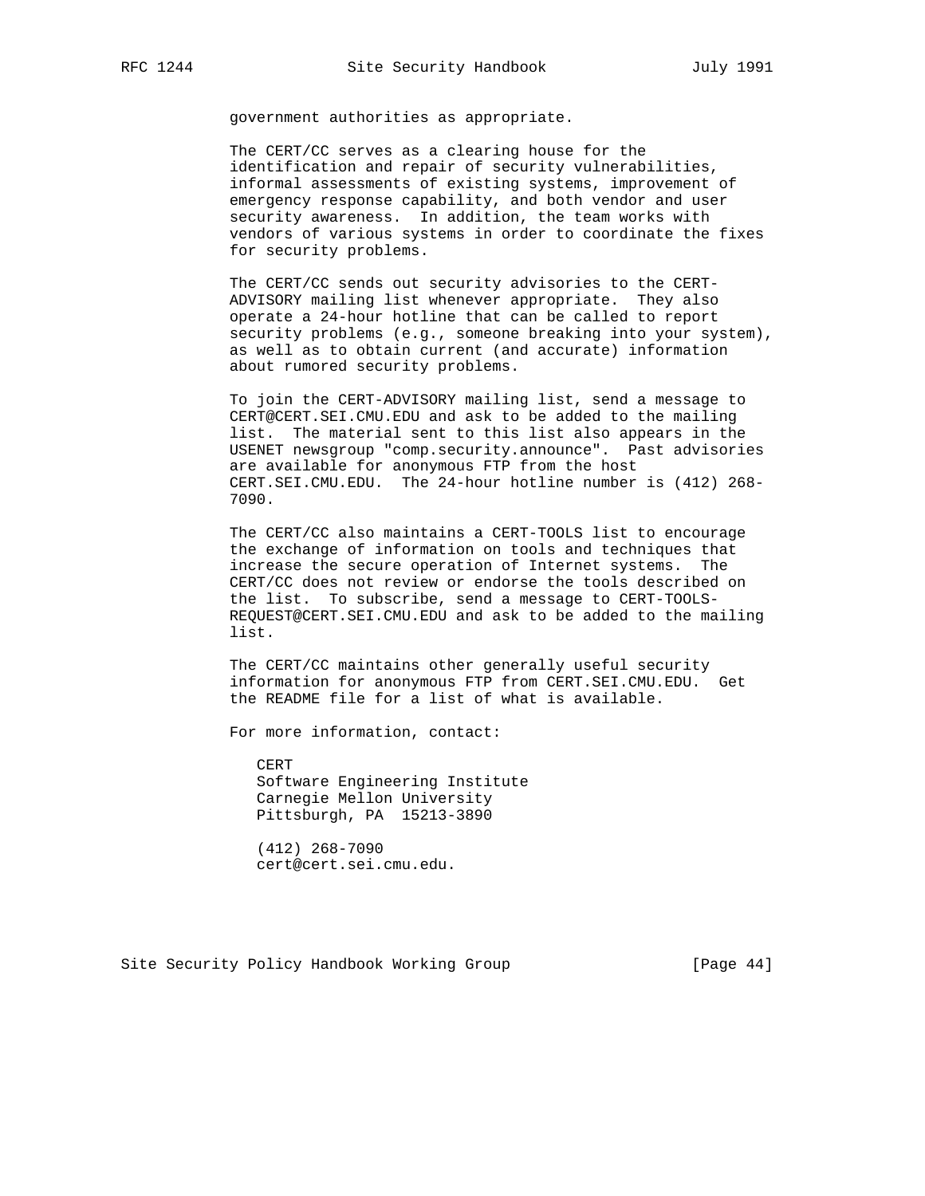government authorities as appropriate.

The CERT/CC serves as a clearing house for the identification and repair of security vulnerabilities, informal assessments of existing systems, improvement of emergency response capability, and both vendor and user security awareness. In addition, the team works with vendors of various systems in order to coordinate the fixes for security problems.

The CERT/CC sends out security advisories to the CERT-ADVISORY mailing list whenever appropriate. They also operate a 24-hour hotline that can be called to report security problems (e.g., someone breaking into your system), as well as to obtain current (and accurate) information about rumored security problems.

To join the CERT-ADVISORY mailing list, send a message to CERT@CERT.SEI.CMU.EDU and ask to be added to the mailing list. The material sent to this list also appears in the USENET newsgroup "comp.security.announce". Past advisories are available for anonymous FTP from the host CERT.SEI.CMU.EDU. The 24-hour hotline number is (412) 268-7090.

The CERT/CC also maintains a CERT-TOOLS list to encourage the exchange of information on tools and techniques that increase the secure operation of Internet systems. The CERT/CC does not review or endorse the tools described on the list. To subscribe, send a message to CERT-TOOLS-REQUEST@CERT.SEI.CMU.EDU and ask to be added to the mailing list.

The CERT/CC maintains other generally useful security information for anonymous FTP from CERT.SEI.CMU.EDU. Get the README file for a list of what is available.

For more information, contact:

CERT
Software Engineering Institute
Carnegie Mellon University
Pittsburgh, PA 15213-3890

(412) 268-7090
cert@cert.sei.cmu.edu.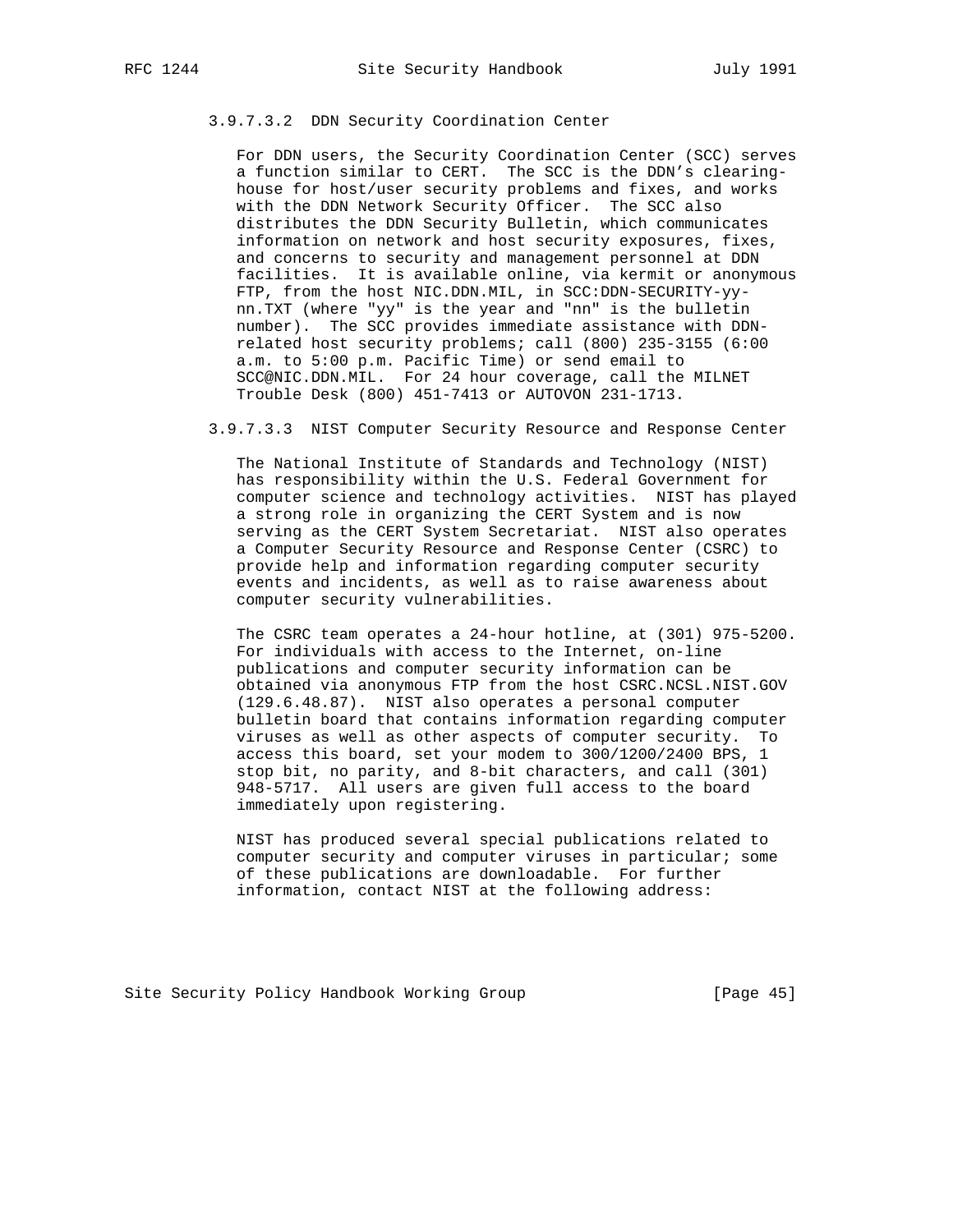#### 3.9.7.3.2 DDN Security Coordination Center

For DDN users, the Security Coordination Center (SCC) serves a function similar to CERT. The SCC is the DDN's clearing-house for host/user security problems and fixes, and works with the DDN Network Security Officer. The SCC also distributes the DDN Security Bulletin, which communicates information on network and host security exposures, fixes, and concerns to security and management personnel at DDN facilities. It is available online, via kermit or anonymous FTP, from the host NIC.DDN.MIL, in SCC:DDN-SECURITY-yy-nn.TXT (where "yy" is the year and "nn" is the bulletin number). The SCC provides immediate assistance with DDN-related host security problems; call (800) 235-3155 (6:00 a.m. to 5:00 p.m. Pacific Time) or send email to SCC@NIC.DDN.MIL. For 24 hour coverage, call the MILNET Trouble Desk (800) 451-7413 or AUTOVON 231-1713.

#### 3.9.7.3.3 NIST Computer Security Resource and Response Center

The National Institute of Standards and Technology (NIST) has responsibility within the U.S. Federal Government for computer science and technology activities. NIST has played a strong role in organizing the CERT System and is now serving as the CERT System Secretariat. NIST also operates a Computer Security Resource and Response Center (CSRC) to provide help and information regarding computer security events and incidents, as well as to raise awareness about computer security vulnerabilities.

The CSRC team operates a 24-hour hotline, at (301) 975-5200. For individuals with access to the Internet, on-line publications and computer security information can be obtained via anonymous FTP from the host CSRC.NCSL.NIST.GOV (129.6.48.87). NIST also operates a personal computer bulletin board that contains information regarding computer viruses as well as other aspects of computer security. To access this board, set your modem to 300/1200/2400 BPS, 1 stop bit, no parity, and 8-bit characters, and call (301) 948-5717. All users are given full access to the board immediately upon registering.

NIST has produced several special publications related to computer security and computer viruses in particular; some of these publications are downloadable. For further information, contact NIST at the following address: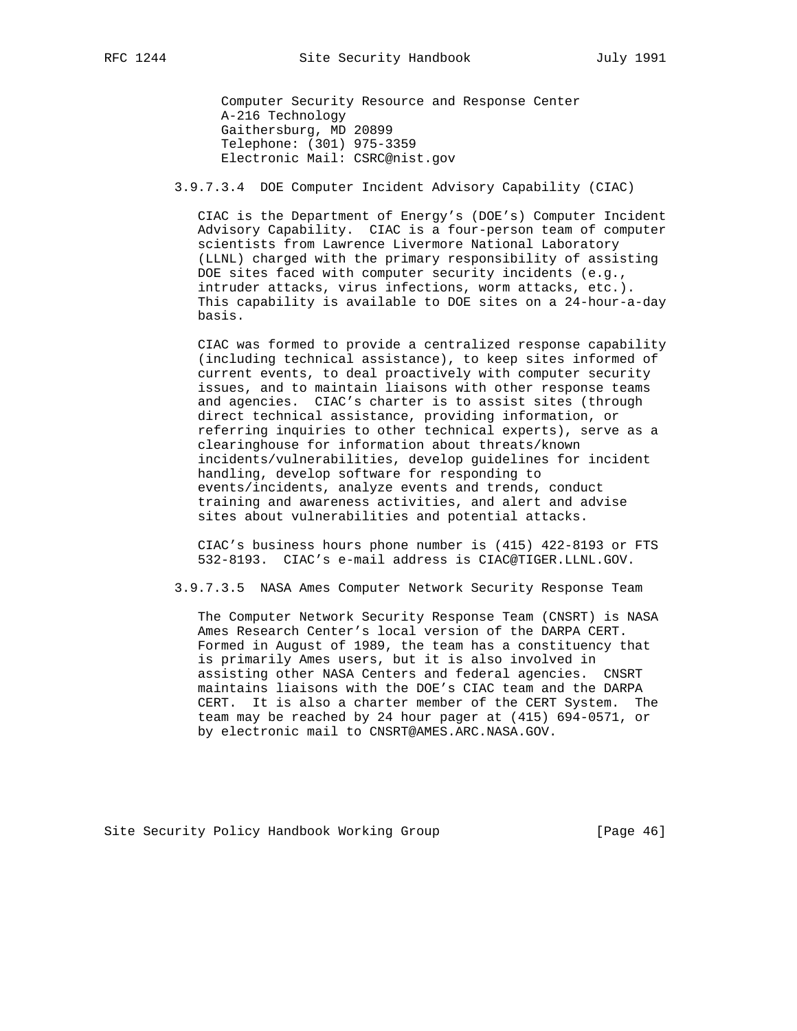Computer Security Resource and Response Center
A-216 Technology
Gaithersburg, MD 20899
Telephone: (301) 975-3359
Electronic Mail: CSRC@nist.gov

#### 3.9.7.3.4 DOE Computer Incident Advisory Capability (CIAC)

CIAC is the Department of Energy's (DOE's) Computer Incident Advisory Capability. CIAC is a four-person team of computer scientists from Lawrence Livermore National Laboratory (LLNL) charged with the primary responsibility of assisting DOE sites faced with computer security incidents (e.g., intruder attacks, virus infections, worm attacks, etc.). This capability is available to DOE sites on a 24-hour-a-day basis.

CIAC was formed to provide a centralized response capability (including technical assistance), to keep sites informed of current events, to deal proactively with computer security issues, and to maintain liaisons with other response teams and agencies. CIAC's charter is to assist sites (through direct technical assistance, providing information, or referring inquiries to other technical experts), serve as a clearinghouse for information about threats/known incidents/vulnerabilities, develop guidelines for incident handling, develop software for responding to events/incidents, analyze events and trends, conduct training and awareness activities, and alert and advise sites about vulnerabilities and potential attacks.

CIAC's business hours phone number is (415) 422-8193 or FTS 532-8193. CIAC's e-mail address is CIAC@TIGER.LLNL.GOV.

#### 3.9.7.3.5 NASA Ames Computer Network Security Response Team

The Computer Network Security Response Team (CNSRT) is NASA Ames Research Center's local version of the DARPA CERT. Formed in August of 1989, the team has a constituency that is primarily Ames users, but it is also involved in assisting other NASA Centers and federal agencies. CNSRT maintains liaisons with the DOE's CIAC team and the DARPA CERT. It is also a charter member of the CERT System. The team may be reached by 24 hour pager at (415) 694-0571, or by electronic mail to CNSRT@AMES.ARC.NASA.GOV.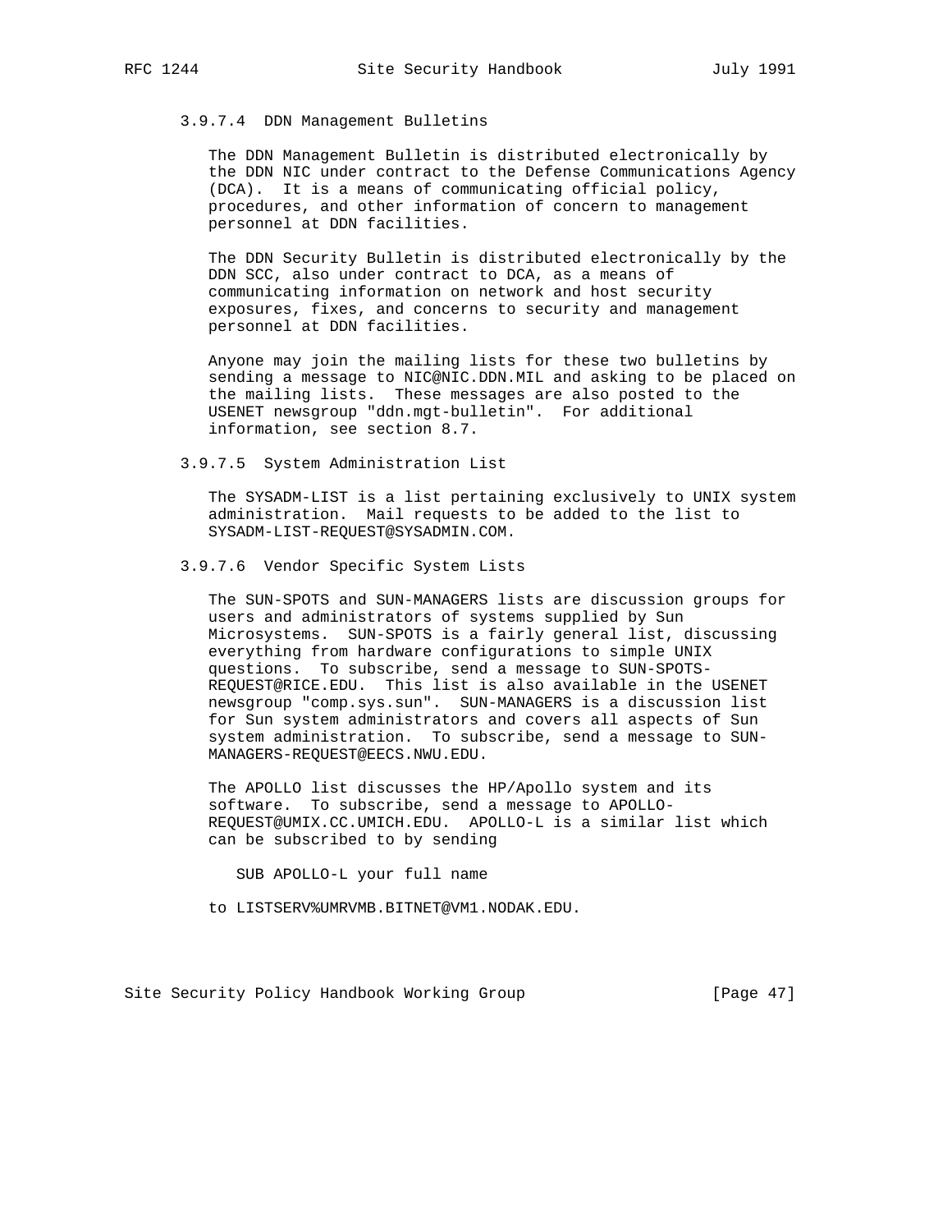#### 3.9.7.4 DDN Management Bulletins

The DDN Management Bulletin is distributed electronically by the DDN NIC under contract to the Defense Communications Agency (DCA). It is a means of communicating official policy, procedures, and other information of concern to management personnel at DDN facilities.

The DDN Security Bulletin is distributed electronically by the DDN SCC, also under contract to DCA, as a means of communicating information on network and host security exposures, fixes, and concerns to security and management personnel at DDN facilities.

Anyone may join the mailing lists for these two bulletins by sending a message to NIC@NIC.DDN.MIL and asking to be placed on the mailing lists. These messages are also posted to the USENET newsgroup "ddn.mgt-bulletin". For additional information, see section 8.7.

#### 3.9.7.5 System Administration List

The SYSADM-LIST is a list pertaining exclusively to UNIX system administration. Mail requests to be added to the list to SYSADM-LIST-REQUEST@SYSADMIN.COM.

#### 3.9.7.6 Vendor Specific System Lists

The SUN-SPOTS and SUN-MANAGERS lists are discussion groups for users and administrators of systems supplied by Sun Microsystems. SUN-SPOTS is a fairly general list, discussing everything from hardware configurations to simple UNIX questions. To subscribe, send a message to SUN-SPOTS-REQUEST@RICE.EDU. This list is also available in the USENET newsgroup "comp.sys.sun". SUN-MANAGERS is a discussion list for Sun system administrators and covers all aspects of Sun system administration. To subscribe, send a message to SUN-MANAGERS-REQUEST@EECS.NWU.EDU.

The APOLLO list discusses the HP/Apollo system and its software. To subscribe, send a message to APOLLO-REQUEST@UMIX.CC.UMICH.EDU. APOLLO-L is a similar list which can be subscribed to by sending

```
SUB APOLLO-L your full name
```

to LISTSERV%UMRVMB.BITNET@VM1.NODAK.EDU.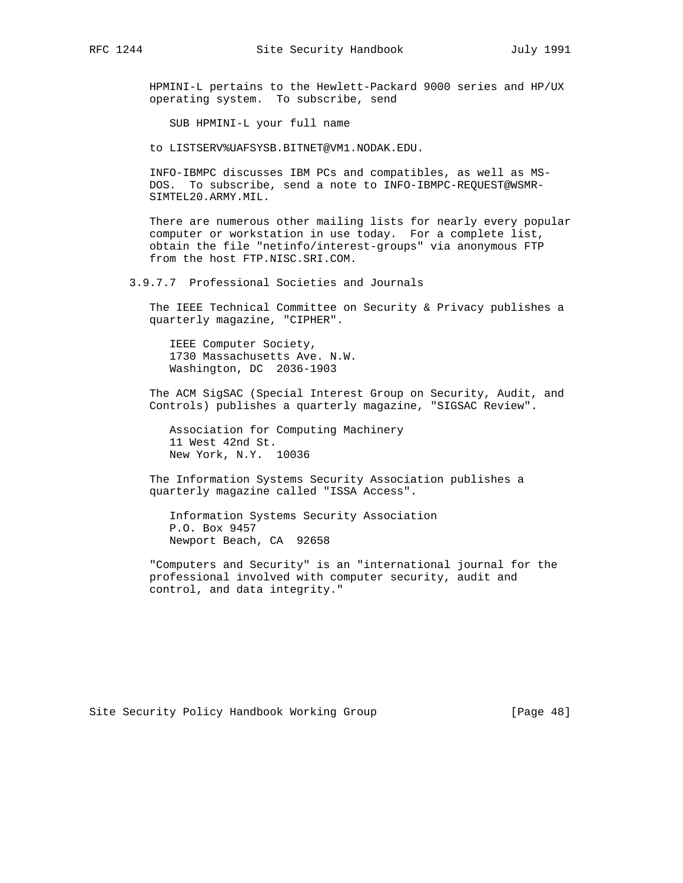HPMINI-L pertains to the Hewlett-Packard 9000 series and HP/UX operating system. To subscribe, send

```
SUB HPMINI-L your full name
```

to LISTSERV%UAFSYSB.BITNET@VM1.NODAK.EDU.

INFO-IBMPC discusses IBM PCs and compatibles, as well as MS-DOS. To subscribe, send a note to INFO-IBMPC-REQUEST@WSMR-SIMTEL20.ARMY.MIL.

There are numerous other mailing lists for nearly every popular computer or workstation in use today. For a complete list, obtain the file "netinfo/interest-groups" via anonymous FTP from the host FTP.NISC.SRI.COM.

#### 3.9.7.7 Professional Societies and Journals

The IEEE Technical Committee on Security & Privacy publishes a quarterly magazine, "CIPHER".

IEEE Computer Society,
1730 Massachusetts Ave. N.W.
Washington, DC 2036-1903

The ACM SigSAC (Special Interest Group on Security, Audit, and Controls) publishes a quarterly magazine, "SIGSAC Review".

Association for Computing Machinery
11 West 42nd St.
New York, N.Y. 10036

The Information Systems Security Association publishes a quarterly magazine called "ISSA Access".

Information Systems Security Association
P.O. Box 9457
Newport Beach, CA 92658

"Computers and Security" is an "international journal for the professional involved with computer security, audit and control, and data integrity."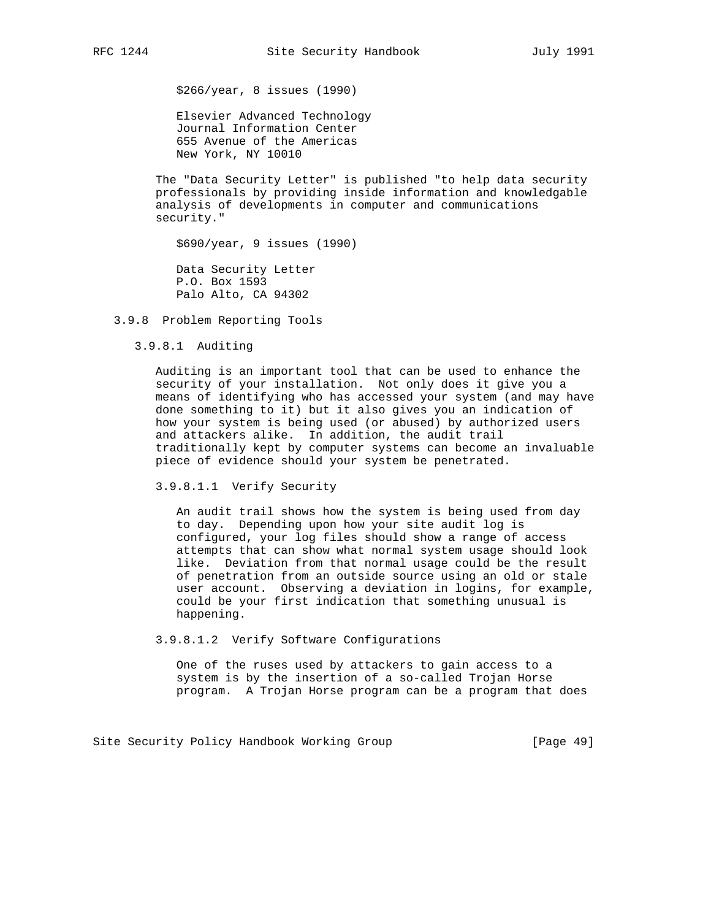$266/year, 8 issues (1990)

Elsevier Advanced Technology
Journal Information Center
655 Avenue of the Americas
New York, NY 10010

The "Data Security Letter" is published "to help data security professionals by providing inside information and knowledgable analysis of developments in computer and communications security."

$690/year, 9 issues (1990)

Data Security Letter
P.O. Box 1593
Palo Alto, CA 94302

### 3.9.8 Problem Reporting Tools

#### 3.9.8.1 Auditing

Auditing is an important tool that can be used to enhance the security of your installation. Not only does it give you a means of identifying who has accessed your system (and may have done something to it) but it also gives you an indication of how your system is being used (or abused) by authorized users and attackers alike. In addition, the audit trail traditionally kept by computer systems can become an invaluable piece of evidence should your system be penetrated.

##### 3.9.8.1.1 Verify Security

An audit trail shows how the system is being used from day to day. Depending upon how your site audit log is configured, your log files should show a range of access attempts that can show what normal system usage should look like. Deviation from that normal usage could be the result of penetration from an outside source using an old or stale user account. Observing a deviation in logins, for example, could be your first indication that something unusual is happening.

##### 3.9.8.1.2 Verify Software Configurations

One of the ruses used by attackers to gain access to a system is by the insertion of a so-called Trojan Horse program. A Trojan Horse program can be a program that does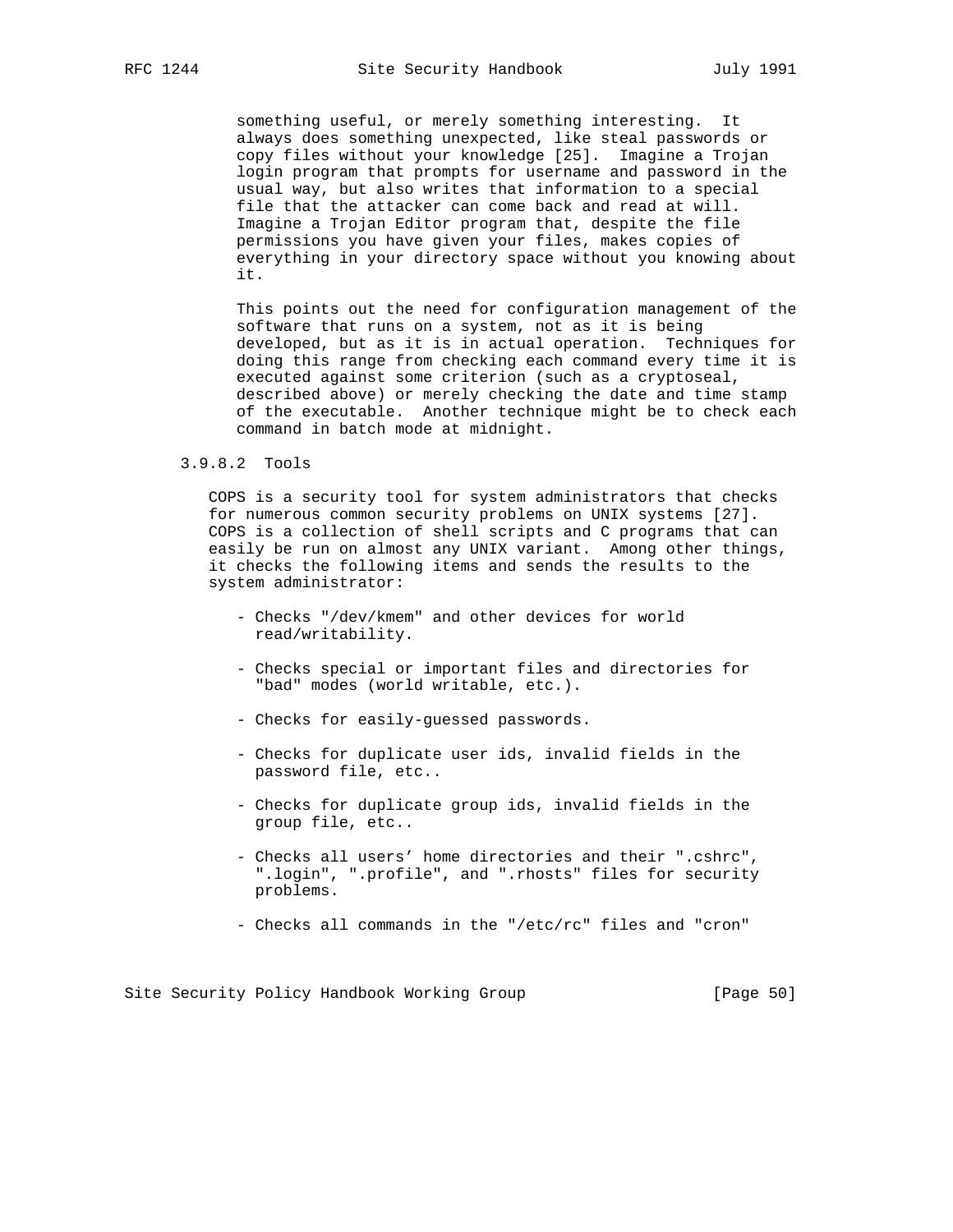something useful, or merely something interesting. It always does something unexpected, like steal passwords or copy files without your knowledge [25]. Imagine a Trojan login program that prompts for username and password in the usual way, but also writes that information to a special file that the attacker can come back and read at will. Imagine a Trojan Editor program that, despite the file permissions you have given your files, makes copies of everything in your directory space without you knowing about it.

This points out the need for configuration management of the software that runs on a system, not as it is being developed, but as it is in actual operation. Techniques for doing this range from checking each command every time it is executed against some criterion (such as a cryptoseal, described above) or merely checking the date and time stamp of the executable. Another technique might be to check each command in batch mode at midnight.

#### 3.9.8.2 Tools

COPS is a security tool for system administrators that checks for numerous common security problems on UNIX systems [27]. COPS is a collection of shell scripts and C programs that can easily be run on almost any UNIX variant. Among other things, it checks the following items and sends the results to the system administrator:

- Checks "/dev/kmem" and other devices for world read/writability.
- Checks special or important files and directories for "bad" modes (world writable, etc.).
- Checks for easily-guessed passwords.
- Checks for duplicate user ids, invalid fields in the password file, etc..
- Checks for duplicate group ids, invalid fields in the group file, etc..
- Checks all users' home directories and their ".cshrc", ".login", ".profile", and ".rhosts" files for security problems.
- Checks all commands in the "/etc/rc" files and "cron"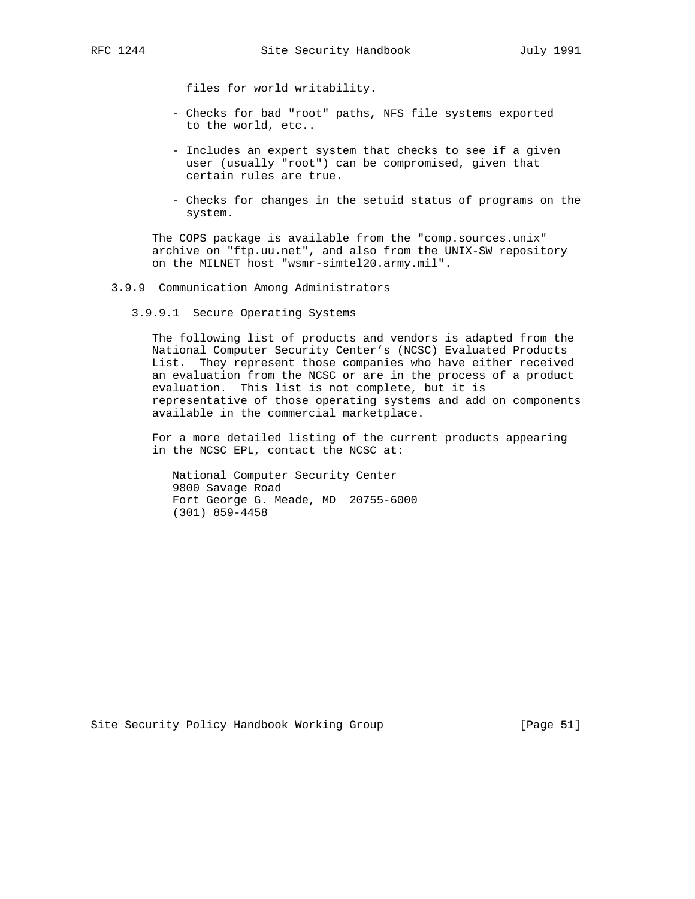files for world writability.

- Checks for bad "root" paths, NFS file systems exported to the world, etc..
- Includes an expert system that checks to see if a given user (usually "root") can be compromised, given that certain rules are true.
- Checks for changes in the setuid status of programs on the system.

The COPS package is available from the "comp.sources.unix" archive on "ftp.uu.net", and also from the UNIX-SW repository on the MILNET host "wsmr-simtel20.army.mil".

### 3.9.9 Communication Among Administrators

#### 3.9.9.1 Secure Operating Systems

The following list of products and vendors is adapted from the National Computer Security Center's (NCSC) Evaluated Products List. They represent those companies who have either received an evaluation from the NCSC or are in the process of a product evaluation. This list is not complete, but it is representative of those operating systems and add on components available in the commercial marketplace.

For a more detailed listing of the current products appearing in the NCSC EPL, contact the NCSC at:

National Computer Security Center
9800 Savage Road
Fort George G. Meade, MD 20755-6000
(301) 859-4458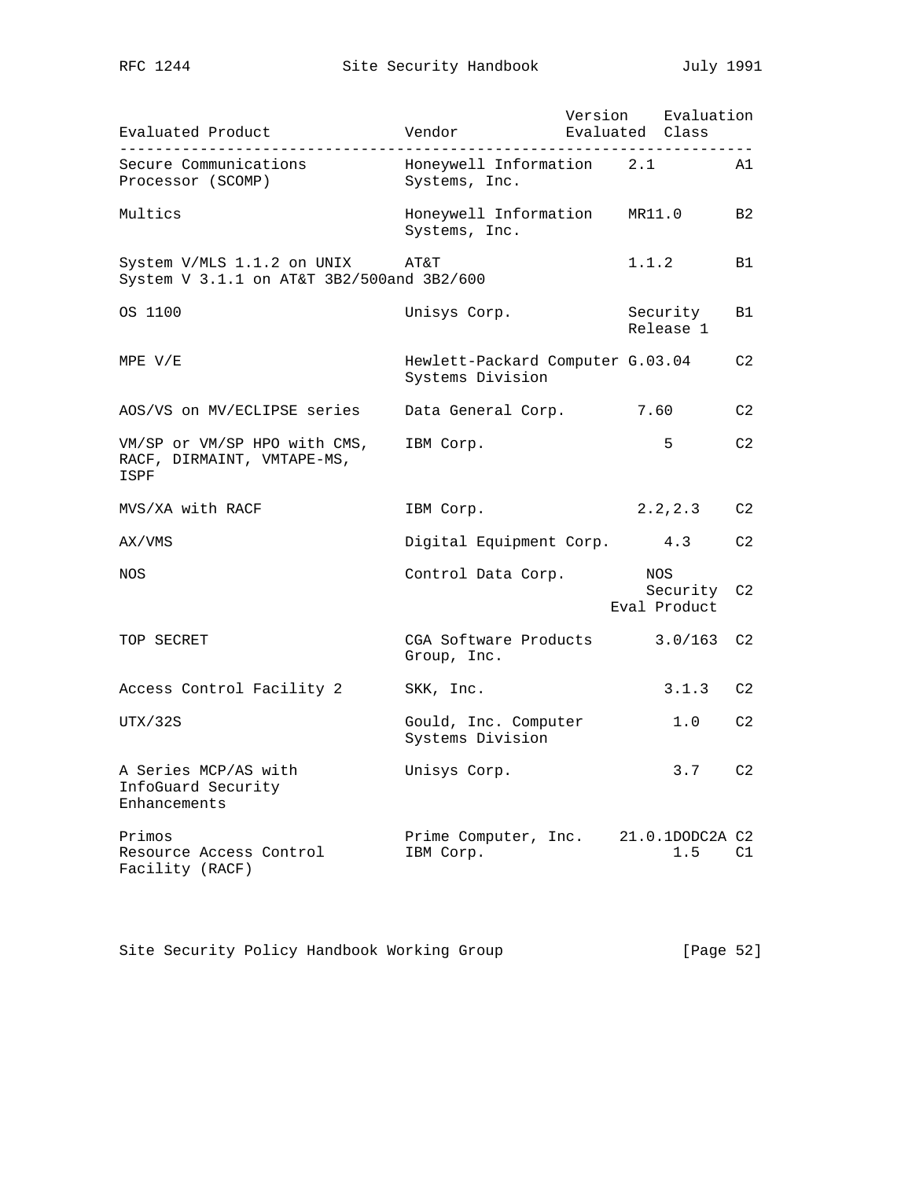| Evaluated Product | Vendor | Version Evaluated | Evaluation Class |
|---|---|---|---|
| Secure Communications Processor (SCOMP) | Honeywell Information Systems, Inc. | 2.1 | A1 |
| Multics | Honeywell Information Systems, Inc. | MR11.0 | B2 |
| System V/MLS 1.1.2 on UNIX System V 3.1.1 on AT&T 3B2/500and 3B2/600 | AT&T | 1.1.2 | B1 |
| OS 1100 | Unisys Corp. | Security Release 1 | B1 |
| MPE V/E | Hewlett-Packard Computer Systems Division | G.03.04 | C2 |
| AOS/VS on MV/ECLIPSE series | Data General Corp. | 7.60 | C2 |
| VM/SP or VM/SP HPO with CMS, RACF, DIRMAINT, VMTAPE-MS, ISPF | IBM Corp. | 5 | C2 |
| MVS/XA with RACF | IBM Corp. | 2.2,2.3 | C2 |
| AX/VMS | Digital Equipment Corp. | 4.3 | C2 |
| NOS | Control Data Corp. | NOS Security Eval Product | C2 |
| TOP SECRET | CGA Software Products Group, Inc. | 3.0/163 | C2 |
| Access Control Facility 2 | SKK, Inc. | 3.1.3 | C2 |
| UTX/32S | Gould, Inc. Computer Systems Division | 1.0 | C2 |
| A Series MCP/AS with InfoGuard Security Enhancements | Unisys Corp. | 3.7 | C2 |
| Primos | Prime Computer, Inc. | 21.0.1DODC2A | C2 |
| Resource Access Control Facility (RACF) | IBM Corp. | 1.5 | C1 |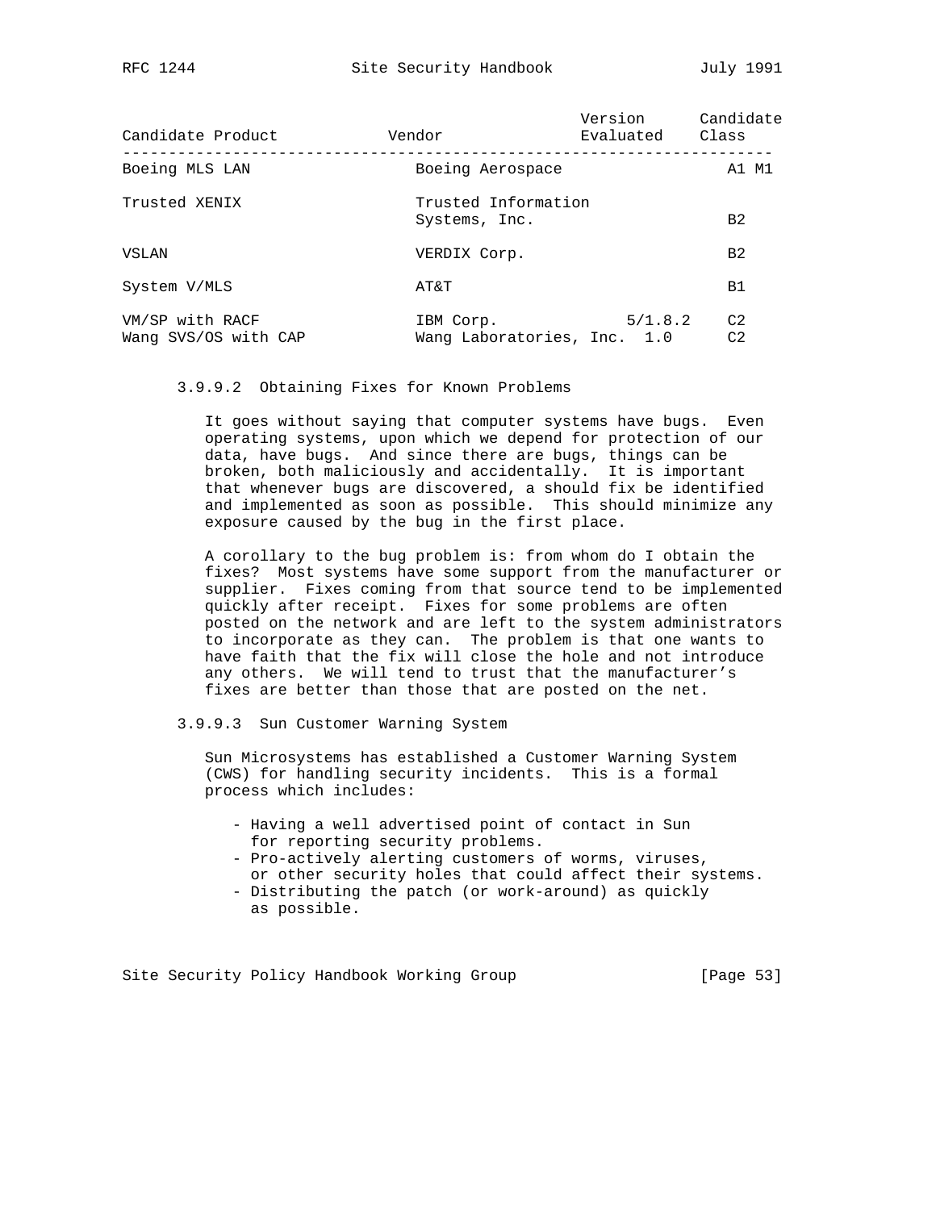| Candidate Product | Vendor | Version Evaluated | Candidate Class |
|---|---|---|---|
| Boeing MLS LAN | Boeing Aerospace | | A1 M1 |
| Trusted XENIX | Trusted Information Systems, Inc. | | B2 |
| VSLAN | VERDIX Corp. | | B2 |
| System V/MLS | AT&T | | B1 |
| VM/SP with RACF | IBM Corp. | 5/1.8.2 | C2 |
| Wang SVS/OS with CAP | Wang Laboratories, Inc. | 1.0 | C2 |

#### 3.9.9.2 Obtaining Fixes for Known Problems

It goes without saying that computer systems have bugs. Even operating systems, upon which we depend for protection of our data, have bugs. And since there are bugs, things can be broken, both maliciously and accidentally. It is important that whenever bugs are discovered, a should fix be identified and implemented as soon as possible. This should minimize any exposure caused by the bug in the first place.

A corollary to the bug problem is: from whom do I obtain the fixes? Most systems have some support from the manufacturer or supplier. Fixes coming from that source tend to be implemented quickly after receipt. Fixes for some problems are often posted on the network and are left to the system administrators to incorporate as they can. The problem is that one wants to have faith that the fix will close the hole and not introduce any others. We will tend to trust that the manufacturer's fixes are better than those that are posted on the net.

#### 3.9.9.3 Sun Customer Warning System

Sun Microsystems has established a Customer Warning System (CWS) for handling security incidents. This is a formal process which includes:

- Having a well advertised point of contact in Sun for reporting security problems.
- Pro-actively alerting customers of worms, viruses, or other security holes that could affect their systems.
- Distributing the patch (or work-around) as quickly as possible.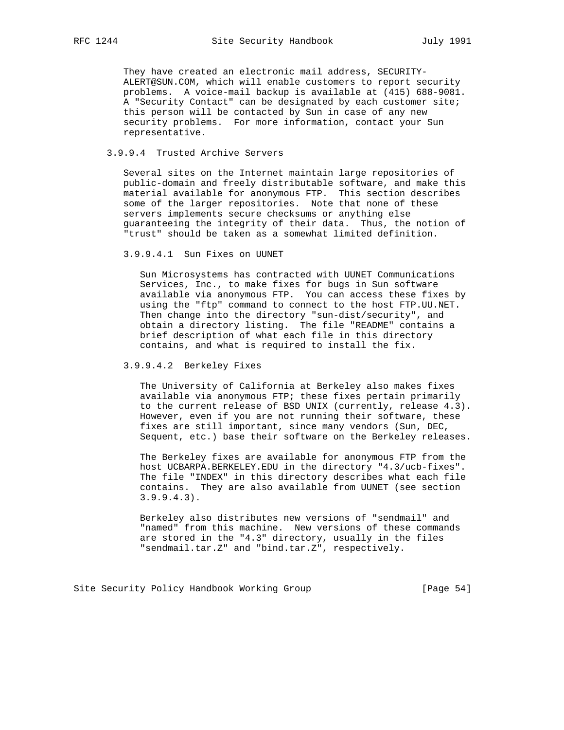They have created an electronic mail address, SECURITY-ALERT@SUN.COM, which will enable customers to report security problems. A voice-mail backup is available at (415) 688-9081. A "Security Contact" can be designated by each customer site; this person will be contacted by Sun in case of any new security problems. For more information, contact your Sun representative.

#### 3.9.9.4 Trusted Archive Servers

Several sites on the Internet maintain large repositories of public-domain and freely distributable software, and make this material available for anonymous FTP. This section describes some of the larger repositories. Note that none of these servers implements secure checksums or anything else guaranteeing the integrity of their data. Thus, the notion of "trust" should be taken as a somewhat limited definition.

##### 3.9.9.4.1 Sun Fixes on UUNET

Sun Microsystems has contracted with UUNET Communications Services, Inc., to make fixes for bugs in Sun software available via anonymous FTP. You can access these fixes by using the "ftp" command to connect to the host FTP.UU.NET. Then change into the directory "sun-dist/security", and obtain a directory listing. The file "README" contains a brief description of what each file in this directory contains, and what is required to install the fix.

##### 3.9.9.4.2 Berkeley Fixes

The University of California at Berkeley also makes fixes available via anonymous FTP; these fixes pertain primarily to the current release of BSD UNIX (currently, release 4.3). However, even if you are not running their software, these fixes are still important, since many vendors (Sun, DEC, Sequent, etc.) base their software on the Berkeley releases.

The Berkeley fixes are available for anonymous FTP from the host UCBARPA.BERKELEY.EDU in the directory "4.3/ucb-fixes". The file "INDEX" in this directory describes what each file contains. They are also available from UUNET (see section 3.9.9.4.3).

Berkeley also distributes new versions of "sendmail" and "named" from this machine. New versions of these commands are stored in the "4.3" directory, usually in the files "sendmail.tar.Z" and "bind.tar.Z", respectively.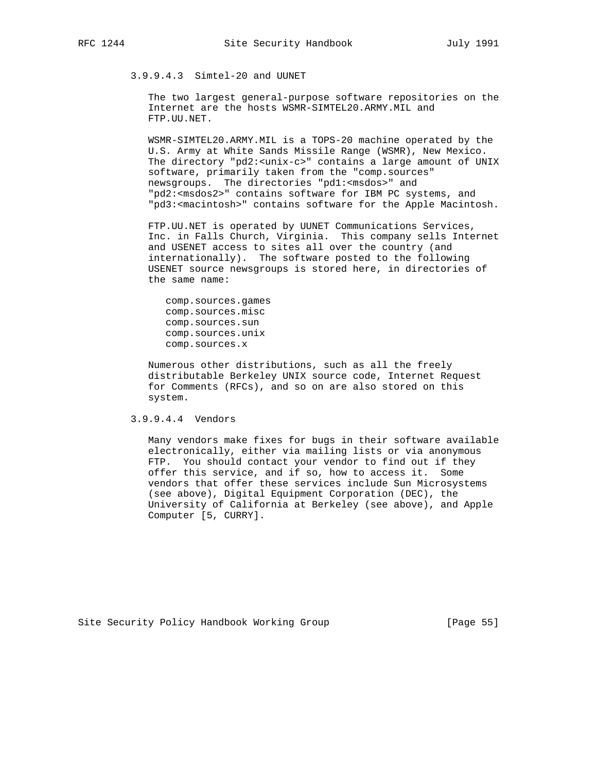#### 3.9.9.4.3 Simtel-20 and UUNET

The two largest general-purpose software repositories on the Internet are the hosts WSMR-SIMTEL20.ARMY.MIL and FTP.UU.NET.

WSMR-SIMTEL20.ARMY.MIL is a TOPS-20 machine operated by the U.S. Army at White Sands Missile Range (WSMR), New Mexico. The directory "pd2:<unix-c>" contains a large amount of UNIX software, primarily taken from the "comp.sources" newsgroups. The directories "pd1:<msdos>" and "pd2:<msdos2>" contains software for IBM PC systems, and "pd3:<macintosh>" contains software for the Apple Macintosh.

FTP.UU.NET is operated by UUNET Communications Services, Inc. in Falls Church, Virginia. This company sells Internet and USENET access to sites all over the country (and internationally). The software posted to the following USENET source newsgroups is stored here, in directories of the same name:

```
comp.sources.games
comp.sources.misc
comp.sources.sun
comp.sources.unix
comp.sources.x
```

Numerous other distributions, such as all the freely distributable Berkeley UNIX source code, Internet Request for Comments (RFCs), and so on are also stored on this system.

#### 3.9.9.4.4 Vendors

Many vendors make fixes for bugs in their software available electronically, either via mailing lists or via anonymous FTP. You should contact your vendor to find out if they offer this service, and if so, how to access it. Some vendors that offer these services include Sun Microsystems (see above), Digital Equipment Corporation (DEC), the University of California at Berkeley (see above), and Apple Computer [5, CURRY].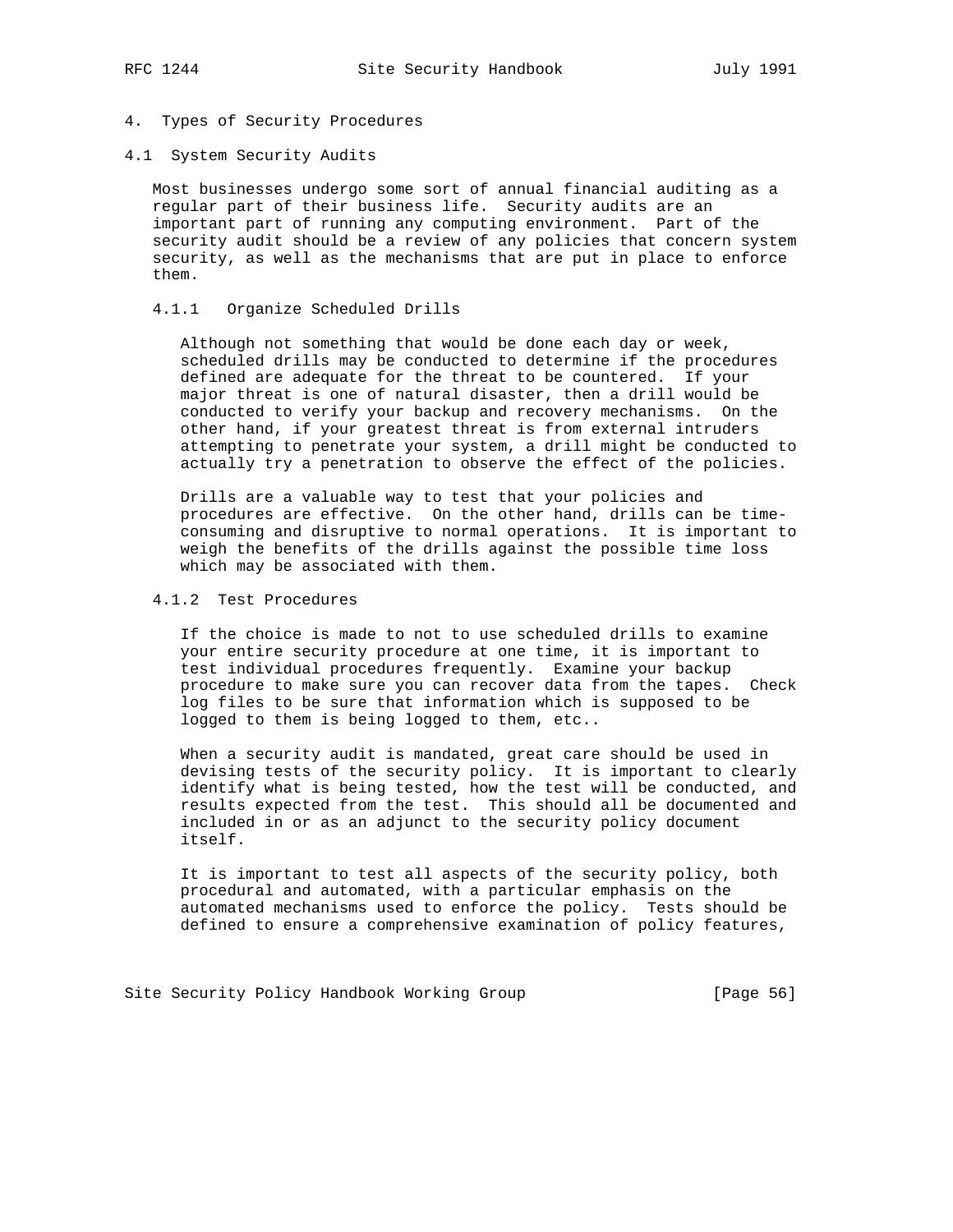# 4. Types of Security Procedures

## 4.1 System Security Audits

Most businesses undergo some sort of annual financial auditing as a regular part of their business life. Security audits are an important part of running any computing environment. Part of the security audit should be a review of any policies that concern system security, as well as the mechanisms that are put in place to enforce them.

### 4.1.1 Organize Scheduled Drills

Although not something that would be done each day or week, scheduled drills may be conducted to determine if the procedures defined are adequate for the threat to be countered. If your major threat is one of natural disaster, then a drill would be conducted to verify your backup and recovery mechanisms. On the other hand, if your greatest threat is from external intruders attempting to penetrate your system, a drill might be conducted to actually try a penetration to observe the effect of the policies.

Drills are a valuable way to test that your policies and procedures are effective. On the other hand, drills can be time-consuming and disruptive to normal operations. It is important to weigh the benefits of the drills against the possible time loss which may be associated with them.

### 4.1.2 Test Procedures

If the choice is made to not to use scheduled drills to examine your entire security procedure at one time, it is important to test individual procedures frequently. Examine your backup procedure to make sure you can recover data from the tapes. Check log files to be sure that information which is supposed to be logged to them is being logged to them, etc..

When a security audit is mandated, great care should be used in devising tests of the security policy. It is important to clearly identify what is being tested, how the test will be conducted, and results expected from the test. This should all be documented and included in or as an adjunct to the security policy document itself.

It is important to test all aspects of the security policy, both procedural and automated, with a particular emphasis on the automated mechanisms used to enforce the policy. Tests should be defined to ensure a comprehensive examination of policy features,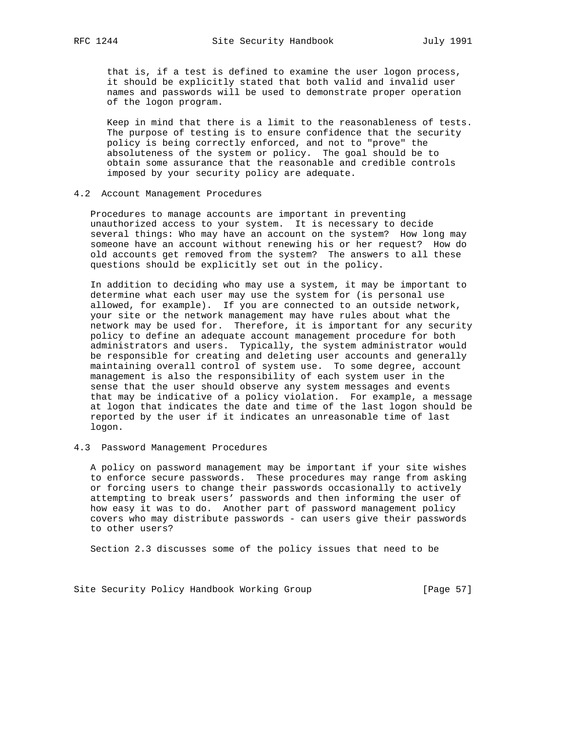that is, if a test is defined to examine the user logon process, it should be explicitly stated that both valid and invalid user names and passwords will be used to demonstrate proper operation of the logon program.

Keep in mind that there is a limit to the reasonableness of tests. The purpose of testing is to ensure confidence that the security policy is being correctly enforced, and not to "prove" the absoluteness of the system or policy. The goal should be to obtain some assurance that the reasonable and credible controls imposed by your security policy are adequate.

### 4.2 Account Management Procedures

Procedures to manage accounts are important in preventing unauthorized access to your system. It is necessary to decide several things: Who may have an account on the system? How long may someone have an account without renewing his or her request? How do old accounts get removed from the system? The answers to all these questions should be explicitly set out in the policy.

In addition to deciding who may use a system, it may be important to determine what each user may use the system for (is personal use allowed, for example). If you are connected to an outside network, your site or the network management may have rules about what the network may be used for. Therefore, it is important for any security policy to define an adequate account management procedure for both administrators and users. Typically, the system administrator would be responsible for creating and deleting user accounts and generally maintaining overall control of system use. To some degree, account management is also the responsibility of each system user in the sense that the user should observe any system messages and events that may be indicative of a policy violation. For example, a message at logon that indicates the date and time of the last logon should be reported by the user if it indicates an unreasonable time of last logon.

### 4.3 Password Management Procedures

A policy on password management may be important if your site wishes to enforce secure passwords. These procedures may range from asking or forcing users to change their passwords occasionally to actively attempting to break users' passwords and then informing the user of how easy it was to do. Another part of password management policy covers who may distribute passwords - can users give their passwords to other users?

Section 2.3 discusses some of the policy issues that need to be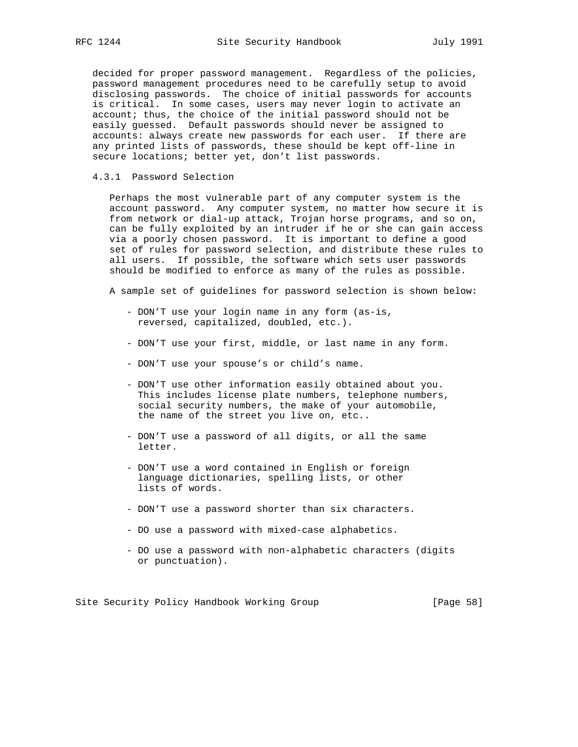decided for proper password management. Regardless of the policies, password management procedures need to be carefully setup to avoid disclosing passwords. The choice of initial passwords for accounts is critical. In some cases, users may never login to activate an account; thus, the choice of the initial password should not be easily guessed. Default passwords should never be assigned to accounts: always create new passwords for each user. If there are any printed lists of passwords, these should be kept off-line in secure locations; better yet, don't list passwords.

### 4.3.1 Password Selection

Perhaps the most vulnerable part of any computer system is the account password. Any computer system, no matter how secure it is from network or dial-up attack, Trojan horse programs, and so on, can be fully exploited by an intruder if he or she can gain access via a poorly chosen password. It is important to define a good set of rules for password selection, and distribute these rules to all users. If possible, the software which sets user passwords should be modified to enforce as many of the rules as possible.

A sample set of guidelines for password selection is shown below:

- DON'T use your login name in any form (as-is, reversed, capitalized, doubled, etc.).

- DON'T use your first, middle, or last name in any form.

- DON'T use your spouse's or child's name.

- DON'T use other information easily obtained about you. This includes license plate numbers, telephone numbers, social security numbers, the make of your automobile, the name of the street you live on, etc..

- DON'T use a password of all digits, or all the same letter.

- DON'T use a word contained in English or foreign language dictionaries, spelling lists, or other lists of words.

- DON'T use a password shorter than six characters.

- DO use a password with mixed-case alphabetics.

- DO use a password with non-alphabetic characters (digits or punctuation).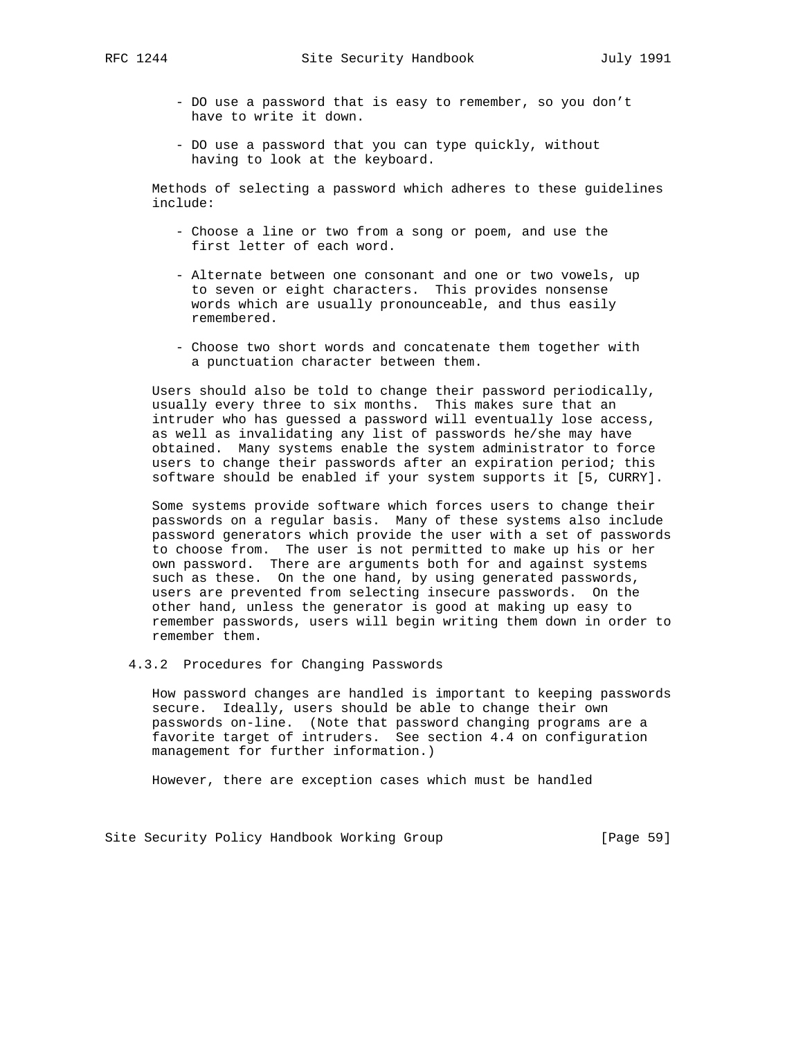- DO use a password that is easy to remember, so you don't have to write it down.

- DO use a password that you can type quickly, without having to look at the keyboard.

Methods of selecting a password which adheres to these guidelines include:

- Choose a line or two from a song or poem, and use the first letter of each word.

- Alternate between one consonant and one or two vowels, up to seven or eight characters. This provides nonsense words which are usually pronounceable, and thus easily remembered.

- Choose two short words and concatenate them together with a punctuation character between them.

Users should also be told to change their password periodically, usually every three to six months. This makes sure that an intruder who has guessed a password will eventually lose access, as well as invalidating any list of passwords he/she may have obtained. Many systems enable the system administrator to force users to change their passwords after an expiration period; this software should be enabled if your system supports it [5, CURRY].

Some systems provide software which forces users to change their passwords on a regular basis. Many of these systems also include password generators which provide the user with a set of passwords to choose from. The user is not permitted to make up his or her own password. There are arguments both for and against systems such as these. On the one hand, by using generated passwords, users are prevented from selecting insecure passwords. On the other hand, unless the generator is good at making up easy to remember passwords, users will begin writing them down in order to remember them.

### 4.3.2 Procedures for Changing Passwords

How password changes are handled is important to keeping passwords secure. Ideally, users should be able to change their own passwords on-line. (Note that password changing programs are a favorite target of intruders. See section 4.4 on configuration management for further information.)

However, there are exception cases which must be handled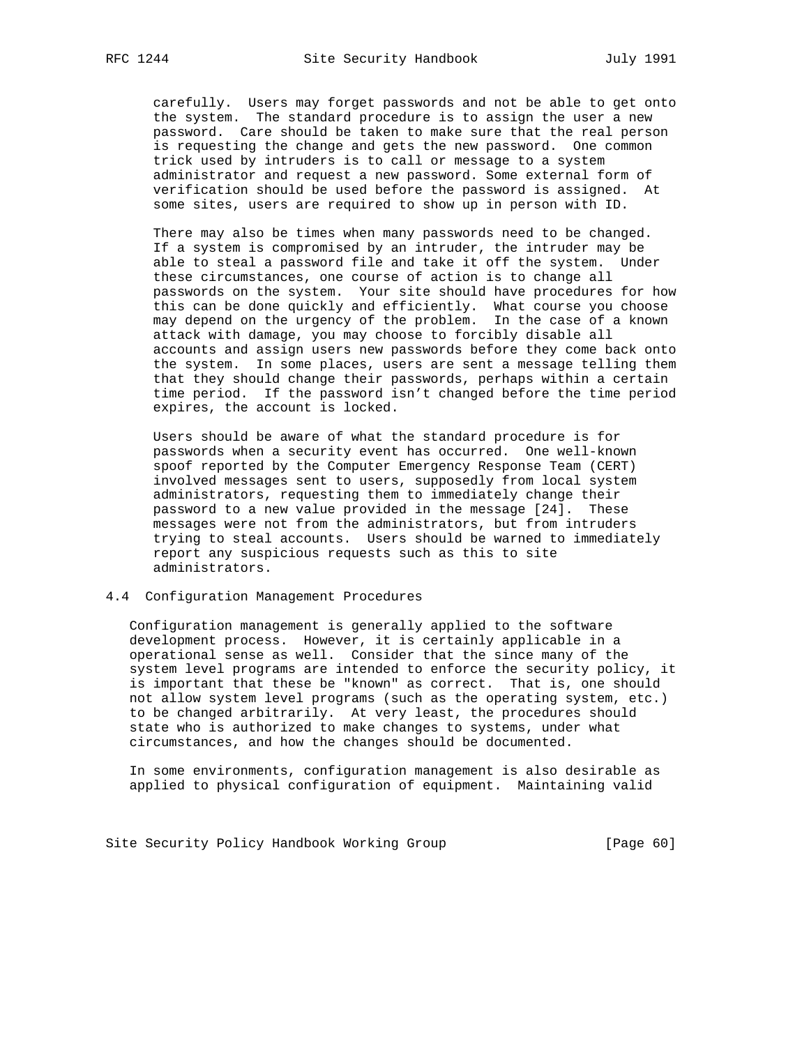carefully. Users may forget passwords and not be able to get onto the system. The standard procedure is to assign the user a new password. Care should be taken to make sure that the real person is requesting the change and gets the new password. One common trick used by intruders is to call or message to a system administrator and request a new password. Some external form of verification should be used before the password is assigned. At some sites, users are required to show up in person with ID.

There may also be times when many passwords need to be changed. If a system is compromised by an intruder, the intruder may be able to steal a password file and take it off the system. Under these circumstances, one course of action is to change all passwords on the system. Your site should have procedures for how this can be done quickly and efficiently. What course you choose may depend on the urgency of the problem. In the case of a known attack with damage, you may choose to forcibly disable all accounts and assign users new passwords before they come back onto the system. In some places, users are sent a message telling them that they should change their passwords, perhaps within a certain time period. If the password isn't changed before the time period expires, the account is locked.

Users should be aware of what the standard procedure is for passwords when a security event has occurred. One well-known spoof reported by the Computer Emergency Response Team (CERT) involved messages sent to users, supposedly from local system administrators, requesting them to immediately change their password to a new value provided in the message [24]. These messages were not from the administrators, but from intruders trying to steal accounts. Users should be warned to immediately report any suspicious requests such as this to site administrators.

### 4.4 Configuration Management Procedures

Configuration management is generally applied to the software development process. However, it is certainly applicable in a operational sense as well. Consider that the since many of the system level programs are intended to enforce the security policy, it is important that these be "known" as correct. That is, one should not allow system level programs (such as the operating system, etc.) to be changed arbitrarily. At very least, the procedures should state who is authorized to make changes to systems, under what circumstances, and how the changes should be documented.

In some environments, configuration management is also desirable as applied to physical configuration of equipment. Maintaining valid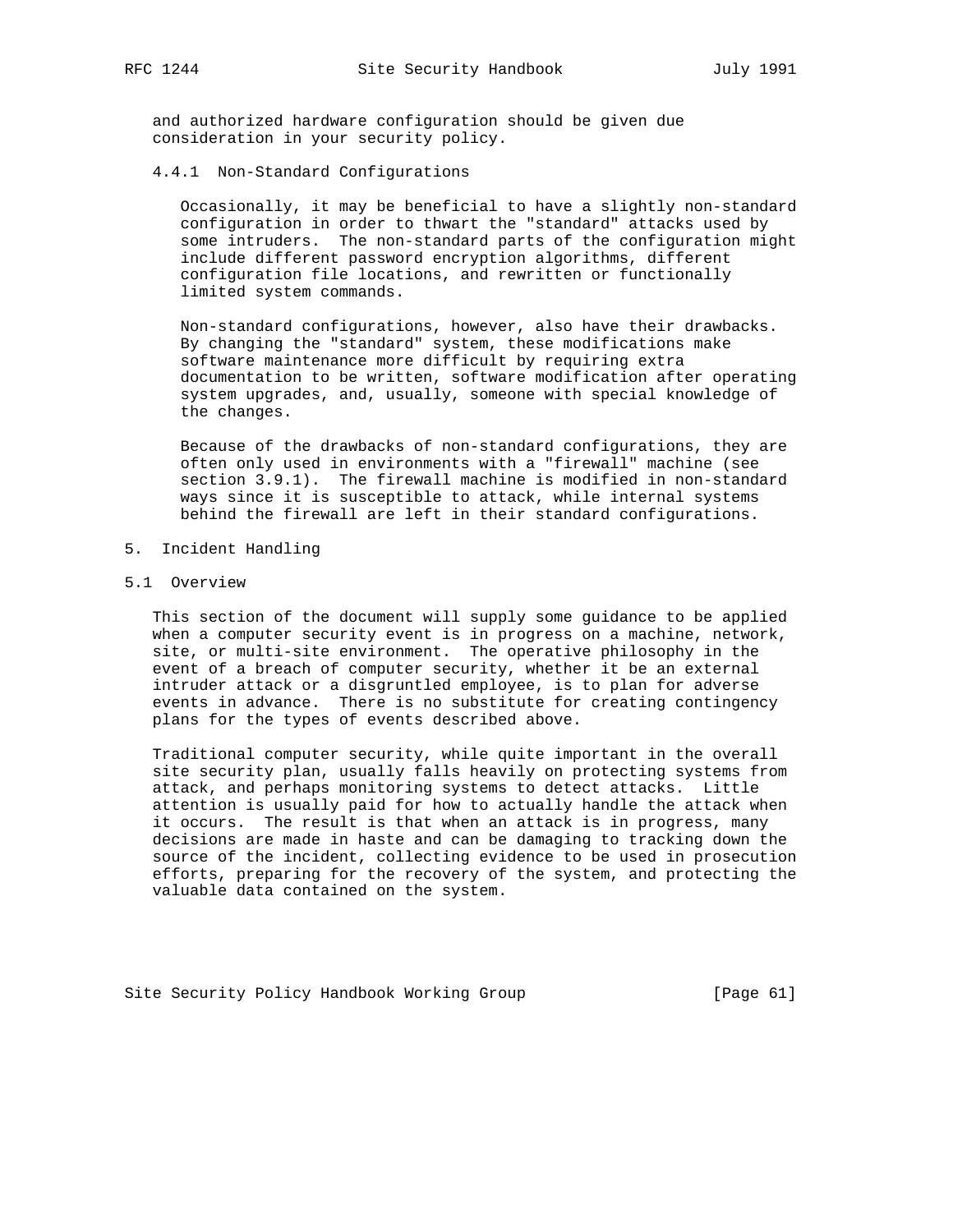and authorized hardware configuration should be given due consideration in your security policy.

#### 4.4.1 Non-Standard Configurations

Occasionally, it may be beneficial to have a slightly non-standard configuration in order to thwart the "standard" attacks used by some intruders. The non-standard parts of the configuration might include different password encryption algorithms, different configuration file locations, and rewritten or functionally limited system commands.

Non-standard configurations, however, also have their drawbacks. By changing the "standard" system, these modifications make software maintenance more difficult by requiring extra documentation to be written, software modification after operating system upgrades, and, usually, someone with special knowledge of the changes.

Because of the drawbacks of non-standard configurations, they are often only used in environments with a "firewall" machine (see section 3.9.1). The firewall machine is modified in non-standard ways since it is susceptible to attack, while internal systems behind the firewall are left in their standard configurations.

## 5. Incident Handling

### 5.1 Overview

This section of the document will supply some guidance to be applied when a computer security event is in progress on a machine, network, site, or multi-site environment. The operative philosophy in the event of a breach of computer security, whether it be an external intruder attack or a disgruntled employee, is to plan for adverse events in advance. There is no substitute for creating contingency plans for the types of events described above.

Traditional computer security, while quite important in the overall site security plan, usually falls heavily on protecting systems from attack, and perhaps monitoring systems to detect attacks. Little attention is usually paid for how to actually handle the attack when it occurs. The result is that when an attack is in progress, many decisions are made in haste and can be damaging to tracking down the source of the incident, collecting evidence to be used in prosecution efforts, preparing for the recovery of the system, and protecting the valuable data contained on the system.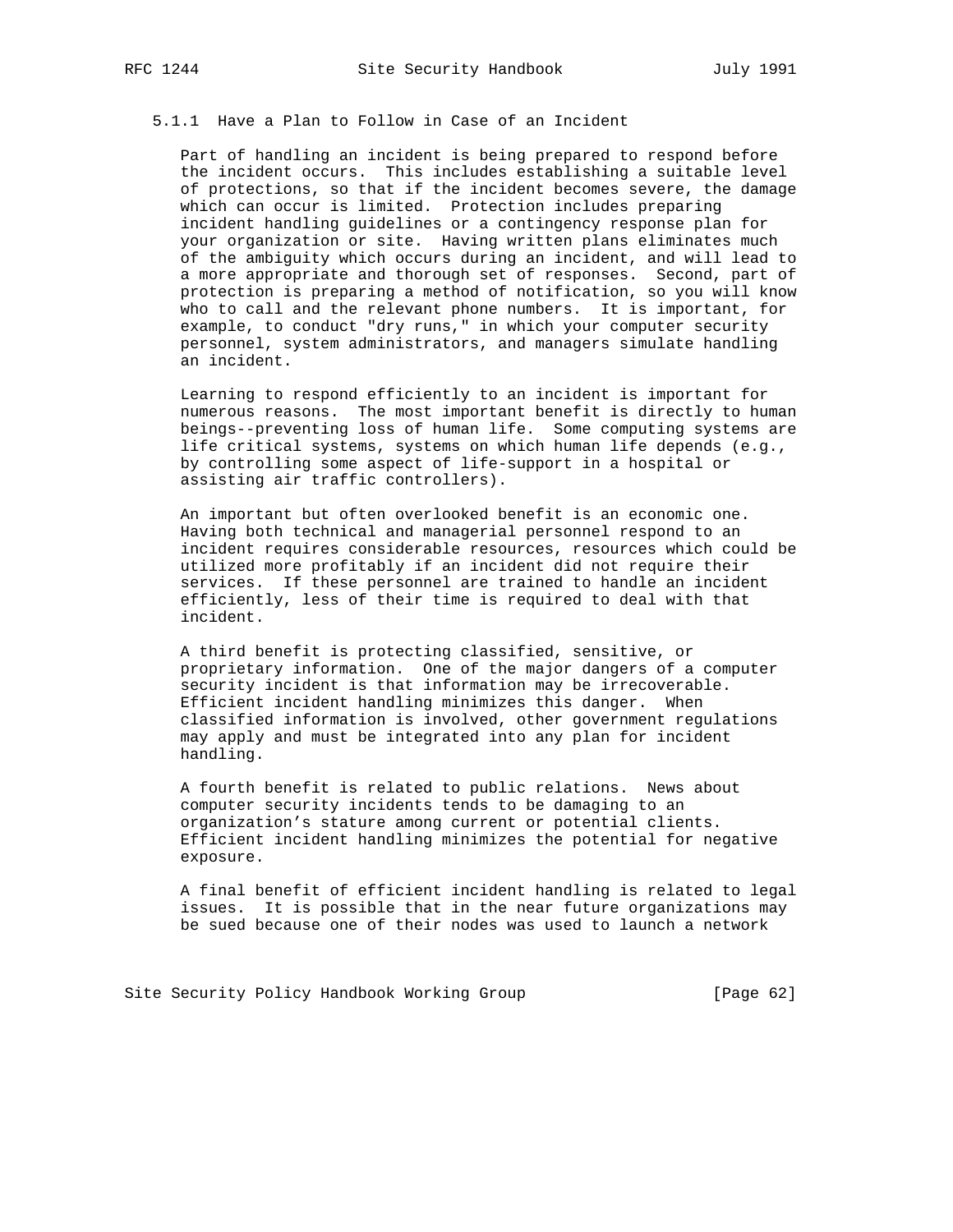### 5.1.1 Have a Plan to Follow in Case of an Incident

Part of handling an incident is being prepared to respond before the incident occurs. This includes establishing a suitable level of protections, so that if the incident becomes severe, the damage which can occur is limited. Protection includes preparing incident handling guidelines or a contingency response plan for your organization or site. Having written plans eliminates much of the ambiguity which occurs during an incident, and will lead to a more appropriate and thorough set of responses. Second, part of protection is preparing a method of notification, so you will know who to call and the relevant phone numbers. It is important, for example, to conduct "dry runs," in which your computer security personnel, system administrators, and managers simulate handling an incident.

Learning to respond efficiently to an incident is important for numerous reasons. The most important benefit is directly to human beings--preventing loss of human life. Some computing systems are life critical systems, systems on which human life depends (e.g., by controlling some aspect of life-support in a hospital or assisting air traffic controllers).

An important but often overlooked benefit is an economic one. Having both technical and managerial personnel respond to an incident requires considerable resources, resources which could be utilized more profitably if an incident did not require their services. If these personnel are trained to handle an incident efficiently, less of their time is required to deal with that incident.

A third benefit is protecting classified, sensitive, or proprietary information. One of the major dangers of a computer security incident is that information may be irrecoverable. Efficient incident handling minimizes this danger. When classified information is involved, other government regulations may apply and must be integrated into any plan for incident handling.

A fourth benefit is related to public relations. News about computer security incidents tends to be damaging to an organization's stature among current or potential clients. Efficient incident handling minimizes the potential for negative exposure.

A final benefit of efficient incident handling is related to legal issues. It is possible that in the near future organizations may be sued because one of their nodes was used to launch a network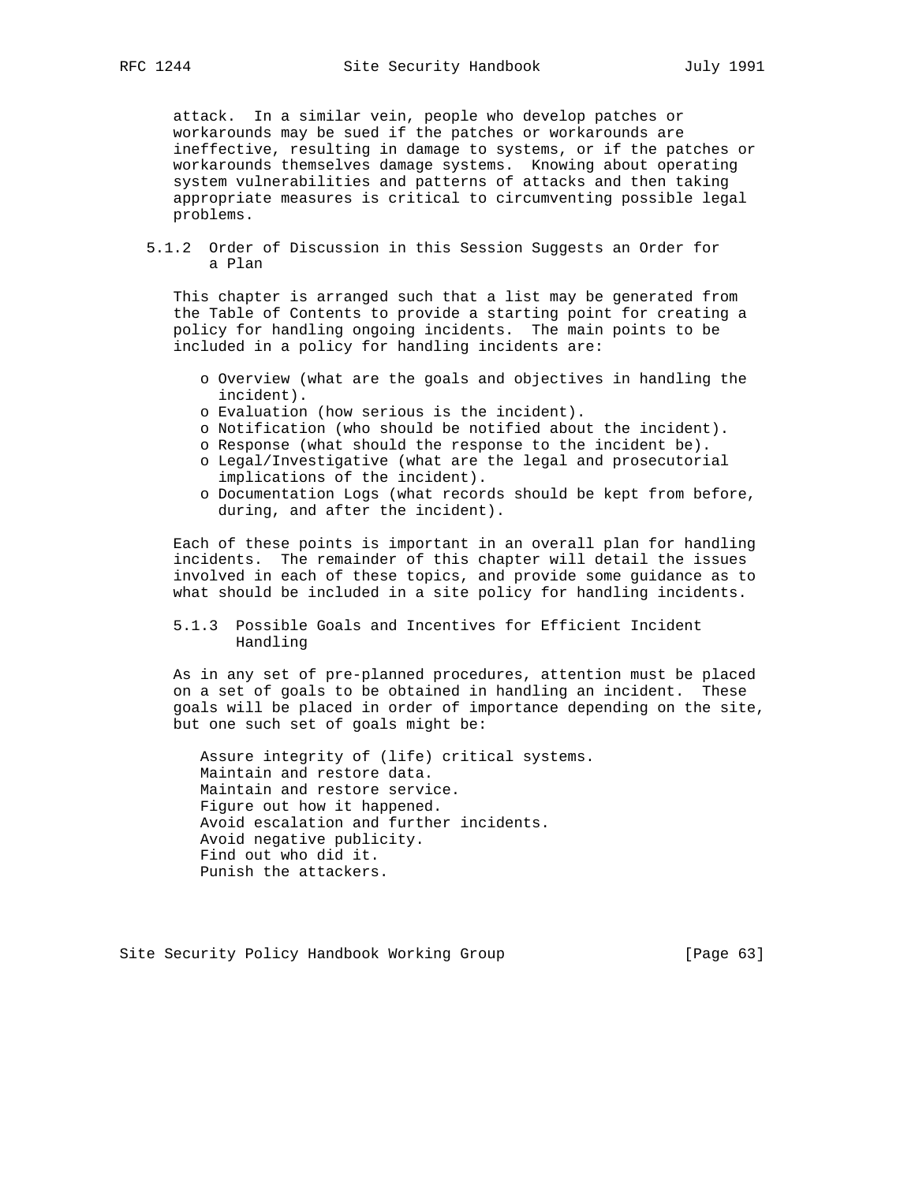attack. In a similar vein, people who develop patches or workarounds may be sued if the patches or workarounds are ineffective, resulting in damage to systems, or if the patches or workarounds themselves damage systems. Knowing about operating system vulnerabilities and patterns of attacks and then taking appropriate measures is critical to circumventing possible legal problems.

### 5.1.2 Order of Discussion in this Session Suggests an Order for a Plan

This chapter is arranged such that a list may be generated from the Table of Contents to provide a starting point for creating a policy for handling ongoing incidents. The main points to be included in a policy for handling incidents are:

- Overview (what are the goals and objectives in handling the incident).
- Evaluation (how serious is the incident).
- Notification (who should be notified about the incident).
- Response (what should the response to the incident be).
- Legal/Investigative (what are the legal and prosecutorial implications of the incident).
- Documentation Logs (what records should be kept from before, during, and after the incident).

Each of these points is important in an overall plan for handling incidents. The remainder of this chapter will detail the issues involved in each of these topics, and provide some guidance as to what should be included in a site policy for handling incidents.

### 5.1.3 Possible Goals and Incentives for Efficient Incident Handling

As in any set of pre-planned procedures, attention must be placed on a set of goals to be obtained in handling an incident. These goals will be placed in order of importance depending on the site, but one such set of goals might be:

Assure integrity of (life) critical systems.
Maintain and restore data.
Maintain and restore service.
Figure out how it happened.
Avoid escalation and further incidents.
Avoid negative publicity.
Find out who did it.
Punish the attackers.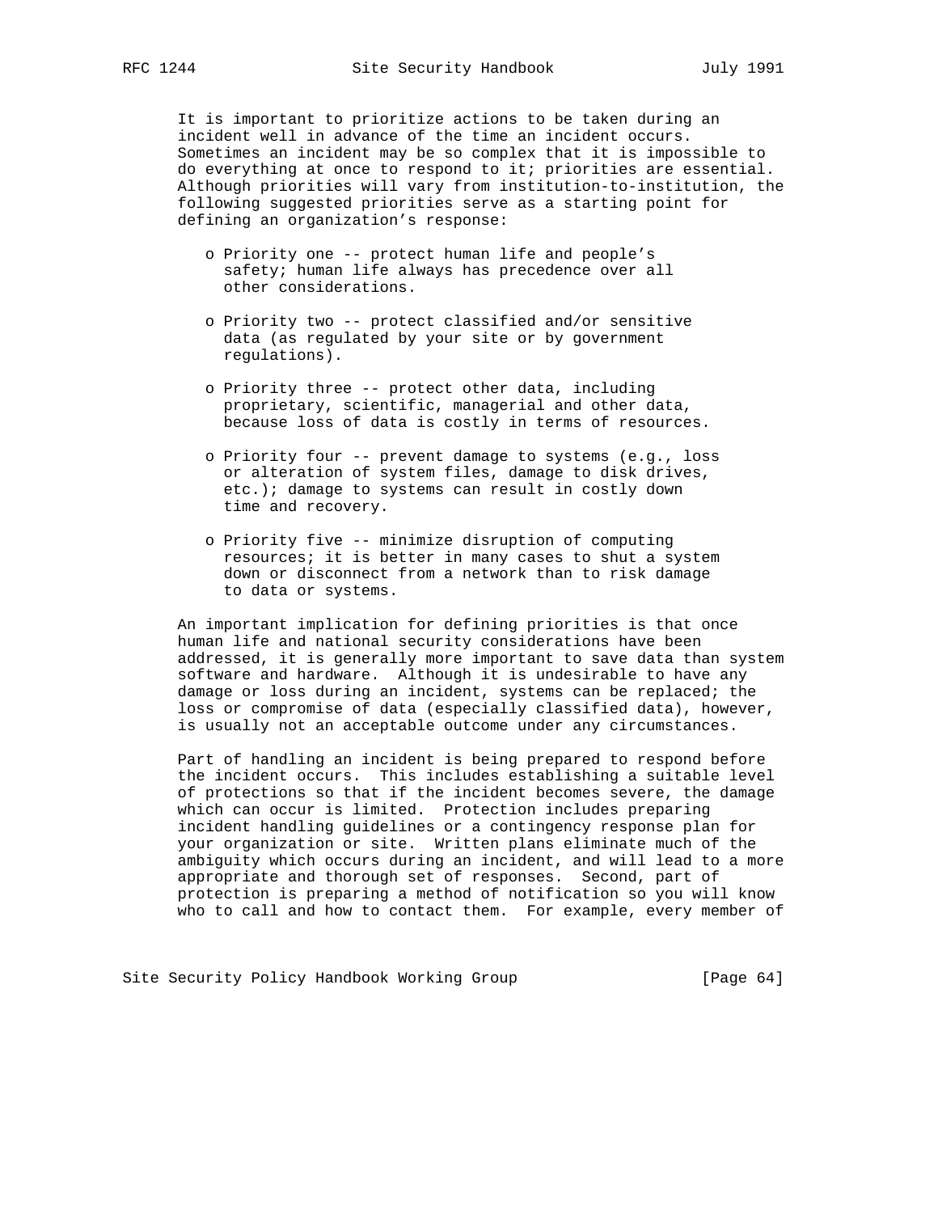It is important to prioritize actions to be taken during an incident well in advance of the time an incident occurs. Sometimes an incident may be so complex that it is impossible to do everything at once to respond to it; priorities are essential. Although priorities will vary from institution-to-institution, the following suggested priorities serve as a starting point for defining an organization's response:

- Priority one -- protect human life and people's safety; human life always has precedence over all other considerations.

- Priority two -- protect classified and/or sensitive data (as regulated by your site or by government regulations).

- Priority three -- protect other data, including proprietary, scientific, managerial and other data, because loss of data is costly in terms of resources.

- Priority four -- prevent damage to systems (e.g., loss or alteration of system files, damage to disk drives, etc.); damage to systems can result in costly down time and recovery.

- Priority five -- minimize disruption of computing resources; it is better in many cases to shut a system down or disconnect from a network than to risk damage to data or systems.

An important implication for defining priorities is that once human life and national security considerations have been addressed, it is generally more important to save data than system software and hardware. Although it is undesirable to have any damage or loss during an incident, systems can be replaced; the loss or compromise of data (especially classified data), however, is usually not an acceptable outcome under any circumstances.

Part of handling an incident is being prepared to respond before the incident occurs. This includes establishing a suitable level of protections so that if the incident becomes severe, the damage which can occur is limited. Protection includes preparing incident handling guidelines or a contingency response plan for your organization or site. Written plans eliminate much of the ambiguity which occurs during an incident, and will lead to a more appropriate and thorough set of responses. Second, part of protection is preparing a method of notification so you will know who to call and how to contact them. For example, every member of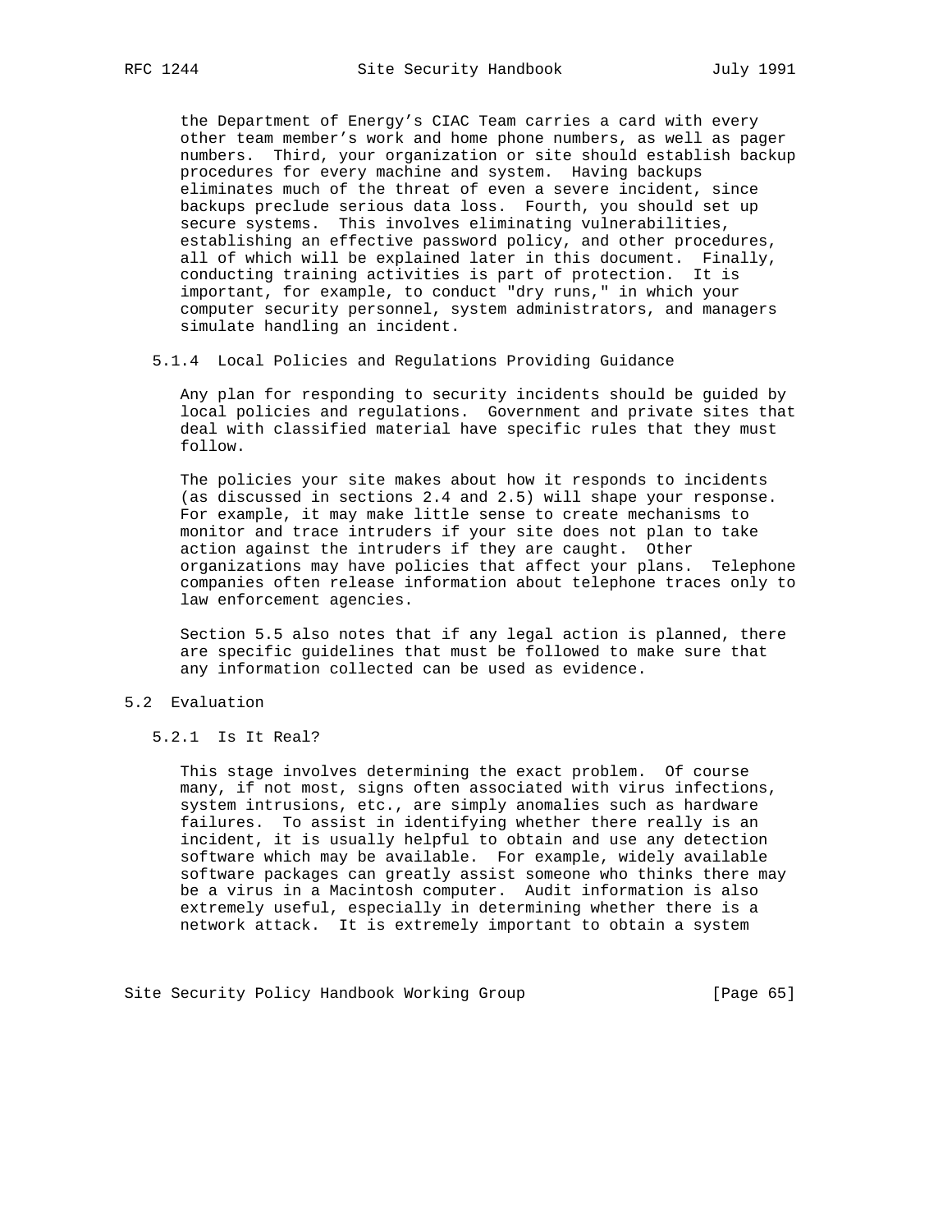the Department of Energy's CIAC Team carries a card with every other team member's work and home phone numbers, as well as pager numbers. Third, your organization or site should establish backup procedures for every machine and system. Having backups eliminates much of the threat of even a severe incident, since backups preclude serious data loss. Fourth, you should set up secure systems. This involves eliminating vulnerabilities, establishing an effective password policy, and other procedures, all of which will be explained later in this document. Finally, conducting training activities is part of protection. It is important, for example, to conduct "dry runs," in which your computer security personnel, system administrators, and managers simulate handling an incident.

### 5.1.4 Local Policies and Regulations Providing Guidance

Any plan for responding to security incidents should be guided by local policies and regulations. Government and private sites that deal with classified material have specific rules that they must follow.

The policies your site makes about how it responds to incidents (as discussed in sections 2.4 and 2.5) will shape your response. For example, it may make little sense to create mechanisms to monitor and trace intruders if your site does not plan to take action against the intruders if they are caught. Other organizations may have policies that affect your plans. Telephone companies often release information about telephone traces only to law enforcement agencies.

Section 5.5 also notes that if any legal action is planned, there are specific guidelines that must be followed to make sure that any information collected can be used as evidence.

## 5.2 Evaluation

### 5.2.1 Is It Real?

This stage involves determining the exact problem. Of course many, if not most, signs often associated with virus infections, system intrusions, etc., are simply anomalies such as hardware failures. To assist in identifying whether there really is an incident, it is usually helpful to obtain and use any detection software which may be available. For example, widely available software packages can greatly assist someone who thinks there may be a virus in a Macintosh computer. Audit information is also extremely useful, especially in determining whether there is a network attack. It is extremely important to obtain a system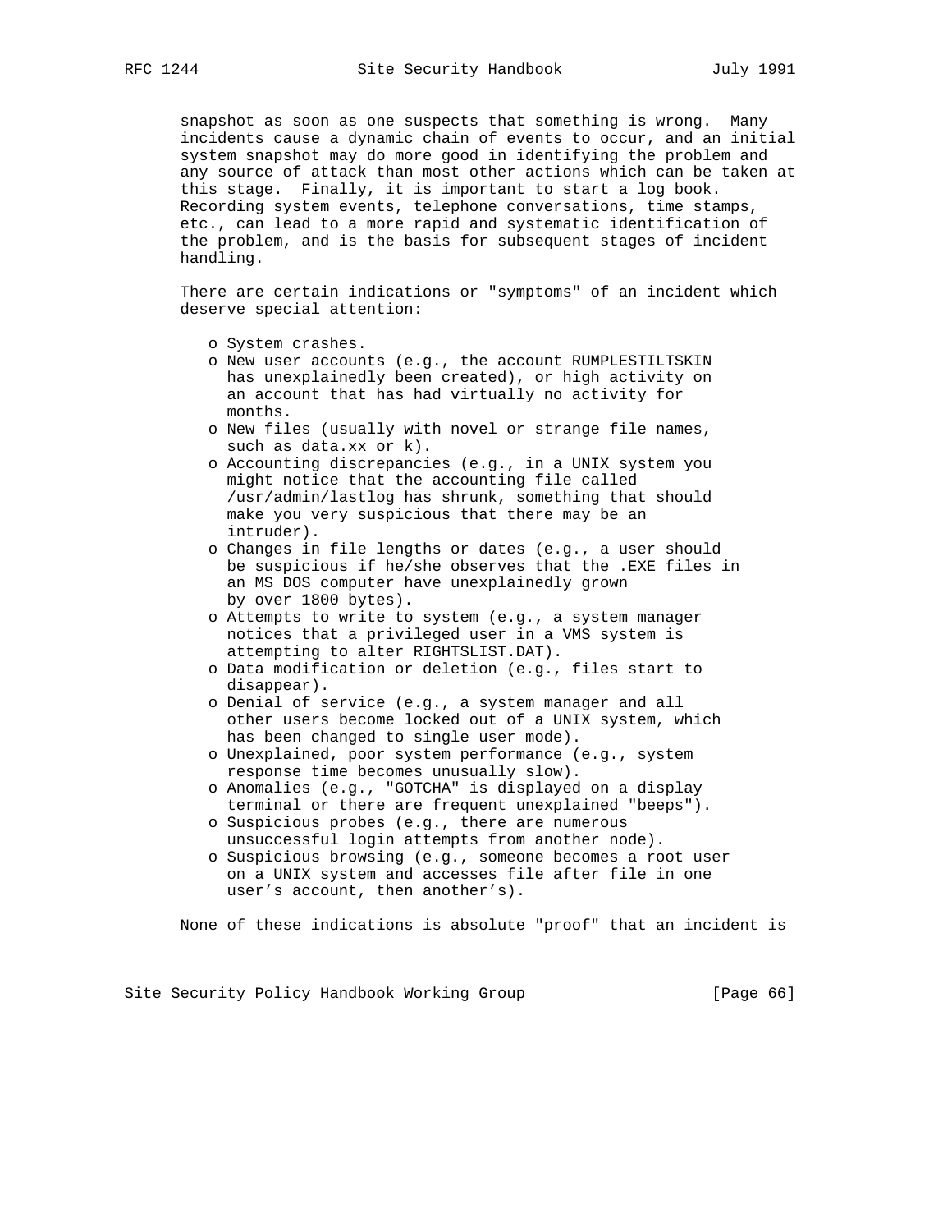snapshot as soon as one suspects that something is wrong. Many incidents cause a dynamic chain of events to occur, and an initial system snapshot may do more good in identifying the problem and any source of attack than most other actions which can be taken at this stage. Finally, it is important to start a log book. Recording system events, telephone conversations, time stamps, etc., can lead to a more rapid and systematic identification of the problem, and is the basis for subsequent stages of incident handling.

There are certain indications or "symptoms" of an incident which deserve special attention:

- System crashes.
- New user accounts (e.g., the account RUMPLESTILTSKIN has unexplainedly been created), or high activity on an account that has had virtually no activity for months.
- New files (usually with novel or strange file names, such as data.xx or k).
- Accounting discrepancies (e.g., in a UNIX system you might notice that the accounting file called /usr/admin/lastlog has shrunk, something that should make you very suspicious that there may be an intruder).
- Changes in file lengths or dates (e.g., a user should be suspicious if he/she observes that the .EXE files in an MS DOS computer have unexplainedly grown by over 1800 bytes).
- Attempts to write to system (e.g., a system manager notices that a privileged user in a VMS system is attempting to alter RIGHTSLIST.DAT).
- Data modification or deletion (e.g., files start to disappear).
- Denial of service (e.g., a system manager and all other users become locked out of a UNIX system, which has been changed to single user mode).
- Unexplained, poor system performance (e.g., system response time becomes unusually slow).
- Anomalies (e.g., "GOTCHA" is displayed on a display terminal or there are frequent unexplained "beeps").
- Suspicious probes (e.g., there are numerous unsuccessful login attempts from another node).
- Suspicious browsing (e.g., someone becomes a root user on a UNIX system and accesses file after file in one user's account, then another's).

None of these indications is absolute "proof" that an incident is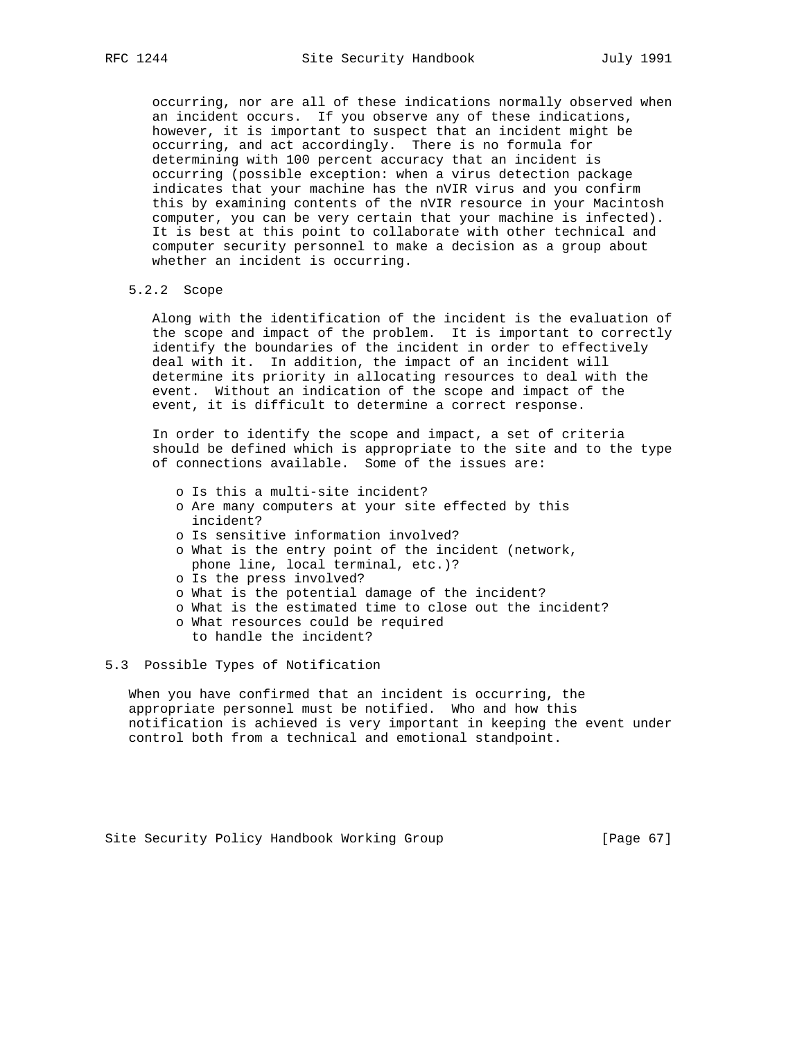occurring, nor are all of these indications normally observed when an incident occurs. If you observe any of these indications, however, it is important to suspect that an incident might be occurring, and act accordingly. There is no formula for determining with 100 percent accuracy that an incident is occurring (possible exception: when a virus detection package indicates that your machine has the nVIR virus and you confirm this by examining contents of the nVIR resource in your Macintosh computer, you can be very certain that your machine is infected). It is best at this point to collaborate with other technical and computer security personnel to make a decision as a group about whether an incident is occurring.

### 5.2.2 Scope

Along with the identification of the incident is the evaluation of the scope and impact of the problem. It is important to correctly identify the boundaries of the incident in order to effectively deal with it. In addition, the impact of an incident will determine its priority in allocating resources to deal with the event. Without an indication of the scope and impact of the event, it is difficult to determine a correct response.

In order to identify the scope and impact, a set of criteria should be defined which is appropriate to the site and to the type of connections available. Some of the issues are:

- Is this a multi-site incident?
- Are many computers at your site effected by this incident?
- Is sensitive information involved?
- What is the entry point of the incident (network, phone line, local terminal, etc.)?
- Is the press involved?
- What is the potential damage of the incident?
- What is the estimated time to close out the incident?
- What resources could be required to handle the incident?

## 5.3 Possible Types of Notification

When you have confirmed that an incident is occurring, the appropriate personnel must be notified. Who and how this notification is achieved is very important in keeping the event under control both from a technical and emotional standpoint.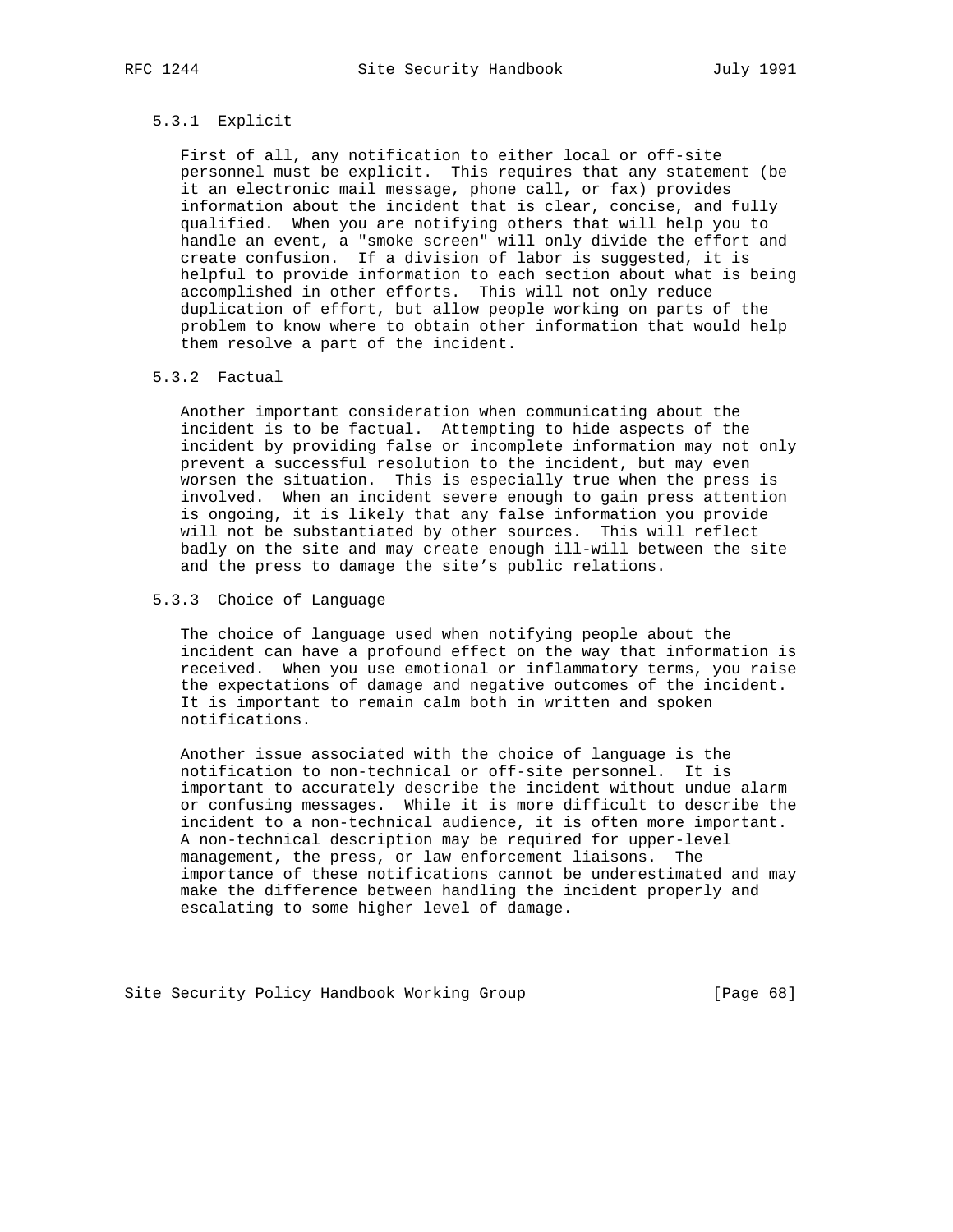### 5.3.1 Explicit

First of all, any notification to either local or off-site personnel must be explicit. This requires that any statement (be it an electronic mail message, phone call, or fax) provides information about the incident that is clear, concise, and fully qualified. When you are notifying others that will help you to handle an event, a "smoke screen" will only divide the effort and create confusion. If a division of labor is suggested, it is helpful to provide information to each section about what is being accomplished in other efforts. This will not only reduce duplication of effort, but allow people working on parts of the problem to know where to obtain other information that would help them resolve a part of the incident.

### 5.3.2 Factual

Another important consideration when communicating about the incident is to be factual. Attempting to hide aspects of the incident by providing false or incomplete information may not only prevent a successful resolution to the incident, but may even worsen the situation. This is especially true when the press is involved. When an incident severe enough to gain press attention is ongoing, it is likely that any false information you provide will not be substantiated by other sources. This will reflect badly on the site and may create enough ill-will between the site and the press to damage the site's public relations.

### 5.3.3 Choice of Language

The choice of language used when notifying people about the incident can have a profound effect on the way that information is received. When you use emotional or inflammatory terms, you raise the expectations of damage and negative outcomes of the incident. It is important to remain calm both in written and spoken notifications.

Another issue associated with the choice of language is the notification to non-technical or off-site personnel. It is important to accurately describe the incident without undue alarm or confusing messages. While it is more difficult to describe the incident to a non-technical audience, it is often more important. A non-technical description may be required for upper-level management, the press, or law enforcement liaisons. The importance of these notifications cannot be underestimated and may make the difference between handling the incident properly and escalating to some higher level of damage.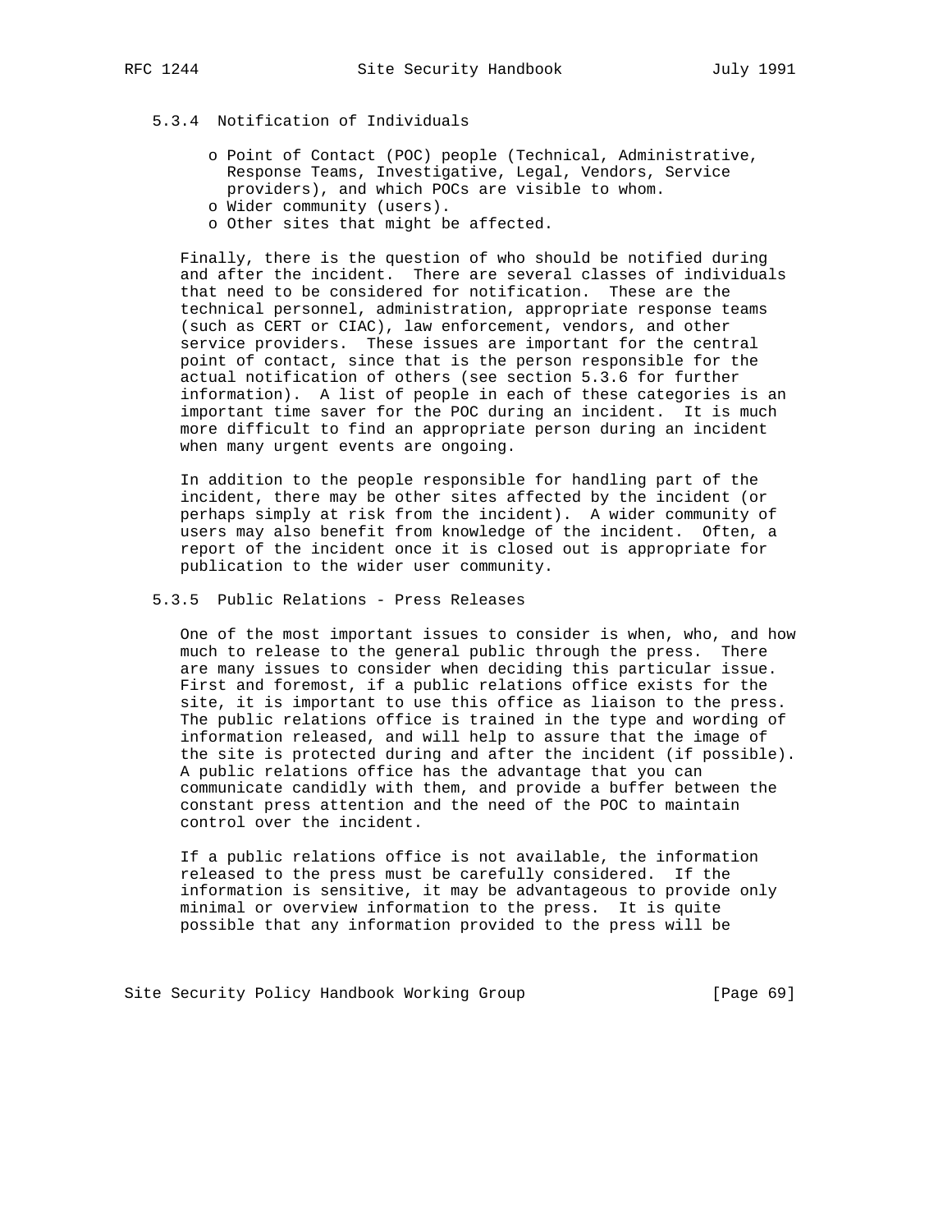### 5.3.4 Notification of Individuals

- Point of Contact (POC) people (Technical, Administrative, Response Teams, Investigative, Legal, Vendors, Service providers), and which POCs are visible to whom.
- Wider community (users).
- Other sites that might be affected.

Finally, there is the question of who should be notified during and after the incident. There are several classes of individuals that need to be considered for notification. These are the technical personnel, administration, appropriate response teams (such as CERT or CIAC), law enforcement, vendors, and other service providers. These issues are important for the central point of contact, since that is the person responsible for the actual notification of others (see section 5.3.6 for further information). A list of people in each of these categories is an important time saver for the POC during an incident. It is much more difficult to find an appropriate person during an incident when many urgent events are ongoing.

In addition to the people responsible for handling part of the incident, there may be other sites affected by the incident (or perhaps simply at risk from the incident). A wider community of users may also benefit from knowledge of the incident. Often, a report of the incident once it is closed out is appropriate for publication to the wider user community.

### 5.3.5 Public Relations - Press Releases

One of the most important issues to consider is when, who, and how much to release to the general public through the press. There are many issues to consider when deciding this particular issue. First and foremost, if a public relations office exists for the site, it is important to use this office as liaison to the press. The public relations office is trained in the type and wording of information released, and will help to assure that the image of the site is protected during and after the incident (if possible). A public relations office has the advantage that you can communicate candidly with them, and provide a buffer between the constant press attention and the need of the POC to maintain control over the incident.

If a public relations office is not available, the information released to the press must be carefully considered. If the information is sensitive, it may be advantageous to provide only minimal or overview information to the press. It is quite possible that any information provided to the press will be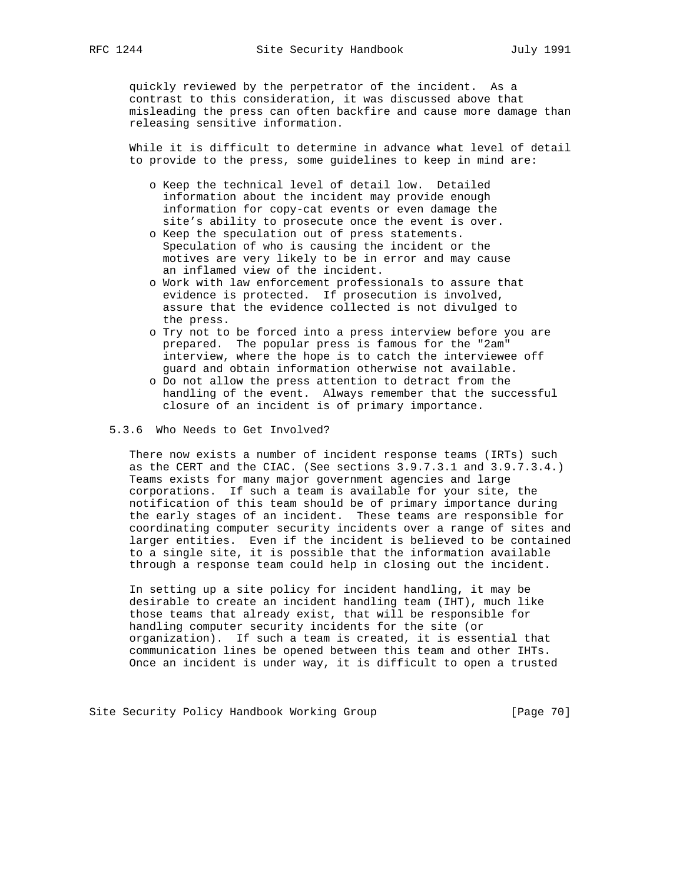quickly reviewed by the perpetrator of the incident. As a contrast to this consideration, it was discussed above that misleading the press can often backfire and cause more damage than releasing sensitive information.

While it is difficult to determine in advance what level of detail to provide to the press, some guidelines to keep in mind are:

- Keep the technical level of detail low. Detailed information about the incident may provide enough information for copy-cat events or even damage the site's ability to prosecute once the event is over.
- Keep the speculation out of press statements. Speculation of who is causing the incident or the motives are very likely to be in error and may cause an inflamed view of the incident.
- Work with law enforcement professionals to assure that evidence is protected. If prosecution is involved, assure that the evidence collected is not divulged to the press.
- Try not to be forced into a press interview before you are prepared. The popular press is famous for the "2am" interview, where the hope is to catch the interviewee off guard and obtain information otherwise not available.
- Do not allow the press attention to detract from the handling of the event. Always remember that the successful closure of an incident is of primary importance.

### 5.3.6 Who Needs to Get Involved?

There now exists a number of incident response teams (IRTs) such as the CERT and the CIAC. (See sections 3.9.7.3.1 and 3.9.7.3.4.) Teams exists for many major government agencies and large corporations. If such a team is available for your site, the notification of this team should be of primary importance during the early stages of an incident. These teams are responsible for coordinating computer security incidents over a range of sites and larger entities. Even if the incident is believed to be contained to a single site, it is possible that the information available through a response team could help in closing out the incident.

In setting up a site policy for incident handling, it may be desirable to create an incident handling team (IHT), much like those teams that already exist, that will be responsible for handling computer security incidents for the site (or organization). If such a team is created, it is essential that communication lines be opened between this team and other IHTs. Once an incident is under way, it is difficult to open a trusted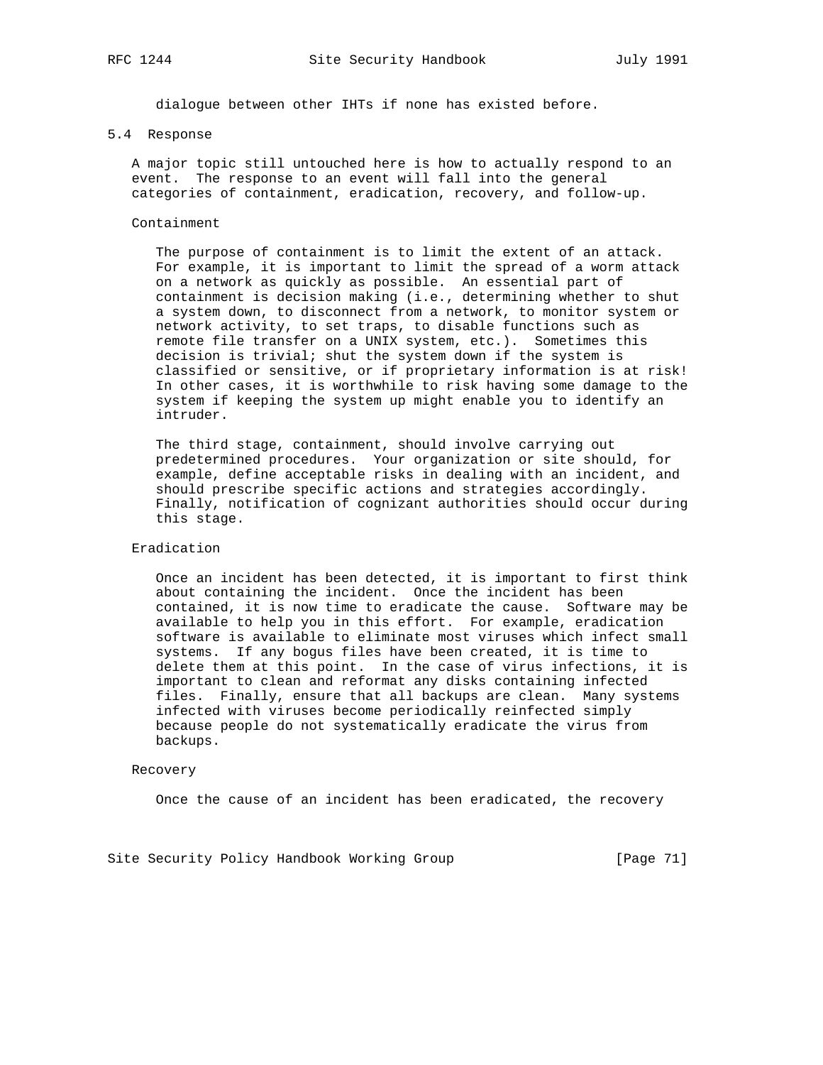dialogue between other IHTs if none has existed before.

## 5.4 Response

A major topic still untouched here is how to actually respond to an event. The response to an event will fall into the general categories of containment, eradication, recovery, and follow-up.

### Containment

The purpose of containment is to limit the extent of an attack. For example, it is important to limit the spread of a worm attack on a network as quickly as possible. An essential part of containment is decision making (i.e., determining whether to shut a system down, to disconnect from a network, to monitor system or network activity, to set traps, to disable functions such as remote file transfer on a UNIX system, etc.). Sometimes this decision is trivial; shut the system down if the system is classified or sensitive, or if proprietary information is at risk! In other cases, it is worthwhile to risk having some damage to the system if keeping the system up might enable you to identify an intruder.

The third stage, containment, should involve carrying out predetermined procedures. Your organization or site should, for example, define acceptable risks in dealing with an incident, and should prescribe specific actions and strategies accordingly. Finally, notification of cognizant authorities should occur during this stage.

### Eradication

Once an incident has been detected, it is important to first think about containing the incident. Once the incident has been contained, it is now time to eradicate the cause. Software may be available to help you in this effort. For example, eradication software is available to eliminate most viruses which infect small systems. If any bogus files have been created, it is time to delete them at this point. In the case of virus infections, it is important to clean and reformat any disks containing infected files. Finally, ensure that all backups are clean. Many systems infected with viruses become periodically reinfected simply because people do not systematically eradicate the virus from backups.

### Recovery

Once the cause of an incident has been eradicated, the recovery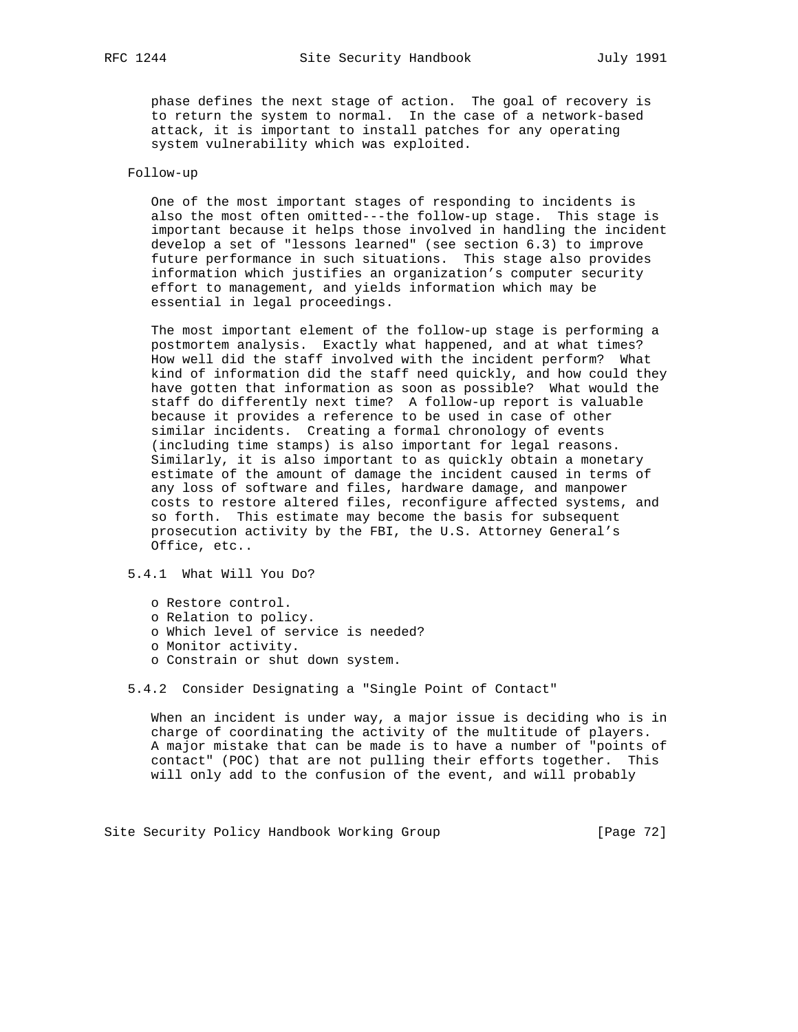phase defines the next stage of action. The goal of recovery is to return the system to normal. In the case of a network-based attack, it is important to install patches for any operating system vulnerability which was exploited.

Follow-up

One of the most important stages of responding to incidents is also the most often omitted---the follow-up stage. This stage is important because it helps those involved in handling the incident develop a set of "lessons learned" (see section 6.3) to improve future performance in such situations. This stage also provides information which justifies an organization's computer security effort to management, and yields information which may be essential in legal proceedings.

The most important element of the follow-up stage is performing a postmortem analysis. Exactly what happened, and at what times? How well did the staff involved with the incident perform? What kind of information did the staff need quickly, and how could they have gotten that information as soon as possible? What would the staff do differently next time? A follow-up report is valuable because it provides a reference to be used in case of other similar incidents. Creating a formal chronology of events (including time stamps) is also important for legal reasons. Similarly, it is also important to as quickly obtain a monetary estimate of the amount of damage the incident caused in terms of any loss of software and files, hardware damage, and manpower costs to restore altered files, reconfigure affected systems, and so forth. This estimate may become the basis for subsequent prosecution activity by the FBI, the U.S. Attorney General's Office, etc..

### 5.4.1 What Will You Do?

- Restore control.
- Relation to policy.
- Which level of service is needed?
- Monitor activity.
- Constrain or shut down system.

### 5.4.2 Consider Designating a "Single Point of Contact"

When an incident is under way, a major issue is deciding who is in charge of coordinating the activity of the multitude of players. A major mistake that can be made is to have a number of "points of contact" (POC) that are not pulling their efforts together. This will only add to the confusion of the event, and will probably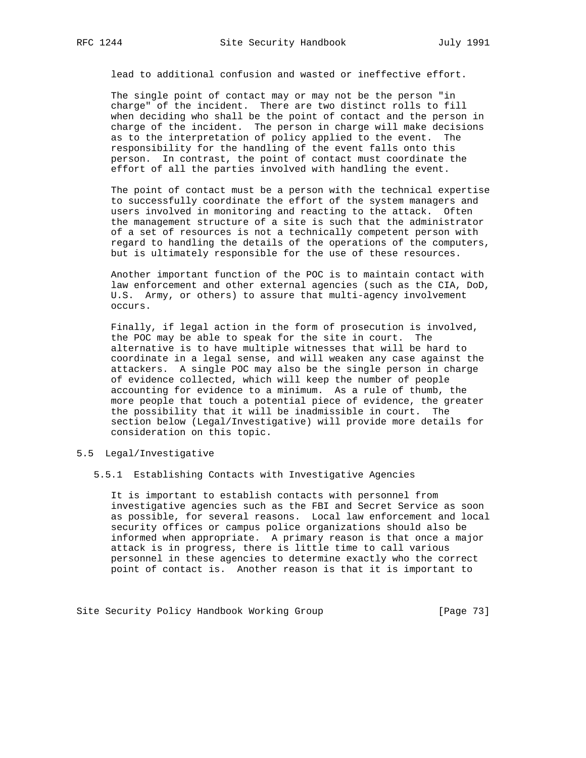lead to additional confusion and wasted or ineffective effort.

The single point of contact may or may not be the person "in charge" of the incident. There are two distinct rolls to fill when deciding who shall be the point of contact and the person in charge of the incident. The person in charge will make decisions as to the interpretation of policy applied to the event. The responsibility for the handling of the event falls onto this person. In contrast, the point of contact must coordinate the effort of all the parties involved with handling the event.

The point of contact must be a person with the technical expertise to successfully coordinate the effort of the system managers and users involved in monitoring and reacting to the attack. Often the management structure of a site is such that the administrator of a set of resources is not a technically competent person with regard to handling the details of the operations of the computers, but is ultimately responsible for the use of these resources.

Another important function of the POC is to maintain contact with law enforcement and other external agencies (such as the CIA, DoD, U.S. Army, or others) to assure that multi-agency involvement occurs.

Finally, if legal action in the form of prosecution is involved, the POC may be able to speak for the site in court. The alternative is to have multiple witnesses that will be hard to coordinate in a legal sense, and will weaken any case against the attackers. A single POC may also be the single person in charge of evidence collected, which will keep the number of people accounting for evidence to a minimum. As a rule of thumb, the more people that touch a potential piece of evidence, the greater the possibility that it will be inadmissible in court. The section below (Legal/Investigative) will provide more details for consideration on this topic.

## 5.5 Legal/Investigative

### 5.5.1 Establishing Contacts with Investigative Agencies

It is important to establish contacts with personnel from investigative agencies such as the FBI and Secret Service as soon as possible, for several reasons. Local law enforcement and local security offices or campus police organizations should also be informed when appropriate. A primary reason is that once a major attack is in progress, there is little time to call various personnel in these agencies to determine exactly who the correct point of contact is. Another reason is that it is important to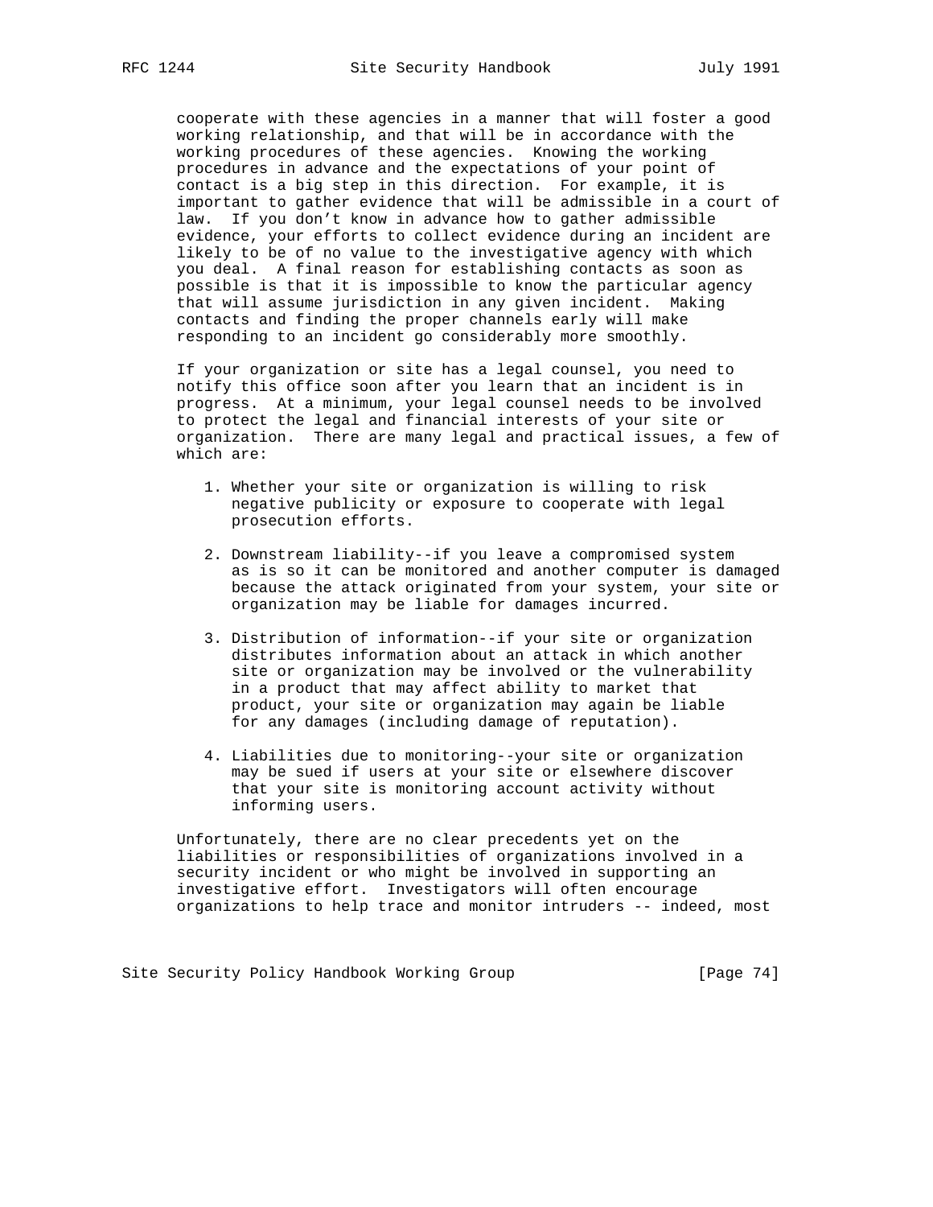cooperate with these agencies in a manner that will foster a good working relationship, and that will be in accordance with the working procedures of these agencies. Knowing the working procedures in advance and the expectations of your point of contact is a big step in this direction. For example, it is important to gather evidence that will be admissible in a court of law. If you don't know in advance how to gather admissible evidence, your efforts to collect evidence during an incident are likely to be of no value to the investigative agency with which you deal. A final reason for establishing contacts as soon as possible is that it is impossible to know the particular agency that will assume jurisdiction in any given incident. Making contacts and finding the proper channels early will make responding to an incident go considerably more smoothly.

If your organization or site has a legal counsel, you need to notify this office soon after you learn that an incident is in progress. At a minimum, your legal counsel needs to be involved to protect the legal and financial interests of your site or organization. There are many legal and practical issues, a few of which are:

1. Whether your site or organization is willing to risk negative publicity or exposure to cooperate with legal prosecution efforts.

2. Downstream liability--if you leave a compromised system as is so it can be monitored and another computer is damaged because the attack originated from your system, your site or organization may be liable for damages incurred.

3. Distribution of information--if your site or organization distributes information about an attack in which another site or organization may be involved or the vulnerability in a product that may affect ability to market that product, your site or organization may again be liable for any damages (including damage of reputation).

4. Liabilities due to monitoring--your site or organization may be sued if users at your site or elsewhere discover that your site is monitoring account activity without informing users.

Unfortunately, there are no clear precedents yet on the liabilities or responsibilities of organizations involved in a security incident or who might be involved in supporting an investigative effort. Investigators will often encourage organizations to help trace and monitor intruders -- indeed, most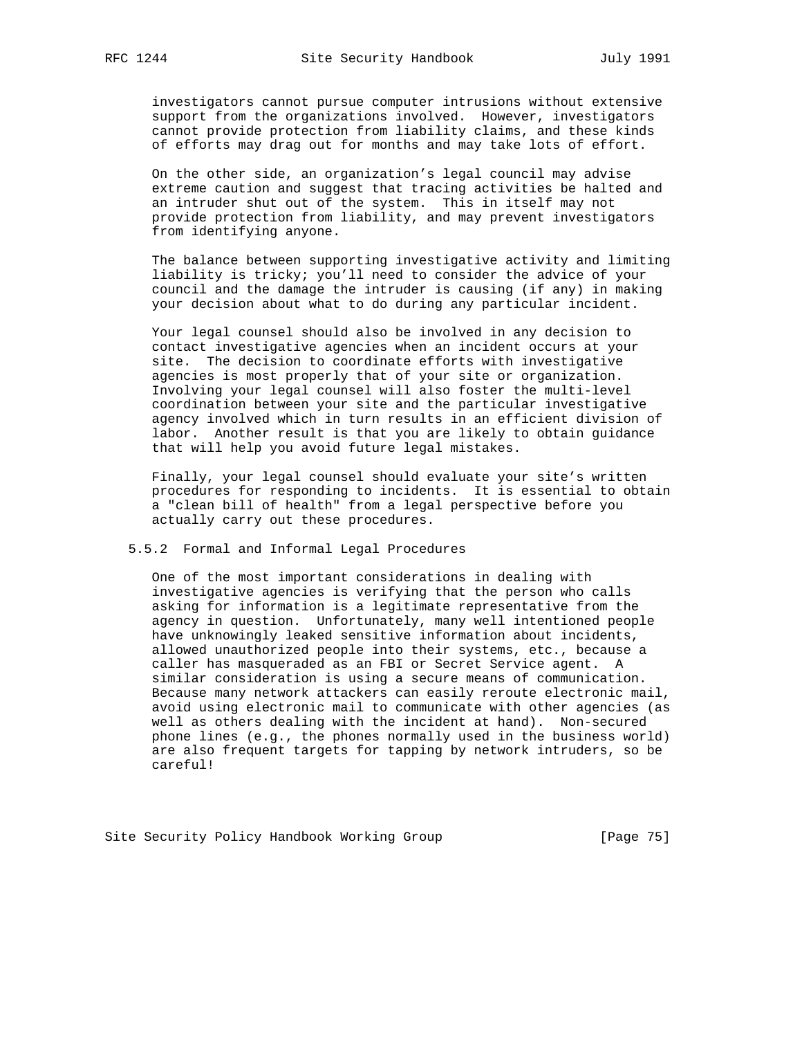investigators cannot pursue computer intrusions without extensive support from the organizations involved. However, investigators cannot provide protection from liability claims, and these kinds of efforts may drag out for months and may take lots of effort.

On the other side, an organization's legal council may advise extreme caution and suggest that tracing activities be halted and an intruder shut out of the system. This in itself may not provide protection from liability, and may prevent investigators from identifying anyone.

The balance between supporting investigative activity and limiting liability is tricky; you'll need to consider the advice of your council and the damage the intruder is causing (if any) in making your decision about what to do during any particular incident.

Your legal counsel should also be involved in any decision to contact investigative agencies when an incident occurs at your site. The decision to coordinate efforts with investigative agencies is most properly that of your site or organization. Involving your legal counsel will also foster the multi-level coordination between your site and the particular investigative agency involved which in turn results in an efficient division of labor. Another result is that you are likely to obtain guidance that will help you avoid future legal mistakes.

Finally, your legal counsel should evaluate your site's written procedures for responding to incidents. It is essential to obtain a "clean bill of health" from a legal perspective before you actually carry out these procedures.

### 5.5.2 Formal and Informal Legal Procedures

One of the most important considerations in dealing with investigative agencies is verifying that the person who calls asking for information is a legitimate representative from the agency in question. Unfortunately, many well intentioned people have unknowingly leaked sensitive information about incidents, allowed unauthorized people into their systems, etc., because a caller has masqueraded as an FBI or Secret Service agent. A similar consideration is using a secure means of communication. Because many network attackers can easily reroute electronic mail, avoid using electronic mail to communicate with other agencies (as well as others dealing with the incident at hand). Non-secured phone lines (e.g., the phones normally used in the business world) are also frequent targets for tapping by network intruders, so be careful!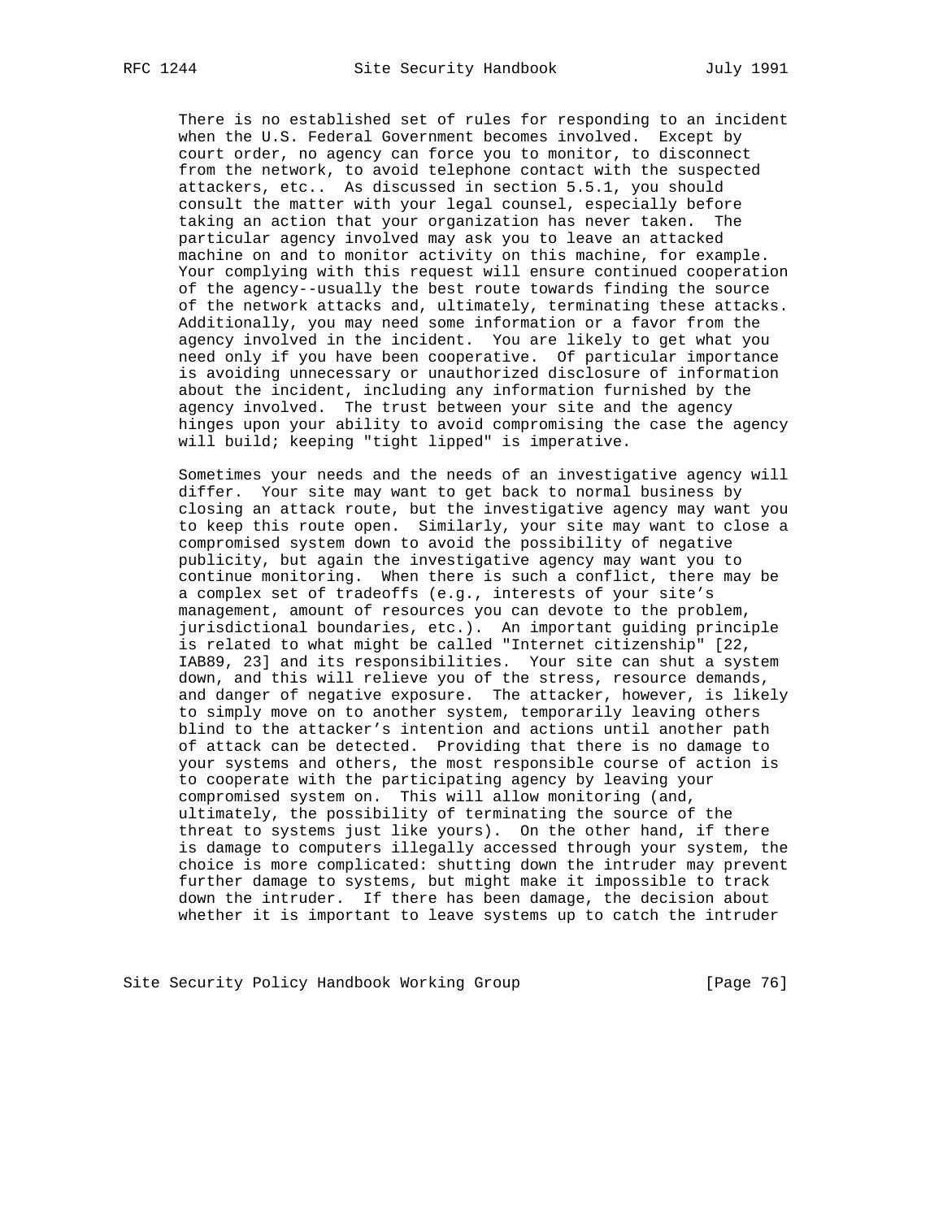There is no established set of rules for responding to an incident when the U.S. Federal Government becomes involved. Except by court order, no agency can force you to monitor, to disconnect from the network, to avoid telephone contact with the suspected attackers, etc.. As discussed in section 5.5.1, you should consult the matter with your legal counsel, especially before taking an action that your organization has never taken. The particular agency involved may ask you to leave an attacked machine on and to monitor activity on this machine, for example. Your complying with this request will ensure continued cooperation of the agency--usually the best route towards finding the source of the network attacks and, ultimately, terminating these attacks. Additionally, you may need some information or a favor from the agency involved in the incident. You are likely to get what you need only if you have been cooperative. Of particular importance is avoiding unnecessary or unauthorized disclosure of information about the incident, including any information furnished by the agency involved. The trust between your site and the agency hinges upon your ability to avoid compromising the case the agency will build; keeping "tight lipped" is imperative.

Sometimes your needs and the needs of an investigative agency will differ. Your site may want to get back to normal business by closing an attack route, but the investigative agency may want you to keep this route open. Similarly, your site may want to close a compromised system down to avoid the possibility of negative publicity, but again the investigative agency may want you to continue monitoring. When there is such a conflict, there may be a complex set of tradeoffs (e.g., interests of your site's management, amount of resources you can devote to the problem, jurisdictional boundaries, etc.). An important guiding principle is related to what might be called "Internet citizenship" [22, IAB89, 23] and its responsibilities. Your site can shut a system down, and this will relieve you of the stress, resource demands, and danger of negative exposure. The attacker, however, is likely to simply move on to another system, temporarily leaving others blind to the attacker's intention and actions until another path of attack can be detected. Providing that there is no damage to your systems and others, the most responsible course of action is to cooperate with the participating agency by leaving your compromised system on. This will allow monitoring (and, ultimately, the possibility of terminating the source of the threat to systems just like yours). On the other hand, if there is damage to computers illegally accessed through your system, the choice is more complicated: shutting down the intruder may prevent further damage to systems, but might make it impossible to track down the intruder. If there has been damage, the decision about whether it is important to leave systems up to catch the intruder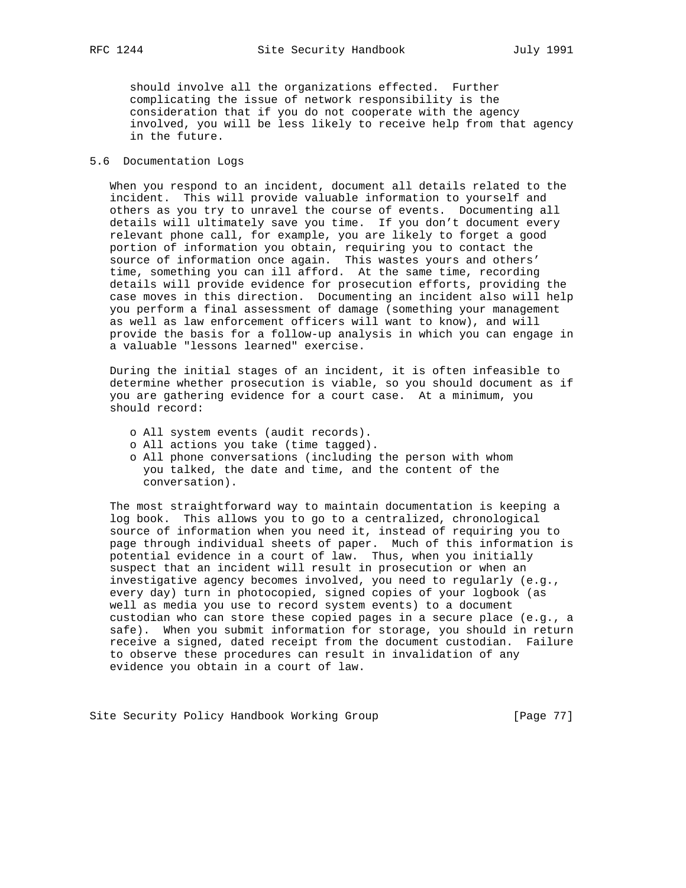should involve all the organizations effected. Further complicating the issue of network responsibility is the consideration that if you do not cooperate with the agency involved, you will be less likely to receive help from that agency in the future.

### 5.6 Documentation Logs

When you respond to an incident, document all details related to the incident. This will provide valuable information to yourself and others as you try to unravel the course of events. Documenting all details will ultimately save you time. If you don't document every relevant phone call, for example, you are likely to forget a good portion of information you obtain, requiring you to contact the source of information once again. This wastes yours and others' time, something you can ill afford. At the same time, recording details will provide evidence for prosecution efforts, providing the case moves in this direction. Documenting an incident also will help you perform a final assessment of damage (something your management as well as law enforcement officers will want to know), and will provide the basis for a follow-up analysis in which you can engage in a valuable "lessons learned" exercise.

During the initial stages of an incident, it is often infeasible to determine whether prosecution is viable, so you should document as if you are gathering evidence for a court case. At a minimum, you should record:

- All system events (audit records).
- All actions you take (time tagged).
- All phone conversations (including the person with whom you talked, the date and time, and the content of the conversation).

The most straightforward way to maintain documentation is keeping a log book. This allows you to go to a centralized, chronological source of information when you need it, instead of requiring you to page through individual sheets of paper. Much of this information is potential evidence in a court of law. Thus, when you initially suspect that an incident will result in prosecution or when an investigative agency becomes involved, you need to regularly (e.g., every day) turn in photocopied, signed copies of your logbook (as well as media you use to record system events) to a document custodian who can store these copied pages in a secure place (e.g., a safe). When you submit information for storage, you should in return receive a signed, dated receipt from the document custodian. Failure to observe these procedures can result in invalidation of any evidence you obtain in a court of law.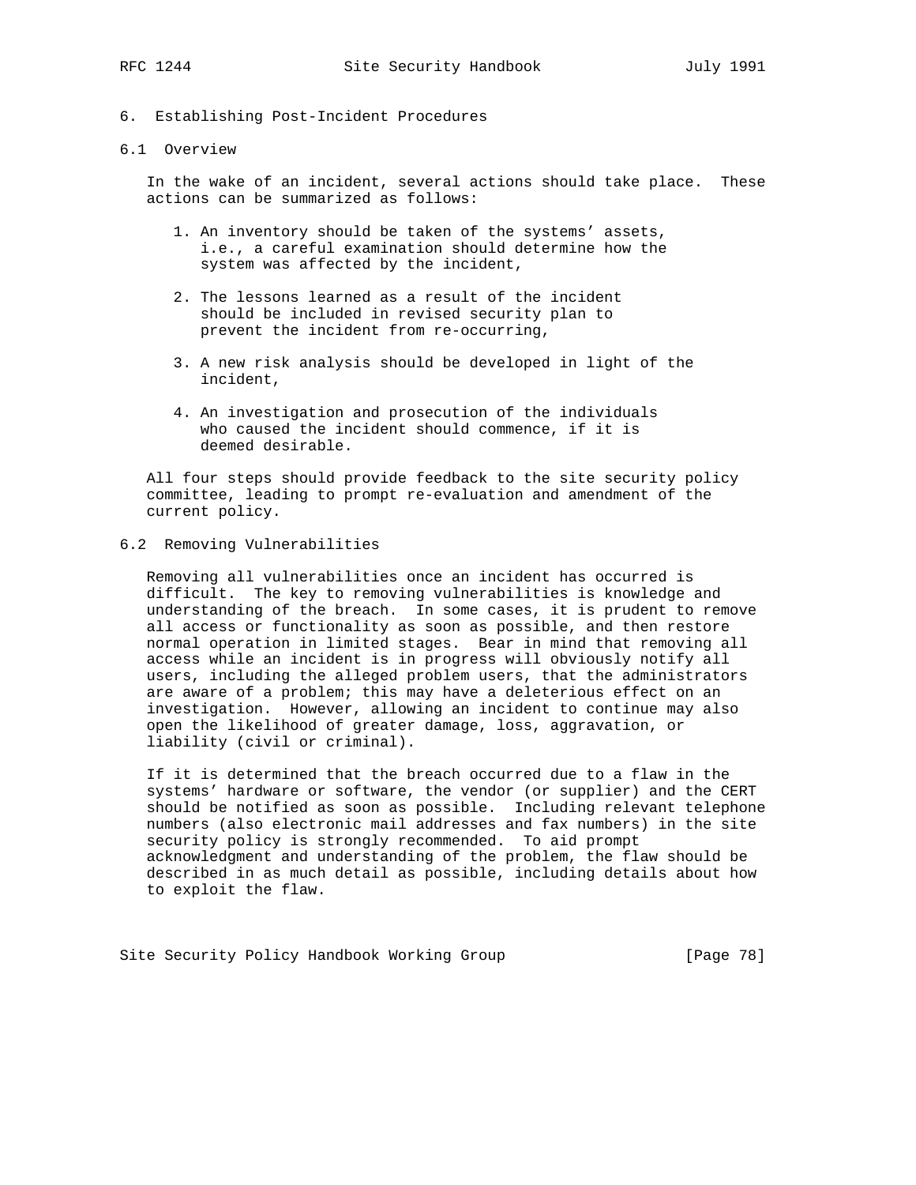# 6. Establishing Post-Incident Procedures

## 6.1 Overview

In the wake of an incident, several actions should take place. These actions can be summarized as follows:

1. An inventory should be taken of the systems' assets, i.e., a careful examination should determine how the system was affected by the incident,

2. The lessons learned as a result of the incident should be included in revised security plan to prevent the incident from re-occurring,

3. A new risk analysis should be developed in light of the incident,

4. An investigation and prosecution of the individuals who caused the incident should commence, if it is deemed desirable.

All four steps should provide feedback to the site security policy committee, leading to prompt re-evaluation and amendment of the current policy.

## 6.2 Removing Vulnerabilities

Removing all vulnerabilities once an incident has occurred is difficult. The key to removing vulnerabilities is knowledge and understanding of the breach. In some cases, it is prudent to remove all access or functionality as soon as possible, and then restore normal operation in limited stages. Bear in mind that removing all access while an incident is in progress will obviously notify all users, including the alleged problem users, that the administrators are aware of a problem; this may have a deleterious effect on an investigation. However, allowing an incident to continue may also open the likelihood of greater damage, loss, aggravation, or liability (civil or criminal).

If it is determined that the breach occurred due to a flaw in the systems' hardware or software, the vendor (or supplier) and the CERT should be notified as soon as possible. Including relevant telephone numbers (also electronic mail addresses and fax numbers) in the site security policy is strongly recommended. To aid prompt acknowledgment and understanding of the problem, the flaw should be described in as much detail as possible, including details about how to exploit the flaw.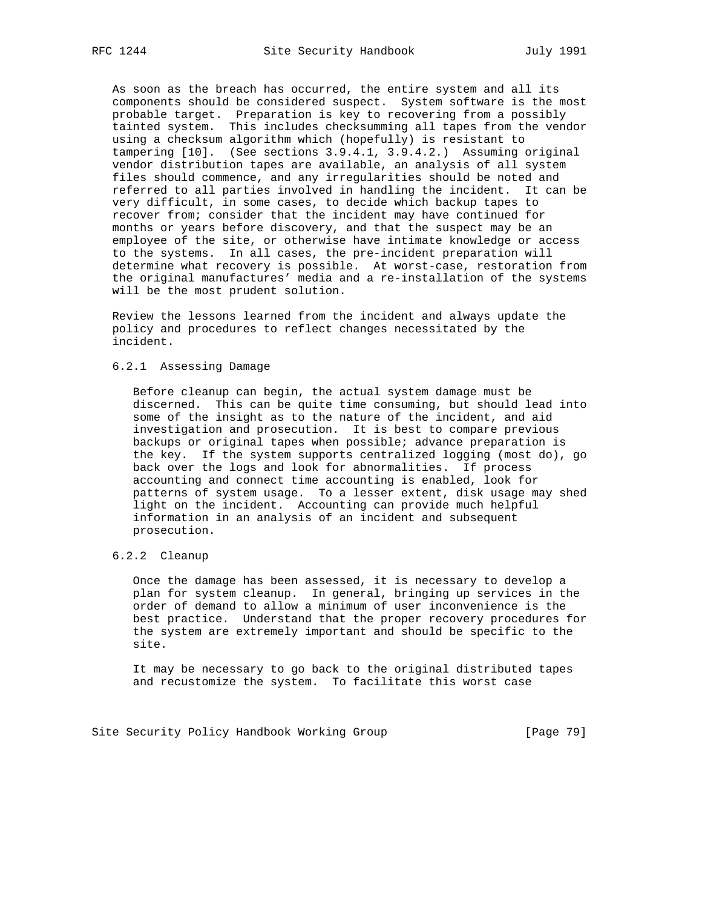As soon as the breach has occurred, the entire system and all its components should be considered suspect. System software is the most probable target. Preparation is key to recovering from a possibly tainted system. This includes checksumming all tapes from the vendor using a checksum algorithm which (hopefully) is resistant to tampering [10]. (See sections 3.9.4.1, 3.9.4.2.) Assuming original vendor distribution tapes are available, an analysis of all system files should commence, and any irregularities should be noted and referred to all parties involved in handling the incident. It can be very difficult, in some cases, to decide which backup tapes to recover from; consider that the incident may have continued for months or years before discovery, and that the suspect may be an employee of the site, or otherwise have intimate knowledge or access to the systems. In all cases, the pre-incident preparation will determine what recovery is possible. At worst-case, restoration from the original manufactures' media and a re-installation of the systems will be the most prudent solution.

Review the lessons learned from the incident and always update the policy and procedures to reflect changes necessitated by the incident.

#### 6.2.1 Assessing Damage

Before cleanup can begin, the actual system damage must be discerned. This can be quite time consuming, but should lead into some of the insight as to the nature of the incident, and aid investigation and prosecution. It is best to compare previous backups or original tapes when possible; advance preparation is the key. If the system supports centralized logging (most do), go back over the logs and look for abnormalities. If process accounting and connect time accounting is enabled, look for patterns of system usage. To a lesser extent, disk usage may shed light on the incident. Accounting can provide much helpful information in an analysis of an incident and subsequent prosecution.

#### 6.2.2 Cleanup

Once the damage has been assessed, it is necessary to develop a plan for system cleanup. In general, bringing up services in the order of demand to allow a minimum of user inconvenience is the best practice. Understand that the proper recovery procedures for the system are extremely important and should be specific to the site.

It may be necessary to go back to the original distributed tapes and recustomize the system. To facilitate this worst case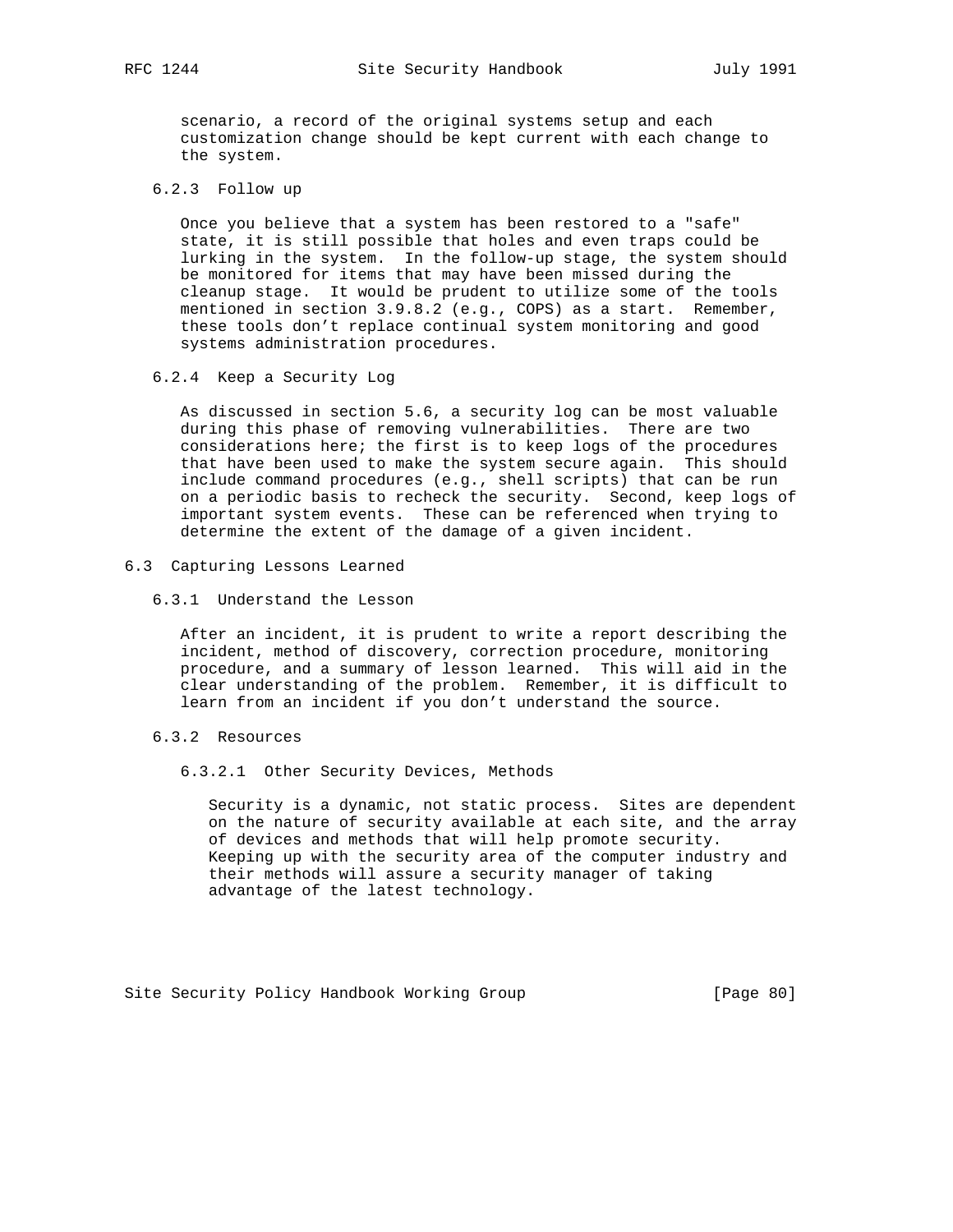scenario, a record of the original systems setup and each customization change should be kept current with each change to the system.

### 6.2.3 Follow up

Once you believe that a system has been restored to a "safe" state, it is still possible that holes and even traps could be lurking in the system. In the follow-up stage, the system should be monitored for items that may have been missed during the cleanup stage. It would be prudent to utilize some of the tools mentioned in section 3.9.8.2 (e.g., COPS) as a start. Remember, these tools don't replace continual system monitoring and good systems administration procedures.

### 6.2.4 Keep a Security Log

As discussed in section 5.6, a security log can be most valuable during this phase of removing vulnerabilities. There are two considerations here; the first is to keep logs of the procedures that have been used to make the system secure again. This should include command procedures (e.g., shell scripts) that can be run on a periodic basis to recheck the security. Second, keep logs of important system events. These can be referenced when trying to determine the extent of the damage of a given incident.

## 6.3 Capturing Lessons Learned

### 6.3.1 Understand the Lesson

After an incident, it is prudent to write a report describing the incident, method of discovery, correction procedure, monitoring procedure, and a summary of lesson learned. This will aid in the clear understanding of the problem. Remember, it is difficult to learn from an incident if you don't understand the source.

### 6.3.2 Resources

#### 6.3.2.1 Other Security Devices, Methods

Security is a dynamic, not static process. Sites are dependent on the nature of security available at each site, and the array of devices and methods that will help promote security. Keeping up with the security area of the computer industry and their methods will assure a security manager of taking advantage of the latest technology.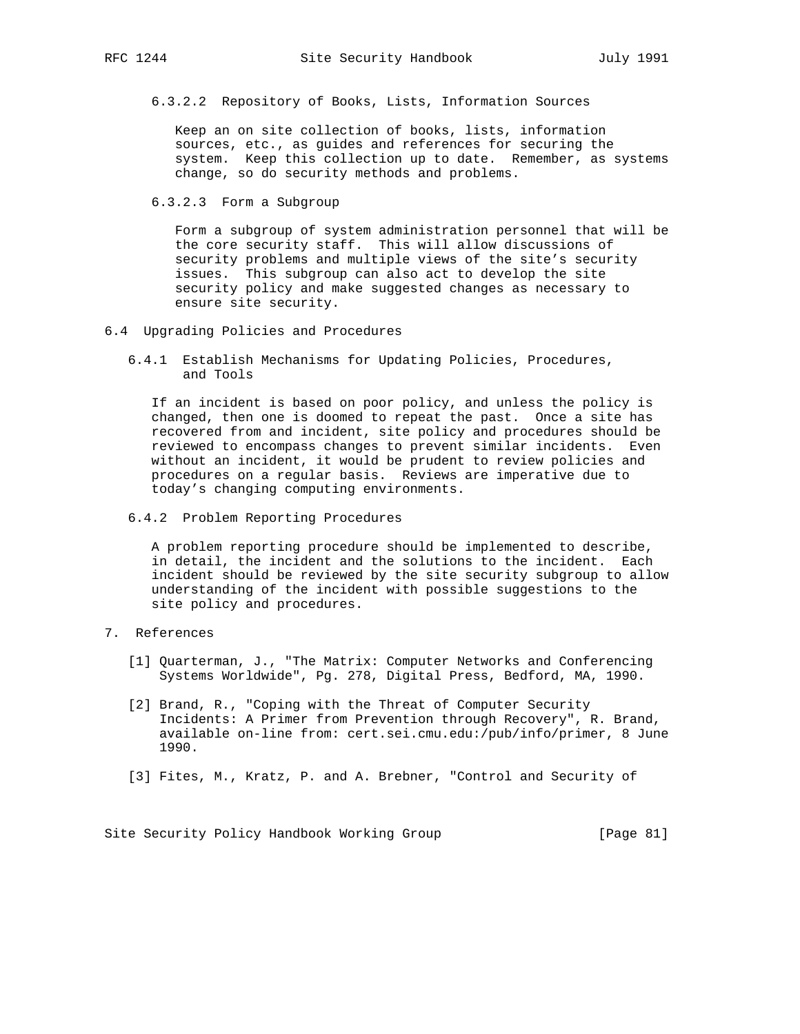#### 6.3.2.2 Repository of Books, Lists, Information Sources

Keep an on site collection of books, lists, information sources, etc., as guides and references for securing the system. Keep this collection up to date. Remember, as systems change, so do security methods and problems.

#### 6.3.2.3 Form a Subgroup

Form a subgroup of system administration personnel that will be the core security staff. This will allow discussions of security problems and multiple views of the site's security issues. This subgroup can also act to develop the site security policy and make suggested changes as necessary to ensure site security.

## 6.4 Upgrading Policies and Procedures

### 6.4.1 Establish Mechanisms for Updating Policies, Procedures, and Tools

If an incident is based on poor policy, and unless the policy is changed, then one is doomed to repeat the past. Once a site has recovered from and incident, site policy and procedures should be reviewed to encompass changes to prevent similar incidents. Even without an incident, it would be prudent to review policies and procedures on a regular basis. Reviews are imperative due to today's changing computing environments.

### 6.4.2 Problem Reporting Procedures

A problem reporting procedure should be implemented to describe, in detail, the incident and the solutions to the incident. Each incident should be reviewed by the site security subgroup to allow understanding of the incident with possible suggestions to the site policy and procedures.

# 7. References

[1] Quarterman, J., "The Matrix: Computer Networks and Conferencing Systems Worldwide", Pg. 278, Digital Press, Bedford, MA, 1990.

[2] Brand, R., "Coping with the Threat of Computer Security Incidents: A Primer from Prevention through Recovery", R. Brand, available on-line from: cert.sei.cmu.edu:/pub/info/primer, 8 June 1990.

[3] Fites, M., Kratz, P. and A. Brebner, "Control and Security of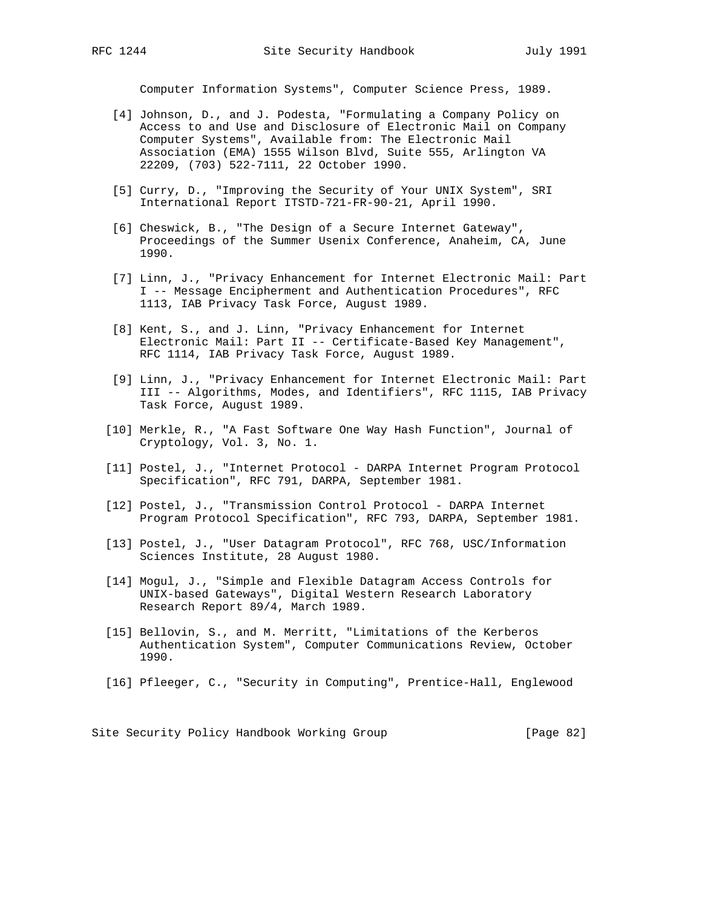Computer Information Systems", Computer Science Press, 1989.

[4] Johnson, D., and J. Podesta, "Formulating a Company Policy on Access to and Use and Disclosure of Electronic Mail on Company Computer Systems", Available from: The Electronic Mail Association (EMA) 1555 Wilson Blvd, Suite 555, Arlington VA 22209, (703) 522-7111, 22 October 1990.

[5] Curry, D., "Improving the Security of Your UNIX System", SRI International Report ITSTD-721-FR-90-21, April 1990.

[6] Cheswick, B., "The Design of a Secure Internet Gateway", Proceedings of the Summer Usenix Conference, Anaheim, CA, June 1990.

[7] Linn, J., "Privacy Enhancement for Internet Electronic Mail: Part I -- Message Encipherment and Authentication Procedures", RFC 1113, IAB Privacy Task Force, August 1989.

[8] Kent, S., and J. Linn, "Privacy Enhancement for Internet Electronic Mail: Part II -- Certificate-Based Key Management", RFC 1114, IAB Privacy Task Force, August 1989.

[9] Linn, J., "Privacy Enhancement for Internet Electronic Mail: Part III -- Algorithms, Modes, and Identifiers", RFC 1115, IAB Privacy Task Force, August 1989.

[10] Merkle, R., "A Fast Software One Way Hash Function", Journal of Cryptology, Vol. 3, No. 1.

[11] Postel, J., "Internet Protocol - DARPA Internet Program Protocol Specification", RFC 791, DARPA, September 1981.

[12] Postel, J., "Transmission Control Protocol - DARPA Internet Program Protocol Specification", RFC 793, DARPA, September 1981.

[13] Postel, J., "User Datagram Protocol", RFC 768, USC/Information Sciences Institute, 28 August 1980.

[14] Mogul, J., "Simple and Flexible Datagram Access Controls for UNIX-based Gateways", Digital Western Research Laboratory Research Report 89/4, March 1989.

[15] Bellovin, S., and M. Merritt, "Limitations of the Kerberos Authentication System", Computer Communications Review, October 1990.

[16] Pfleeger, C., "Security in Computing", Prentice-Hall, Englewood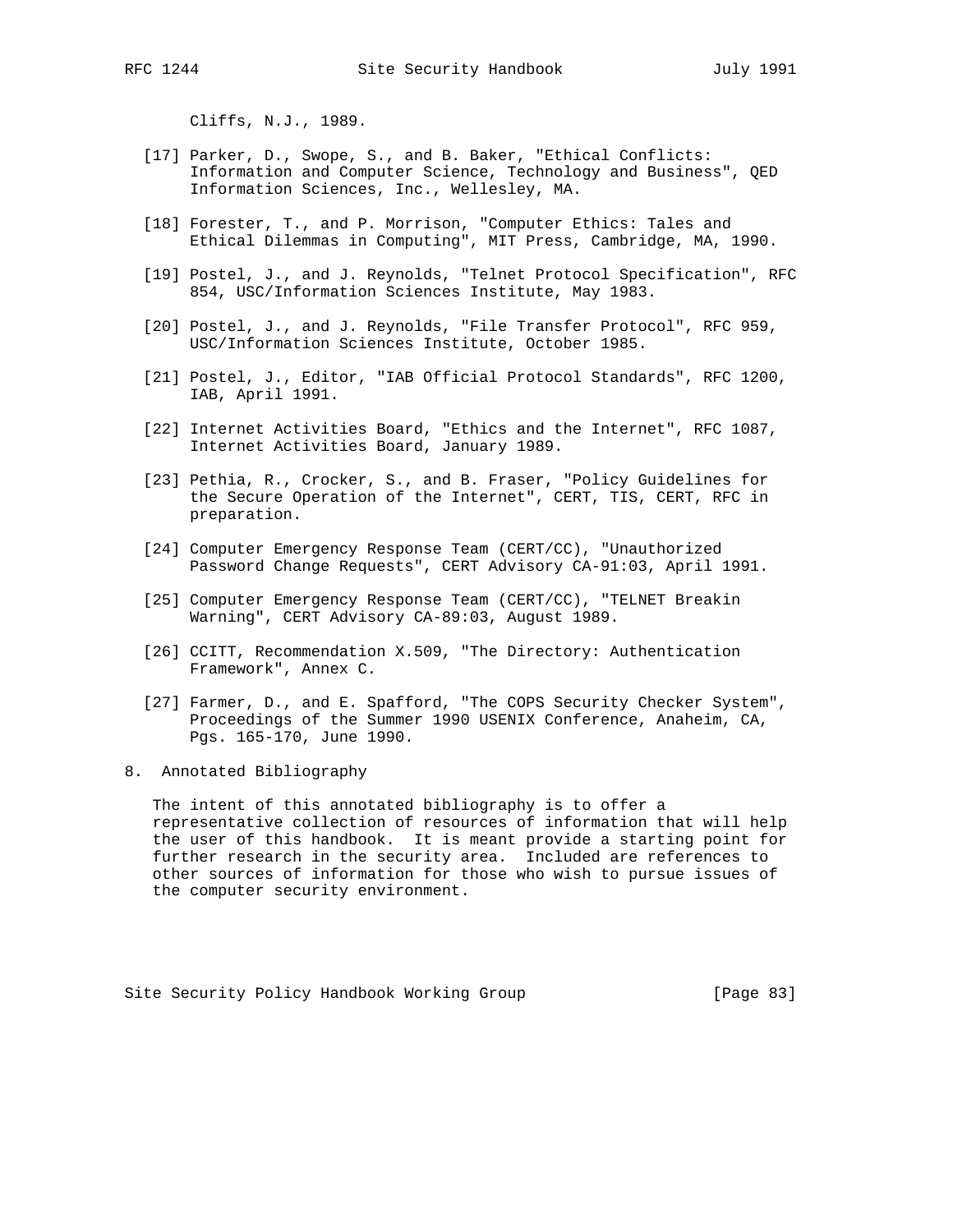Cliffs, N.J., 1989.

[17] Parker, D., Swope, S., and B. Baker, "Ethical Conflicts: Information and Computer Science, Technology and Business", QED Information Sciences, Inc., Wellesley, MA.

[18] Forester, T., and P. Morrison, "Computer Ethics: Tales and Ethical Dilemmas in Computing", MIT Press, Cambridge, MA, 1990.

[19] Postel, J., and J. Reynolds, "Telnet Protocol Specification", RFC 854, USC/Information Sciences Institute, May 1983.

[20] Postel, J., and J. Reynolds, "File Transfer Protocol", RFC 959, USC/Information Sciences Institute, October 1985.

[21] Postel, J., Editor, "IAB Official Protocol Standards", RFC 1200, IAB, April 1991.

[22] Internet Activities Board, "Ethics and the Internet", RFC 1087, Internet Activities Board, January 1989.

[23] Pethia, R., Crocker, S., and B. Fraser, "Policy Guidelines for the Secure Operation of the Internet", CERT, TIS, CERT, RFC in preparation.

[24] Computer Emergency Response Team (CERT/CC), "Unauthorized Password Change Requests", CERT Advisory CA-91:03, April 1991.

[25] Computer Emergency Response Team (CERT/CC), "TELNET Breakin Warning", CERT Advisory CA-89:03, August 1989.

[26] CCITT, Recommendation X.509, "The Directory: Authentication Framework", Annex C.

[27] Farmer, D., and E. Spafford, "The COPS Security Checker System", Proceedings of the Summer 1990 USENIX Conference, Anaheim, CA, Pgs. 165-170, June 1990.

## 8. Annotated Bibliography

The intent of this annotated bibliography is to offer a representative collection of resources of information that will help the user of this handbook. It is meant provide a starting point for further research in the security area. Included are references to other sources of information for those who wish to pursue issues of the computer security environment.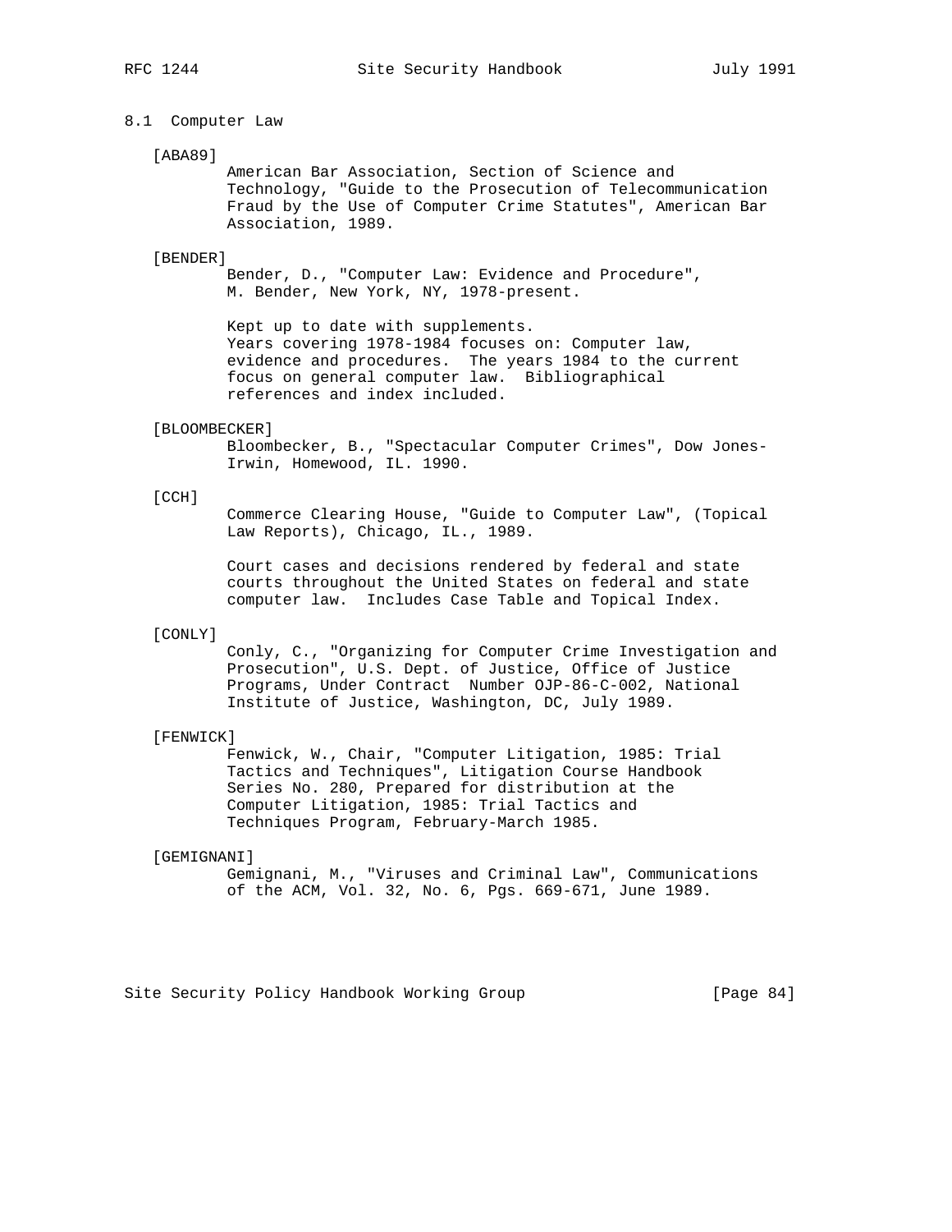## 8.1 Computer Law

[ABA89]
American Bar Association, Section of Science and Technology, "Guide to the Prosecution of Telecommunication Fraud by the Use of Computer Crime Statutes", American Bar Association, 1989.

[BENDER]
Bender, D., "Computer Law: Evidence and Procedure", M. Bender, New York, NY, 1978-present.

Kept up to date with supplements. Years covering 1978-1984 focuses on: Computer law, evidence and procedures. The years 1984 to the current focus on general computer law. Bibliographical references and index included.

[BLOOMBECKER]
Bloombecker, B., "Spectacular Computer Crimes", Dow Jones-Irwin, Homewood, IL. 1990.

[CCH]
Commerce Clearing House, "Guide to Computer Law", (Topical Law Reports), Chicago, IL., 1989.

Court cases and decisions rendered by federal and state courts throughout the United States on federal and state computer law. Includes Case Table and Topical Index.

[CONLY]
Conly, C., "Organizing for Computer Crime Investigation and Prosecution", U.S. Dept. of Justice, Office of Justice Programs, Under Contract Number OJP-86-C-002, National Institute of Justice, Washington, DC, July 1989.

[FENWICK]
Fenwick, W., Chair, "Computer Litigation, 1985: Trial Tactics and Techniques", Litigation Course Handbook Series No. 280, Prepared for distribution at the Computer Litigation, 1985: Trial Tactics and Techniques Program, February-March 1985.

[GEMIGNANI]
Gemignani, M., "Viruses and Criminal Law", Communications of the ACM, Vol. 32, No. 6, Pgs. 669-671, June 1989.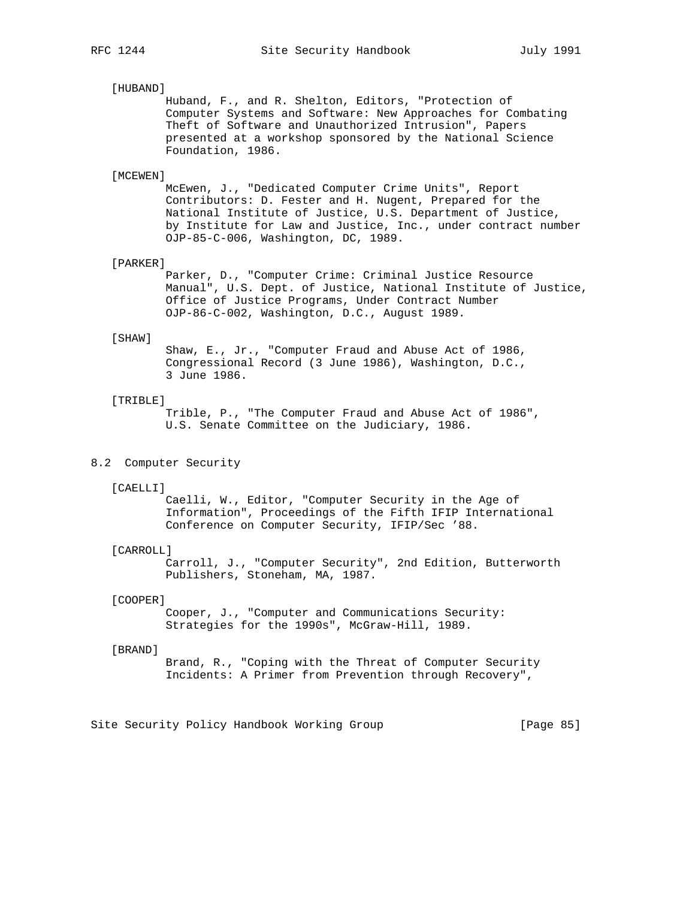[HUBAND]
Huband, F., and R. Shelton, Editors, "Protection of Computer Systems and Software: New Approaches for Combating Theft of Software and Unauthorized Intrusion", Papers presented at a workshop sponsored by the National Science Foundation, 1986.

[MCEWEN]
McEwen, J., "Dedicated Computer Crime Units", Report Contributors: D. Fester and H. Nugent, Prepared for the National Institute of Justice, U.S. Department of Justice, by Institute for Law and Justice, Inc., under contract number OJP-85-C-006, Washington, DC, 1989.

[PARKER]
Parker, D., "Computer Crime: Criminal Justice Resource Manual", U.S. Dept. of Justice, National Institute of Justice, Office of Justice Programs, Under Contract Number OJP-86-C-002, Washington, D.C., August 1989.

[SHAW]
Shaw, E., Jr., "Computer Fraud and Abuse Act of 1986, Congressional Record (3 June 1986), Washington, D.C., 3 June 1986.

[TRIBLE]
Trible, P., "The Computer Fraud and Abuse Act of 1986", U.S. Senate Committee on the Judiciary, 1986.

## 8.2 Computer Security

[CAELLI]
Caelli, W., Editor, "Computer Security in the Age of Information", Proceedings of the Fifth IFIP International Conference on Computer Security, IFIP/Sec ’88.

[CARROLL]
Carroll, J., "Computer Security", 2nd Edition, Butterworth Publishers, Stoneham, MA, 1987.

[COOPER]
Cooper, J., "Computer and Communications Security: Strategies for the 1990s", McGraw-Hill, 1989.

[BRAND]
Brand, R., "Coping with the Threat of Computer Security Incidents: A Primer from Prevention through Recovery",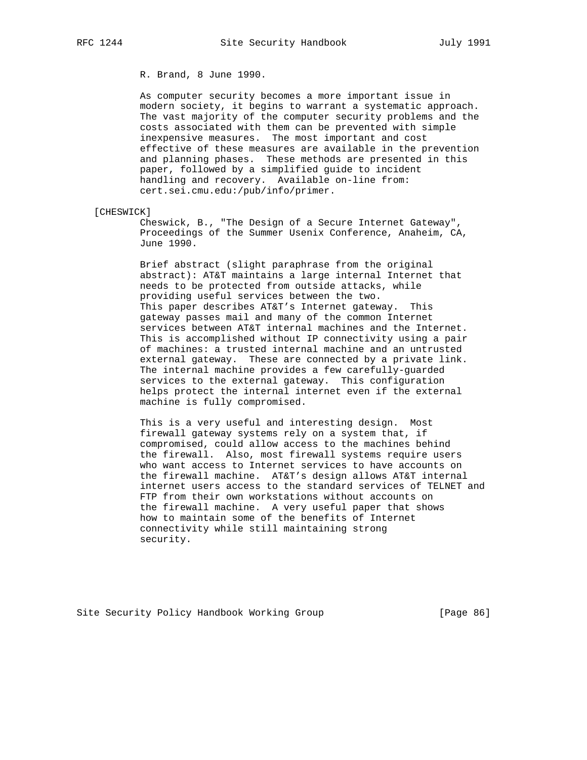R. Brand, 8 June 1990.

As computer security becomes a more important issue in modern society, it begins to warrant a systematic approach. The vast majority of the computer security problems and the costs associated with them can be prevented with simple inexpensive measures. The most important and cost effective of these measures are available in the prevention and planning phases. These methods are presented in this paper, followed by a simplified guide to incident handling and recovery. Available on-line from: cert.sei.cmu.edu:/pub/info/primer.

[CHESWICK]

Cheswick, B., "The Design of a Secure Internet Gateway", Proceedings of the Summer Usenix Conference, Anaheim, CA, June 1990.

Brief abstract (slight paraphrase from the original abstract): AT&T maintains a large internal Internet that needs to be protected from outside attacks, while providing useful services between the two. This paper describes AT&T's Internet gateway. This gateway passes mail and many of the common Internet services between AT&T internal machines and the Internet. This is accomplished without IP connectivity using a pair of machines: a trusted internal machine and an untrusted external gateway. These are connected by a private link. The internal machine provides a few carefully-guarded services to the external gateway. This configuration helps protect the internal internet even if the external machine is fully compromised.

This is a very useful and interesting design. Most firewall gateway systems rely on a system that, if compromised, could allow access to the machines behind the firewall. Also, most firewall systems require users who want access to Internet services to have accounts on the firewall machine. AT&T's design allows AT&T internal internet users access to the standard services of TELNET and FTP from their own workstations without accounts on the firewall machine. A very useful paper that shows how to maintain some of the benefits of Internet connectivity while still maintaining strong security.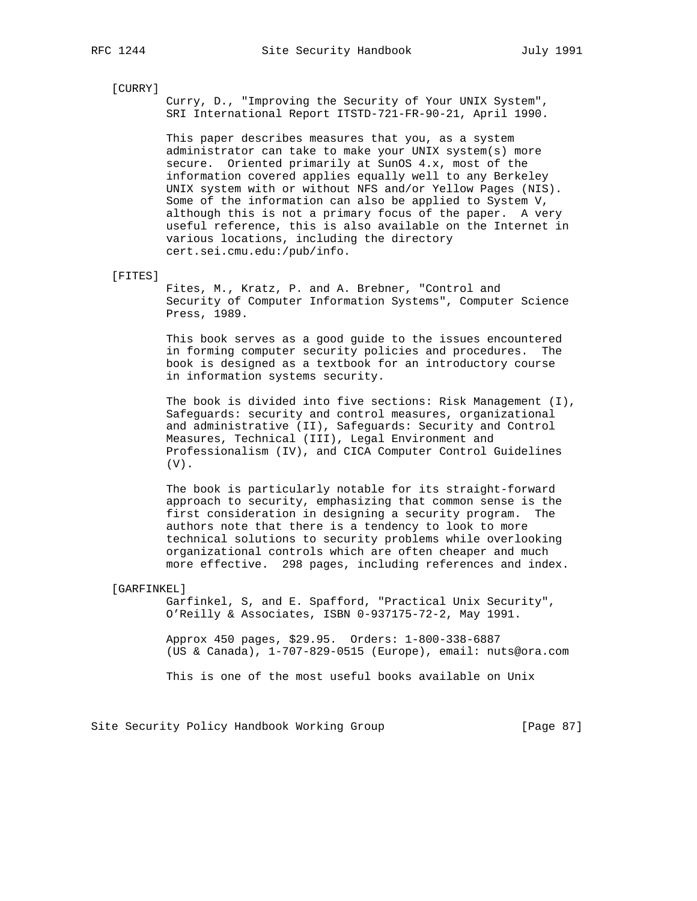[CURRY]

Curry, D., "Improving the Security of Your UNIX System", SRI International Report ITSTD-721-FR-90-21, April 1990.

This paper describes measures that you, as a system administrator can take to make your UNIX system(s) more secure. Oriented primarily at SunOS 4.x, most of the information covered applies equally well to any Berkeley UNIX system with or without NFS and/or Yellow Pages (NIS). Some of the information can also be applied to System V, although this is not a primary focus of the paper. A very useful reference, this is also available on the Internet in various locations, including the directory cert.sei.cmu.edu:/pub/info.

[FITES]

Fites, M., Kratz, P. and A. Brebner, "Control and Security of Computer Information Systems", Computer Science Press, 1989.

This book serves as a good guide to the issues encountered in forming computer security policies and procedures. The book is designed as a textbook for an introductory course in information systems security.

The book is divided into five sections: Risk Management (I), Safeguards: security and control measures, organizational and administrative (II), Safeguards: Security and Control Measures, Technical (III), Legal Environment and Professionalism (IV), and CICA Computer Control Guidelines (V).

The book is particularly notable for its straight-forward approach to security, emphasizing that common sense is the first consideration in designing a security program. The authors note that there is a tendency to look to more technical solutions to security problems while overlooking organizational controls which are often cheaper and much more effective. 298 pages, including references and index.

[GARFINKEL]

Garfinkel, S, and E. Spafford, "Practical Unix Security", O'Reilly & Associates, ISBN 0-937175-72-2, May 1991.

Approx 450 pages, $29.95. Orders: 1-800-338-6887 (US & Canada), 1-707-829-0515 (Europe), email: nuts@ora.com

This is one of the most useful books available on Unix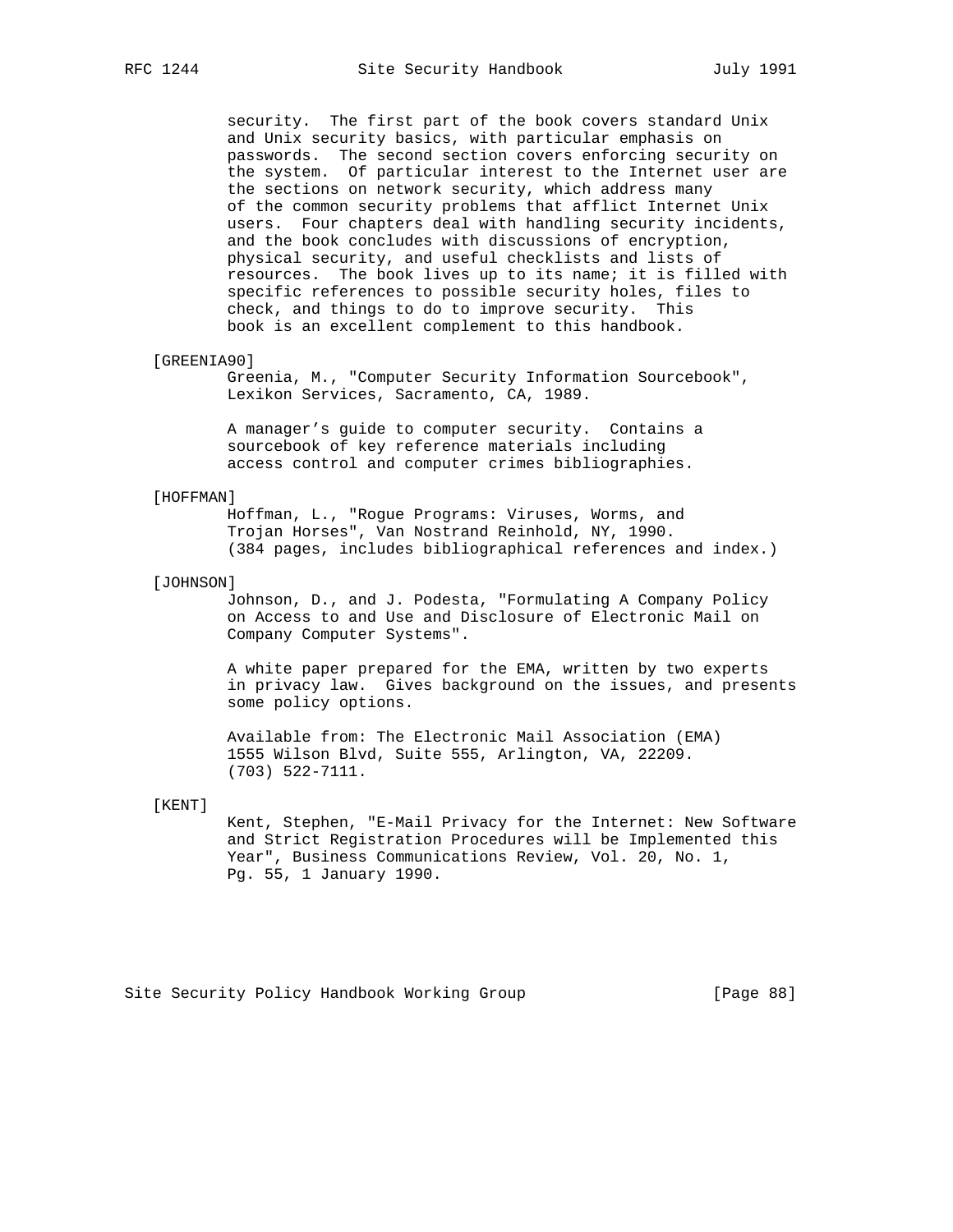security. The first part of the book covers standard Unix and Unix security basics, with particular emphasis on passwords. The second section covers enforcing security on the system. Of particular interest to the Internet user are the sections on network security, which address many of the common security problems that afflict Internet Unix users. Four chapters deal with handling security incidents, and the book concludes with discussions of encryption, physical security, and useful checklists and lists of resources. The book lives up to its name; it is filled with specific references to possible security holes, files to check, and things to do to improve security. This book is an excellent complement to this handbook.

[GREENIA90]

Greenia, M., "Computer Security Information Sourcebook", Lexikon Services, Sacramento, CA, 1989.

A manager's guide to computer security. Contains a sourcebook of key reference materials including access control and computer crimes bibliographies.

[HOFFMAN]

Hoffman, L., "Rogue Programs: Viruses, Worms, and Trojan Horses", Van Nostrand Reinhold, NY, 1990. (384 pages, includes bibliographical references and index.)

[JOHNSON]

Johnson, D., and J. Podesta, "Formulating A Company Policy on Access to and Use and Disclosure of Electronic Mail on Company Computer Systems".

A white paper prepared for the EMA, written by two experts in privacy law. Gives background on the issues, and presents some policy options.

Available from: The Electronic Mail Association (EMA)
1555 Wilson Blvd, Suite 555, Arlington, VA, 22209.
(703) 522-7111.

[KENT]

Kent, Stephen, "E-Mail Privacy for the Internet: New Software and Strict Registration Procedures will be Implemented this Year", Business Communications Review, Vol. 20, No. 1, Pg. 55, 1 January 1990.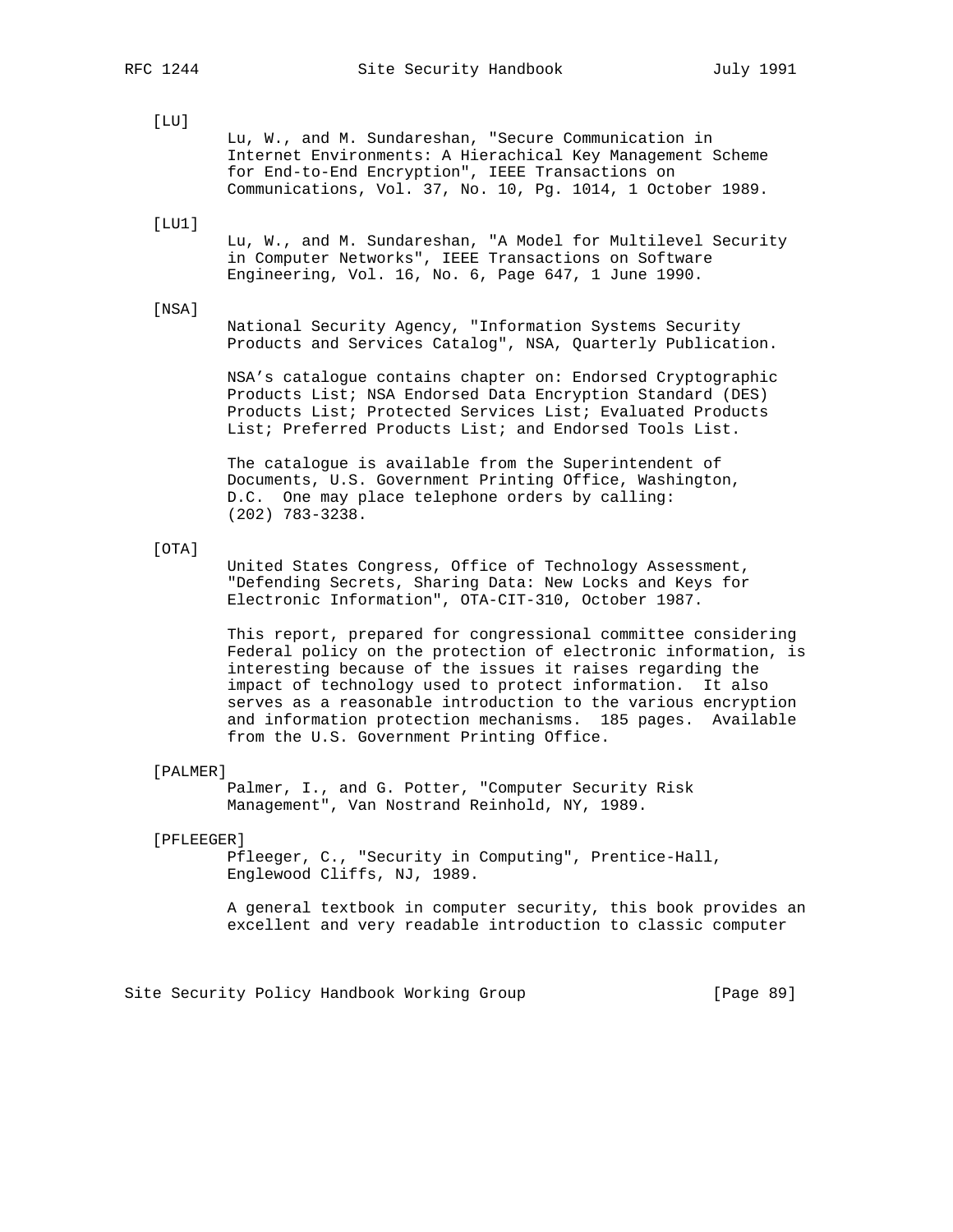[LU]

Lu, W., and M. Sundareshan, "Secure Communication in Internet Environments: A Hierachical Key Management Scheme for End-to-End Encryption", IEEE Transactions on Communications, Vol. 37, No. 10, Pg. 1014, 1 October 1989.

[LU1]

Lu, W., and M. Sundareshan, "A Model for Multilevel Security in Computer Networks", IEEE Transactions on Software Engineering, Vol. 16, No. 6, Page 647, 1 June 1990.

[NSA]

National Security Agency, "Information Systems Security Products and Services Catalog", NSA, Quarterly Publication.

NSA's catalogue contains chapter on: Endorsed Cryptographic Products List; NSA Endorsed Data Encryption Standard (DES) Products List; Protected Services List; Evaluated Products List; Preferred Products List; and Endorsed Tools List.

The catalogue is available from the Superintendent of Documents, U.S. Government Printing Office, Washington, D.C. One may place telephone orders by calling: (202) 783-3238.

[OTA]

United States Congress, Office of Technology Assessment, "Defending Secrets, Sharing Data: New Locks and Keys for Electronic Information", OTA-CIT-310, October 1987.

This report, prepared for congressional committee considering Federal policy on the protection of electronic information, is interesting because of the issues it raises regarding the impact of technology used to protect information. It also serves as a reasonable introduction to the various encryption and information protection mechanisms. 185 pages. Available from the U.S. Government Printing Office.

[PALMER]

Palmer, I., and G. Potter, "Computer Security Risk Management", Van Nostrand Reinhold, NY, 1989.

[PFLEEGER]

Pfleeger, C., "Security in Computing", Prentice-Hall, Englewood Cliffs, NJ, 1989.

A general textbook in computer security, this book provides an excellent and very readable introduction to classic computer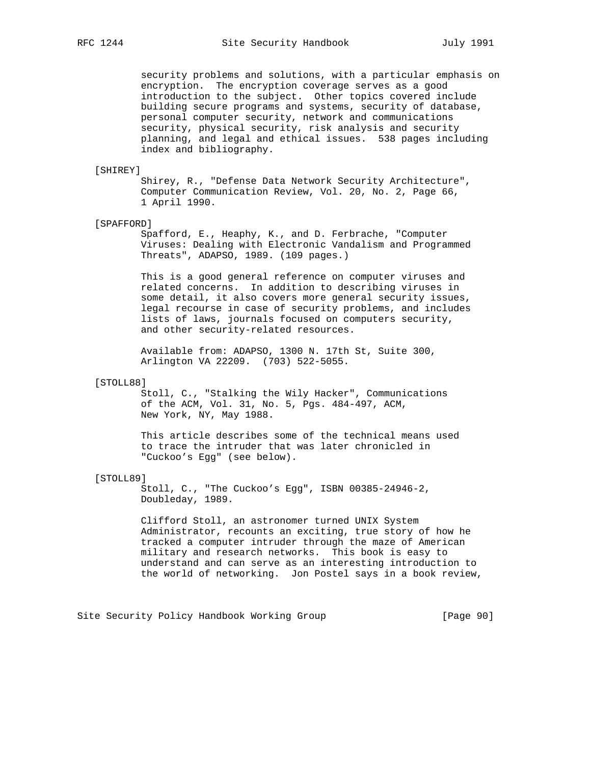security problems and solutions, with a particular emphasis on encryption. The encryption coverage serves as a good introduction to the subject. Other topics covered include building secure programs and systems, security of database, personal computer security, network and communications security, physical security, risk analysis and security planning, and legal and ethical issues. 538 pages including index and bibliography.

[SHIREY]

Shirey, R., "Defense Data Network Security Architecture", Computer Communication Review, Vol. 20, No. 2, Page 66, 1 April 1990.

[SPAFFORD]

Spafford, E., Heaphy, K., and D. Ferbrache, "Computer Viruses: Dealing with Electronic Vandalism and Programmed Threats", ADAPSO, 1989. (109 pages.)

This is a good general reference on computer viruses and related concerns. In addition to describing viruses in some detail, it also covers more general security issues, legal recourse in case of security problems, and includes lists of laws, journals focused on computers security, and other security-related resources.

Available from: ADAPSO, 1300 N. 17th St, Suite 300, Arlington VA 22209. (703) 522-5055.

[STOLL88]

Stoll, C., "Stalking the Wily Hacker", Communications of the ACM, Vol. 31, No. 5, Pgs. 484-497, ACM, New York, NY, May 1988.

This article describes some of the technical means used to trace the intruder that was later chronicled in "Cuckoo's Egg" (see below).

[STOLL89]

Stoll, C., "The Cuckoo's Egg", ISBN 00385-24946-2, Doubleday, 1989.

Clifford Stoll, an astronomer turned UNIX System Administrator, recounts an exciting, true story of how he tracked a computer intruder through the maze of American military and research networks. This book is easy to understand and can serve as an interesting introduction to the world of networking. Jon Postel says in a book review,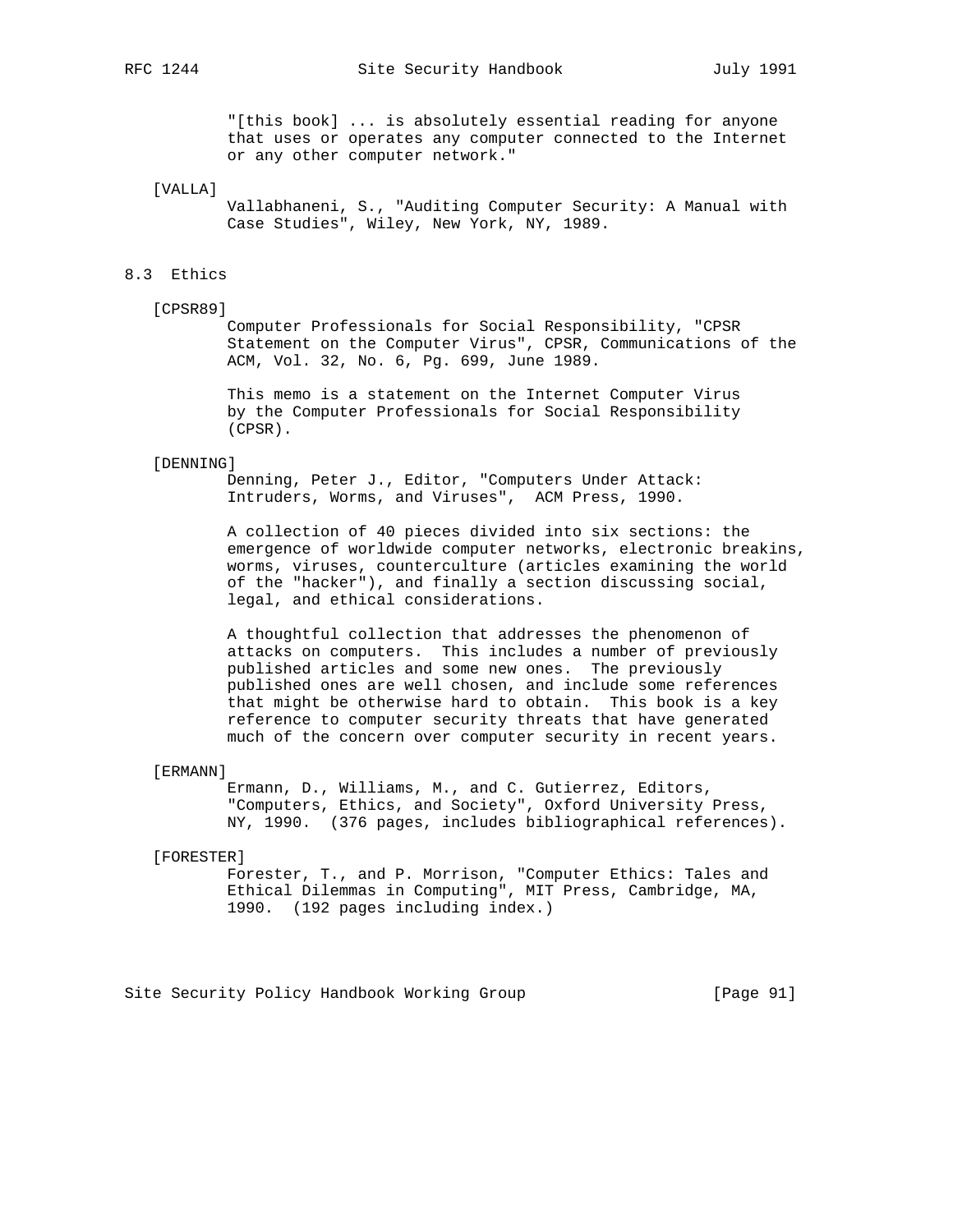"[this book] ... is absolutely essential reading for anyone that uses or operates any computer connected to the Internet or any other computer network."

[VALLA]
Vallabhaneni, S., "Auditing Computer Security: A Manual with Case Studies", Wiley, New York, NY, 1989.

## 8.3 Ethics

[CPSR89]
Computer Professionals for Social Responsibility, "CPSR Statement on the Computer Virus", CPSR, Communications of the ACM, Vol. 32, No. 6, Pg. 699, June 1989.

This memo is a statement on the Internet Computer Virus by the Computer Professionals for Social Responsibility (CPSR).

[DENNING]
Denning, Peter J., Editor, "Computers Under Attack: Intruders, Worms, and Viruses", ACM Press, 1990.

A collection of 40 pieces divided into six sections: the emergence of worldwide computer networks, electronic breakins, worms, viruses, counterculture (articles examining the world of the "hacker"), and finally a section discussing social, legal, and ethical considerations.

A thoughtful collection that addresses the phenomenon of attacks on computers. This includes a number of previously published articles and some new ones. The previously published ones are well chosen, and include some references that might be otherwise hard to obtain. This book is a key reference to computer security threats that have generated much of the concern over computer security in recent years.

[ERMANN]
Ermann, D., Williams, M., and C. Gutierrez, Editors, "Computers, Ethics, and Society", Oxford University Press, NY, 1990. (376 pages, includes bibliographical references).

[FORESTER]
Forester, T., and P. Morrison, "Computer Ethics: Tales and Ethical Dilemmas in Computing", MIT Press, Cambridge, MA, 1990. (192 pages including index.)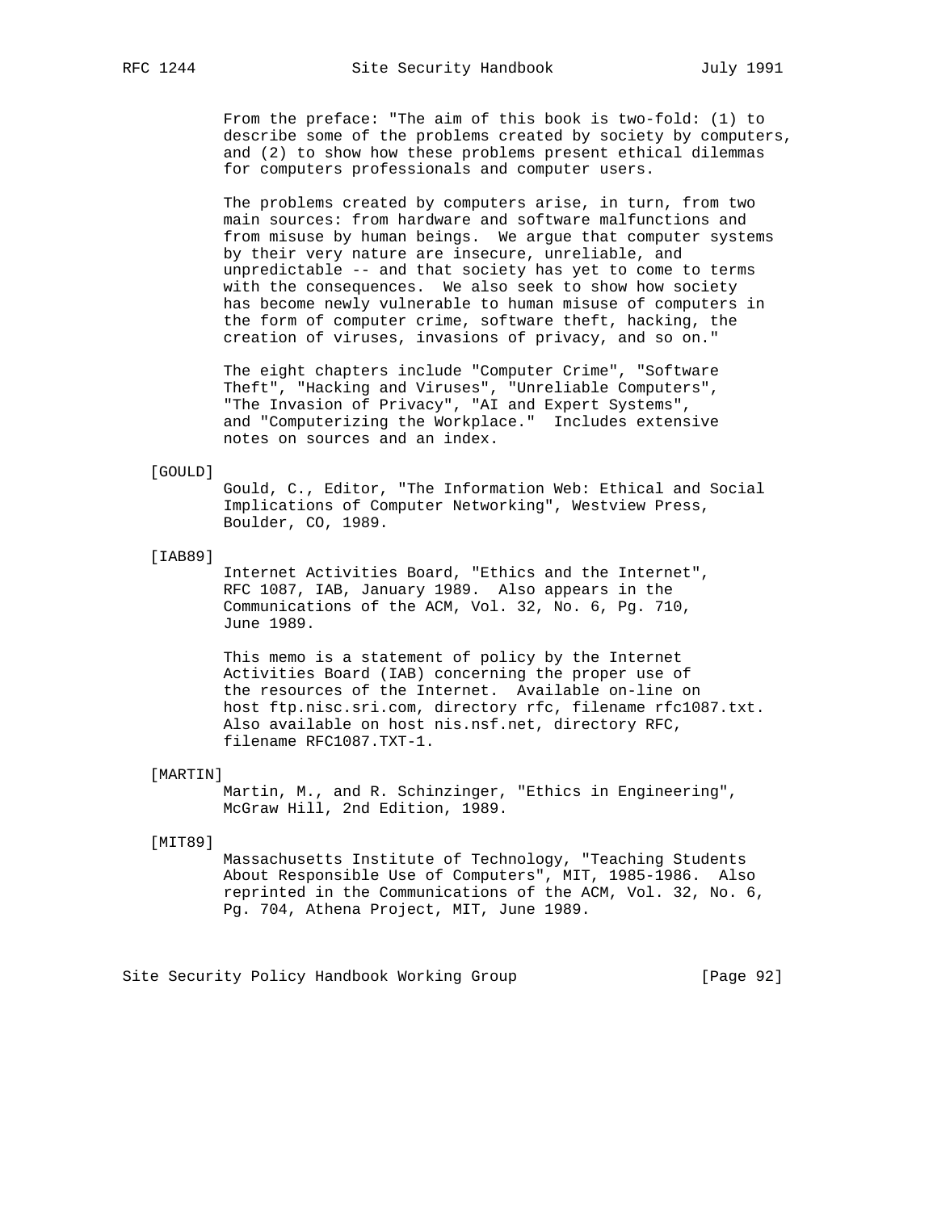From the preface: "The aim of this book is two-fold: (1) to describe some of the problems created by society by computers, and (2) to show how these problems present ethical dilemmas for computers professionals and computer users.

The problems created by computers arise, in turn, from two main sources: from hardware and software malfunctions and from misuse by human beings. We argue that computer systems by their very nature are insecure, unreliable, and unpredictable -- and that society has yet to come to terms with the consequences. We also seek to show how society has become newly vulnerable to human misuse of computers in the form of computer crime, software theft, hacking, the creation of viruses, invasions of privacy, and so on."

The eight chapters include "Computer Crime", "Software Theft", "Hacking and Viruses", "Unreliable Computers", "The Invasion of Privacy", "AI and Expert Systems", and "Computerizing the Workplace." Includes extensive notes on sources and an index.

[GOULD]
Gould, C., Editor, "The Information Web: Ethical and Social Implications of Computer Networking", Westview Press, Boulder, CO, 1989.

[IAB89]
Internet Activities Board, "Ethics and the Internet", RFC 1087, IAB, January 1989. Also appears in the Communications of the ACM, Vol. 32, No. 6, Pg. 710, June 1989.

This memo is a statement of policy by the Internet Activities Board (IAB) concerning the proper use of the resources of the Internet. Available on-line on host ftp.nisc.sri.com, directory rfc, filename rfc1087.txt. Also available on host nis.nsf.net, directory RFC, filename RFC1087.TXT-1.

[MARTIN]
Martin, M., and R. Schinzinger, "Ethics in Engineering", McGraw Hill, 2nd Edition, 1989.

[MIT89]
Massachusetts Institute of Technology, "Teaching Students About Responsible Use of Computers", MIT, 1985-1986. Also reprinted in the Communications of the ACM, Vol. 32, No. 6, Pg. 704, Athena Project, MIT, June 1989.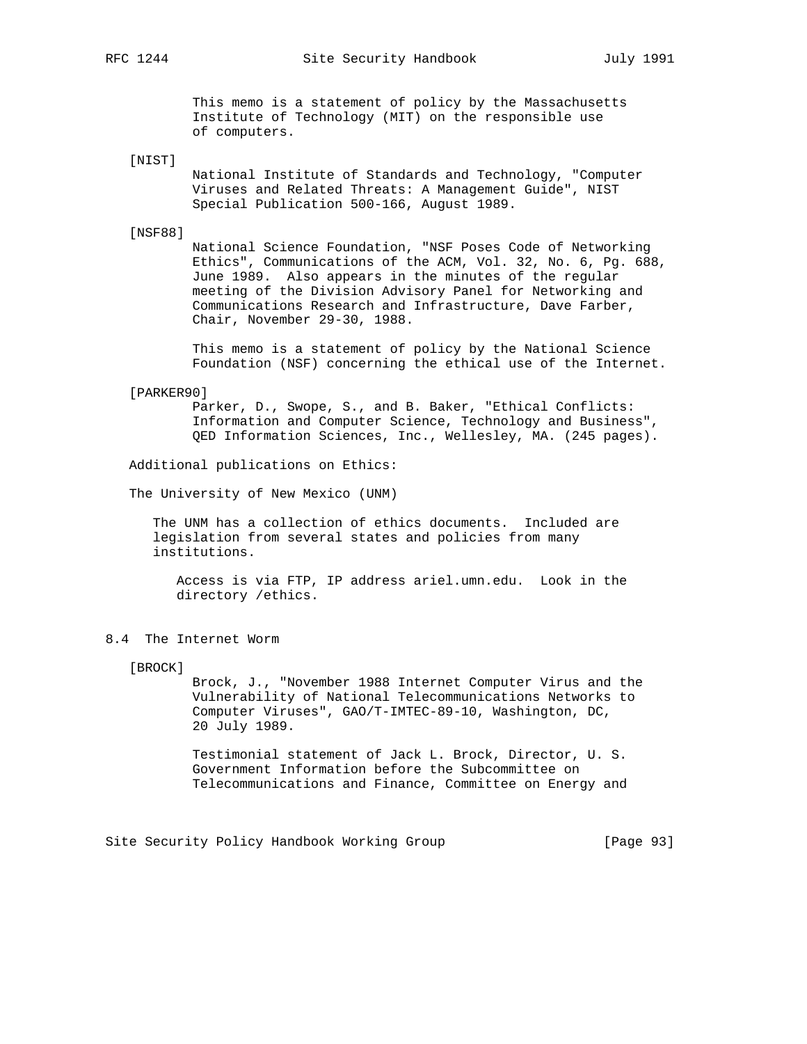This memo is a statement of policy by the Massachusetts Institute of Technology (MIT) on the responsible use of computers.

[NIST]
National Institute of Standards and Technology, "Computer Viruses and Related Threats: A Management Guide", NIST Special Publication 500-166, August 1989.

[NSF88]
National Science Foundation, "NSF Poses Code of Networking Ethics", Communications of the ACM, Vol. 32, No. 6, Pg. 688, June 1989. Also appears in the minutes of the regular meeting of the Division Advisory Panel for Networking and Communications Research and Infrastructure, Dave Farber, Chair, November 29-30, 1988.

This memo is a statement of policy by the National Science Foundation (NSF) concerning the ethical use of the Internet.

[PARKER90]
Parker, D., Swope, S., and B. Baker, "Ethical Conflicts: Information and Computer Science, Technology and Business", QED Information Sciences, Inc., Wellesley, MA. (245 pages).

Additional publications on Ethics:

The University of New Mexico (UNM)

The UNM has a collection of ethics documents. Included are legislation from several states and policies from many institutions.

Access is via FTP, IP address ariel.umn.edu. Look in the directory /ethics.

## 8.4 The Internet Worm

[BROCK]
Brock, J., "November 1988 Internet Computer Virus and the Vulnerability of National Telecommunications Networks to Computer Viruses", GAO/T-IMTEC-89-10, Washington, DC, 20 July 1989.

Testimonial statement of Jack L. Brock, Director, U. S. Government Information before the Subcommittee on Telecommunications and Finance, Committee on Energy and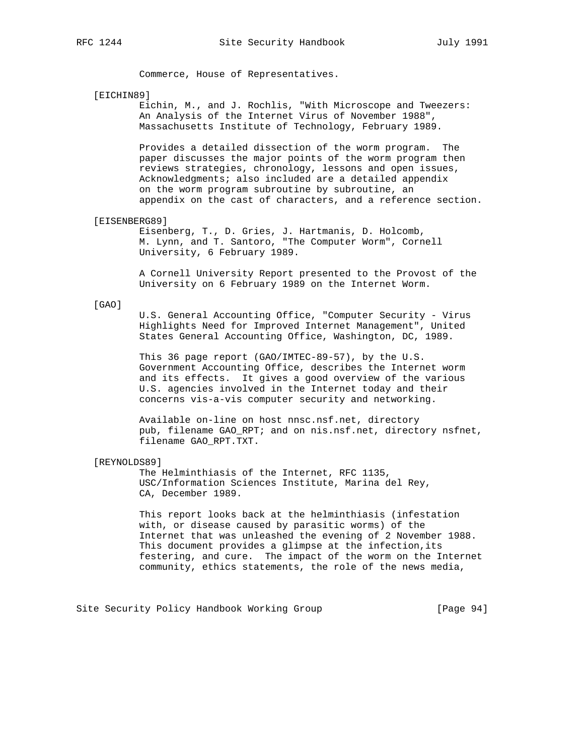Commerce, House of Representatives.

[EICHIN89]

Eichin, M., and J. Rochlis, "With Microscope and Tweezers: An Analysis of the Internet Virus of November 1988", Massachusetts Institute of Technology, February 1989.

Provides a detailed dissection of the worm program. The paper discusses the major points of the worm program then reviews strategies, chronology, lessons and open issues, Acknowledgments; also included are a detailed appendix on the worm program subroutine by subroutine, an appendix on the cast of characters, and a reference section.

[EISENBERG89]

Eisenberg, T., D. Gries, J. Hartmanis, D. Holcomb, M. Lynn, and T. Santoro, "The Computer Worm", Cornell University, 6 February 1989.

A Cornell University Report presented to the Provost of the University on 6 February 1989 on the Internet Worm.

[GAO]

U.S. General Accounting Office, "Computer Security - Virus Highlights Need for Improved Internet Management", United States General Accounting Office, Washington, DC, 1989.

This 36 page report (GAO/IMTEC-89-57), by the U.S. Government Accounting Office, describes the Internet worm and its effects. It gives a good overview of the various U.S. agencies involved in the Internet today and their concerns vis-a-vis computer security and networking.

Available on-line on host nnsc.nsf.net, directory pub, filename GAO_RPT; and on nis.nsf.net, directory nsfnet, filename GAO_RPT.TXT.

[REYNOLDS89]

The Helminthiasis of the Internet, RFC 1135, USC/Information Sciences Institute, Marina del Rey, CA, December 1989.

This report looks back at the helminthiasis (infestation with, or disease caused by parasitic worms) of the Internet that was unleashed the evening of 2 November 1988. This document provides a glimpse at the infection,its festering, and cure. The impact of the worm on the Internet community, ethics statements, the role of the news media,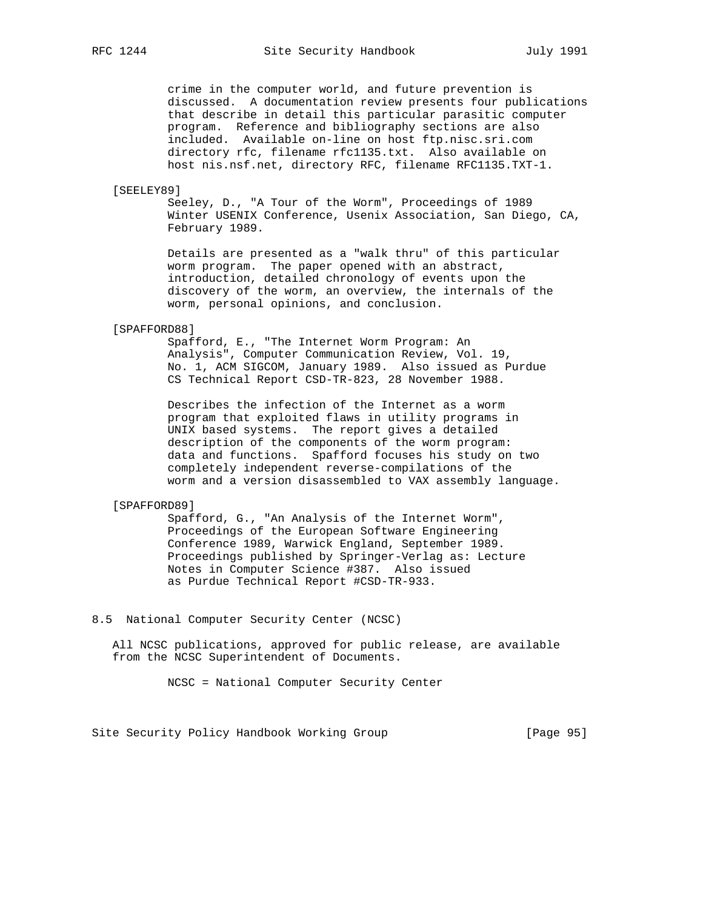crime in the computer world, and future prevention is discussed. A documentation review presents four publications that describe in detail this particular parasitic computer program. Reference and bibliography sections are also included. Available on-line on host ftp.nisc.sri.com directory rfc, filename rfc1135.txt. Also available on host nis.nsf.net, directory RFC, filename RFC1135.TXT-1.

[SEELEY89]
Seeley, D., "A Tour of the Worm", Proceedings of 1989 Winter USENIX Conference, Usenix Association, San Diego, CA, February 1989.

Details are presented as a "walk thru" of this particular worm program. The paper opened with an abstract, introduction, detailed chronology of events upon the discovery of the worm, an overview, the internals of the worm, personal opinions, and conclusion.

[SPAFFORD88]
Spafford, E., "The Internet Worm Program: An Analysis", Computer Communication Review, Vol. 19, No. 1, ACM SIGCOM, January 1989. Also issued as Purdue CS Technical Report CSD-TR-823, 28 November 1988.

Describes the infection of the Internet as a worm program that exploited flaws in utility programs in UNIX based systems. The report gives a detailed description of the components of the worm program: data and functions. Spafford focuses his study on two completely independent reverse-compilations of the worm and a version disassembled to VAX assembly language.

[SPAFFORD89]
Spafford, G., "An Analysis of the Internet Worm", Proceedings of the European Software Engineering Conference 1989, Warwick England, September 1989. Proceedings published by Springer-Verlag as: Lecture Notes in Computer Science #387. Also issued as Purdue Technical Report #CSD-TR-933.

## 8.5 National Computer Security Center (NCSC)

All NCSC publications, approved for public release, are available from the NCSC Superintendent of Documents.

NCSC = National Computer Security Center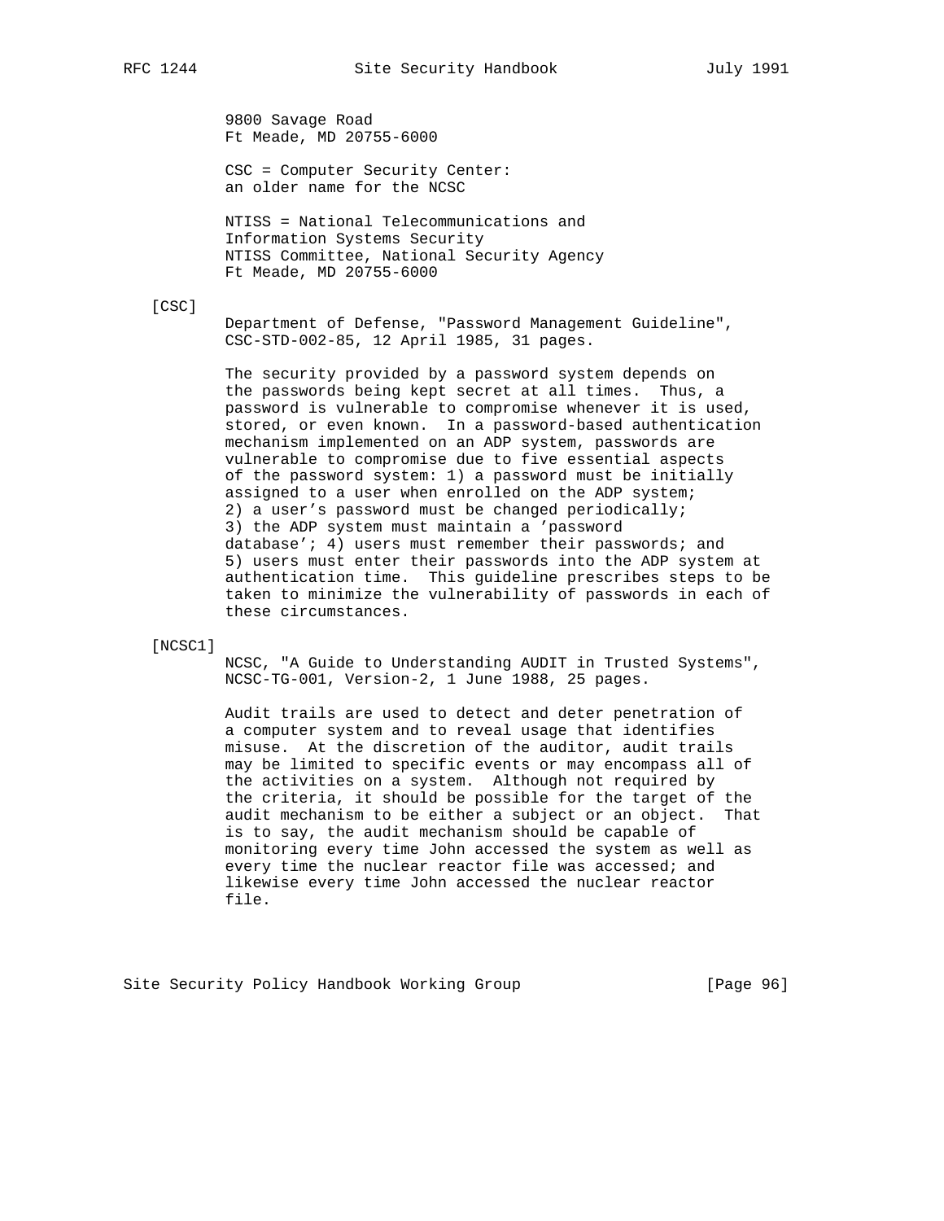9800 Savage Road
Ft Meade, MD 20755-6000

CSC = Computer Security Center:
an older name for the NCSC

NTISS = National Telecommunications and
Information Systems Security
NTISS Committee, National Security Agency
Ft Meade, MD 20755-6000

[CSC]

Department of Defense, "Password Management Guideline", CSC-STD-002-85, 12 April 1985, 31 pages.

The security provided by a password system depends on the passwords being kept secret at all times. Thus, a password is vulnerable to compromise whenever it is used, stored, or even known. In a password-based authentication mechanism implemented on an ADP system, passwords are vulnerable to compromise due to five essential aspects of the password system: 1) a password must be initially assigned to a user when enrolled on the ADP system; 2) a user's password must be changed periodically; 3) the ADP system must maintain a 'password database'; 4) users must remember their passwords; and 5) users must enter their passwords into the ADP system at authentication time. This guideline prescribes steps to be taken to minimize the vulnerability of passwords in each of these circumstances.

[NCSC1]

NCSC, "A Guide to Understanding AUDIT in Trusted Systems", NCSC-TG-001, Version-2, 1 June 1988, 25 pages.

Audit trails are used to detect and deter penetration of a computer system and to reveal usage that identifies misuse. At the discretion of the auditor, audit trails may be limited to specific events or may encompass all of the activities on a system. Although not required by the criteria, it should be possible for the target of the audit mechanism to be either a subject or an object. That is to say, the audit mechanism should be capable of monitoring every time John accessed the system as well as every time the nuclear reactor file was accessed; and likewise every time John accessed the nuclear reactor file.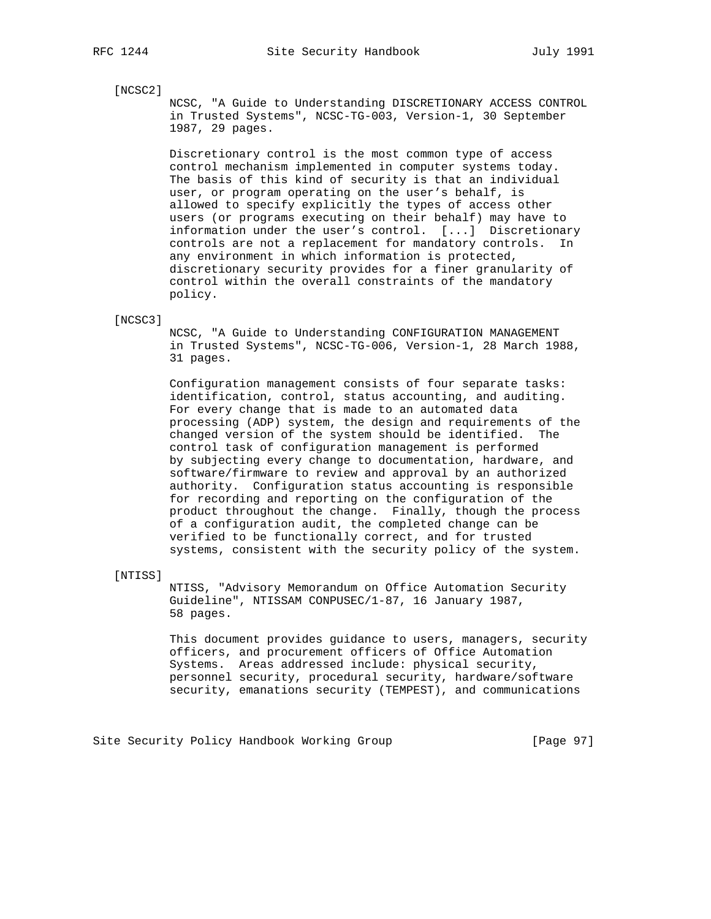[NCSC2]

NCSC, "A Guide to Understanding DISCRETIONARY ACCESS CONTROL in Trusted Systems", NCSC-TG-003, Version-1, 30 September 1987, 29 pages.

Discretionary control is the most common type of access control mechanism implemented in computer systems today. The basis of this kind of security is that an individual user, or program operating on the user's behalf, is allowed to specify explicitly the types of access other users (or programs executing on their behalf) may have to information under the user's control. [...] Discretionary controls are not a replacement for mandatory controls. In any environment in which information is protected, discretionary security provides for a finer granularity of control within the overall constraints of the mandatory policy.

[NCSC3]

NCSC, "A Guide to Understanding CONFIGURATION MANAGEMENT in Trusted Systems", NCSC-TG-006, Version-1, 28 March 1988, 31 pages.

Configuration management consists of four separate tasks: identification, control, status accounting, and auditing. For every change that is made to an automated data processing (ADP) system, the design and requirements of the changed version of the system should be identified. The control task of configuration management is performed by subjecting every change to documentation, hardware, and software/firmware to review and approval by an authorized authority. Configuration status accounting is responsible for recording and reporting on the configuration of the product throughout the change. Finally, though the process of a configuration audit, the completed change can be verified to be functionally correct, and for trusted systems, consistent with the security policy of the system.

[NTISS]

NTISS, "Advisory Memorandum on Office Automation Security Guideline", NTISSAM CONPUSEC/1-87, 16 January 1987, 58 pages.

This document provides guidance to users, managers, security officers, and procurement officers of Office Automation Systems. Areas addressed include: physical security, personnel security, procedural security, hardware/software security, emanations security (TEMPEST), and communications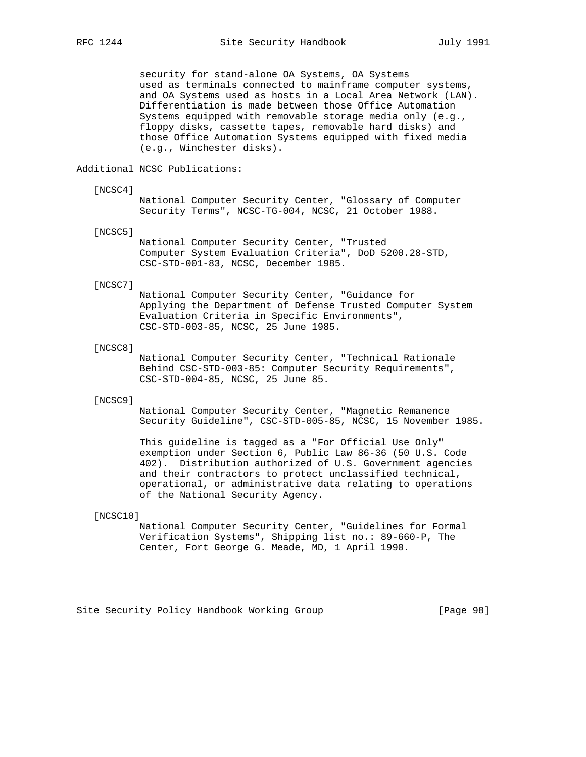security for stand-alone OA Systems, OA Systems used as terminals connected to mainframe computer systems, and OA Systems used as hosts in a Local Area Network (LAN). Differentiation is made between those Office Automation Systems equipped with removable storage media only (e.g., floppy disks, cassette tapes, removable hard disks) and those Office Automation Systems equipped with fixed media (e.g., Winchester disks).

Additional NCSC Publications:

[NCSC4]
National Computer Security Center, "Glossary of Computer Security Terms", NCSC-TG-004, NCSC, 21 October 1988.

[NCSC5]
National Computer Security Center, "Trusted Computer System Evaluation Criteria", DoD 5200.28-STD, CSC-STD-001-83, NCSC, December 1985.

[NCSC7]
National Computer Security Center, "Guidance for Applying the Department of Defense Trusted Computer System Evaluation Criteria in Specific Environments", CSC-STD-003-85, NCSC, 25 June 1985.

[NCSC8]
National Computer Security Center, "Technical Rationale Behind CSC-STD-003-85: Computer Security Requirements", CSC-STD-004-85, NCSC, 25 June 85.

[NCSC9]
National Computer Security Center, "Magnetic Remanence Security Guideline", CSC-STD-005-85, NCSC, 15 November 1985.

This guideline is tagged as a "For Official Use Only" exemption under Section 6, Public Law 86-36 (50 U.S. Code 402). Distribution authorized of U.S. Government agencies and their contractors to protect unclassified technical, operational, or administrative data relating to operations of the National Security Agency.

[NCSC10]
National Computer Security Center, "Guidelines for Formal Verification Systems", Shipping list no.: 89-660-P, The Center, Fort George G. Meade, MD, 1 April 1990.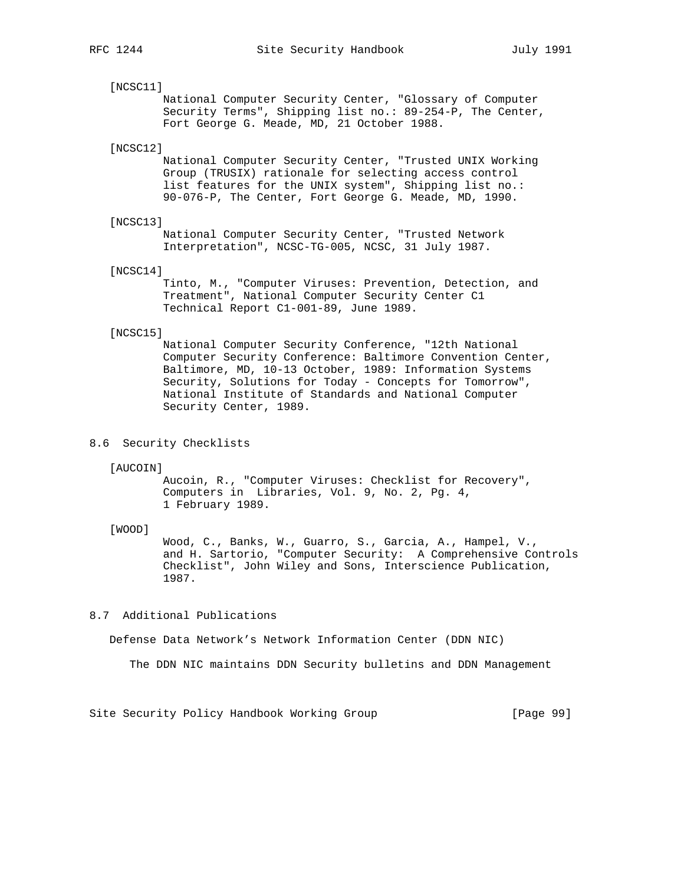[NCSC11]
National Computer Security Center, "Glossary of Computer Security Terms", Shipping list no.: 89-254-P, The Center, Fort George G. Meade, MD, 21 October 1988.

[NCSC12]
National Computer Security Center, "Trusted UNIX Working Group (TRUSIX) rationale for selecting access control list features for the UNIX system", Shipping list no.: 90-076-P, The Center, Fort George G. Meade, MD, 1990.

[NCSC13]
National Computer Security Center, "Trusted Network Interpretation", NCSC-TG-005, NCSC, 31 July 1987.

[NCSC14]
Tinto, M., "Computer Viruses: Prevention, Detection, and Treatment", National Computer Security Center C1 Technical Report C1-001-89, June 1989.

[NCSC15]
National Computer Security Conference, "12th National Computer Security Conference: Baltimore Convention Center, Baltimore, MD, 10-13 October, 1989: Information Systems Security, Solutions for Today - Concepts for Tomorrow", National Institute of Standards and National Computer Security Center, 1989.

## 8.6 Security Checklists

[AUCOIN]
Aucoin, R., "Computer Viruses: Checklist for Recovery", Computers in Libraries, Vol. 9, No. 2, Pg. 4, 1 February 1989.

[WOOD]
Wood, C., Banks, W., Guarro, S., Garcia, A., Hampel, V., and H. Sartorio, "Computer Security: A Comprehensive Controls Checklist", John Wiley and Sons, Interscience Publication, 1987.

## 8.7 Additional Publications

Defense Data Network's Network Information Center (DDN NIC)

The DDN NIC maintains DDN Security bulletins and DDN Management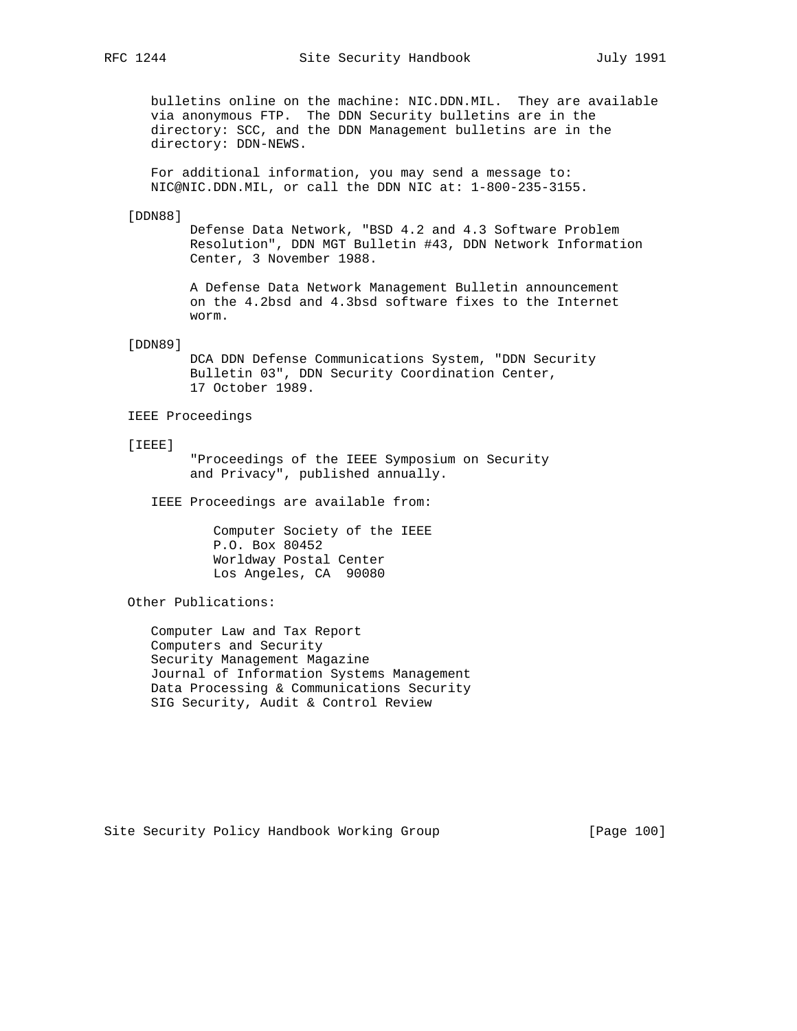bulletins online on the machine: NIC.DDN.MIL. They are available via anonymous FTP. The DDN Security bulletins are in the directory: SCC, and the DDN Management bulletins are in the directory: DDN-NEWS.

For additional information, you may send a message to: NIC@NIC.DDN.MIL, or call the DDN NIC at: 1-800-235-3155.

[DDN88]
Defense Data Network, "BSD 4.2 and 4.3 Software Problem Resolution", DDN MGT Bulletin #43, DDN Network Information Center, 3 November 1988.

A Defense Data Network Management Bulletin announcement on the 4.2bsd and 4.3bsd software fixes to the Internet worm.

[DDN89]
DCA DDN Defense Communications System, "DDN Security Bulletin 03", DDN Security Coordination Center, 17 October 1989.

IEEE Proceedings

[IEEE]
"Proceedings of the IEEE Symposium on Security and Privacy", published annually.

IEEE Proceedings are available from:

Computer Society of the IEEE
P.O. Box 80452
Worldway Postal Center
Los Angeles, CA 90080

Other Publications:

Computer Law and Tax Report
Computers and Security
Security Management Magazine
Journal of Information Systems Management
Data Processing & Communications Security
SIG Security, Audit & Control Review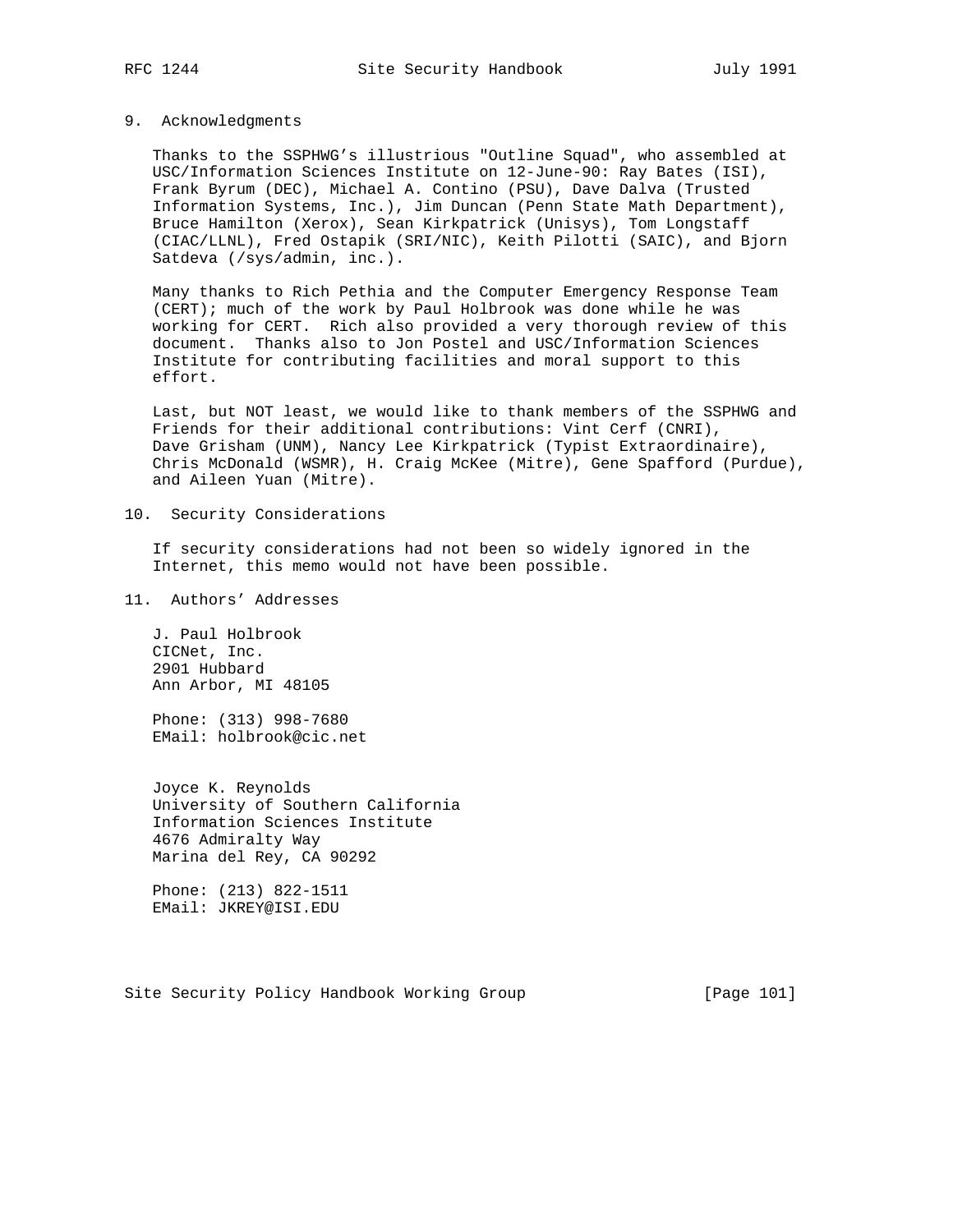## 9. Acknowledgments

Thanks to the SSPHWG's illustrious "Outline Squad", who assembled at USC/Information Sciences Institute on 12-June-90: Ray Bates (ISI), Frank Byrum (DEC), Michael A. Contino (PSU), Dave Dalva (Trusted Information Systems, Inc.), Jim Duncan (Penn State Math Department), Bruce Hamilton (Xerox), Sean Kirkpatrick (Unisys), Tom Longstaff (CIAC/LLNL), Fred Ostapik (SRI/NIC), Keith Pilotti (SAIC), and Bjorn Satdeva (/sys/admin, inc.).

Many thanks to Rich Pethia and the Computer Emergency Response Team (CERT); much of the work by Paul Holbrook was done while he was working for CERT. Rich also provided a very thorough review of this document. Thanks also to Jon Postel and USC/Information Sciences Institute for contributing facilities and moral support to this effort.

Last, but NOT least, we would like to thank members of the SSPHWG and Friends for their additional contributions: Vint Cerf (CNRI), Dave Grisham (UNM), Nancy Lee Kirkpatrick (Typist Extraordinaire), Chris McDonald (WSMR), H. Craig McKee (Mitre), Gene Spafford (Purdue), and Aileen Yuan (Mitre).

## 10. Security Considerations

If security considerations had not been so widely ignored in the Internet, this memo would not have been possible.

## 11. Authors' Addresses

J. Paul Holbrook
CICNet, Inc.
2901 Hubbard
Ann Arbor, MI 48105

Phone: (313) 998-7680
EMail: holbrook@cic.net

Joyce K. Reynolds
University of Southern California
Information Sciences Institute
4676 Admiralty Way
Marina del Rey, CA 90292

Phone: (213) 822-1511
EMail: JKREY@ISI.EDU